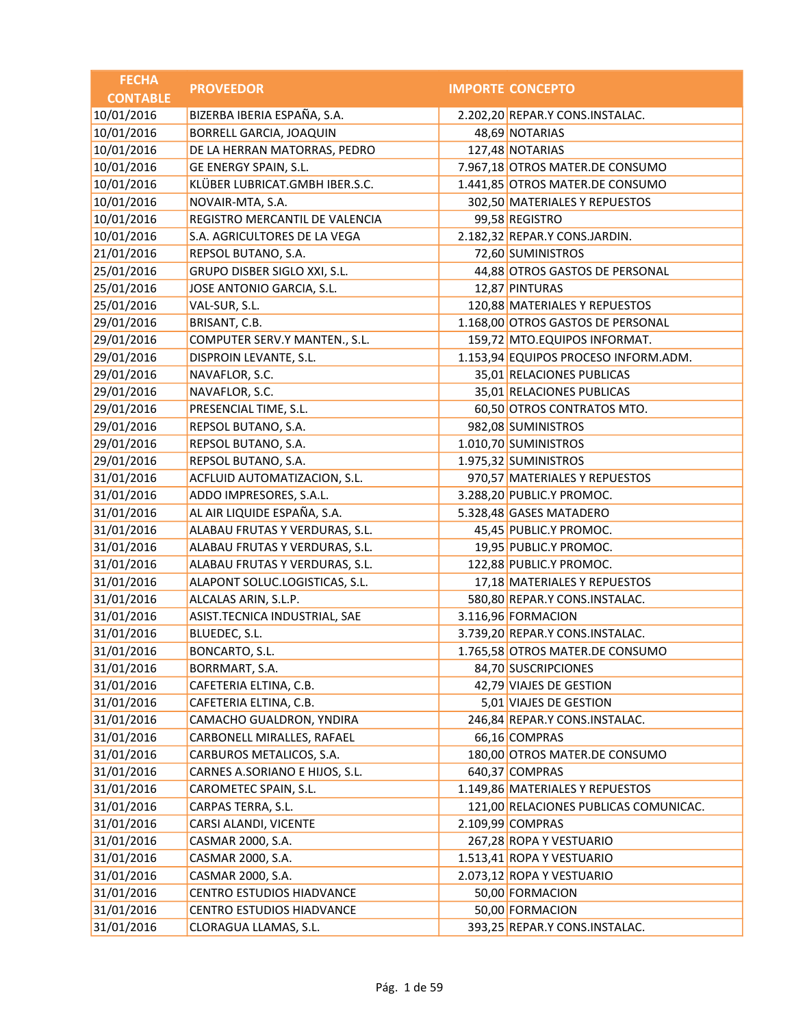| FECHA CONTABLE | PROVEEDOR | IMPORTE | CONCEPTO |
|---|---|---|---|
| 10/01/2016 | BIZERBA IBERIA ESPAÑA, S.A. | 2.202,20 | REPAR.Y CONS.INSTALAC. |
| 10/01/2016 | BORRELL GARCIA, JOAQUIN | 48,69 | NOTARIAS |
| 10/01/2016 | DE LA HERRAN MATORRAS, PEDRO | 127,48 | NOTARIAS |
| 10/01/2016 | GE ENERGY SPAIN, S.L. | 7.967,18 | OTROS MATER.DE CONSUMO |
| 10/01/2016 | KLÜBER LUBRICAT.GMBH IBER.S.C. | 1.441,85 | OTROS MATER.DE CONSUMO |
| 10/01/2016 | NOVAIR-MTA, S.A. | 302,50 | MATERIALES Y REPUESTOS |
| 10/01/2016 | REGISTRO MERCANTIL DE VALENCIA | 99,58 | REGISTRO |
| 10/01/2016 | S.A. AGRICULTORES DE LA VEGA | 2.182,32 | REPAR.Y CONS.JARDIN. |
| 21/01/2016 | REPSOL BUTANO, S.A. | 72,60 | SUMINISTROS |
| 25/01/2016 | GRUPO DISBER SIGLO XXI, S.L. | 44,88 | OTROS GASTOS DE PERSONAL |
| 25/01/2016 | JOSE ANTONIO GARCIA, S.L. | 12,87 | PINTURAS |
| 25/01/2016 | VAL-SUR, S.L. | 120,88 | MATERIALES Y REPUESTOS |
| 29/01/2016 | BRISANT, C.B. | 1.168,00 | OTROS GASTOS DE PERSONAL |
| 29/01/2016 | COMPUTER SERV.Y MANTEN., S.L. | 159,72 | MTO.EQUIPOS INFORMAT. |
| 29/01/2016 | DISPROIN LEVANTE, S.L. | 1.153,94 | EQUIPOS PROCESO INFORM.ADM. |
| 29/01/2016 | NAVAFLOR, S.C. | 35,01 | RELACIONES PUBLICAS |
| 29/01/2016 | NAVAFLOR, S.C. | 35,01 | RELACIONES PUBLICAS |
| 29/01/2016 | PRESENCIAL TIME, S.L. | 60,50 | OTROS CONTRATOS MTO. |
| 29/01/2016 | REPSOL BUTANO, S.A. | 982,08 | SUMINISTROS |
| 29/01/2016 | REPSOL BUTANO, S.A. | 1.010,70 | SUMINISTROS |
| 29/01/2016 | REPSOL BUTANO, S.A. | 1.975,32 | SUMINISTROS |
| 31/01/2016 | ACFLUID AUTOMATIZACION, S.L. | 970,57 | MATERIALES Y REPUESTOS |
| 31/01/2016 | ADDO IMPRESORES, S.A.L. | 3.288,20 | PUBLIC.Y PROMOC. |
| 31/01/2016 | AL AIR LIQUIDE ESPAÑA, S.A. | 5.328,48 | GASES MATADERO |
| 31/01/2016 | ALABAU FRUTAS Y VERDURAS, S.L. | 45,45 | PUBLIC.Y PROMOC. |
| 31/01/2016 | ALABAU FRUTAS Y VERDURAS, S.L. | 19,95 | PUBLIC.Y PROMOC. |
| 31/01/2016 | ALABAU FRUTAS Y VERDURAS, S.L. | 122,88 | PUBLIC.Y PROMOC. |
| 31/01/2016 | ALAPONT SOLUC.LOGISTICAS, S.L. | 17,18 | MATERIALES Y REPUESTOS |
| 31/01/2016 | ALCALAS ARIN, S.L.P. | 580,80 | REPAR.Y CONS.INSTALAC. |
| 31/01/2016 | ASIST.TECNICA INDUSTRIAL, SAE | 3.116,96 | FORMACION |
| 31/01/2016 | BLUEDEC, S.L. | 3.739,20 | REPAR.Y CONS.INSTALAC. |
| 31/01/2016 | BONCARTO, S.L. | 1.765,58 | OTROS MATER.DE CONSUMO |
| 31/01/2016 | BORRMART, S.A. | 84,70 | SUSCRIPCIONES |
| 31/01/2016 | CAFETERIA ELTINA, C.B. | 42,79 | VIAJES DE GESTION |
| 31/01/2016 | CAFETERIA ELTINA, C.B. | 5,01 | VIAJES DE GESTION |
| 31/01/2016 | CAMACHO GUALDRON, YNDIRA | 246,84 | REPAR.Y CONS.INSTALAC. |
| 31/01/2016 | CARBONELL MIRALLES, RAFAEL | 66,16 | COMPRAS |
| 31/01/2016 | CARBUROS METALICOS, S.A. | 180,00 | OTROS MATER.DE CONSUMO |
| 31/01/2016 | CARNES A.SORIANO E HIJOS, S.L. | 640,37 | COMPRAS |
| 31/01/2016 | CAROMETEC SPAIN, S.L. | 1.149,86 | MATERIALES Y REPUESTOS |
| 31/01/2016 | CARPAS TERRA, S.L. | 121,00 | RELACIONES PUBLICAS COMUNICAC. |
| 31/01/2016 | CARSI ALANDI, VICENTE | 2.109,99 | COMPRAS |
| 31/01/2016 | CASMAR 2000, S.A. | 267,28 | ROPA Y VESTUARIO |
| 31/01/2016 | CASMAR 2000, S.A. | 1.513,41 | ROPA Y VESTUARIO |
| 31/01/2016 | CASMAR 2000, S.A. | 2.073,12 | ROPA Y VESTUARIO |
| 31/01/2016 | CENTRO ESTUDIOS HIADVANCE | 50,00 | FORMACION |
| 31/01/2016 | CENTRO ESTUDIOS HIADVANCE | 50,00 | FORMACION |
| 31/01/2016 | CLORAGUA LLAMAS, S.L. | 393,25 | REPAR.Y CONS.INSTALAC. |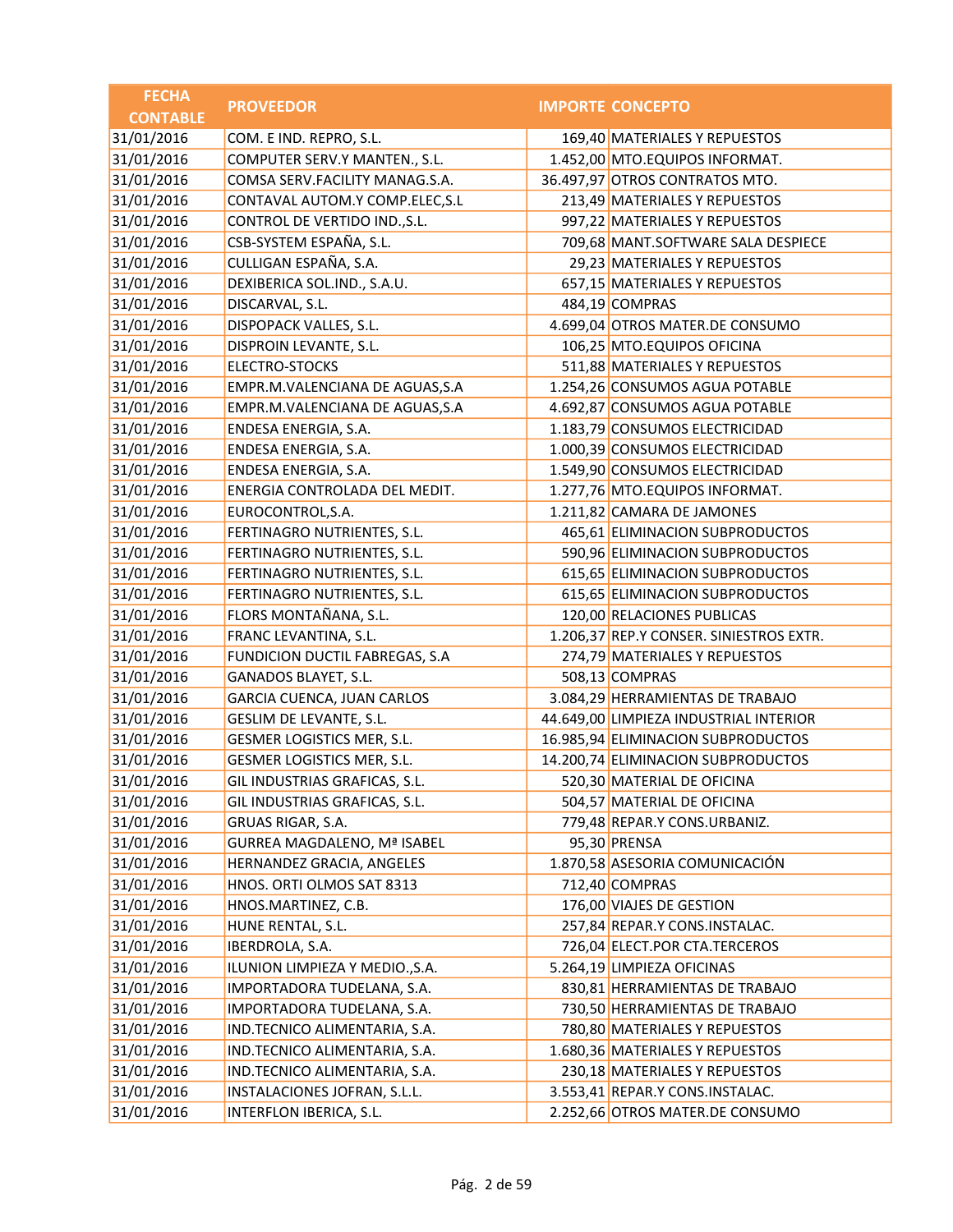| FECHA CONTABLE | PROVEEDOR | IMPORTE | CONCEPTO |
|---|---|---|---|
| 31/01/2016 | COM. E IND. REPRO, S.L. | 169,40 | MATERIALES Y REPUESTOS |
| 31/01/2016 | COMPUTER SERV.Y MANTEN., S.L. | 1.452,00 | MTO.EQUIPOS INFORMAT. |
| 31/01/2016 | COMSA SERV.FACILITY MANAG.S.A. | 36.497,97 | OTROS CONTRATOS MTO. |
| 31/01/2016 | CONTAVAL AUTOM.Y COMP.ELEC,S.L | 213,49 | MATERIALES Y REPUESTOS |
| 31/01/2016 | CONTROL DE VERTIDO IND.,S.L. | 997,22 | MATERIALES Y REPUESTOS |
| 31/01/2016 | CSB-SYSTEM ESPAÑA, S.L. | 709,68 | MANT.SOFTWARE SALA DESPIECE |
| 31/01/2016 | CULLIGAN ESPAÑA, S.A. | 29,23 | MATERIALES Y REPUESTOS |
| 31/01/2016 | DEXIBERICA SOL.IND., S.A.U. | 657,15 | MATERIALES Y REPUESTOS |
| 31/01/2016 | DISCARVAL, S.L. | 484,19 | COMPRAS |
| 31/01/2016 | DISPOPACK VALLES, S.L. | 4.699,04 | OTROS MATER.DE CONSUMO |
| 31/01/2016 | DISPROIN LEVANTE, S.L. | 106,25 | MTO.EQUIPOS OFICINA |
| 31/01/2016 | ELECTRO-STOCKS | 511,88 | MATERIALES Y REPUESTOS |
| 31/01/2016 | EMPR.M.VALENCIANA DE AGUAS,S.A | 1.254,26 | CONSUMOS AGUA POTABLE |
| 31/01/2016 | EMPR.M.VALENCIANA DE AGUAS,S.A | 4.692,87 | CONSUMOS AGUA POTABLE |
| 31/01/2016 | ENDESA ENERGIA, S.A. | 1.183,79 | CONSUMOS ELECTRICIDAD |
| 31/01/2016 | ENDESA ENERGIA, S.A. | 1.000,39 | CONSUMOS ELECTRICIDAD |
| 31/01/2016 | ENDESA ENERGIA, S.A. | 1.549,90 | CONSUMOS ELECTRICIDAD |
| 31/01/2016 | ENERGIA CONTROLADA DEL MEDIT. | 1.277,76 | MTO.EQUIPOS INFORMAT. |
| 31/01/2016 | EUROCONTROL,S.A. | 1.211,82 | CAMARA DE JAMONES |
| 31/01/2016 | FERTINAGRO NUTRIENTES, S.L. | 465,61 | ELIMINACION SUBPRODUCTOS |
| 31/01/2016 | FERTINAGRO NUTRIENTES, S.L. | 590,96 | ELIMINACION SUBPRODUCTOS |
| 31/01/2016 | FERTINAGRO NUTRIENTES, S.L. | 615,65 | ELIMINACION SUBPRODUCTOS |
| 31/01/2016 | FERTINAGRO NUTRIENTES, S.L. | 615,65 | ELIMINACION SUBPRODUCTOS |
| 31/01/2016 | FLORS MONTAÑANA, S.L. | 120,00 | RELACIONES PUBLICAS |
| 31/01/2016 | FRANC LEVANTINA, S.L. | 1.206,37 | REP.Y CONSER. SINIESTROS EXTR. |
| 31/01/2016 | FUNDICION DUCTIL FABREGAS, S.A | 274,79 | MATERIALES Y REPUESTOS |
| 31/01/2016 | GANADOS BLAYET, S.L. | 508,13 | COMPRAS |
| 31/01/2016 | GARCIA CUENCA, JUAN CARLOS | 3.084,29 | HERRAMIENTAS DE TRABAJO |
| 31/01/2016 | GESLIM DE LEVANTE, S.L. | 44.649,00 | LIMPIEZA INDUSTRIAL INTERIOR |
| 31/01/2016 | GESMER LOGISTICS MER, S.L. | 16.985,94 | ELIMINACION SUBPRODUCTOS |
| 31/01/2016 | GESMER LOGISTICS MER, S.L. | 14.200,74 | ELIMINACION SUBPRODUCTOS |
| 31/01/2016 | GIL INDUSTRIAS GRAFICAS, S.L. | 520,30 | MATERIAL DE OFICINA |
| 31/01/2016 | GIL INDUSTRIAS GRAFICAS, S.L. | 504,57 | MATERIAL DE OFICINA |
| 31/01/2016 | GRUAS RIGAR, S.A. | 779,48 | REPAR.Y CONS.URBANIZ. |
| 31/01/2016 | GURREA MAGDALENO, Mª ISABEL | 95,30 | PRENSA |
| 31/01/2016 | HERNANDEZ GRACIA, ANGELES | 1.870,58 | ASESORIA COMUNICACIÓN |
| 31/01/2016 | HNOS. ORTI OLMOS SAT 8313 | 712,40 | COMPRAS |
| 31/01/2016 | HNOS.MARTINEZ, C.B. | 176,00 | VIAJES DE GESTION |
| 31/01/2016 | HUNE RENTAL, S.L. | 257,84 | REPAR.Y CONS.INSTALAC. |
| 31/01/2016 | IBERDROLA, S.A. | 726,04 | ELECT.POR CTA.TERCEROS |
| 31/01/2016 | ILUNION LIMPIEZA Y MEDIO.,S.A. | 5.264,19 | LIMPIEZA OFICINAS |
| 31/01/2016 | IMPORTADORA TUDELANA, S.A. | 830,81 | HERRAMIENTAS DE TRABAJO |
| 31/01/2016 | IMPORTADORA TUDELANA, S.A. | 730,50 | HERRAMIENTAS DE TRABAJO |
| 31/01/2016 | IND.TECNICO ALIMENTARIA, S.A. | 780,80 | MATERIALES Y REPUESTOS |
| 31/01/2016 | IND.TECNICO ALIMENTARIA, S.A. | 1.680,36 | MATERIALES Y REPUESTOS |
| 31/01/2016 | IND.TECNICO ALIMENTARIA, S.A. | 230,18 | MATERIALES Y REPUESTOS |
| 31/01/2016 | INSTALACIONES JOFRAN, S.L.L. | 3.553,41 | REPAR.Y CONS.INSTALAC. |
| 31/01/2016 | INTERFLON IBERICA, S.L. | 2.252,66 | OTROS MATER.DE CONSUMO |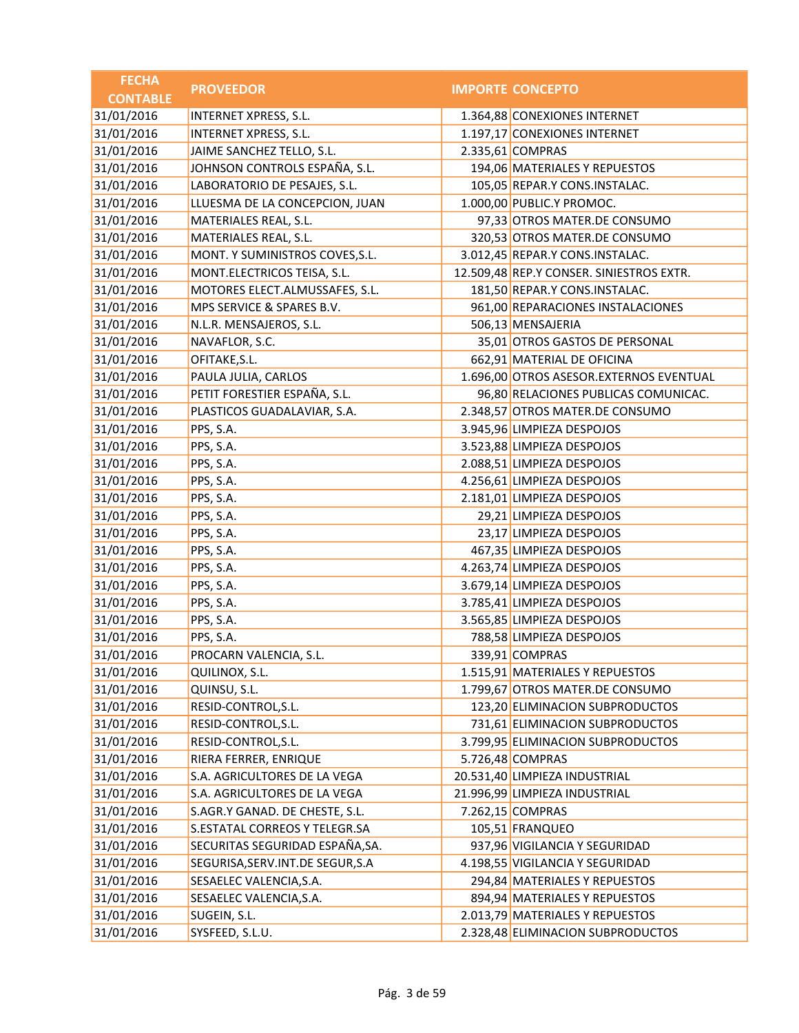| FECHA CONTABLE | PROVEEDOR | IMPORTE | CONCEPTO |
|---|---|---|---|
| 31/01/2016 | INTERNET XPRESS, S.L. | 1.364,88 | CONEXIONES INTERNET |
| 31/01/2016 | INTERNET XPRESS, S.L. | 1.197,17 | CONEXIONES INTERNET |
| 31/01/2016 | JAIME SANCHEZ TELLO, S.L. | 2.335,61 | COMPRAS |
| 31/01/2016 | JOHNSON CONTROLS ESPAÑA, S.L. | 194,06 | MATERIALES Y REPUESTOS |
| 31/01/2016 | LABORATORIO DE PESAJES, S.L. | 105,05 | REPAR.Y CONS.INSTALAC. |
| 31/01/2016 | LLUESMA DE LA CONCEPCION, JUAN | 1.000,00 | PUBLIC.Y PROMOC. |
| 31/01/2016 | MATERIALES REAL, S.L. | 97,33 | OTROS MATER.DE CONSUMO |
| 31/01/2016 | MATERIALES REAL, S.L. | 320,53 | OTROS MATER.DE CONSUMO |
| 31/01/2016 | MONT. Y SUMINISTROS COVES,S.L. | 3.012,45 | REPAR.Y CONS.INSTALAC. |
| 31/01/2016 | MONT.ELECTRICOS TEISA, S.L. | 12.509,48 | REP.Y CONSER. SINIESTROS EXTR. |
| 31/01/2016 | MOTORES ELECT.ALMUSSAFES, S.L. | 181,50 | REPAR.Y CONS.INSTALAC. |
| 31/01/2016 | MPS SERVICE & SPARES B.V. | 961,00 | REPARACIONES INSTALACIONES |
| 31/01/2016 | N.L.R. MENSAJEROS, S.L. | 506,13 | MENSAJERIA |
| 31/01/2016 | NAVAFLOR, S.C. | 35,01 | OTROS GASTOS DE PERSONAL |
| 31/01/2016 | OFITAKE,S.L. | 662,91 | MATERIAL DE OFICINA |
| 31/01/2016 | PAULA JULIA, CARLOS | 1.696,00 | OTROS ASESOR.EXTERNOS EVENTUAL |
| 31/01/2016 | PETIT FORESTIER ESPAÑA, S.L. | 96,80 | RELACIONES PUBLICAS COMUNICAC. |
| 31/01/2016 | PLASTICOS GUADALAVIAR, S.A. | 2.348,57 | OTROS MATER.DE CONSUMO |
| 31/01/2016 | PPS, S.A. | 3.945,96 | LIMPIEZA DESPOJOS |
| 31/01/2016 | PPS, S.A. | 3.523,88 | LIMPIEZA DESPOJOS |
| 31/01/2016 | PPS, S.A. | 2.088,51 | LIMPIEZA DESPOJOS |
| 31/01/2016 | PPS, S.A. | 4.256,61 | LIMPIEZA DESPOJOS |
| 31/01/2016 | PPS, S.A. | 2.181,01 | LIMPIEZA DESPOJOS |
| 31/01/2016 | PPS, S.A. | 29,21 | LIMPIEZA DESPOJOS |
| 31/01/2016 | PPS, S.A. | 23,17 | LIMPIEZA DESPOJOS |
| 31/01/2016 | PPS, S.A. | 467,35 | LIMPIEZA DESPOJOS |
| 31/01/2016 | PPS, S.A. | 4.263,74 | LIMPIEZA DESPOJOS |
| 31/01/2016 | PPS, S.A. | 3.679,14 | LIMPIEZA DESPOJOS |
| 31/01/2016 | PPS, S.A. | 3.785,41 | LIMPIEZA DESPOJOS |
| 31/01/2016 | PPS, S.A. | 3.565,85 | LIMPIEZA DESPOJOS |
| 31/01/2016 | PPS, S.A. | 788,58 | LIMPIEZA DESPOJOS |
| 31/01/2016 | PROCARN VALENCIA, S.L. | 339,91 | COMPRAS |
| 31/01/2016 | QUILINOX, S.L. | 1.515,91 | MATERIALES Y REPUESTOS |
| 31/01/2016 | QUINSU, S.L. | 1.799,67 | OTROS MATER.DE CONSUMO |
| 31/01/2016 | RESID-CONTROL,S.L. | 123,20 | ELIMINACION SUBPRODUCTOS |
| 31/01/2016 | RESID-CONTROL,S.L. | 731,61 | ELIMINACION SUBPRODUCTOS |
| 31/01/2016 | RESID-CONTROL,S.L. | 3.799,95 | ELIMINACION SUBPRODUCTOS |
| 31/01/2016 | RIERA FERRER, ENRIQUE | 5.726,48 | COMPRAS |
| 31/01/2016 | S.A. AGRICULTORES DE LA VEGA | 20.531,40 | LIMPIEZA INDUSTRIAL |
| 31/01/2016 | S.A. AGRICULTORES DE LA VEGA | 21.996,99 | LIMPIEZA INDUSTRIAL |
| 31/01/2016 | S.AGR.Y GANAD. DE CHESTE, S.L. | 7.262,15 | COMPRAS |
| 31/01/2016 | S.ESTATAL CORREOS Y TELEGR.SA | 105,51 | FRANQUEO |
| 31/01/2016 | SECURITAS SEGURIDAD ESPAÑA,SA. | 937,96 | VIGILANCIA Y SEGURIDAD |
| 31/01/2016 | SEGURISA,SERV.INT.DE SEGUR,S.A | 4.198,55 | VIGILANCIA Y SEGURIDAD |
| 31/01/2016 | SESAELEC VALENCIA,S.A. | 294,84 | MATERIALES Y REPUESTOS |
| 31/01/2016 | SESAELEC VALENCIA,S.A. | 894,94 | MATERIALES Y REPUESTOS |
| 31/01/2016 | SUGEIN, S.L. | 2.013,79 | MATERIALES Y REPUESTOS |
| 31/01/2016 | SYSFEED, S.L.U. | 2.328,48 | ELIMINACION SUBPRODUCTOS |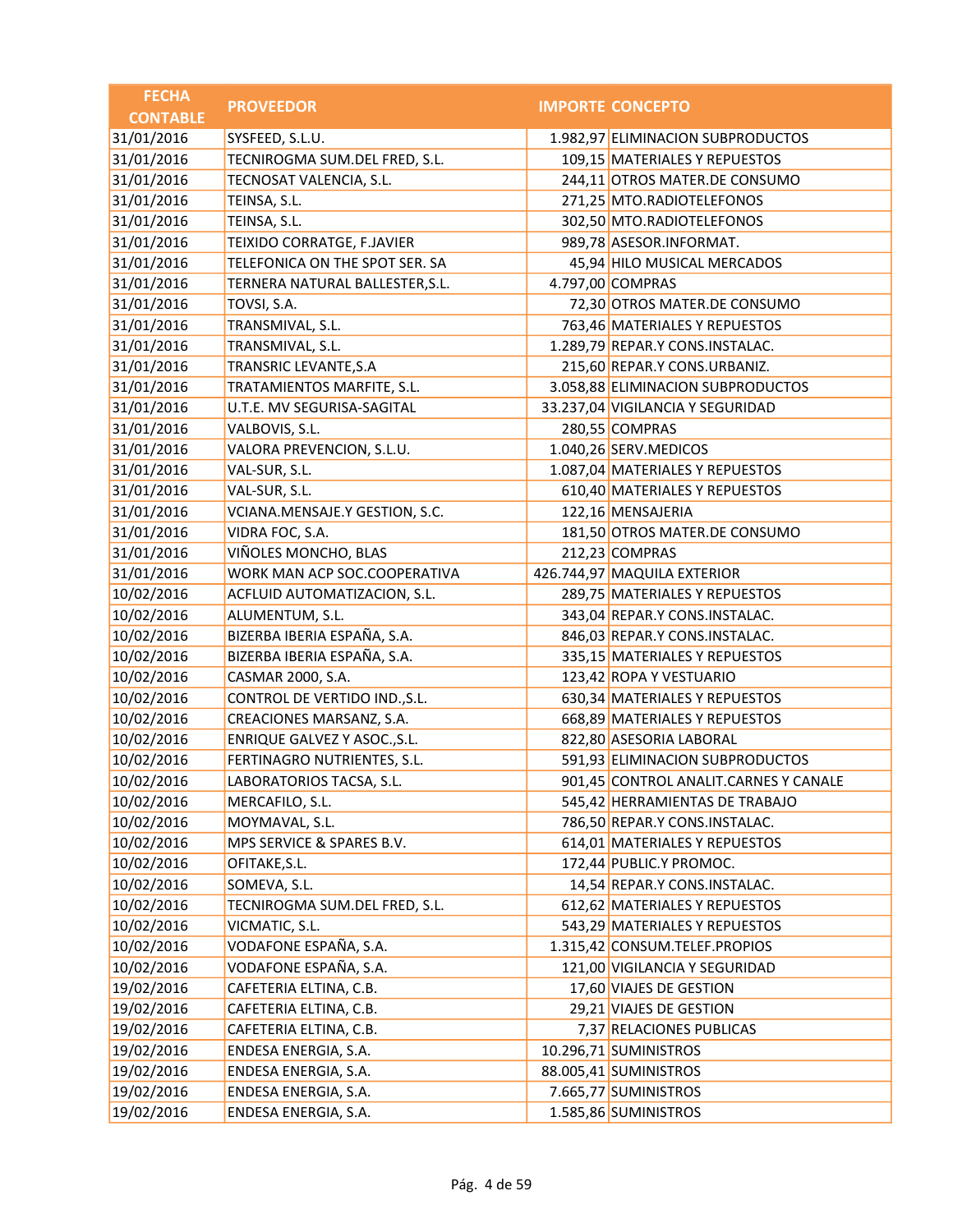| FECHA CONTABLE | PROVEEDOR | IMPORTE | CONCEPTO |
|---|---|---|---|
| 31/01/2016 | SYSFEED, S.L.U. | 1.982,97 | ELIMINACION SUBPRODUCTOS |
| 31/01/2016 | TECNIROGMA SUM.DEL FRED, S.L. | 109,15 | MATERIALES Y REPUESTOS |
| 31/01/2016 | TECNOSAT VALENCIA, S.L. | 244,11 | OTROS MATER.DE CONSUMO |
| 31/01/2016 | TEINSA, S.L. | 271,25 | MTO.RADIOTELEFONOS |
| 31/01/2016 | TEINSA, S.L. | 302,50 | MTO.RADIOTELEFONOS |
| 31/01/2016 | TEIXIDO CORRATGE, F.JAVIER | 989,78 | ASESOR.INFORMAT. |
| 31/01/2016 | TELEFONICA ON THE SPOT SER. SA | 45,94 | HILO MUSICAL MERCADOS |
| 31/01/2016 | TERNERA NATURAL BALLESTER,S.L. | 4.797,00 | COMPRAS |
| 31/01/2016 | TOVSI, S.A. | 72,30 | OTROS MATER.DE CONSUMO |
| 31/01/2016 | TRANSMIVAL, S.L. | 763,46 | MATERIALES Y REPUESTOS |
| 31/01/2016 | TRANSMIVAL, S.L. | 1.289,79 | REPAR.Y CONS.INSTALAC. |
| 31/01/2016 | TRANSRIC LEVANTE,S.A | 215,60 | REPAR.Y CONS.URBANIZ. |
| 31/01/2016 | TRATAMIENTOS MARFITE, S.L. | 3.058,88 | ELIMINACION SUBPRODUCTOS |
| 31/01/2016 | U.T.E. MV SEGURISA-SAGITAL | 33.237,04 | VIGILANCIA Y SEGURIDAD |
| 31/01/2016 | VALBOVIS, S.L. | 280,55 | COMPRAS |
| 31/01/2016 | VALORA PREVENCION, S.L.U. | 1.040,26 | SERV.MEDICOS |
| 31/01/2016 | VAL-SUR, S.L. | 1.087,04 | MATERIALES Y REPUESTOS |
| 31/01/2016 | VAL-SUR, S.L. | 610,40 | MATERIALES Y REPUESTOS |
| 31/01/2016 | VCIANA.MENSAJE.Y GESTION, S.C. | 122,16 | MENSAJERIA |
| 31/01/2016 | VIDRA FOC, S.A. | 181,50 | OTROS MATER.DE CONSUMO |
| 31/01/2016 | VIÑOLES MONCHO, BLAS | 212,23 | COMPRAS |
| 31/01/2016 | WORK MAN ACP SOC.COOPERATIVA | 426.744,97 | MAQUILA EXTERIOR |
| 10/02/2016 | ACFLUID AUTOMATIZACION, S.L. | 289,75 | MATERIALES Y REPUESTOS |
| 10/02/2016 | ALUMENTUM, S.L. | 343,04 | REPAR.Y CONS.INSTALAC. |
| 10/02/2016 | BIZERBA IBERIA ESPAÑA, S.A. | 846,03 | REPAR.Y CONS.INSTALAC. |
| 10/02/2016 | BIZERBA IBERIA ESPAÑA, S.A. | 335,15 | MATERIALES Y REPUESTOS |
| 10/02/2016 | CASMAR 2000, S.A. | 123,42 | ROPA Y VESTUARIO |
| 10/02/2016 | CONTROL DE VERTIDO IND.,S.L. | 630,34 | MATERIALES Y REPUESTOS |
| 10/02/2016 | CREACIONES MARSANZ, S.A. | 668,89 | MATERIALES Y REPUESTOS |
| 10/02/2016 | ENRIQUE GALVEZ Y ASOC.,S.L. | 822,80 | ASESORIA LABORAL |
| 10/02/2016 | FERTINAGRO NUTRIENTES, S.L. | 591,93 | ELIMINACION SUBPRODUCTOS |
| 10/02/2016 | LABORATORIOS TACSA, S.L. | 901,45 | CONTROL ANALIT.CARNES Y CANALE |
| 10/02/2016 | MERCAFILO, S.L. | 545,42 | HERRAMIENTAS DE TRABAJO |
| 10/02/2016 | MOYMAVAL, S.L. | 786,50 | REPAR.Y CONS.INSTALAC. |
| 10/02/2016 | MPS SERVICE & SPARES B.V. | 614,01 | MATERIALES Y REPUESTOS |
| 10/02/2016 | OFITAKE,S.L. | 172,44 | PUBLIC.Y PROMOC. |
| 10/02/2016 | SOMEVA, S.L. | 14,54 | REPAR.Y CONS.INSTALAC. |
| 10/02/2016 | TECNIROGMA SUM.DEL FRED, S.L. | 612,62 | MATERIALES Y REPUESTOS |
| 10/02/2016 | VICMATIC, S.L. | 543,29 | MATERIALES Y REPUESTOS |
| 10/02/2016 | VODAFONE ESPAÑA, S.A. | 1.315,42 | CONSUM.TELEF.PROPIOS |
| 10/02/2016 | VODAFONE ESPAÑA, S.A. | 121,00 | VIGILANCIA Y SEGURIDAD |
| 19/02/2016 | CAFETERIA ELTINA, C.B. | 17,60 | VIAJES DE GESTION |
| 19/02/2016 | CAFETERIA ELTINA, C.B. | 29,21 | VIAJES DE GESTION |
| 19/02/2016 | CAFETERIA ELTINA, C.B. | 7,37 | RELACIONES PUBLICAS |
| 19/02/2016 | ENDESA ENERGIA, S.A. | 10.296,71 | SUMINISTROS |
| 19/02/2016 | ENDESA ENERGIA, S.A. | 88.005,41 | SUMINISTROS |
| 19/02/2016 | ENDESA ENERGIA, S.A. | 7.665,77 | SUMINISTROS |
| 19/02/2016 | ENDESA ENERGIA, S.A. | 1.585,86 | SUMINISTROS |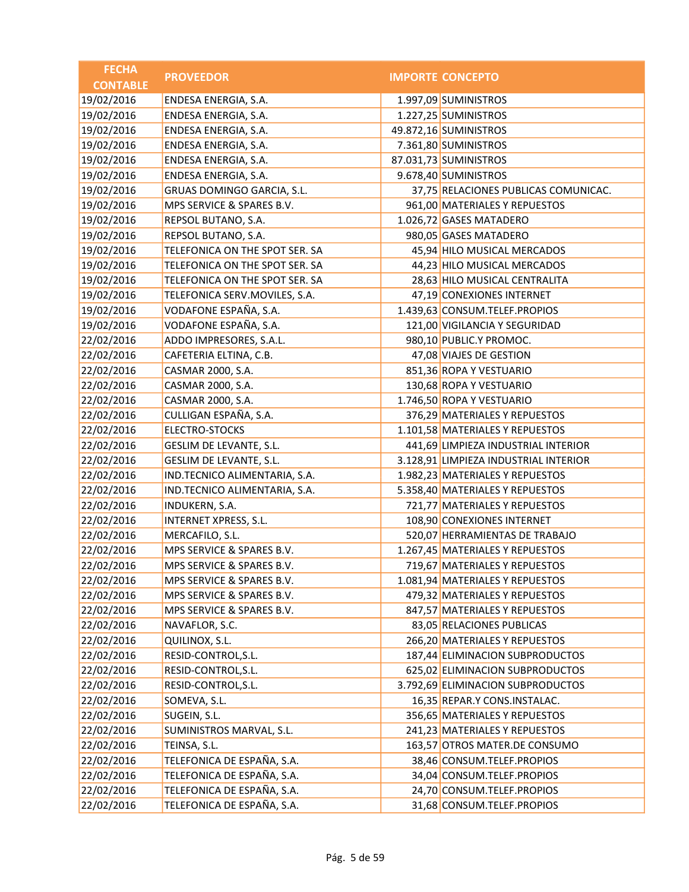| FECHA CONTABLE | PROVEEDOR | IMPORTE | CONCEPTO |
|---|---|---|---|
| 19/02/2016 | ENDESA ENERGIA, S.A. | 1.997,09 | SUMINISTROS |
| 19/02/2016 | ENDESA ENERGIA, S.A. | 1.227,25 | SUMINISTROS |
| 19/02/2016 | ENDESA ENERGIA, S.A. | 49.872,16 | SUMINISTROS |
| 19/02/2016 | ENDESA ENERGIA, S.A. | 7.361,80 | SUMINISTROS |
| 19/02/2016 | ENDESA ENERGIA, S.A. | 87.031,73 | SUMINISTROS |
| 19/02/2016 | ENDESA ENERGIA, S.A. | 9.678,40 | SUMINISTROS |
| 19/02/2016 | GRUAS DOMINGO GARCIA, S.L. | 37,75 | RELACIONES PUBLICAS COMUNICAC. |
| 19/02/2016 | MPS SERVICE & SPARES B.V. | 961,00 | MATERIALES Y REPUESTOS |
| 19/02/2016 | REPSOL BUTANO, S.A. | 1.026,72 | GASES MATADERO |
| 19/02/2016 | REPSOL BUTANO, S.A. | 980,05 | GASES MATADERO |
| 19/02/2016 | TELEFONICA ON THE SPOT SER. SA | 45,94 | HILO MUSICAL MERCADOS |
| 19/02/2016 | TELEFONICA ON THE SPOT SER. SA | 44,23 | HILO MUSICAL MERCADOS |
| 19/02/2016 | TELEFONICA ON THE SPOT SER. SA | 28,63 | HILO MUSICAL CENTRALITA |
| 19/02/2016 | TELEFONICA SERV.MOVILES, S.A. | 47,19 | CONEXIONES INTERNET |
| 19/02/2016 | VODAFONE ESPAÑA, S.A. | 1.439,63 | CONSUM.TELEF.PROPIOS |
| 19/02/2016 | VODAFONE ESPAÑA, S.A. | 121,00 | VIGILANCIA Y SEGURIDAD |
| 22/02/2016 | ADDO IMPRESORES, S.A.L. | 980,10 | PUBLIC.Y PROMOC. |
| 22/02/2016 | CAFETERIA ELTINA, C.B. | 47,08 | VIAJES DE GESTION |
| 22/02/2016 | CASMAR 2000, S.A. | 851,36 | ROPA Y VESTUARIO |
| 22/02/2016 | CASMAR 2000, S.A. | 130,68 | ROPA Y VESTUARIO |
| 22/02/2016 | CASMAR 2000, S.A. | 1.746,50 | ROPA Y VESTUARIO |
| 22/02/2016 | CULLIGAN ESPAÑA, S.A. | 376,29 | MATERIALES Y REPUESTOS |
| 22/02/2016 | ELECTRO-STOCKS | 1.101,58 | MATERIALES Y REPUESTOS |
| 22/02/2016 | GESLIM DE LEVANTE, S.L. | 441,69 | LIMPIEZA INDUSTRIAL INTERIOR |
| 22/02/2016 | GESLIM DE LEVANTE, S.L. | 3.128,91 | LIMPIEZA INDUSTRIAL INTERIOR |
| 22/02/2016 | IND.TECNICO ALIMENTARIA, S.A. | 1.982,23 | MATERIALES Y REPUESTOS |
| 22/02/2016 | IND.TECNICO ALIMENTARIA, S.A. | 5.358,40 | MATERIALES Y REPUESTOS |
| 22/02/2016 | INDUKERN, S.A. | 721,77 | MATERIALES Y REPUESTOS |
| 22/02/2016 | INTERNET XPRESS, S.L. | 108,90 | CONEXIONES INTERNET |
| 22/02/2016 | MERCAFILO, S.L. | 520,07 | HERRAMIENTAS DE TRABAJO |
| 22/02/2016 | MPS SERVICE & SPARES B.V. | 1.267,45 | MATERIALES Y REPUESTOS |
| 22/02/2016 | MPS SERVICE & SPARES B.V. | 719,67 | MATERIALES Y REPUESTOS |
| 22/02/2016 | MPS SERVICE & SPARES B.V. | 1.081,94 | MATERIALES Y REPUESTOS |
| 22/02/2016 | MPS SERVICE & SPARES B.V. | 479,32 | MATERIALES Y REPUESTOS |
| 22/02/2016 | MPS SERVICE & SPARES B.V. | 847,57 | MATERIALES Y REPUESTOS |
| 22/02/2016 | NAVAFLOR, S.C. | 83,05 | RELACIONES PUBLICAS |
| 22/02/2016 | QUILINOX, S.L. | 266,20 | MATERIALES Y REPUESTOS |
| 22/02/2016 | RESID-CONTROL,S.L. | 187,44 | ELIMINACION SUBPRODUCTOS |
| 22/02/2016 | RESID-CONTROL,S.L. | 625,02 | ELIMINACION SUBPRODUCTOS |
| 22/02/2016 | RESID-CONTROL,S.L. | 3.792,69 | ELIMINACION SUBPRODUCTOS |
| 22/02/2016 | SOMEVA, S.L. | 16,35 | REPAR.Y CONS.INSTALAC. |
| 22/02/2016 | SUGEIN, S.L. | 356,65 | MATERIALES Y REPUESTOS |
| 22/02/2016 | SUMINISTROS MARVAL, S.L. | 241,23 | MATERIALES Y REPUESTOS |
| 22/02/2016 | TEINSA, S.L. | 163,57 | OTROS MATER.DE CONSUMO |
| 22/02/2016 | TELEFONICA DE ESPAÑA, S.A. | 38,46 | CONSUM.TELEF.PROPIOS |
| 22/02/2016 | TELEFONICA DE ESPAÑA, S.A. | 34,04 | CONSUM.TELEF.PROPIOS |
| 22/02/2016 | TELEFONICA DE ESPAÑA, S.A. | 24,70 | CONSUM.TELEF.PROPIOS |
| 22/02/2016 | TELEFONICA DE ESPAÑA, S.A. | 31,68 | CONSUM.TELEF.PROPIOS |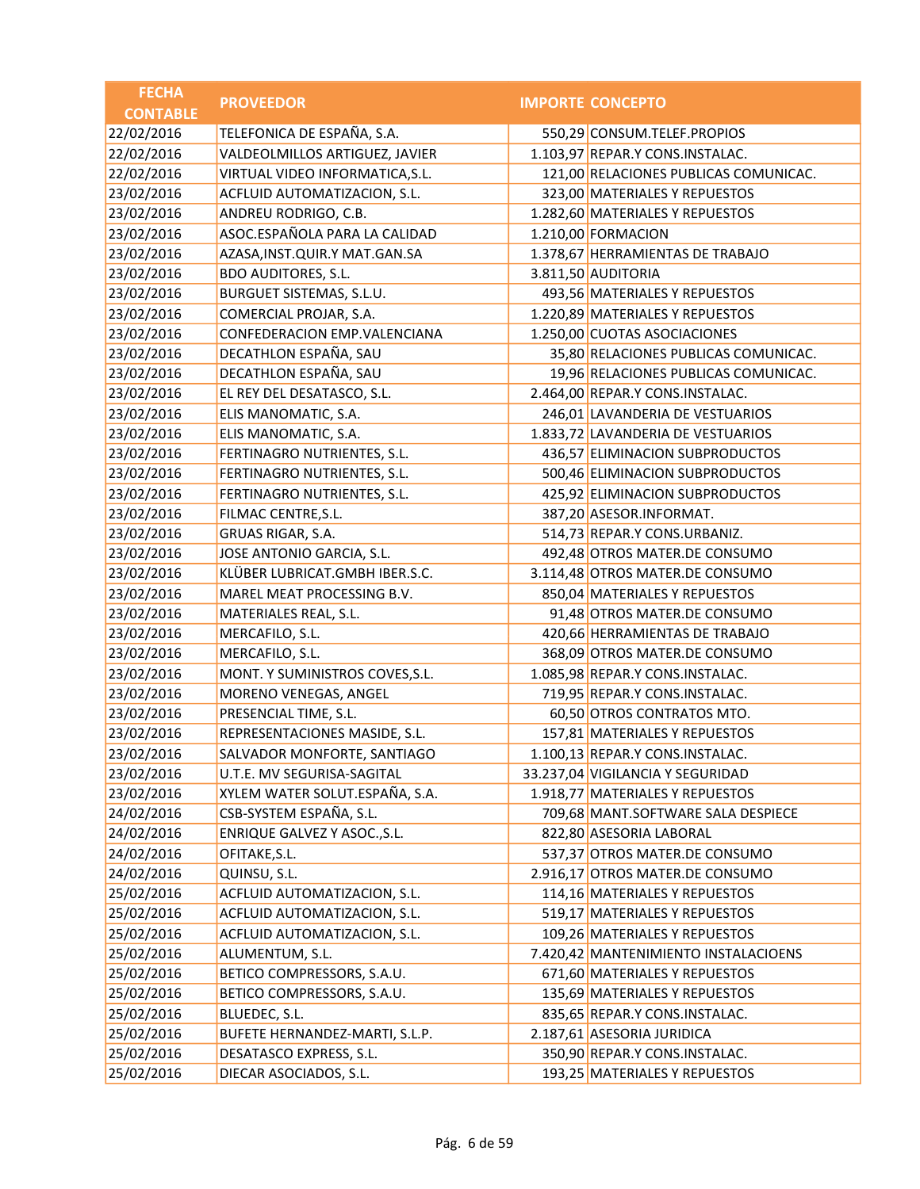| FECHA CONTABLE | PROVEEDOR | IMPORTE | CONCEPTO |
|---|---|---|---|
| 22/02/2016 | TELEFONICA DE ESPAÑA, S.A. | 550,29 | CONSUM.TELEF.PROPIOS |
| 22/02/2016 | VALDEOLMILLOS ARTIGUEZ, JAVIER | 1.103,97 | REPAR.Y CONS.INSTALAC. |
| 22/02/2016 | VIRTUAL VIDEO INFORMATICA,S.L. | 121,00 | RELACIONES PUBLICAS COMUNICAC. |
| 23/02/2016 | ACFLUID AUTOMATIZACION, S.L. | 323,00 | MATERIALES Y REPUESTOS |
| 23/02/2016 | ANDREU RODRIGO, C.B. | 1.282,60 | MATERIALES Y REPUESTOS |
| 23/02/2016 | ASOC.ESPAÑOLA PARA LA CALIDAD | 1.210,00 | FORMACION |
| 23/02/2016 | AZASA,INST.QUIR.Y MAT.GAN.SA | 1.378,67 | HERRAMIENTAS DE TRABAJO |
| 23/02/2016 | BDO AUDITORES, S.L. | 3.811,50 | AUDITORIA |
| 23/02/2016 | BURGUET SISTEMAS, S.L.U. | 493,56 | MATERIALES Y REPUESTOS |
| 23/02/2016 | COMERCIAL PROJAR, S.A. | 1.220,89 | MATERIALES Y REPUESTOS |
| 23/02/2016 | CONFEDERACION EMP.VALENCIANA | 1.250,00 | CUOTAS ASOCIACIONES |
| 23/02/2016 | DECATHLON ESPAÑA, SAU | 35,80 | RELACIONES PUBLICAS COMUNICAC. |
| 23/02/2016 | DECATHLON ESPAÑA, SAU | 19,96 | RELACIONES PUBLICAS COMUNICAC. |
| 23/02/2016 | EL REY DEL DESATASCO, S.L. | 2.464,00 | REPAR.Y CONS.INSTALAC. |
| 23/02/2016 | ELIS MANOMATIC, S.A. | 246,01 | LAVANDERIA DE VESTUARIOS |
| 23/02/2016 | ELIS MANOMATIC, S.A. | 1.833,72 | LAVANDERIA DE VESTUARIOS |
| 23/02/2016 | FERTINAGRO NUTRIENTES, S.L. | 436,57 | ELIMINACION SUBPRODUCTOS |
| 23/02/2016 | FERTINAGRO NUTRIENTES, S.L. | 500,46 | ELIMINACION SUBPRODUCTOS |
| 23/02/2016 | FERTINAGRO NUTRIENTES, S.L. | 425,92 | ELIMINACION SUBPRODUCTOS |
| 23/02/2016 | FILMAC CENTRE,S.L. | 387,20 | ASESOR.INFORMAT. |
| 23/02/2016 | GRUAS RIGAR, S.A. | 514,73 | REPAR.Y CONS.URBANIZ. |
| 23/02/2016 | JOSE ANTONIO GARCIA, S.L. | 492,48 | OTROS MATER.DE CONSUMO |
| 23/02/2016 | KLÜBER LUBRICAT.GMBH IBER.S.C. | 3.114,48 | OTROS MATER.DE CONSUMO |
| 23/02/2016 | MAREL MEAT PROCESSING B.V. | 850,04 | MATERIALES Y REPUESTOS |
| 23/02/2016 | MATERIALES REAL, S.L. | 91,48 | OTROS MATER.DE CONSUMO |
| 23/02/2016 | MERCAFILO, S.L. | 420,66 | HERRAMIENTAS DE TRABAJO |
| 23/02/2016 | MERCAFILO, S.L. | 368,09 | OTROS MATER.DE CONSUMO |
| 23/02/2016 | MONT. Y SUMINISTROS COVES,S.L. | 1.085,98 | REPAR.Y CONS.INSTALAC. |
| 23/02/2016 | MORENO VENEGAS, ANGEL | 719,95 | REPAR.Y CONS.INSTALAC. |
| 23/02/2016 | PRESENCIAL TIME, S.L. | 60,50 | OTROS CONTRATOS MTO. |
| 23/02/2016 | REPRESENTACIONES MASIDE, S.L. | 157,81 | MATERIALES Y REPUESTOS |
| 23/02/2016 | SALVADOR MONFORTE, SANTIAGO | 1.100,13 | REPAR.Y CONS.INSTALAC. |
| 23/02/2016 | U.T.E. MV SEGURISA-SAGITAL | 33.237,04 | VIGILANCIA Y SEGURIDAD |
| 23/02/2016 | XYLEM WATER SOLUT.ESPAÑA, S.A. | 1.918,77 | MATERIALES Y REPUESTOS |
| 24/02/2016 | CSB-SYSTEM ESPAÑA, S.L. | 709,68 | MANT.SOFTWARE SALA DESPIECE |
| 24/02/2016 | ENRIQUE GALVEZ Y ASOC.,S.L. | 822,80 | ASESORIA LABORAL |
| 24/02/2016 | OFITAKE,S.L. | 537,37 | OTROS MATER.DE CONSUMO |
| 24/02/2016 | QUINSU, S.L. | 2.916,17 | OTROS MATER.DE CONSUMO |
| 25/02/2016 | ACFLUID AUTOMATIZACION, S.L. | 114,16 | MATERIALES Y REPUESTOS |
| 25/02/2016 | ACFLUID AUTOMATIZACION, S.L. | 519,17 | MATERIALES Y REPUESTOS |
| 25/02/2016 | ACFLUID AUTOMATIZACION, S.L. | 109,26 | MATERIALES Y REPUESTOS |
| 25/02/2016 | ALUMENTUM, S.L. | 7.420,42 | MANTENIMIENTO INSTALACIOENS |
| 25/02/2016 | BETICO COMPRESSORS, S.A.U. | 671,60 | MATERIALES Y REPUESTOS |
| 25/02/2016 | BETICO COMPRESSORS, S.A.U. | 135,69 | MATERIALES Y REPUESTOS |
| 25/02/2016 | BLUEDEC, S.L. | 835,65 | REPAR.Y CONS.INSTALAC. |
| 25/02/2016 | BUFETE HERNANDEZ-MARTI, S.L.P. | 2.187,61 | ASESORIA JURIDICA |
| 25/02/2016 | DESATASCO EXPRESS, S.L. | 350,90 | REPAR.Y CONS.INSTALAC. |
| 25/02/2016 | DIECAR ASOCIADOS, S.L. | 193,25 | MATERIALES Y REPUESTOS |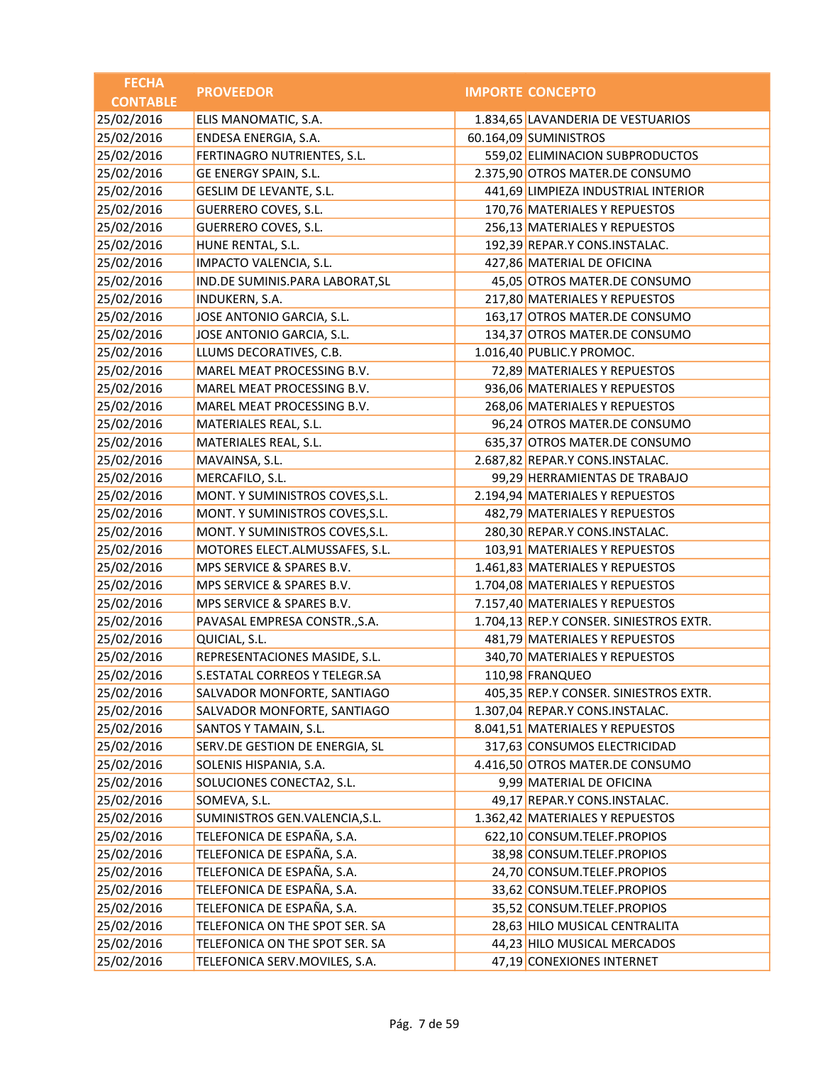| FECHA CONTABLE | PROVEEDOR | IMPORTE | CONCEPTO |
|---|---|---|---|
| 25/02/2016 | ELIS MANOMATIC, S.A. | 1.834,65 | LAVANDERIA DE VESTUARIOS |
| 25/02/2016 | ENDESA ENERGIA, S.A. | 60.164,09 | SUMINISTROS |
| 25/02/2016 | FERTINAGRO NUTRIENTES, S.L. | 559,02 | ELIMINACION SUBPRODUCTOS |
| 25/02/2016 | GE ENERGY SPAIN, S.L. | 2.375,90 | OTROS MATER.DE CONSUMO |
| 25/02/2016 | GESLIM DE LEVANTE, S.L. | 441,69 | LIMPIEZA INDUSTRIAL INTERIOR |
| 25/02/2016 | GUERRERO COVES, S.L. | 170,76 | MATERIALES Y REPUESTOS |
| 25/02/2016 | GUERRERO COVES, S.L. | 256,13 | MATERIALES Y REPUESTOS |
| 25/02/2016 | HUNE RENTAL, S.L. | 192,39 | REPAR.Y CONS.INSTALAC. |
| 25/02/2016 | IMPACTO VALENCIA, S.L. | 427,86 | MATERIAL DE OFICINA |
| 25/02/2016 | IND.DE SUMINIS.PARA LABORAT,SL | 45,05 | OTROS MATER.DE CONSUMO |
| 25/02/2016 | INDUKERN, S.A. | 217,80 | MATERIALES Y REPUESTOS |
| 25/02/2016 | JOSE ANTONIO GARCIA, S.L. | 163,17 | OTROS MATER.DE CONSUMO |
| 25/02/2016 | JOSE ANTONIO GARCIA, S.L. | 134,37 | OTROS MATER.DE CONSUMO |
| 25/02/2016 | LLUMS DECORATIVES, C.B. | 1.016,40 | PUBLIC.Y PROMOC. |
| 25/02/2016 | MAREL MEAT PROCESSING B.V. | 72,89 | MATERIALES Y REPUESTOS |
| 25/02/2016 | MAREL MEAT PROCESSING B.V. | 936,06 | MATERIALES Y REPUESTOS |
| 25/02/2016 | MAREL MEAT PROCESSING B.V. | 268,06 | MATERIALES Y REPUESTOS |
| 25/02/2016 | MATERIALES REAL, S.L. | 96,24 | OTROS MATER.DE CONSUMO |
| 25/02/2016 | MATERIALES REAL, S.L. | 635,37 | OTROS MATER.DE CONSUMO |
| 25/02/2016 | MAVAINSA, S.L. | 2.687,82 | REPAR.Y CONS.INSTALAC. |
| 25/02/2016 | MERCAFILO, S.L. | 99,29 | HERRAMIENTAS DE TRABAJO |
| 25/02/2016 | MONT. Y SUMINISTROS COVES,S.L. | 2.194,94 | MATERIALES Y REPUESTOS |
| 25/02/2016 | MONT. Y SUMINISTROS COVES,S.L. | 482,79 | MATERIALES Y REPUESTOS |
| 25/02/2016 | MONT. Y SUMINISTROS COVES,S.L. | 280,30 | REPAR.Y CONS.INSTALAC. |
| 25/02/2016 | MOTORES ELECT.ALMUSSAFES, S.L. | 103,91 | MATERIALES Y REPUESTOS |
| 25/02/2016 | MPS SERVICE & SPARES B.V. | 1.461,83 | MATERIALES Y REPUESTOS |
| 25/02/2016 | MPS SERVICE & SPARES B.V. | 1.704,08 | MATERIALES Y REPUESTOS |
| 25/02/2016 | MPS SERVICE & SPARES B.V. | 7.157,40 | MATERIALES Y REPUESTOS |
| 25/02/2016 | PAVASAL EMPRESA CONSTR.,S.A. | 1.704,13 | REP.Y CONSER. SINIESTROS EXTR. |
| 25/02/2016 | QUICIAL, S.L. | 481,79 | MATERIALES Y REPUESTOS |
| 25/02/2016 | REPRESENTACIONES MASIDE, S.L. | 340,70 | MATERIALES Y REPUESTOS |
| 25/02/2016 | S.ESTATAL CORREOS Y TELEGR.SA | 110,98 | FRANQUEO |
| 25/02/2016 | SALVADOR MONFORTE, SANTIAGO | 405,35 | REP.Y CONSER. SINIESTROS EXTR. |
| 25/02/2016 | SALVADOR MONFORTE, SANTIAGO | 1.307,04 | REPAR.Y CONS.INSTALAC. |
| 25/02/2016 | SANTOS Y TAMAIN, S.L. | 8.041,51 | MATERIALES Y REPUESTOS |
| 25/02/2016 | SERV.DE GESTION DE ENERGIA, SL | 317,63 | CONSUMOS ELECTRICIDAD |
| 25/02/2016 | SOLENIS HISPANIA, S.A. | 4.416,50 | OTROS MATER.DE CONSUMO |
| 25/02/2016 | SOLUCIONES CONECTA2, S.L. | 9,99 | MATERIAL DE OFICINA |
| 25/02/2016 | SOMEVA, S.L. | 49,17 | REPAR.Y CONS.INSTALAC. |
| 25/02/2016 | SUMINISTROS GEN.VALENCIA,S.L. | 1.362,42 | MATERIALES Y REPUESTOS |
| 25/02/2016 | TELEFONICA DE ESPAÑA, S.A. | 622,10 | CONSUM.TELEF.PROPIOS |
| 25/02/2016 | TELEFONICA DE ESPAÑA, S.A. | 38,98 | CONSUM.TELEF.PROPIOS |
| 25/02/2016 | TELEFONICA DE ESPAÑA, S.A. | 24,70 | CONSUM.TELEF.PROPIOS |
| 25/02/2016 | TELEFONICA DE ESPAÑA, S.A. | 33,62 | CONSUM.TELEF.PROPIOS |
| 25/02/2016 | TELEFONICA DE ESPAÑA, S.A. | 35,52 | CONSUM.TELEF.PROPIOS |
| 25/02/2016 | TELEFONICA ON THE SPOT SER. SA | 28,63 | HILO MUSICAL CENTRALITA |
| 25/02/2016 | TELEFONICA ON THE SPOT SER. SA | 44,23 | HILO MUSICAL MERCADOS |
| 25/02/2016 | TELEFONICA SERV.MOVILES, S.A. | 47,19 | CONEXIONES INTERNET |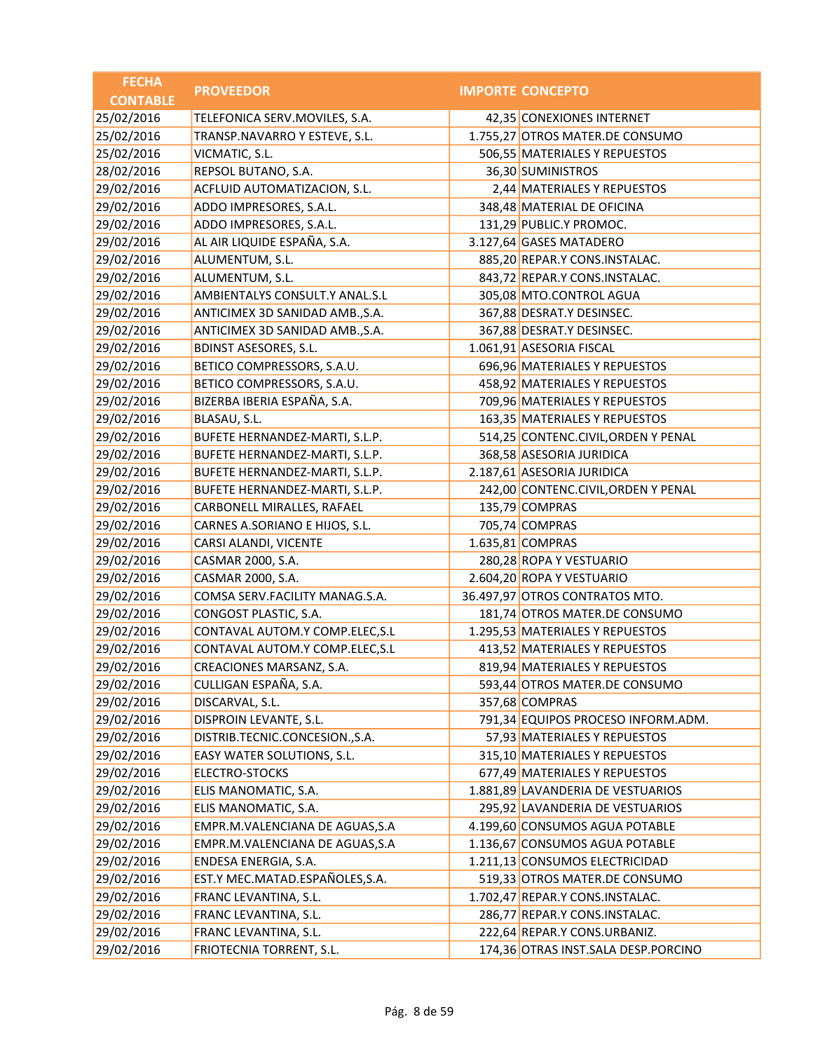| FECHA CONTABLE | PROVEEDOR | IMPORTE | CONCEPTO |
|---|---|---|---|
| 25/02/2016 | TELEFONICA SERV.MOVILES, S.A. | 42,35 | CONEXIONES INTERNET |
| 25/02/2016 | TRANSP.NAVARRO Y ESTEVE, S.L. | 1.755,27 | OTROS MATER.DE CONSUMO |
| 25/02/2016 | VICMATIC, S.L. | 506,55 | MATERIALES Y REPUESTOS |
| 28/02/2016 | REPSOL BUTANO, S.A. | 36,30 | SUMINISTROS |
| 29/02/2016 | ACFLUID AUTOMATIZACION, S.L. | 2,44 | MATERIALES Y REPUESTOS |
| 29/02/2016 | ADDO IMPRESORES, S.A.L. | 348,48 | MATERIAL DE OFICINA |
| 29/02/2016 | ADDO IMPRESORES, S.A.L. | 131,29 | PUBLIC.Y PROMOC. |
| 29/02/2016 | AL AIR LIQUIDE ESPAÑA, S.A. | 3.127,64 | GASES MATADERO |
| 29/02/2016 | ALUMENTUM, S.L. | 885,20 | REPAR.Y CONS.INSTALAC. |
| 29/02/2016 | ALUMENTUM, S.L. | 843,72 | REPAR.Y CONS.INSTALAC. |
| 29/02/2016 | AMBIENTALYS CONSULT.Y ANAL.S.L | 305,08 | MTO.CONTROL AGUA |
| 29/02/2016 | ANTICIMEX 3D SANIDAD AMB.,S.A. | 367,88 | DESRAT.Y DESINSEC. |
| 29/02/2016 | ANTICIMEX 3D SANIDAD AMB.,S.A. | 367,88 | DESRAT.Y DESINSEC. |
| 29/02/2016 | BDINST ASESORES, S.L. | 1.061,91 | ASESORIA FISCAL |
| 29/02/2016 | BETICO COMPRESSORS, S.A.U. | 696,96 | MATERIALES Y REPUESTOS |
| 29/02/2016 | BETICO COMPRESSORS, S.A.U. | 458,92 | MATERIALES Y REPUESTOS |
| 29/02/2016 | BIZERBA IBERIA ESPAÑA, S.A. | 709,96 | MATERIALES Y REPUESTOS |
| 29/02/2016 | BLASAU, S.L. | 163,35 | MATERIALES Y REPUESTOS |
| 29/02/2016 | BUFETE HERNANDEZ-MARTI, S.L.P. | 514,25 | CONTENC.CIVIL,ORDEN Y PENAL |
| 29/02/2016 | BUFETE HERNANDEZ-MARTI, S.L.P. | 368,58 | ASESORIA JURIDICA |
| 29/02/2016 | BUFETE HERNANDEZ-MARTI, S.L.P. | 2.187,61 | ASESORIA JURIDICA |
| 29/02/2016 | BUFETE HERNANDEZ-MARTI, S.L.P. | 242,00 | CONTENC.CIVIL,ORDEN Y PENAL |
| 29/02/2016 | CARBONELL MIRALLES, RAFAEL | 135,79 | COMPRAS |
| 29/02/2016 | CARNES A.SORIANO E HIJOS, S.L. | 705,74 | COMPRAS |
| 29/02/2016 | CARSI ALANDI, VICENTE | 1.635,81 | COMPRAS |
| 29/02/2016 | CASMAR 2000, S.A. | 280,28 | ROPA Y VESTUARIO |
| 29/02/2016 | CASMAR 2000, S.A. | 2.604,20 | ROPA Y VESTUARIO |
| 29/02/2016 | COMSA SERV.FACILITY MANAG.S.A. | 36.497,97 | OTROS CONTRATOS MTO. |
| 29/02/2016 | CONGOST PLASTIC, S.A. | 181,74 | OTROS MATER.DE CONSUMO |
| 29/02/2016 | CONTAVAL AUTOM.Y COMP.ELEC,S.L | 1.295,53 | MATERIALES Y REPUESTOS |
| 29/02/2016 | CONTAVAL AUTOM.Y COMP.ELEC,S.L | 413,52 | MATERIALES Y REPUESTOS |
| 29/02/2016 | CREACIONES MARSANZ, S.A. | 819,94 | MATERIALES Y REPUESTOS |
| 29/02/2016 | CULLIGAN ESPAÑA, S.A. | 593,44 | OTROS MATER.DE CONSUMO |
| 29/02/2016 | DISCARVAL, S.L. | 357,68 | COMPRAS |
| 29/02/2016 | DISPROIN LEVANTE, S.L. | 791,34 | EQUIPOS PROCESO INFORM.ADM. |
| 29/02/2016 | DISTRIB.TECNIC.CONCESION.,S.A. | 57,93 | MATERIALES Y REPUESTOS |
| 29/02/2016 | EASY WATER SOLUTIONS, S.L. | 315,10 | MATERIALES Y REPUESTOS |
| 29/02/2016 | ELECTRO-STOCKS | 677,49 | MATERIALES Y REPUESTOS |
| 29/02/2016 | ELIS MANOMATIC, S.A. | 1.881,89 | LAVANDERIA DE VESTUARIOS |
| 29/02/2016 | ELIS MANOMATIC, S.A. | 295,92 | LAVANDERIA DE VESTUARIOS |
| 29/02/2016 | EMPR.M.VALENCIANA DE AGUAS,S.A | 4.199,60 | CONSUMOS AGUA POTABLE |
| 29/02/2016 | EMPR.M.VALENCIANA DE AGUAS,S.A | 1.136,67 | CONSUMOS AGUA POTABLE |
| 29/02/2016 | ENDESA ENERGIA, S.A. | 1.211,13 | CONSUMOS ELECTRICIDAD |
| 29/02/2016 | EST.Y MEC.MATAD.ESPAÑOLES,S.A. | 519,33 | OTROS MATER.DE CONSUMO |
| 29/02/2016 | FRANC LEVANTINA, S.L. | 1.702,47 | REPAR.Y CONS.INSTALAC. |
| 29/02/2016 | FRANC LEVANTINA, S.L. | 286,77 | REPAR.Y CONS.INSTALAC. |
| 29/02/2016 | FRANC LEVANTINA, S.L. | 222,64 | REPAR.Y CONS.URBANIZ. |
| 29/02/2016 | FRIOTECNIA TORRENT, S.L. | 174,36 | OTRAS INST.SALA DESP.PORCINO |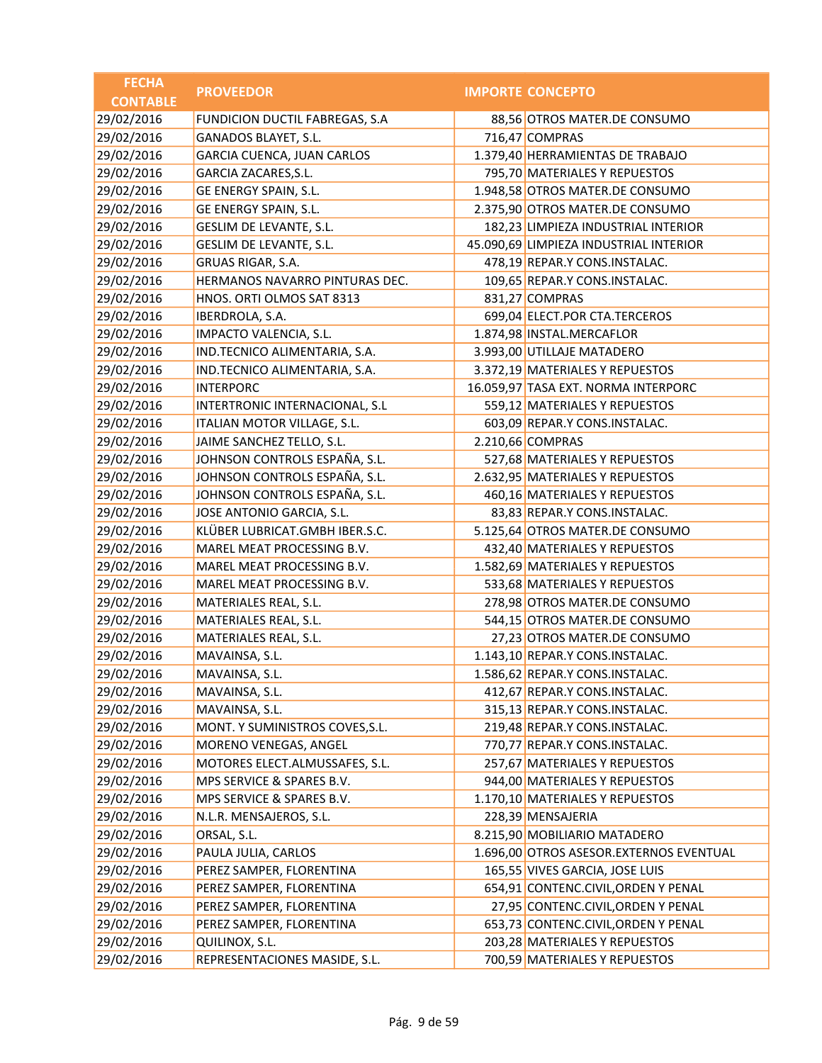| FECHA CONTABLE | PROVEEDOR | IMPORTE | CONCEPTO |
|---|---|---|---|
| 29/02/2016 | FUNDICION DUCTIL FABREGAS, S.A | 88,56 | OTROS MATER.DE CONSUMO |
| 29/02/2016 | GANADOS BLAYET, S.L. | 716,47 | COMPRAS |
| 29/02/2016 | GARCIA CUENCA, JUAN CARLOS | 1.379,40 | HERRAMIENTAS DE TRABAJO |
| 29/02/2016 | GARCIA ZACARES,S.L. | 795,70 | MATERIALES Y REPUESTOS |
| 29/02/2016 | GE ENERGY SPAIN, S.L. | 1.948,58 | OTROS MATER.DE CONSUMO |
| 29/02/2016 | GE ENERGY SPAIN, S.L. | 2.375,90 | OTROS MATER.DE CONSUMO |
| 29/02/2016 | GESLIM DE LEVANTE, S.L. | 182,23 | LIMPIEZA INDUSTRIAL INTERIOR |
| 29/02/2016 | GESLIM DE LEVANTE, S.L. | 45.090,69 | LIMPIEZA INDUSTRIAL INTERIOR |
| 29/02/2016 | GRUAS RIGAR, S.A. | 478,19 | REPAR.Y CONS.INSTALAC. |
| 29/02/2016 | HERMANOS NAVARRO PINTURAS DEC. | 109,65 | REPAR.Y CONS.INSTALAC. |
| 29/02/2016 | HNOS. ORTI OLMOS SAT 8313 | 831,27 | COMPRAS |
| 29/02/2016 | IBERDROLA, S.A. | 699,04 | ELECT.POR CTA.TERCEROS |
| 29/02/2016 | IMPACTO VALENCIA, S.L. | 1.874,98 | INSTAL.MERCAFLOR |
| 29/02/2016 | IND.TECNICO ALIMENTARIA, S.A. | 3.993,00 | UTILLAJE MATADERO |
| 29/02/2016 | IND.TECNICO ALIMENTARIA, S.A. | 3.372,19 | MATERIALES Y REPUESTOS |
| 29/02/2016 | INTERPORC | 16.059,97 | TASA EXT. NORMA INTERPORC |
| 29/02/2016 | INTERTRONIC INTERNACIONAL, S.L | 559,12 | MATERIALES Y REPUESTOS |
| 29/02/2016 | ITALIAN MOTOR VILLAGE, S.L. | 603,09 | REPAR.Y CONS.INSTALAC. |
| 29/02/2016 | JAIME SANCHEZ TELLO, S.L. | 2.210,66 | COMPRAS |
| 29/02/2016 | JOHNSON CONTROLS ESPAÑA, S.L. | 527,68 | MATERIALES Y REPUESTOS |
| 29/02/2016 | JOHNSON CONTROLS ESPAÑA, S.L. | 2.632,95 | MATERIALES Y REPUESTOS |
| 29/02/2016 | JOHNSON CONTROLS ESPAÑA, S.L. | 460,16 | MATERIALES Y REPUESTOS |
| 29/02/2016 | JOSE ANTONIO GARCIA, S.L. | 83,83 | REPAR.Y CONS.INSTALAC. |
| 29/02/2016 | KLÜBER LUBRICAT.GMBH IBER.S.C. | 5.125,64 | OTROS MATER.DE CONSUMO |
| 29/02/2016 | MAREL MEAT PROCESSING B.V. | 432,40 | MATERIALES Y REPUESTOS |
| 29/02/2016 | MAREL MEAT PROCESSING B.V. | 1.582,69 | MATERIALES Y REPUESTOS |
| 29/02/2016 | MAREL MEAT PROCESSING B.V. | 533,68 | MATERIALES Y REPUESTOS |
| 29/02/2016 | MATERIALES REAL, S.L. | 278,98 | OTROS MATER.DE CONSUMO |
| 29/02/2016 | MATERIALES REAL, S.L. | 544,15 | OTROS MATER.DE CONSUMO |
| 29/02/2016 | MATERIALES REAL, S.L. | 27,23 | OTROS MATER.DE CONSUMO |
| 29/02/2016 | MAVAINSA, S.L. | 1.143,10 | REPAR.Y CONS.INSTALAC. |
| 29/02/2016 | MAVAINSA, S.L. | 1.586,62 | REPAR.Y CONS.INSTALAC. |
| 29/02/2016 | MAVAINSA, S.L. | 412,67 | REPAR.Y CONS.INSTALAC. |
| 29/02/2016 | MAVAINSA, S.L. | 315,13 | REPAR.Y CONS.INSTALAC. |
| 29/02/2016 | MONT. Y SUMINISTROS COVES,S.L. | 219,48 | REPAR.Y CONS.INSTALAC. |
| 29/02/2016 | MORENO VENEGAS, ANGEL | 770,77 | REPAR.Y CONS.INSTALAC. |
| 29/02/2016 | MOTORES ELECT.ALMUSSAFES, S.L. | 257,67 | MATERIALES Y REPUESTOS |
| 29/02/2016 | MPS SERVICE & SPARES B.V. | 944,00 | MATERIALES Y REPUESTOS |
| 29/02/2016 | MPS SERVICE & SPARES B.V. | 1.170,10 | MATERIALES Y REPUESTOS |
| 29/02/2016 | N.L.R. MENSAJEROS, S.L. | 228,39 | MENSAJERIA |
| 29/02/2016 | ORSAL, S.L. | 8.215,90 | MOBILIARIO MATADERO |
| 29/02/2016 | PAULA JULIA, CARLOS | 1.696,00 | OTROS ASESOR.EXTERNOS EVENTUAL |
| 29/02/2016 | PEREZ SAMPER, FLORENTINA | 165,55 | VIVES GARCIA, JOSE LUIS |
| 29/02/2016 | PEREZ SAMPER, FLORENTINA | 654,91 | CONTENC.CIVIL,ORDEN Y PENAL |
| 29/02/2016 | PEREZ SAMPER, FLORENTINA | 27,95 | CONTENC.CIVIL,ORDEN Y PENAL |
| 29/02/2016 | PEREZ SAMPER, FLORENTINA | 653,73 | CONTENC.CIVIL,ORDEN Y PENAL |
| 29/02/2016 | QUILINOX, S.L. | 203,28 | MATERIALES Y REPUESTOS |
| 29/02/2016 | REPRESENTACIONES MASIDE, S.L. | 700,59 | MATERIALES Y REPUESTOS |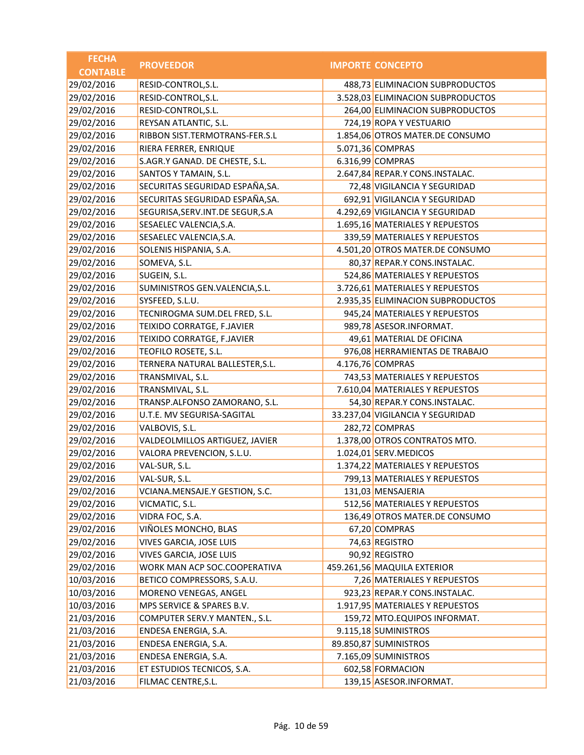| FECHA CONTABLE | PROVEEDOR | IMPORTE | CONCEPTO |
|---|---|---|---|
| 29/02/2016 | RESID-CONTROL,S.L. | 488,73 | ELIMINACION SUBPRODUCTOS |
| 29/02/2016 | RESID-CONTROL,S.L. | 3.528,03 | ELIMINACION SUBPRODUCTOS |
| 29/02/2016 | RESID-CONTROL,S.L. | 264,00 | ELIMINACION SUBPRODUCTOS |
| 29/02/2016 | REYSAN ATLANTIC, S.L. | 724,19 | ROPA Y VESTUARIO |
| 29/02/2016 | RIBBON SIST.TERMOTRANS-FER.S.L | 1.854,06 | OTROS MATER.DE CONSUMO |
| 29/02/2016 | RIERA FERRER, ENRIQUE | 5.071,36 | COMPRAS |
| 29/02/2016 | S.AGR.Y GANAD. DE CHESTE, S.L. | 6.316,99 | COMPRAS |
| 29/02/2016 | SANTOS Y TAMAIN, S.L. | 2.647,84 | REPAR.Y CONS.INSTALAC. |
| 29/02/2016 | SECURITAS SEGURIDAD ESPAÑA,SA. | 72,48 | VIGILANCIA Y SEGURIDAD |
| 29/02/2016 | SECURITAS SEGURIDAD ESPAÑA,SA. | 692,91 | VIGILANCIA Y SEGURIDAD |
| 29/02/2016 | SEGURISA,SERV.INT.DE SEGUR,S.A | 4.292,69 | VIGILANCIA Y SEGURIDAD |
| 29/02/2016 | SESAELEC VALENCIA,S.A. | 1.695,16 | MATERIALES Y REPUESTOS |
| 29/02/2016 | SESAELEC VALENCIA,S.A. | 339,59 | MATERIALES Y REPUESTOS |
| 29/02/2016 | SOLENIS HISPANIA, S.A. | 4.501,20 | OTROS MATER.DE CONSUMO |
| 29/02/2016 | SOMEVA, S.L. | 80,37 | REPAR.Y CONS.INSTALAC. |
| 29/02/2016 | SUGEIN, S.L. | 524,86 | MATERIALES Y REPUESTOS |
| 29/02/2016 | SUMINISTROS GEN.VALENCIA,S.L. | 3.726,61 | MATERIALES Y REPUESTOS |
| 29/02/2016 | SYSFEED, S.L.U. | 2.935,35 | ELIMINACION SUBPRODUCTOS |
| 29/02/2016 | TECNIROGMA SUM.DEL FRED, S.L. | 945,24 | MATERIALES Y REPUESTOS |
| 29/02/2016 | TEIXIDO CORRATGE, F.JAVIER | 989,78 | ASESOR.INFORMAT. |
| 29/02/2016 | TEIXIDO CORRATGE, F.JAVIER | 49,61 | MATERIAL DE OFICINA |
| 29/02/2016 | TEOFILO ROSETE, S.L. | 976,08 | HERRAMIENTAS DE TRABAJO |
| 29/02/2016 | TERNERA NATURAL BALLESTER,S.L. | 4.176,76 | COMPRAS |
| 29/02/2016 | TRANSMIVAL, S.L. | 743,53 | MATERIALES Y REPUESTOS |
| 29/02/2016 | TRANSMIVAL, S.L. | 7.610,04 | MATERIALES Y REPUESTOS |
| 29/02/2016 | TRANSP.ALFONSO ZAMORANO, S.L. | 54,30 | REPAR.Y CONS.INSTALAC. |
| 29/02/2016 | U.T.E. MV SEGURISA-SAGITAL | 33.237,04 | VIGILANCIA Y SEGURIDAD |
| 29/02/2016 | VALBOVIS, S.L. | 282,72 | COMPRAS |
| 29/02/2016 | VALDEOLMILLOS ARTIGUEZ, JAVIER | 1.378,00 | OTROS CONTRATOS MTO. |
| 29/02/2016 | VALORA PREVENCION, S.L.U. | 1.024,01 | SERV.MEDICOS |
| 29/02/2016 | VAL-SUR, S.L. | 1.374,22 | MATERIALES Y REPUESTOS |
| 29/02/2016 | VAL-SUR, S.L. | 799,13 | MATERIALES Y REPUESTOS |
| 29/02/2016 | VCIANA.MENSAJE.Y GESTION, S.C. | 131,03 | MENSAJERIA |
| 29/02/2016 | VICMATIC, S.L. | 512,56 | MATERIALES Y REPUESTOS |
| 29/02/2016 | VIDRA FOC, S.A. | 136,49 | OTROS MATER.DE CONSUMO |
| 29/02/2016 | VIÑOLES MONCHO, BLAS | 67,20 | COMPRAS |
| 29/02/2016 | VIVES GARCIA, JOSE LUIS | 74,63 | REGISTRO |
| 29/02/2016 | VIVES GARCIA, JOSE LUIS | 90,92 | REGISTRO |
| 29/02/2016 | WORK MAN ACP SOC.COOPERATIVA | 459.261,56 | MAQUILA EXTERIOR |
| 10/03/2016 | BETICO COMPRESSORS, S.A.U. | 7,26 | MATERIALES Y REPUESTOS |
| 10/03/2016 | MORENO VENEGAS, ANGEL | 923,23 | REPAR.Y CONS.INSTALAC. |
| 10/03/2016 | MPS SERVICE & SPARES B.V. | 1.917,95 | MATERIALES Y REPUESTOS |
| 21/03/2016 | COMPUTER SERV.Y MANTEN., S.L. | 159,72 | MTO.EQUIPOS INFORMAT. |
| 21/03/2016 | ENDESA ENERGIA, S.A. | 9.115,18 | SUMINISTROS |
| 21/03/2016 | ENDESA ENERGIA, S.A. | 89.850,87 | SUMINISTROS |
| 21/03/2016 | ENDESA ENERGIA, S.A. | 7.165,09 | SUMINISTROS |
| 21/03/2016 | ET ESTUDIOS TECNICOS, S.A. | 602,58 | FORMACION |
| 21/03/2016 | FILMAC CENTRE,S.L. | 139,15 | ASESOR.INFORMAT. |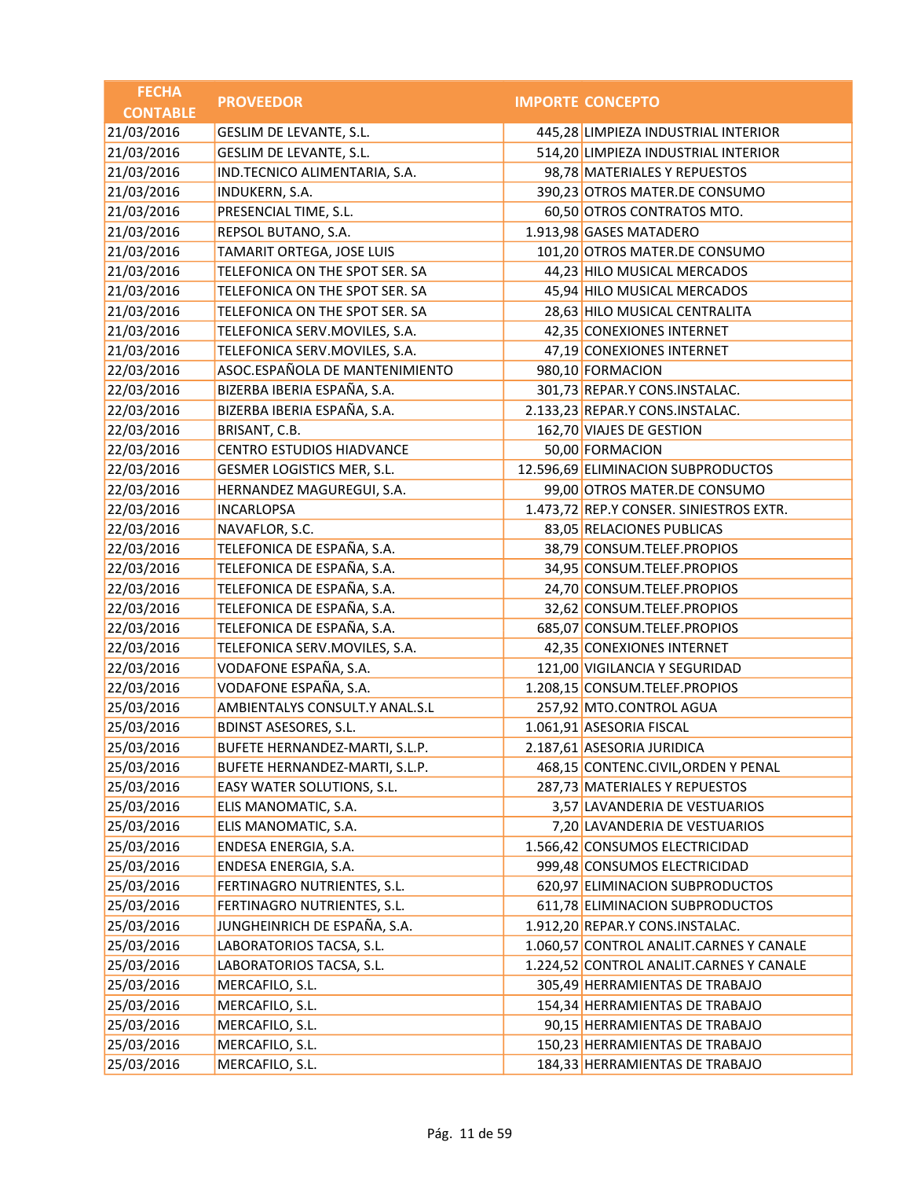| FECHA CONTABLE | PROVEEDOR | IMPORTE | CONCEPTO |
|---|---|---|---|
| 21/03/2016 | GESLIM DE LEVANTE, S.L. | 445,28 | LIMPIEZA INDUSTRIAL INTERIOR |
| 21/03/2016 | GESLIM DE LEVANTE, S.L. | 514,20 | LIMPIEZA INDUSTRIAL INTERIOR |
| 21/03/2016 | IND.TECNICO ALIMENTARIA, S.A. | 98,78 | MATERIALES Y REPUESTOS |
| 21/03/2016 | INDUKERN, S.A. | 390,23 | OTROS MATER.DE CONSUMO |
| 21/03/2016 | PRESENCIAL TIME, S.L. | 60,50 | OTROS CONTRATOS MTO. |
| 21/03/2016 | REPSOL BUTANO, S.A. | 1.913,98 | GASES MATADERO |
| 21/03/2016 | TAMARIT ORTEGA, JOSE LUIS | 101,20 | OTROS MATER.DE CONSUMO |
| 21/03/2016 | TELEFONICA ON THE SPOT SER. SA | 44,23 | HILO MUSICAL MERCADOS |
| 21/03/2016 | TELEFONICA ON THE SPOT SER. SA | 45,94 | HILO MUSICAL MERCADOS |
| 21/03/2016 | TELEFONICA ON THE SPOT SER. SA | 28,63 | HILO MUSICAL CENTRALITA |
| 21/03/2016 | TELEFONICA SERV.MOVILES, S.A. | 42,35 | CONEXIONES INTERNET |
| 21/03/2016 | TELEFONICA SERV.MOVILES, S.A. | 47,19 | CONEXIONES INTERNET |
| 22/03/2016 | ASOC.ESPAÑOLA DE MANTENIMIENTO | 980,10 | FORMACION |
| 22/03/2016 | BIZERBA IBERIA ESPAÑA, S.A. | 301,73 | REPAR.Y CONS.INSTALAC. |
| 22/03/2016 | BIZERBA IBERIA ESPAÑA, S.A. | 2.133,23 | REPAR.Y CONS.INSTALAC. |
| 22/03/2016 | BRISANT, C.B. | 162,70 | VIAJES DE GESTION |
| 22/03/2016 | CENTRO ESTUDIOS HIADVANCE | 50,00 | FORMACION |
| 22/03/2016 | GESMER LOGISTICS MER, S.L. | 12.596,69 | ELIMINACION SUBPRODUCTOS |
| 22/03/2016 | HERNANDEZ MAGUREGUI, S.A. | 99,00 | OTROS MATER.DE CONSUMO |
| 22/03/2016 | INCARLOPSA | 1.473,72 | REP.Y CONSER. SINIESTROS EXTR. |
| 22/03/2016 | NAVAFLOR, S.C. | 83,05 | RELACIONES PUBLICAS |
| 22/03/2016 | TELEFONICA DE ESPAÑA, S.A. | 38,79 | CONSUM.TELEF.PROPIOS |
| 22/03/2016 | TELEFONICA DE ESPAÑA, S.A. | 34,95 | CONSUM.TELEF.PROPIOS |
| 22/03/2016 | TELEFONICA DE ESPAÑA, S.A. | 24,70 | CONSUM.TELEF.PROPIOS |
| 22/03/2016 | TELEFONICA DE ESPAÑA, S.A. | 32,62 | CONSUM.TELEF.PROPIOS |
| 22/03/2016 | TELEFONICA DE ESPAÑA, S.A. | 685,07 | CONSUM.TELEF.PROPIOS |
| 22/03/2016 | TELEFONICA SERV.MOVILES, S.A. | 42,35 | CONEXIONES INTERNET |
| 22/03/2016 | VODAFONE ESPAÑA, S.A. | 121,00 | VIGILANCIA Y SEGURIDAD |
| 22/03/2016 | VODAFONE ESPAÑA, S.A. | 1.208,15 | CONSUM.TELEF.PROPIOS |
| 25/03/2016 | AMBIENTALYS CONSULT.Y ANAL.S.L | 257,92 | MTO.CONTROL AGUA |
| 25/03/2016 | BDINST ASESORES, S.L. | 1.061,91 | ASESORIA FISCAL |
| 25/03/2016 | BUFETE HERNANDEZ-MARTI, S.L.P. | 2.187,61 | ASESORIA JURIDICA |
| 25/03/2016 | BUFETE HERNANDEZ-MARTI, S.L.P. | 468,15 | CONTENC.CIVIL,ORDEN Y PENAL |
| 25/03/2016 | EASY WATER SOLUTIONS, S.L. | 287,73 | MATERIALES Y REPUESTOS |
| 25/03/2016 | ELIS MANOMATIC, S.A. | 3,57 | LAVANDERIA DE VESTUARIOS |
| 25/03/2016 | ELIS MANOMATIC, S.A. | 7,20 | LAVANDERIA DE VESTUARIOS |
| 25/03/2016 | ENDESA ENERGIA, S.A. | 1.566,42 | CONSUMOS ELECTRICIDAD |
| 25/03/2016 | ENDESA ENERGIA, S.A. | 999,48 | CONSUMOS ELECTRICIDAD |
| 25/03/2016 | FERTINAGRO NUTRIENTES, S.L. | 620,97 | ELIMINACION SUBPRODUCTOS |
| 25/03/2016 | FERTINAGRO NUTRIENTES, S.L. | 611,78 | ELIMINACION SUBPRODUCTOS |
| 25/03/2016 | JUNGHEINRICH DE ESPAÑA, S.A. | 1.912,20 | REPAR.Y CONS.INSTALAC. |
| 25/03/2016 | LABORATORIOS TACSA, S.L. | 1.060,57 | CONTROL ANALIT.CARNES Y CANALE |
| 25/03/2016 | LABORATORIOS TACSA, S.L. | 1.224,52 | CONTROL ANALIT.CARNES Y CANALE |
| 25/03/2016 | MERCAFILO, S.L. | 305,49 | HERRAMIENTAS DE TRABAJO |
| 25/03/2016 | MERCAFILO, S.L. | 154,34 | HERRAMIENTAS DE TRABAJO |
| 25/03/2016 | MERCAFILO, S.L. | 90,15 | HERRAMIENTAS DE TRABAJO |
| 25/03/2016 | MERCAFILO, S.L. | 150,23 | HERRAMIENTAS DE TRABAJO |
| 25/03/2016 | MERCAFILO, S.L. | 184,33 | HERRAMIENTAS DE TRABAJO |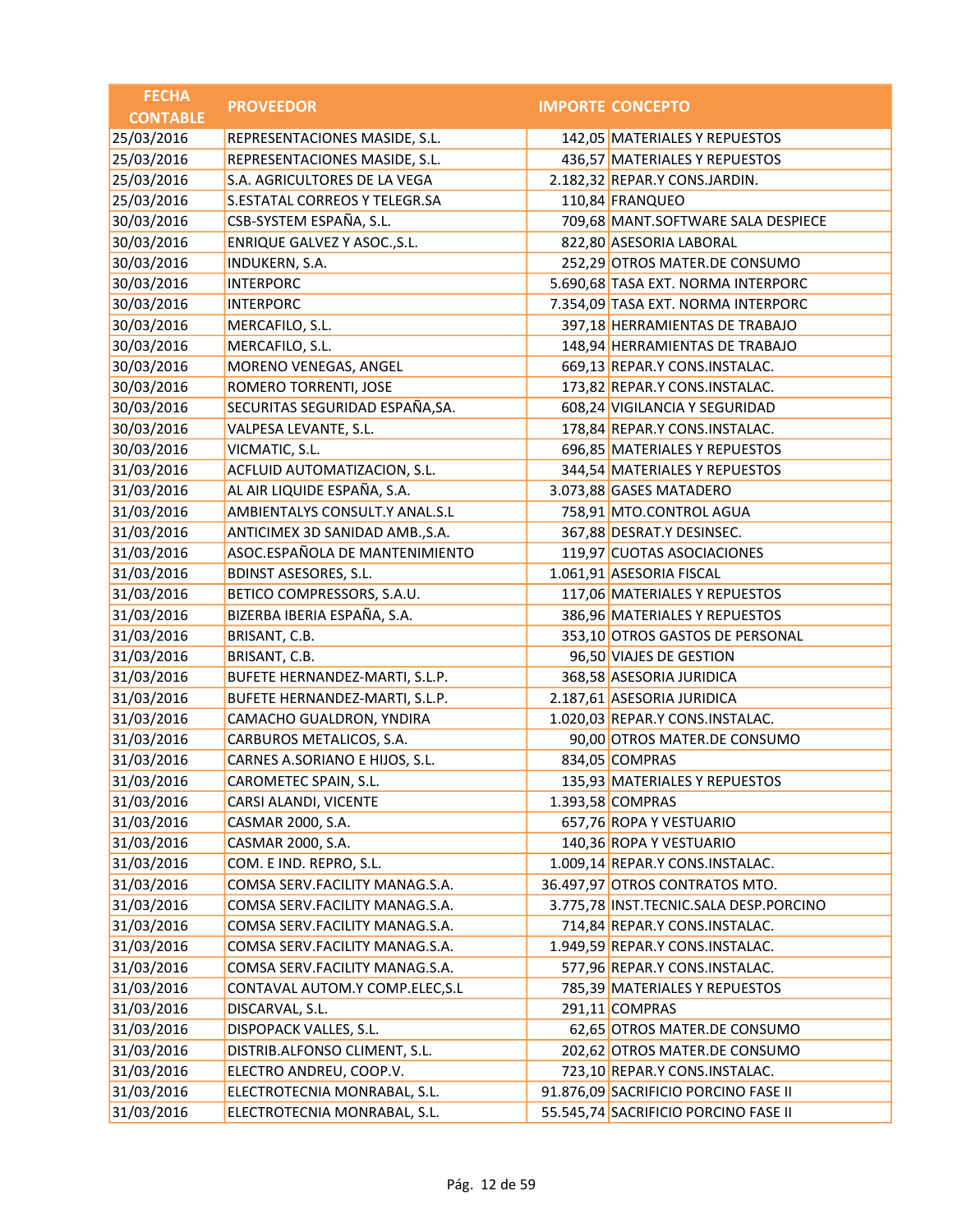| FECHA CONTABLE | PROVEEDOR | IMPORTE | CONCEPTO |
|---|---|---|---|
| 25/03/2016 | REPRESENTACIONES MASIDE, S.L. | 142,05 | MATERIALES Y REPUESTOS |
| 25/03/2016 | REPRESENTACIONES MASIDE, S.L. | 436,57 | MATERIALES Y REPUESTOS |
| 25/03/2016 | S.A. AGRICULTORES DE LA VEGA | 2.182,32 | REPAR.Y CONS.JARDIN. |
| 25/03/2016 | S.ESTATAL CORREOS Y TELEGR.SA | 110,84 | FRANQUEO |
| 30/03/2016 | CSB-SYSTEM ESPAÑA, S.L. | 709,68 | MANT.SOFTWARE SALA DESPIECE |
| 30/03/2016 | ENRIQUE GALVEZ Y ASOC.,S.L. | 822,80 | ASESORIA LABORAL |
| 30/03/2016 | INDUKERN, S.A. | 252,29 | OTROS MATER.DE CONSUMO |
| 30/03/2016 | INTERPORC | 5.690,68 | TASA EXT. NORMA INTERPORC |
| 30/03/2016 | INTERPORC | 7.354,09 | TASA EXT. NORMA INTERPORC |
| 30/03/2016 | MERCAFILO, S.L. | 397,18 | HERRAMIENTAS DE TRABAJO |
| 30/03/2016 | MERCAFILO, S.L. | 148,94 | HERRAMIENTAS DE TRABAJO |
| 30/03/2016 | MORENO VENEGAS, ANGEL | 669,13 | REPAR.Y CONS.INSTALAC. |
| 30/03/2016 | ROMERO TORRENTI, JOSE | 173,82 | REPAR.Y CONS.INSTALAC. |
| 30/03/2016 | SECURITAS SEGURIDAD ESPAÑA,SA. | 608,24 | VIGILANCIA Y SEGURIDAD |
| 30/03/2016 | VALPESA LEVANTE, S.L. | 178,84 | REPAR.Y CONS.INSTALAC. |
| 30/03/2016 | VICMATIC, S.L. | 696,85 | MATERIALES Y REPUESTOS |
| 31/03/2016 | ACFLUID AUTOMATIZACION, S.L. | 344,54 | MATERIALES Y REPUESTOS |
| 31/03/2016 | AL AIR LIQUIDE ESPAÑA, S.A. | 3.073,88 | GASES MATADERO |
| 31/03/2016 | AMBIENTALYS CONSULT.Y ANAL.S.L | 758,91 | MTO.CONTROL AGUA |
| 31/03/2016 | ANTICIMEX 3D SANIDAD AMB.,S.A. | 367,88 | DESRAT.Y DESINSEC. |
| 31/03/2016 | ASOC.ESPAÑOLA DE MANTENIMIENTO | 119,97 | CUOTAS ASOCIACIONES |
| 31/03/2016 | BDINST ASESORES, S.L. | 1.061,91 | ASESORIA FISCAL |
| 31/03/2016 | BETICO COMPRESSORS, S.A.U. | 117,06 | MATERIALES Y REPUESTOS |
| 31/03/2016 | BIZERBA IBERIA ESPAÑA, S.A. | 386,96 | MATERIALES Y REPUESTOS |
| 31/03/2016 | BRISANT, C.B. | 353,10 | OTROS GASTOS DE PERSONAL |
| 31/03/2016 | BRISANT, C.B. | 96,50 | VIAJES DE GESTION |
| 31/03/2016 | BUFETE HERNANDEZ-MARTI, S.L.P. | 368,58 | ASESORIA JURIDICA |
| 31/03/2016 | BUFETE HERNANDEZ-MARTI, S.L.P. | 2.187,61 | ASESORIA JURIDICA |
| 31/03/2016 | CAMACHO GUALDRON, YNDIRA | 1.020,03 | REPAR.Y CONS.INSTALAC. |
| 31/03/2016 | CARBUROS METALICOS, S.A. | 90,00 | OTROS MATER.DE CONSUMO |
| 31/03/2016 | CARNES A.SORIANO E HIJOS, S.L. | 834,05 | COMPRAS |
| 31/03/2016 | CAROMETEC SPAIN, S.L. | 135,93 | MATERIALES Y REPUESTOS |
| 31/03/2016 | CARSI ALANDI, VICENTE | 1.393,58 | COMPRAS |
| 31/03/2016 | CASMAR 2000, S.A. | 657,76 | ROPA Y VESTUARIO |
| 31/03/2016 | CASMAR 2000, S.A. | 140,36 | ROPA Y VESTUARIO |
| 31/03/2016 | COM. E IND. REPRO, S.L. | 1.009,14 | REPAR.Y CONS.INSTALAC. |
| 31/03/2016 | COMSA SERV.FACILITY MANAG.S.A. | 36.497,97 | OTROS CONTRATOS MTO. |
| 31/03/2016 | COMSA SERV.FACILITY MANAG.S.A. | 3.775,78 | INST.TECNIC.SALA DESP.PORCINO |
| 31/03/2016 | COMSA SERV.FACILITY MANAG.S.A. | 714,84 | REPAR.Y CONS.INSTALAC. |
| 31/03/2016 | COMSA SERV.FACILITY MANAG.S.A. | 1.949,59 | REPAR.Y CONS.INSTALAC. |
| 31/03/2016 | COMSA SERV.FACILITY MANAG.S.A. | 577,96 | REPAR.Y CONS.INSTALAC. |
| 31/03/2016 | CONTAVAL AUTOM.Y COMP.ELEC,S.L | 785,39 | MATERIALES Y REPUESTOS |
| 31/03/2016 | DISCARVAL, S.L. | 291,11 | COMPRAS |
| 31/03/2016 | DISPOPACK VALLES, S.L. | 62,65 | OTROS MATER.DE CONSUMO |
| 31/03/2016 | DISTRIB.ALFONSO CLIMENT, S.L. | 202,62 | OTROS MATER.DE CONSUMO |
| 31/03/2016 | ELECTRO ANDREU, COOP.V. | 723,10 | REPAR.Y CONS.INSTALAC. |
| 31/03/2016 | ELECTROTECNIA MONRABAL, S.L. | 91.876,09 | SACRIFICIO PORCINO FASE II |
| 31/03/2016 | ELECTROTECNIA MONRABAL, S.L. | 55.545,74 | SACRIFICIO PORCINO FASE II |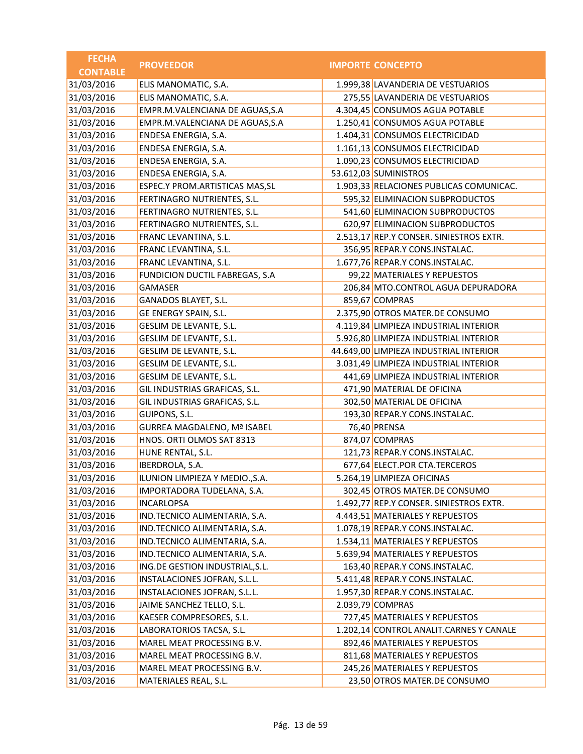| FECHA CONTABLE | PROVEEDOR | IMPORTE | CONCEPTO |
|---|---|---|---|
| 31/03/2016 | ELIS MANOMATIC, S.A. | 1.999,38 | LAVANDERIA DE VESTUARIOS |
| 31/03/2016 | ELIS MANOMATIC, S.A. | 275,55 | LAVANDERIA DE VESTUARIOS |
| 31/03/2016 | EMPR.M.VALENCIANA DE AGUAS,S.A | 4.304,45 | CONSUMOS AGUA POTABLE |
| 31/03/2016 | EMPR.M.VALENCIANA DE AGUAS,S.A | 1.250,41 | CONSUMOS AGUA POTABLE |
| 31/03/2016 | ENDESA ENERGIA, S.A. | 1.404,31 | CONSUMOS ELECTRICIDAD |
| 31/03/2016 | ENDESA ENERGIA, S.A. | 1.161,13 | CONSUMOS ELECTRICIDAD |
| 31/03/2016 | ENDESA ENERGIA, S.A. | 1.090,23 | CONSUMOS ELECTRICIDAD |
| 31/03/2016 | ENDESA ENERGIA, S.A. | 53.612,03 | SUMINISTROS |
| 31/03/2016 | ESPEC.Y PROM.ARTISTICAS MAS,SL | 1.903,33 | RELACIONES PUBLICAS COMUNICAC. |
| 31/03/2016 | FERTINAGRO NUTRIENTES, S.L. | 595,32 | ELIMINACION SUBPRODUCTOS |
| 31/03/2016 | FERTINAGRO NUTRIENTES, S.L. | 541,60 | ELIMINACION SUBPRODUCTOS |
| 31/03/2016 | FERTINAGRO NUTRIENTES, S.L. | 620,97 | ELIMINACION SUBPRODUCTOS |
| 31/03/2016 | FRANC LEVANTINA, S.L. | 2.513,17 | REP.Y CONSER. SINIESTROS EXTR. |
| 31/03/2016 | FRANC LEVANTINA, S.L. | 356,95 | REPAR.Y CONS.INSTALAC. |
| 31/03/2016 | FRANC LEVANTINA, S.L. | 1.677,76 | REPAR.Y CONS.INSTALAC. |
| 31/03/2016 | FUNDICION DUCTIL FABREGAS, S.A | 99,22 | MATERIALES Y REPUESTOS |
| 31/03/2016 | GAMASER | 206,84 | MTO.CONTROL AGUA DEPURADORA |
| 31/03/2016 | GANADOS BLAYET, S.L. | 859,67 | COMPRAS |
| 31/03/2016 | GE ENERGY SPAIN, S.L. | 2.375,90 | OTROS MATER.DE CONSUMO |
| 31/03/2016 | GESLIM DE LEVANTE, S.L. | 4.119,84 | LIMPIEZA INDUSTRIAL INTERIOR |
| 31/03/2016 | GESLIM DE LEVANTE, S.L. | 5.926,80 | LIMPIEZA INDUSTRIAL INTERIOR |
| 31/03/2016 | GESLIM DE LEVANTE, S.L. | 44.649,00 | LIMPIEZA INDUSTRIAL INTERIOR |
| 31/03/2016 | GESLIM DE LEVANTE, S.L. | 3.031,49 | LIMPIEZA INDUSTRIAL INTERIOR |
| 31/03/2016 | GESLIM DE LEVANTE, S.L. | 441,69 | LIMPIEZA INDUSTRIAL INTERIOR |
| 31/03/2016 | GIL INDUSTRIAS GRAFICAS, S.L. | 471,90 | MATERIAL DE OFICINA |
| 31/03/2016 | GIL INDUSTRIAS GRAFICAS, S.L. | 302,50 | MATERIAL DE OFICINA |
| 31/03/2016 | GUIPONS, S.L. | 193,30 | REPAR.Y CONS.INSTALAC. |
| 31/03/2016 | GURREA MAGDALENO, Mª ISABEL | 76,40 | PRENSA |
| 31/03/2016 | HNOS. ORTI OLMOS SAT 8313 | 874,07 | COMPRAS |
| 31/03/2016 | HUNE RENTAL, S.L. | 121,73 | REPAR.Y CONS.INSTALAC. |
| 31/03/2016 | IBERDROLA, S.A. | 677,64 | ELECT.POR CTA.TERCEROS |
| 31/03/2016 | ILUNION LIMPIEZA Y MEDIO.,S.A. | 5.264,19 | LIMPIEZA OFICINAS |
| 31/03/2016 | IMPORTADORA TUDELANA, S.A. | 302,45 | OTROS MATER.DE CONSUMO |
| 31/03/2016 | INCARLOPSA | 1.492,77 | REP.Y CONSER. SINIESTROS EXTR. |
| 31/03/2016 | IND.TECNICO ALIMENTARIA, S.A. | 4.443,51 | MATERIALES Y REPUESTOS |
| 31/03/2016 | IND.TECNICO ALIMENTARIA, S.A. | 1.078,19 | REPAR.Y CONS.INSTALAC. |
| 31/03/2016 | IND.TECNICO ALIMENTARIA, S.A. | 1.534,11 | MATERIALES Y REPUESTOS |
| 31/03/2016 | IND.TECNICO ALIMENTARIA, S.A. | 5.639,94 | MATERIALES Y REPUESTOS |
| 31/03/2016 | ING.DE GESTION INDUSTRIAL,S.L. | 163,40 | REPAR.Y CONS.INSTALAC. |
| 31/03/2016 | INSTALACIONES JOFRAN, S.L.L. | 5.411,48 | REPAR.Y CONS.INSTALAC. |
| 31/03/2016 | INSTALACIONES JOFRAN, S.L.L. | 1.957,30 | REPAR.Y CONS.INSTALAC. |
| 31/03/2016 | JAIME SANCHEZ TELLO, S.L. | 2.039,79 | COMPRAS |
| 31/03/2016 | KAESER COMPRESORES, S.L. | 727,45 | MATERIALES Y REPUESTOS |
| 31/03/2016 | LABORATORIOS TACSA, S.L. | 1.202,14 | CONTROL ANALIT.CARNES Y CANALE |
| 31/03/2016 | MAREL MEAT PROCESSING B.V. | 892,46 | MATERIALES Y REPUESTOS |
| 31/03/2016 | MAREL MEAT PROCESSING B.V. | 811,68 | MATERIALES Y REPUESTOS |
| 31/03/2016 | MAREL MEAT PROCESSING B.V. | 245,26 | MATERIALES Y REPUESTOS |
| 31/03/2016 | MATERIALES REAL, S.L. | 23,50 | OTROS MATER.DE CONSUMO |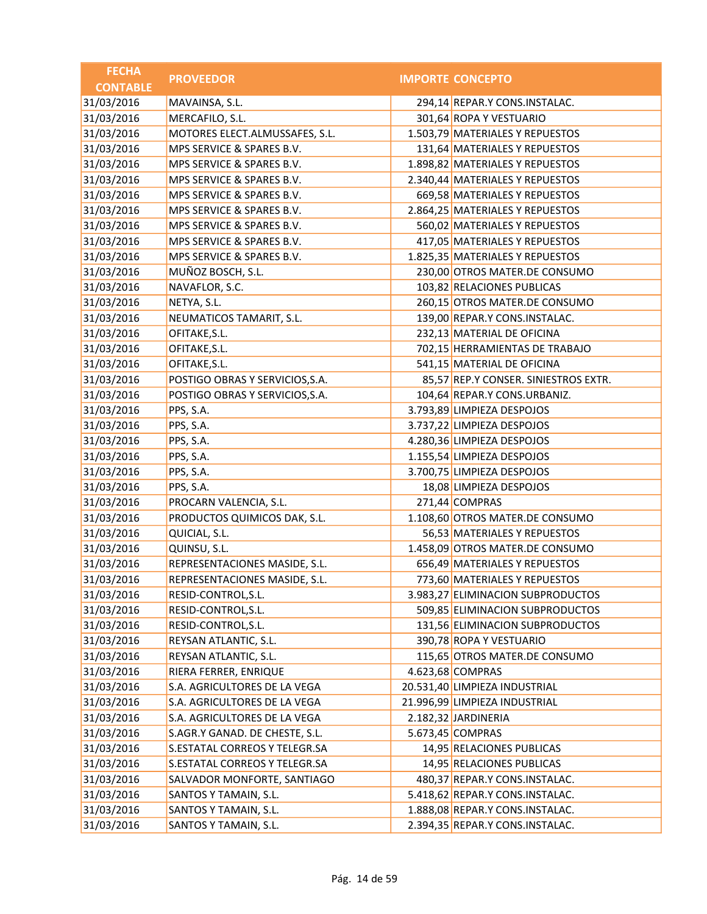| FECHA CONTABLE | PROVEEDOR | IMPORTE | CONCEPTO |
|---|---|---|---|
| 31/03/2016 | MAVAINSA, S.L. | 294,14 | REPAR.Y CONS.INSTALAC. |
| 31/03/2016 | MERCAFILO, S.L. | 301,64 | ROPA Y VESTUARIO |
| 31/03/2016 | MOTORES ELECT.ALMUSSAFES, S.L. | 1.503,79 | MATERIALES Y REPUESTOS |
| 31/03/2016 | MPS SERVICE & SPARES B.V. | 131,64 | MATERIALES Y REPUESTOS |
| 31/03/2016 | MPS SERVICE & SPARES B.V. | 1.898,82 | MATERIALES Y REPUESTOS |
| 31/03/2016 | MPS SERVICE & SPARES B.V. | 2.340,44 | MATERIALES Y REPUESTOS |
| 31/03/2016 | MPS SERVICE & SPARES B.V. | 669,58 | MATERIALES Y REPUESTOS |
| 31/03/2016 | MPS SERVICE & SPARES B.V. | 2.864,25 | MATERIALES Y REPUESTOS |
| 31/03/2016 | MPS SERVICE & SPARES B.V. | 560,02 | MATERIALES Y REPUESTOS |
| 31/03/2016 | MPS SERVICE & SPARES B.V. | 417,05 | MATERIALES Y REPUESTOS |
| 31/03/2016 | MPS SERVICE & SPARES B.V. | 1.825,35 | MATERIALES Y REPUESTOS |
| 31/03/2016 | MUÑOZ BOSCH, S.L. | 230,00 | OTROS MATER.DE CONSUMO |
| 31/03/2016 | NAVAFLOR, S.C. | 103,82 | RELACIONES PUBLICAS |
| 31/03/2016 | NETYA, S.L. | 260,15 | OTROS MATER.DE CONSUMO |
| 31/03/2016 | NEUMATICOS TAMARIT, S.L. | 139,00 | REPAR.Y CONS.INSTALAC. |
| 31/03/2016 | OFITAKE,S.L. | 232,13 | MATERIAL DE OFICINA |
| 31/03/2016 | OFITAKE,S.L. | 702,15 | HERRAMIENTAS DE TRABAJO |
| 31/03/2016 | OFITAKE,S.L. | 541,15 | MATERIAL DE OFICINA |
| 31/03/2016 | POSTIGO OBRAS Y SERVICIOS,S.A. | 85,57 | REP.Y CONSER. SINIESTROS EXTR. |
| 31/03/2016 | POSTIGO OBRAS Y SERVICIOS,S.A. | 104,64 | REPAR.Y CONS.URBANIZ. |
| 31/03/2016 | PPS, S.A. | 3.793,89 | LIMPIEZA DESPOJOS |
| 31/03/2016 | PPS, S.A. | 3.737,22 | LIMPIEZA DESPOJOS |
| 31/03/2016 | PPS, S.A. | 4.280,36 | LIMPIEZA DESPOJOS |
| 31/03/2016 | PPS, S.A. | 1.155,54 | LIMPIEZA DESPOJOS |
| 31/03/2016 | PPS, S.A. | 3.700,75 | LIMPIEZA DESPOJOS |
| 31/03/2016 | PPS, S.A. | 18,08 | LIMPIEZA DESPOJOS |
| 31/03/2016 | PROCARN VALENCIA, S.L. | 271,44 | COMPRAS |
| 31/03/2016 | PRODUCTOS QUIMICOS DAK, S.L. | 1.108,60 | OTROS MATER.DE CONSUMO |
| 31/03/2016 | QUICIAL, S.L. | 56,53 | MATERIALES Y REPUESTOS |
| 31/03/2016 | QUINSU, S.L. | 1.458,09 | OTROS MATER.DE CONSUMO |
| 31/03/2016 | REPRESENTACIONES MASIDE, S.L. | 656,49 | MATERIALES Y REPUESTOS |
| 31/03/2016 | REPRESENTACIONES MASIDE, S.L. | 773,60 | MATERIALES Y REPUESTOS |
| 31/03/2016 | RESID-CONTROL,S.L. | 3.983,27 | ELIMINACION SUBPRODUCTOS |
| 31/03/2016 | RESID-CONTROL,S.L. | 509,85 | ELIMINACION SUBPRODUCTOS |
| 31/03/2016 | RESID-CONTROL,S.L. | 131,56 | ELIMINACION SUBPRODUCTOS |
| 31/03/2016 | REYSAN ATLANTIC, S.L. | 390,78 | ROPA Y VESTUARIO |
| 31/03/2016 | REYSAN ATLANTIC, S.L. | 115,65 | OTROS MATER.DE CONSUMO |
| 31/03/2016 | RIERA FERRER, ENRIQUE | 4.623,68 | COMPRAS |
| 31/03/2016 | S.A. AGRICULTORES DE LA VEGA | 20.531,40 | LIMPIEZA INDUSTRIAL |
| 31/03/2016 | S.A. AGRICULTORES DE LA VEGA | 21.996,99 | LIMPIEZA INDUSTRIAL |
| 31/03/2016 | S.A. AGRICULTORES DE LA VEGA | 2.182,32 | JARDINERIA |
| 31/03/2016 | S.AGR.Y GANAD. DE CHESTE, S.L. | 5.673,45 | COMPRAS |
| 31/03/2016 | S.ESTATAL CORREOS Y TELEGR.SA | 14,95 | RELACIONES PUBLICAS |
| 31/03/2016 | S.ESTATAL CORREOS Y TELEGR.SA | 14,95 | RELACIONES PUBLICAS |
| 31/03/2016 | SALVADOR MONFORTE, SANTIAGO | 480,37 | REPAR.Y CONS.INSTALAC. |
| 31/03/2016 | SANTOS Y TAMAIN, S.L. | 5.418,62 | REPAR.Y CONS.INSTALAC. |
| 31/03/2016 | SANTOS Y TAMAIN, S.L. | 1.888,08 | REPAR.Y CONS.INSTALAC. |
| 31/03/2016 | SANTOS Y TAMAIN, S.L. | 2.394,35 | REPAR.Y CONS.INSTALAC. |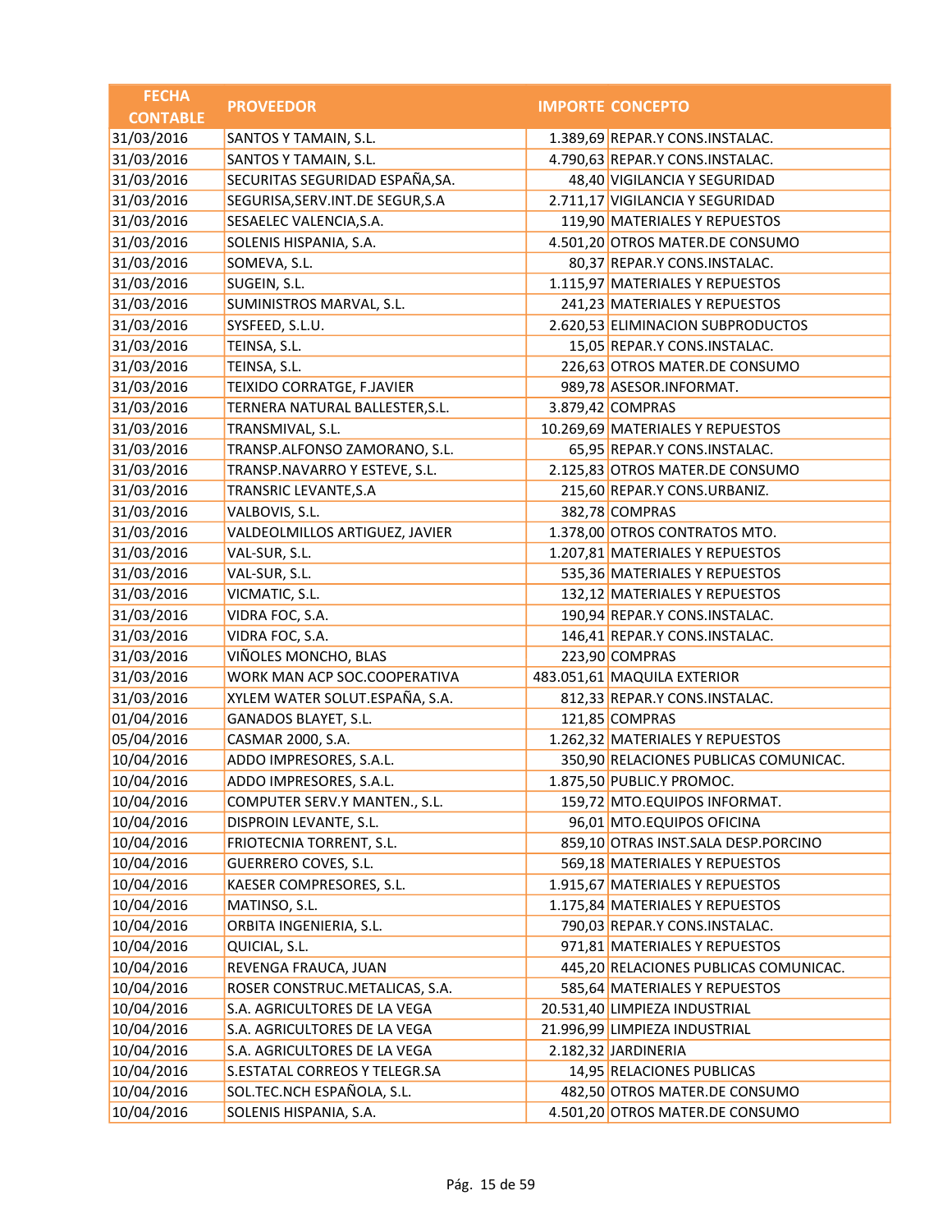| FECHA CONTABLE | PROVEEDOR | IMPORTE | CONCEPTO |
|---|---|---|---|
| 31/03/2016 | SANTOS Y TAMAIN, S.L. | 1.389,69 | REPAR.Y CONS.INSTALAC. |
| 31/03/2016 | SANTOS Y TAMAIN, S.L. | 4.790,63 | REPAR.Y CONS.INSTALAC. |
| 31/03/2016 | SECURITAS SEGURIDAD ESPAÑA,SA. | 48,40 | VIGILANCIA Y SEGURIDAD |
| 31/03/2016 | SEGURISA,SERV.INT.DE SEGUR,S.A | 2.711,17 | VIGILANCIA Y SEGURIDAD |
| 31/03/2016 | SESAELEC VALENCIA,S.A. | 119,90 | MATERIALES Y REPUESTOS |
| 31/03/2016 | SOLENIS HISPANIA, S.A. | 4.501,20 | OTROS MATER.DE CONSUMO |
| 31/03/2016 | SOMEVA, S.L. | 80,37 | REPAR.Y CONS.INSTALAC. |
| 31/03/2016 | SUGEIN, S.L. | 1.115,97 | MATERIALES Y REPUESTOS |
| 31/03/2016 | SUMINISTROS MARVAL, S.L. | 241,23 | MATERIALES Y REPUESTOS |
| 31/03/2016 | SYSFEED, S.L.U. | 2.620,53 | ELIMINACION SUBPRODUCTOS |
| 31/03/2016 | TEINSA, S.L. | 15,05 | REPAR.Y CONS.INSTALAC. |
| 31/03/2016 | TEINSA, S.L. | 226,63 | OTROS MATER.DE CONSUMO |
| 31/03/2016 | TEIXIDO CORRATGE, F.JAVIER | 989,78 | ASESOR.INFORMAT. |
| 31/03/2016 | TERNERA NATURAL BALLESTER,S.L. | 3.879,42 | COMPRAS |
| 31/03/2016 | TRANSMIVAL, S.L. | 10.269,69 | MATERIALES Y REPUESTOS |
| 31/03/2016 | TRANSP.ALFONSO ZAMORANO, S.L. | 65,95 | REPAR.Y CONS.INSTALAC. |
| 31/03/2016 | TRANSP.NAVARRO Y ESTEVE, S.L. | 2.125,83 | OTROS MATER.DE CONSUMO |
| 31/03/2016 | TRANSRIC LEVANTE,S.A | 215,60 | REPAR.Y CONS.URBANIZ. |
| 31/03/2016 | VALBOVIS, S.L. | 382,78 | COMPRAS |
| 31/03/2016 | VALDEOLMILLOS ARTIGUEZ, JAVIER | 1.378,00 | OTROS CONTRATOS MTO. |
| 31/03/2016 | VAL-SUR, S.L. | 1.207,81 | MATERIALES Y REPUESTOS |
| 31/03/2016 | VAL-SUR, S.L. | 535,36 | MATERIALES Y REPUESTOS |
| 31/03/2016 | VICMATIC, S.L. | 132,12 | MATERIALES Y REPUESTOS |
| 31/03/2016 | VIDRA FOC, S.A. | 190,94 | REPAR.Y CONS.INSTALAC. |
| 31/03/2016 | VIDRA FOC, S.A. | 146,41 | REPAR.Y CONS.INSTALAC. |
| 31/03/2016 | VIÑOLES MONCHO, BLAS | 223,90 | COMPRAS |
| 31/03/2016 | WORK MAN ACP SOC.COOPERATIVA | 483.051,61 | MAQUILA EXTERIOR |
| 31/03/2016 | XYLEM WATER SOLUT.ESPAÑA, S.A. | 812,33 | REPAR.Y CONS.INSTALAC. |
| 01/04/2016 | GANADOS BLAYET, S.L. | 121,85 | COMPRAS |
| 05/04/2016 | CASMAR 2000, S.A. | 1.262,32 | MATERIALES Y REPUESTOS |
| 10/04/2016 | ADDO IMPRESORES, S.A.L. | 350,90 | RELACIONES PUBLICAS COMUNICAC. |
| 10/04/2016 | ADDO IMPRESORES, S.A.L. | 1.875,50 | PUBLIC.Y PROMOC. |
| 10/04/2016 | COMPUTER SERV.Y MANTEN., S.L. | 159,72 | MTO.EQUIPOS INFORMAT. |
| 10/04/2016 | DISPROIN LEVANTE, S.L. | 96,01 | MTO.EQUIPOS OFICINA |
| 10/04/2016 | FRIOTECNIA TORRENT, S.L. | 859,10 | OTRAS INST.SALA DESP.PORCINO |
| 10/04/2016 | GUERRERO COVES, S.L. | 569,18 | MATERIALES Y REPUESTOS |
| 10/04/2016 | KAESER COMPRESORES, S.L. | 1.915,67 | MATERIALES Y REPUESTOS |
| 10/04/2016 | MATINSO, S.L. | 1.175,84 | MATERIALES Y REPUESTOS |
| 10/04/2016 | ORBITA INGENIERIA, S.L. | 790,03 | REPAR.Y CONS.INSTALAC. |
| 10/04/2016 | QUICIAL, S.L. | 971,81 | MATERIALES Y REPUESTOS |
| 10/04/2016 | REVENGA FRAUCA, JUAN | 445,20 | RELACIONES PUBLICAS COMUNICAC. |
| 10/04/2016 | ROSER CONSTRUC.METALICAS, S.A. | 585,64 | MATERIALES Y REPUESTOS |
| 10/04/2016 | S.A. AGRICULTORES DE LA VEGA | 20.531,40 | LIMPIEZA INDUSTRIAL |
| 10/04/2016 | S.A. AGRICULTORES DE LA VEGA | 21.996,99 | LIMPIEZA INDUSTRIAL |
| 10/04/2016 | S.A. AGRICULTORES DE LA VEGA | 2.182,32 | JARDINERIA |
| 10/04/2016 | S.ESTATAL CORREOS Y TELEGR.SA | 14,95 | RELACIONES PUBLICAS |
| 10/04/2016 | SOL.TEC.NCH ESPAÑOLA, S.L. | 482,50 | OTROS MATER.DE CONSUMO |
| 10/04/2016 | SOLENIS HISPANIA, S.A. | 4.501,20 | OTROS MATER.DE CONSUMO |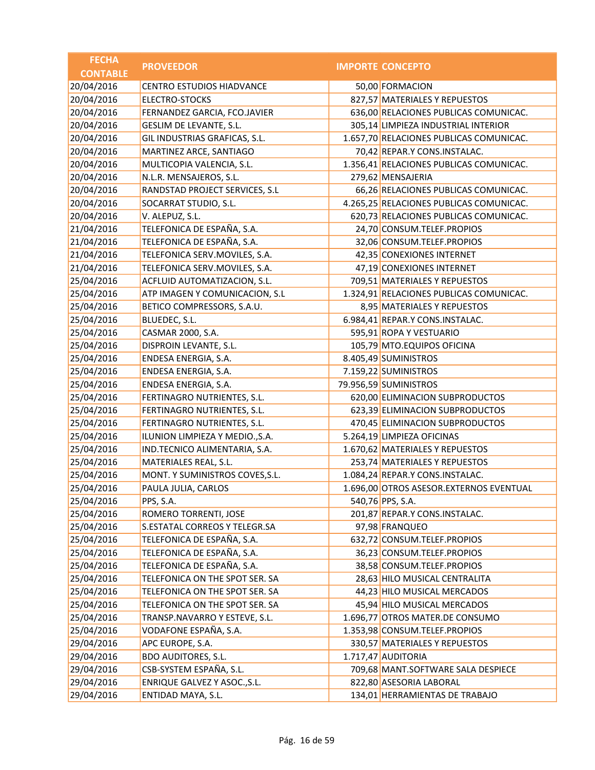| FECHA CONTABLE | PROVEEDOR | IMPORTE | CONCEPTO |
|---|---|---|---|
| 20/04/2016 | CENTRO ESTUDIOS HIADVANCE | 50,00 | FORMACION |
| 20/04/2016 | ELECTRO-STOCKS | 827,57 | MATERIALES Y REPUESTOS |
| 20/04/2016 | FERNANDEZ GARCIA, FCO.JAVIER | 636,00 | RELACIONES PUBLICAS COMUNICAC. |
| 20/04/2016 | GESLIM DE LEVANTE, S.L. | 305,14 | LIMPIEZA INDUSTRIAL INTERIOR |
| 20/04/2016 | GIL INDUSTRIAS GRAFICAS, S.L. | 1.657,70 | RELACIONES PUBLICAS COMUNICAC. |
| 20/04/2016 | MARTINEZ ARCE, SANTIAGO | 70,42 | REPAR.Y CONS.INSTALAC. |
| 20/04/2016 | MULTICOPIA VALENCIA, S.L. | 1.356,41 | RELACIONES PUBLICAS COMUNICAC. |
| 20/04/2016 | N.L.R. MENSAJEROS, S.L. | 279,62 | MENSAJERIA |
| 20/04/2016 | RANDSTAD PROJECT SERVICES, S.L | 66,26 | RELACIONES PUBLICAS COMUNICAC. |
| 20/04/2016 | SOCARRAT STUDIO, S.L. | 4.265,25 | RELACIONES PUBLICAS COMUNICAC. |
| 20/04/2016 | V. ALEPUZ, S.L. | 620,73 | RELACIONES PUBLICAS COMUNICAC. |
| 21/04/2016 | TELEFONICA DE ESPAÑA, S.A. | 24,70 | CONSUM.TELEF.PROPIOS |
| 21/04/2016 | TELEFONICA DE ESPAÑA, S.A. | 32,06 | CONSUM.TELEF.PROPIOS |
| 21/04/2016 | TELEFONICA SERV.MOVILES, S.A. | 42,35 | CONEXIONES INTERNET |
| 21/04/2016 | TELEFONICA SERV.MOVILES, S.A. | 47,19 | CONEXIONES INTERNET |
| 25/04/2016 | ACFLUID AUTOMATIZACION, S.L. | 709,51 | MATERIALES Y REPUESTOS |
| 25/04/2016 | ATP IMAGEN Y COMUNICACION, S.L | 1.324,91 | RELACIONES PUBLICAS COMUNICAC. |
| 25/04/2016 | BETICO COMPRESSORS, S.A.U. | 8,95 | MATERIALES Y REPUESTOS |
| 25/04/2016 | BLUEDEC, S.L. | 6.984,41 | REPAR.Y CONS.INSTALAC. |
| 25/04/2016 | CASMAR 2000, S.A. | 595,91 | ROPA Y VESTUARIO |
| 25/04/2016 | DISPROIN LEVANTE, S.L. | 105,79 | MTO.EQUIPOS OFICINA |
| 25/04/2016 | ENDESA ENERGIA, S.A. | 8.405,49 | SUMINISTROS |
| 25/04/2016 | ENDESA ENERGIA, S.A. | 7.159,22 | SUMINISTROS |
| 25/04/2016 | ENDESA ENERGIA, S.A. | 79.956,59 | SUMINISTROS |
| 25/04/2016 | FERTINAGRO NUTRIENTES, S.L. | 620,00 | ELIMINACION SUBPRODUCTOS |
| 25/04/2016 | FERTINAGRO NUTRIENTES, S.L. | 623,39 | ELIMINACION SUBPRODUCTOS |
| 25/04/2016 | FERTINAGRO NUTRIENTES, S.L. | 470,45 | ELIMINACION SUBPRODUCTOS |
| 25/04/2016 | ILUNION LIMPIEZA Y MEDIO.,S.A. | 5.264,19 | LIMPIEZA OFICINAS |
| 25/04/2016 | IND.TECNICO ALIMENTARIA, S.A. | 1.670,62 | MATERIALES Y REPUESTOS |
| 25/04/2016 | MATERIALES REAL, S.L. | 253,74 | MATERIALES Y REPUESTOS |
| 25/04/2016 | MONT. Y SUMINISTROS COVES,S.L. | 1.084,24 | REPAR.Y CONS.INSTALAC. |
| 25/04/2016 | PAULA JULIA, CARLOS | 1.696,00 | OTROS ASESOR.EXTERNOS EVENTUAL |
| 25/04/2016 | PPS, S.A. | 540,76 | PPS, S.A. |
| 25/04/2016 | ROMERO TORRENTI, JOSE | 201,87 | REPAR.Y CONS.INSTALAC. |
| 25/04/2016 | S.ESTATAL CORREOS Y TELEGR.SA | 97,98 | FRANQUEO |
| 25/04/2016 | TELEFONICA DE ESPAÑA, S.A. | 632,72 | CONSUM.TELEF.PROPIOS |
| 25/04/2016 | TELEFONICA DE ESPAÑA, S.A. | 36,23 | CONSUM.TELEF.PROPIOS |
| 25/04/2016 | TELEFONICA DE ESPAÑA, S.A. | 38,58 | CONSUM.TELEF.PROPIOS |
| 25/04/2016 | TELEFONICA ON THE SPOT SER. SA | 28,63 | HILO MUSICAL CENTRALITA |
| 25/04/2016 | TELEFONICA ON THE SPOT SER. SA | 44,23 | HILO MUSICAL MERCADOS |
| 25/04/2016 | TELEFONICA ON THE SPOT SER. SA | 45,94 | HILO MUSICAL MERCADOS |
| 25/04/2016 | TRANSP.NAVARRO Y ESTEVE, S.L. | 1.696,77 | OTROS MATER.DE CONSUMO |
| 25/04/2016 | VODAFONE ESPAÑA, S.A. | 1.353,98 | CONSUM.TELEF.PROPIOS |
| 29/04/2016 | APC EUROPE, S.A. | 330,57 | MATERIALES Y REPUESTOS |
| 29/04/2016 | BDO AUDITORES, S.L. | 1.717,47 | AUDITORIA |
| 29/04/2016 | CSB-SYSTEM ESPAÑA, S.L. | 709,68 | MANT.SOFTWARE SALA DESPIECE |
| 29/04/2016 | ENRIQUE GALVEZ Y ASOC.,S.L. | 822,80 | ASESORIA LABORAL |
| 29/04/2016 | ENTIDAD MAYA, S.L. | 134,01 | HERRAMIENTAS DE TRABAJO |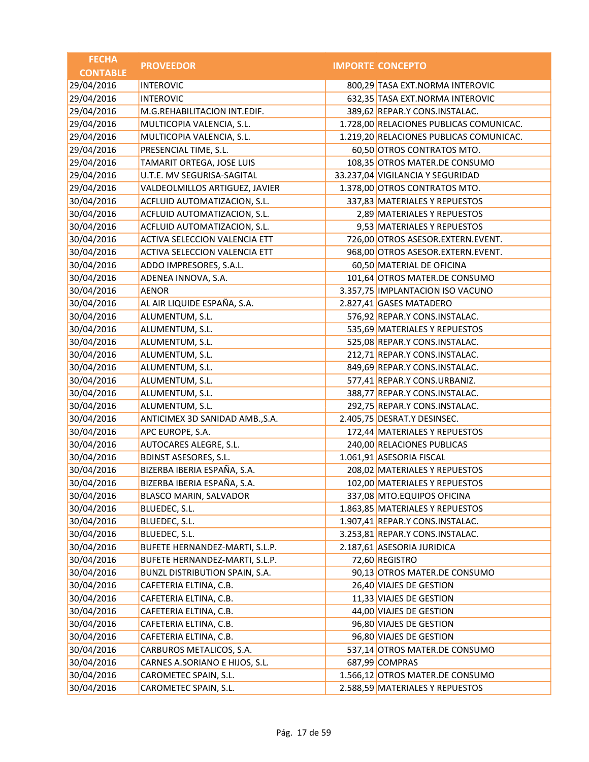| FECHA CONTABLE | PROVEEDOR | IMPORTE | CONCEPTO |
|---|---|---|---|
| 29/04/2016 | INTEROVIC | 800,29 | TASA EXT.NORMA INTEROVIC |
| 29/04/2016 | INTEROVIC | 632,35 | TASA EXT.NORMA INTEROVIC |
| 29/04/2016 | M.G.REHABILITACION INT.EDIF. | 389,62 | REPAR.Y CONS.INSTALAC. |
| 29/04/2016 | MULTICOPIA VALENCIA, S.L. | 1.728,00 | RELACIONES PUBLICAS COMUNICAC. |
| 29/04/2016 | MULTICOPIA VALENCIA, S.L. | 1.219,20 | RELACIONES PUBLICAS COMUNICAC. |
| 29/04/2016 | PRESENCIAL TIME, S.L. | 60,50 | OTROS CONTRATOS MTO. |
| 29/04/2016 | TAMARIT ORTEGA, JOSE LUIS | 108,35 | OTROS MATER.DE CONSUMO |
| 29/04/2016 | U.T.E. MV SEGURISA-SAGITAL | 33.237,04 | VIGILANCIA Y SEGURIDAD |
| 29/04/2016 | VALDEOLMILLOS ARTIGUEZ, JAVIER | 1.378,00 | OTROS CONTRATOS MTO. |
| 30/04/2016 | ACFLUID AUTOMATIZACION, S.L. | 337,83 | MATERIALES Y REPUESTOS |
| 30/04/2016 | ACFLUID AUTOMATIZACION, S.L. | 2,89 | MATERIALES Y REPUESTOS |
| 30/04/2016 | ACFLUID AUTOMATIZACION, S.L. | 9,53 | MATERIALES Y REPUESTOS |
| 30/04/2016 | ACTIVA SELECCION VALENCIA ETT | 726,00 | OTROS ASESOR.EXTERN.EVENT. |
| 30/04/2016 | ACTIVA SELECCION VALENCIA ETT | 968,00 | OTROS ASESOR.EXTERN.EVENT. |
| 30/04/2016 | ADDO IMPRESORES, S.A.L. | 60,50 | MATERIAL DE OFICINA |
| 30/04/2016 | ADENEA INNOVA, S.A. | 101,64 | OTROS MATER.DE CONSUMO |
| 30/04/2016 | AENOR | 3.357,75 | IMPLANTACION ISO VACUNO |
| 30/04/2016 | AL AIR LIQUIDE ESPAÑA, S.A. | 2.827,41 | GASES MATADERO |
| 30/04/2016 | ALUMENTUM, S.L. | 576,92 | REPAR.Y CONS.INSTALAC. |
| 30/04/2016 | ALUMENTUM, S.L. | 535,69 | MATERIALES Y REPUESTOS |
| 30/04/2016 | ALUMENTUM, S.L. | 525,08 | REPAR.Y CONS.INSTALAC. |
| 30/04/2016 | ALUMENTUM, S.L. | 212,71 | REPAR.Y CONS.INSTALAC. |
| 30/04/2016 | ALUMENTUM, S.L. | 849,69 | REPAR.Y CONS.INSTALAC. |
| 30/04/2016 | ALUMENTUM, S.L. | 577,41 | REPAR.Y CONS.URBANIZ. |
| 30/04/2016 | ALUMENTUM, S.L. | 388,77 | REPAR.Y CONS.INSTALAC. |
| 30/04/2016 | ALUMENTUM, S.L. | 292,75 | REPAR.Y CONS.INSTALAC. |
| 30/04/2016 | ANTICIMEX 3D SANIDAD AMB.,S.A. | 2.405,75 | DESRAT.Y DESINSEC. |
| 30/04/2016 | APC EUROPE, S.A. | 172,44 | MATERIALES Y REPUESTOS |
| 30/04/2016 | AUTOCARES ALEGRE, S.L. | 240,00 | RELACIONES PUBLICAS |
| 30/04/2016 | BDINST ASESORES, S.L. | 1.061,91 | ASESORIA FISCAL |
| 30/04/2016 | BIZERBA IBERIA ESPAÑA, S.A. | 208,02 | MATERIALES Y REPUESTOS |
| 30/04/2016 | BIZERBA IBERIA ESPAÑA, S.A. | 102,00 | MATERIALES Y REPUESTOS |
| 30/04/2016 | BLASCO MARIN, SALVADOR | 337,08 | MTO.EQUIPOS OFICINA |
| 30/04/2016 | BLUEDEC, S.L. | 1.863,85 | MATERIALES Y REPUESTOS |
| 30/04/2016 | BLUEDEC, S.L. | 1.907,41 | REPAR.Y CONS.INSTALAC. |
| 30/04/2016 | BLUEDEC, S.L. | 3.253,81 | REPAR.Y CONS.INSTALAC. |
| 30/04/2016 | BUFETE HERNANDEZ-MARTI, S.L.P. | 2.187,61 | ASESORIA JURIDICA |
| 30/04/2016 | BUFETE HERNANDEZ-MARTI, S.L.P. | 72,60 | REGISTRO |
| 30/04/2016 | BUNZL DISTRIBUTION SPAIN, S.A. | 90,13 | OTROS MATER.DE CONSUMO |
| 30/04/2016 | CAFETERIA ELTINA, C.B. | 26,40 | VIAJES DE GESTION |
| 30/04/2016 | CAFETERIA ELTINA, C.B. | 11,33 | VIAJES DE GESTION |
| 30/04/2016 | CAFETERIA ELTINA, C.B. | 44,00 | VIAJES DE GESTION |
| 30/04/2016 | CAFETERIA ELTINA, C.B. | 96,80 | VIAJES DE GESTION |
| 30/04/2016 | CAFETERIA ELTINA, C.B. | 96,80 | VIAJES DE GESTION |
| 30/04/2016 | CARBUROS METALICOS, S.A. | 537,14 | OTROS MATER.DE CONSUMO |
| 30/04/2016 | CARNES A.SORIANO E HIJOS, S.L. | 687,99 | COMPRAS |
| 30/04/2016 | CAROMETEC SPAIN, S.L. | 1.566,12 | OTROS MATER.DE CONSUMO |
| 30/04/2016 | CAROMETEC SPAIN, S.L. | 2.588,59 | MATERIALES Y REPUESTOS |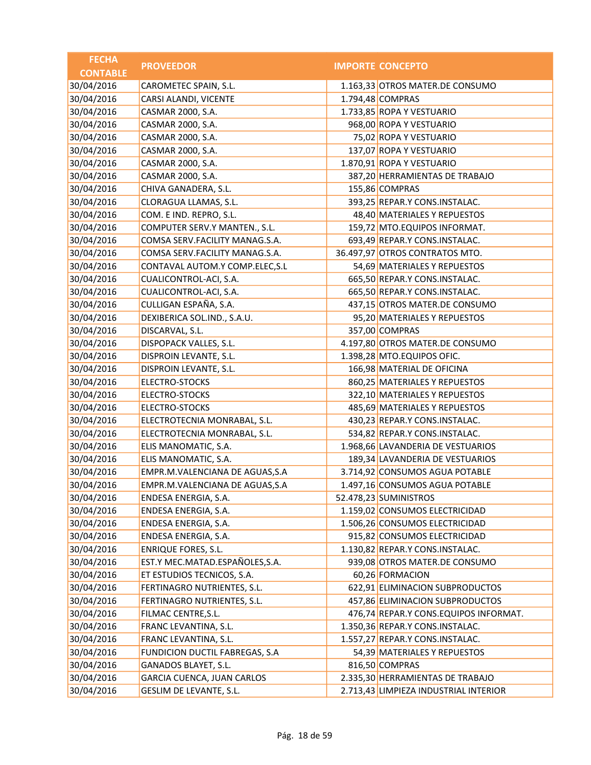| FECHA CONTABLE | PROVEEDOR | IMPORTE | CONCEPTO |
|---|---|---|---|
| 30/04/2016 | CAROMETEC SPAIN, S.L. | 1.163,33 | OTROS MATER.DE CONSUMO |
| 30/04/2016 | CARSI ALANDI, VICENTE | 1.794,48 | COMPRAS |
| 30/04/2016 | CASMAR 2000, S.A. | 1.733,85 | ROPA Y VESTUARIO |
| 30/04/2016 | CASMAR 2000, S.A. | 968,00 | ROPA Y VESTUARIO |
| 30/04/2016 | CASMAR 2000, S.A. | 75,02 | ROPA Y VESTUARIO |
| 30/04/2016 | CASMAR 2000, S.A. | 137,07 | ROPA Y VESTUARIO |
| 30/04/2016 | CASMAR 2000, S.A. | 1.870,91 | ROPA Y VESTUARIO |
| 30/04/2016 | CASMAR 2000, S.A. | 387,20 | HERRAMIENTAS DE TRABAJO |
| 30/04/2016 | CHIVA GANADERA, S.L. | 155,86 | COMPRAS |
| 30/04/2016 | CLORAGUA LLAMAS, S.L. | 393,25 | REPAR.Y CONS.INSTALAC. |
| 30/04/2016 | COM. E IND. REPRO, S.L. | 48,40 | MATERIALES Y REPUESTOS |
| 30/04/2016 | COMPUTER SERV.Y MANTEN., S.L. | 159,72 | MTO.EQUIPOS INFORMAT. |
| 30/04/2016 | COMSA SERV.FACILITY MANAG.S.A. | 693,49 | REPAR.Y CONS.INSTALAC. |
| 30/04/2016 | COMSA SERV.FACILITY MANAG.S.A. | 36.497,97 | OTROS CONTRATOS MTO. |
| 30/04/2016 | CONTAVAL AUTOM.Y COMP.ELEC,S.L | 54,69 | MATERIALES Y REPUESTOS |
| 30/04/2016 | CUALICONTROL-ACI, S.A. | 665,50 | REPAR.Y CONS.INSTALAC. |
| 30/04/2016 | CUALICONTROL-ACI, S.A. | 665,50 | REPAR.Y CONS.INSTALAC. |
| 30/04/2016 | CULLIGAN ESPAÑA, S.A. | 437,15 | OTROS MATER.DE CONSUMO |
| 30/04/2016 | DEXIBERICA SOL.IND., S.A.U. | 95,20 | MATERIALES Y REPUESTOS |
| 30/04/2016 | DISCARVAL, S.L. | 357,00 | COMPRAS |
| 30/04/2016 | DISPOPACK VALLES, S.L. | 4.197,80 | OTROS MATER.DE CONSUMO |
| 30/04/2016 | DISPROIN LEVANTE, S.L. | 1.398,28 | MTO.EQUIPOS OFIC. |
| 30/04/2016 | DISPROIN LEVANTE, S.L. | 166,98 | MATERIAL DE OFICINA |
| 30/04/2016 | ELECTRO-STOCKS | 860,25 | MATERIALES Y REPUESTOS |
| 30/04/2016 | ELECTRO-STOCKS | 322,10 | MATERIALES Y REPUESTOS |
| 30/04/2016 | ELECTRO-STOCKS | 485,69 | MATERIALES Y REPUESTOS |
| 30/04/2016 | ELECTROTECNIA MONRABAL, S.L. | 430,23 | REPAR.Y CONS.INSTALAC. |
| 30/04/2016 | ELECTROTECNIA MONRABAL, S.L. | 534,82 | REPAR.Y CONS.INSTALAC. |
| 30/04/2016 | ELIS MANOMATIC, S.A. | 1.968,66 | LAVANDERIA DE VESTUARIOS |
| 30/04/2016 | ELIS MANOMATIC, S.A. | 189,34 | LAVANDERIA DE VESTUARIOS |
| 30/04/2016 | EMPR.M.VALENCIANA DE AGUAS,S.A | 3.714,92 | CONSUMOS AGUA POTABLE |
| 30/04/2016 | EMPR.M.VALENCIANA DE AGUAS,S.A | 1.497,16 | CONSUMOS AGUA POTABLE |
| 30/04/2016 | ENDESA ENERGIA, S.A. | 52.478,23 | SUMINISTROS |
| 30/04/2016 | ENDESA ENERGIA, S.A. | 1.159,02 | CONSUMOS ELECTRICIDAD |
| 30/04/2016 | ENDESA ENERGIA, S.A. | 1.506,26 | CONSUMOS ELECTRICIDAD |
| 30/04/2016 | ENDESA ENERGIA, S.A. | 915,82 | CONSUMOS ELECTRICIDAD |
| 30/04/2016 | ENRIQUE FORES, S.L. | 1.130,82 | REPAR.Y CONS.INSTALAC. |
| 30/04/2016 | EST.Y MEC.MATAD.ESPAÑOLES,S.A. | 939,08 | OTROS MATER.DE CONSUMO |
| 30/04/2016 | ET ESTUDIOS TECNICOS, S.A. | 60,26 | FORMACION |
| 30/04/2016 | FERTINAGRO NUTRIENTES, S.L. | 622,91 | ELIMINACION SUBPRODUCTOS |
| 30/04/2016 | FERTINAGRO NUTRIENTES, S.L. | 457,86 | ELIMINACION SUBPRODUCTOS |
| 30/04/2016 | FILMAC CENTRE,S.L. | 476,74 | REPAR.Y CONS.EQUIPOS INFORMAT. |
| 30/04/2016 | FRANC LEVANTINA, S.L. | 1.350,36 | REPAR.Y CONS.INSTALAC. |
| 30/04/2016 | FRANC LEVANTINA, S.L. | 1.557,27 | REPAR.Y CONS.INSTALAC. |
| 30/04/2016 | FUNDICION DUCTIL FABREGAS, S.A | 54,39 | MATERIALES Y REPUESTOS |
| 30/04/2016 | GANADOS BLAYET, S.L. | 816,50 | COMPRAS |
| 30/04/2016 | GARCIA CUENCA, JUAN CARLOS | 2.335,30 | HERRAMIENTAS DE TRABAJO |
| 30/04/2016 | GESLIM DE LEVANTE, S.L. | 2.713,43 | LIMPIEZA INDUSTRIAL INTERIOR |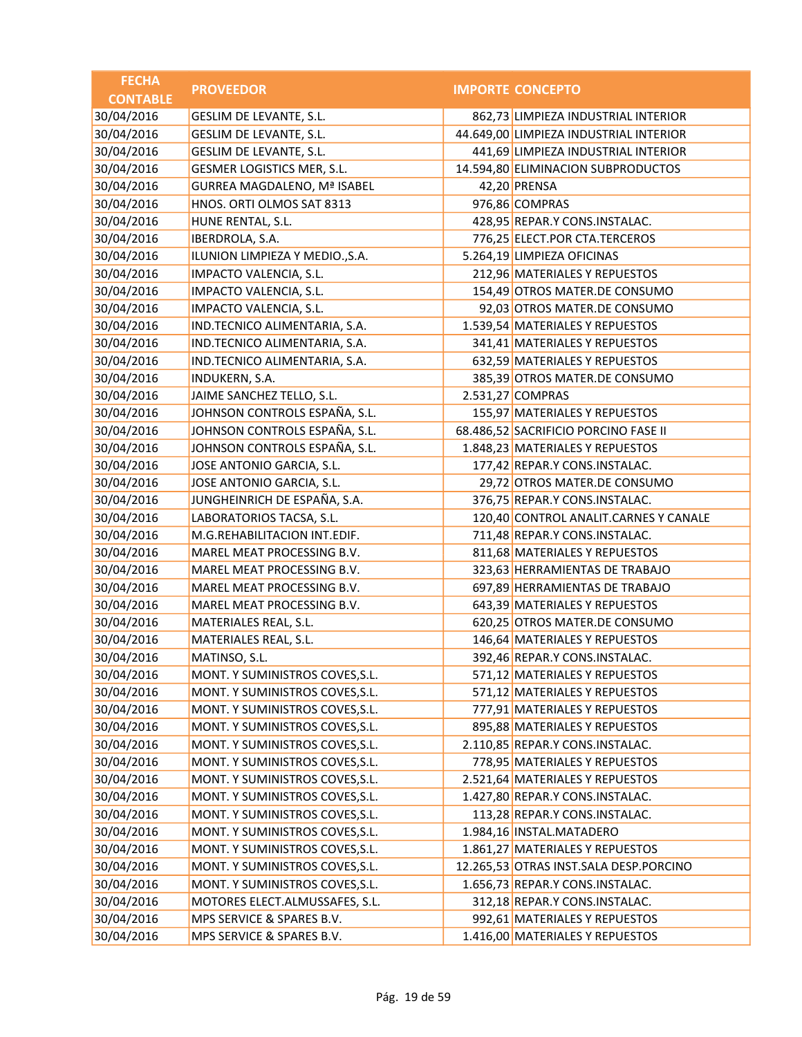| FECHA CONTABLE | PROVEEDOR | IMPORTE | CONCEPTO |
|---|---|---|---|
| 30/04/2016 | GESLIM DE LEVANTE, S.L. | 862,73 | LIMPIEZA INDUSTRIAL INTERIOR |
| 30/04/2016 | GESLIM DE LEVANTE, S.L. | 44.649,00 | LIMPIEZA INDUSTRIAL INTERIOR |
| 30/04/2016 | GESLIM DE LEVANTE, S.L. | 441,69 | LIMPIEZA INDUSTRIAL INTERIOR |
| 30/04/2016 | GESMER LOGISTICS MER, S.L. | 14.594,80 | ELIMINACION SUBPRODUCTOS |
| 30/04/2016 | GURREA MAGDALENO, Mª ISABEL | 42,20 | PRENSA |
| 30/04/2016 | HNOS. ORTI OLMOS SAT 8313 | 976,86 | COMPRAS |
| 30/04/2016 | HUNE RENTAL, S.L. | 428,95 | REPAR.Y CONS.INSTALAC. |
| 30/04/2016 | IBERDROLA, S.A. | 776,25 | ELECT.POR CTA.TERCEROS |
| 30/04/2016 | ILUNION LIMPIEZA Y MEDIO.,S.A. | 5.264,19 | LIMPIEZA OFICINAS |
| 30/04/2016 | IMPACTO VALENCIA, S.L. | 212,96 | MATERIALES Y REPUESTOS |
| 30/04/2016 | IMPACTO VALENCIA, S.L. | 154,49 | OTROS MATER.DE CONSUMO |
| 30/04/2016 | IMPACTO VALENCIA, S.L. | 92,03 | OTROS MATER.DE CONSUMO |
| 30/04/2016 | IND.TECNICO ALIMENTARIA, S.A. | 1.539,54 | MATERIALES Y REPUESTOS |
| 30/04/2016 | IND.TECNICO ALIMENTARIA, S.A. | 341,41 | MATERIALES Y REPUESTOS |
| 30/04/2016 | IND.TECNICO ALIMENTARIA, S.A. | 632,59 | MATERIALES Y REPUESTOS |
| 30/04/2016 | INDUKERN, S.A. | 385,39 | OTROS MATER.DE CONSUMO |
| 30/04/2016 | JAIME SANCHEZ TELLO, S.L. | 2.531,27 | COMPRAS |
| 30/04/2016 | JOHNSON CONTROLS ESPAÑA, S.L. | 155,97 | MATERIALES Y REPUESTOS |
| 30/04/2016 | JOHNSON CONTROLS ESPAÑA, S.L. | 68.486,52 | SACRIFICIO PORCINO FASE II |
| 30/04/2016 | JOHNSON CONTROLS ESPAÑA, S.L. | 1.848,23 | MATERIALES Y REPUESTOS |
| 30/04/2016 | JOSE ANTONIO GARCIA, S.L. | 177,42 | REPAR.Y CONS.INSTALAC. |
| 30/04/2016 | JOSE ANTONIO GARCIA, S.L. | 29,72 | OTROS MATER.DE CONSUMO |
| 30/04/2016 | JUNGHEINRICH DE ESPAÑA, S.A. | 376,75 | REPAR.Y CONS.INSTALAC. |
| 30/04/2016 | LABORATORIOS TACSA, S.L. | 120,40 | CONTROL ANALIT.CARNES Y CANALE |
| 30/04/2016 | M.G.REHABILITACION INT.EDIF. | 711,48 | REPAR.Y CONS.INSTALAC. |
| 30/04/2016 | MAREL MEAT PROCESSING B.V. | 811,68 | MATERIALES Y REPUESTOS |
| 30/04/2016 | MAREL MEAT PROCESSING B.V. | 323,63 | HERRAMIENTAS DE TRABAJO |
| 30/04/2016 | MAREL MEAT PROCESSING B.V. | 697,89 | HERRAMIENTAS DE TRABAJO |
| 30/04/2016 | MAREL MEAT PROCESSING B.V. | 643,39 | MATERIALES Y REPUESTOS |
| 30/04/2016 | MATERIALES REAL, S.L. | 620,25 | OTROS MATER.DE CONSUMO |
| 30/04/2016 | MATERIALES REAL, S.L. | 146,64 | MATERIALES Y REPUESTOS |
| 30/04/2016 | MATINSO, S.L. | 392,46 | REPAR.Y CONS.INSTALAC. |
| 30/04/2016 | MONT. Y SUMINISTROS COVES,S.L. | 571,12 | MATERIALES Y REPUESTOS |
| 30/04/2016 | MONT. Y SUMINISTROS COVES,S.L. | 571,12 | MATERIALES Y REPUESTOS |
| 30/04/2016 | MONT. Y SUMINISTROS COVES,S.L. | 777,91 | MATERIALES Y REPUESTOS |
| 30/04/2016 | MONT. Y SUMINISTROS COVES,S.L. | 895,88 | MATERIALES Y REPUESTOS |
| 30/04/2016 | MONT. Y SUMINISTROS COVES,S.L. | 2.110,85 | REPAR.Y CONS.INSTALAC. |
| 30/04/2016 | MONT. Y SUMINISTROS COVES,S.L. | 778,95 | MATERIALES Y REPUESTOS |
| 30/04/2016 | MONT. Y SUMINISTROS COVES,S.L. | 2.521,64 | MATERIALES Y REPUESTOS |
| 30/04/2016 | MONT. Y SUMINISTROS COVES,S.L. | 1.427,80 | REPAR.Y CONS.INSTALAC. |
| 30/04/2016 | MONT. Y SUMINISTROS COVES,S.L. | 113,28 | REPAR.Y CONS.INSTALAC. |
| 30/04/2016 | MONT. Y SUMINISTROS COVES,S.L. | 1.984,16 | INSTAL.MATADERO |
| 30/04/2016 | MONT. Y SUMINISTROS COVES,S.L. | 1.861,27 | MATERIALES Y REPUESTOS |
| 30/04/2016 | MONT. Y SUMINISTROS COVES,S.L. | 12.265,53 | OTRAS INST.SALA DESP.PORCINO |
| 30/04/2016 | MONT. Y SUMINISTROS COVES,S.L. | 1.656,73 | REPAR.Y CONS.INSTALAC. |
| 30/04/2016 | MOTORES ELECT.ALMUSSAFES, S.L. | 312,18 | REPAR.Y CONS.INSTALAC. |
| 30/04/2016 | MPS SERVICE & SPARES B.V. | 992,61 | MATERIALES Y REPUESTOS |
| 30/04/2016 | MPS SERVICE & SPARES B.V. | 1.416,00 | MATERIALES Y REPUESTOS |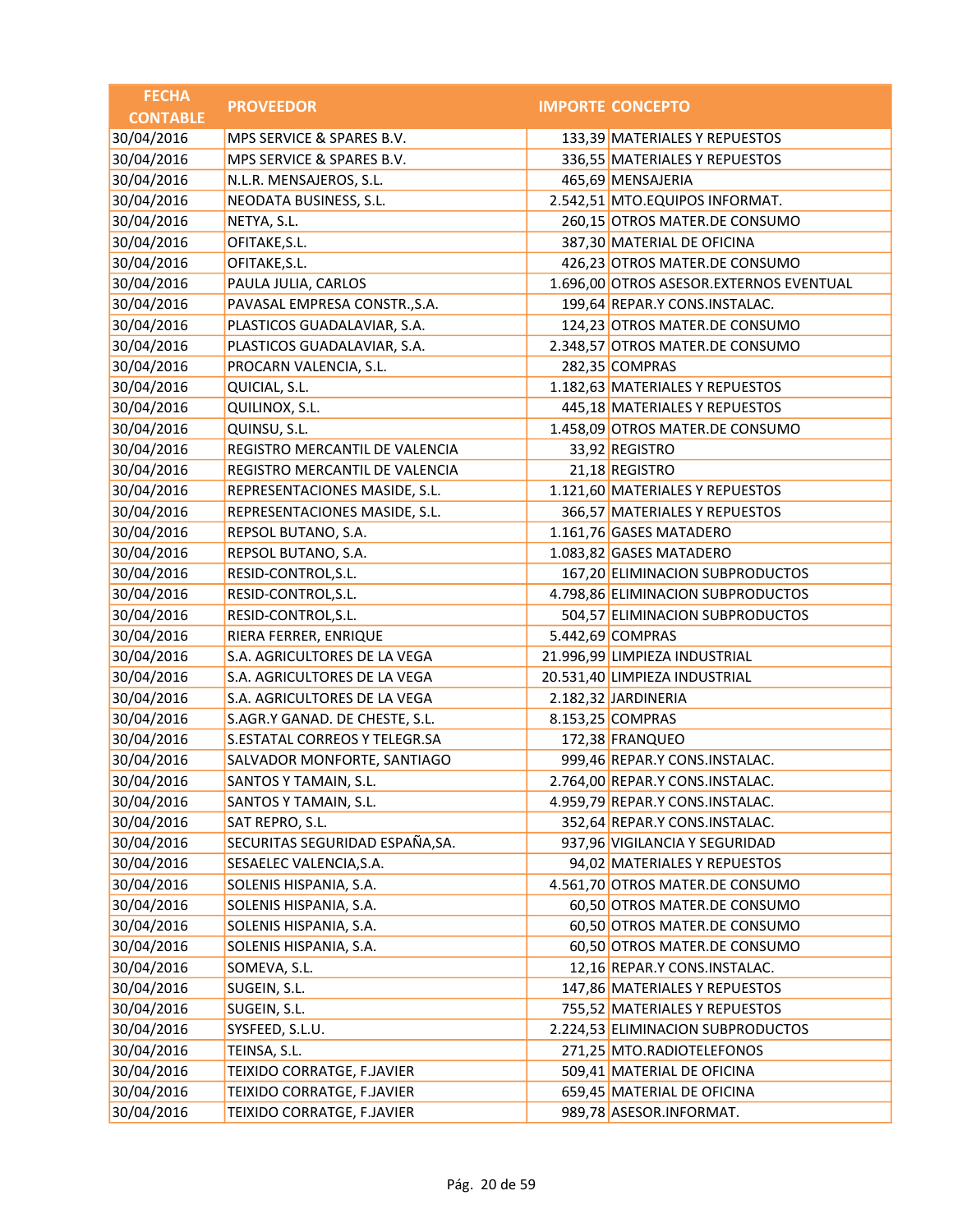| FECHA CONTABLE | PROVEEDOR | IMPORTE | CONCEPTO |
|---|---|---|---|
| 30/04/2016 | MPS SERVICE & SPARES B.V. | 133,39 | MATERIALES Y REPUESTOS |
| 30/04/2016 | MPS SERVICE & SPARES B.V. | 336,55 | MATERIALES Y REPUESTOS |
| 30/04/2016 | N.L.R. MENSAJEROS, S.L. | 465,69 | MENSAJERIA |
| 30/04/2016 | NEODATA BUSINESS, S.L. | 2.542,51 | MTO.EQUIPOS INFORMAT. |
| 30/04/2016 | NETYA, S.L. | 260,15 | OTROS MATER.DE CONSUMO |
| 30/04/2016 | OFITAKE,S.L. | 387,30 | MATERIAL DE OFICINA |
| 30/04/2016 | OFITAKE,S.L. | 426,23 | OTROS MATER.DE CONSUMO |
| 30/04/2016 | PAULA JULIA, CARLOS | 1.696,00 | OTROS ASESOR.EXTERNOS EVENTUAL |
| 30/04/2016 | PAVASAL EMPRESA CONSTR.,S.A. | 199,64 | REPAR.Y CONS.INSTALAC. |
| 30/04/2016 | PLASTICOS GUADALAVIAR, S.A. | 124,23 | OTROS MATER.DE CONSUMO |
| 30/04/2016 | PLASTICOS GUADALAVIAR, S.A. | 2.348,57 | OTROS MATER.DE CONSUMO |
| 30/04/2016 | PROCARN VALENCIA, S.L. | 282,35 | COMPRAS |
| 30/04/2016 | QUICIAL, S.L. | 1.182,63 | MATERIALES Y REPUESTOS |
| 30/04/2016 | QUILINOX, S.L. | 445,18 | MATERIALES Y REPUESTOS |
| 30/04/2016 | QUINSU, S.L. | 1.458,09 | OTROS MATER.DE CONSUMO |
| 30/04/2016 | REGISTRO MERCANTIL DE VALENCIA | 33,92 | REGISTRO |
| 30/04/2016 | REGISTRO MERCANTIL DE VALENCIA | 21,18 | REGISTRO |
| 30/04/2016 | REPRESENTACIONES MASIDE, S.L. | 1.121,60 | MATERIALES Y REPUESTOS |
| 30/04/2016 | REPRESENTACIONES MASIDE, S.L. | 366,57 | MATERIALES Y REPUESTOS |
| 30/04/2016 | REPSOL BUTANO, S.A. | 1.161,76 | GASES MATADERO |
| 30/04/2016 | REPSOL BUTANO, S.A. | 1.083,82 | GASES MATADERO |
| 30/04/2016 | RESID-CONTROL,S.L. | 167,20 | ELIMINACION SUBPRODUCTOS |
| 30/04/2016 | RESID-CONTROL,S.L. | 4.798,86 | ELIMINACION SUBPRODUCTOS |
| 30/04/2016 | RESID-CONTROL,S.L. | 504,57 | ELIMINACION SUBPRODUCTOS |
| 30/04/2016 | RIERA FERRER, ENRIQUE | 5.442,69 | COMPRAS |
| 30/04/2016 | S.A. AGRICULTORES DE LA VEGA | 21.996,99 | LIMPIEZA INDUSTRIAL |
| 30/04/2016 | S.A. AGRICULTORES DE LA VEGA | 20.531,40 | LIMPIEZA INDUSTRIAL |
| 30/04/2016 | S.A. AGRICULTORES DE LA VEGA | 2.182,32 | JARDINERIA |
| 30/04/2016 | S.AGR.Y GANAD. DE CHESTE, S.L. | 8.153,25 | COMPRAS |
| 30/04/2016 | S.ESTATAL CORREOS Y TELEGR.SA | 172,38 | FRANQUEO |
| 30/04/2016 | SALVADOR MONFORTE, SANTIAGO | 999,46 | REPAR.Y CONS.INSTALAC. |
| 30/04/2016 | SANTOS Y TAMAIN, S.L. | 2.764,00 | REPAR.Y CONS.INSTALAC. |
| 30/04/2016 | SANTOS Y TAMAIN, S.L. | 4.959,79 | REPAR.Y CONS.INSTALAC. |
| 30/04/2016 | SAT REPRO, S.L. | 352,64 | REPAR.Y CONS.INSTALAC. |
| 30/04/2016 | SECURITAS SEGURIDAD ESPAÑA,SA. | 937,96 | VIGILANCIA Y SEGURIDAD |
| 30/04/2016 | SESAELEC VALENCIA,S.A. | 94,02 | MATERIALES Y REPUESTOS |
| 30/04/2016 | SOLENIS HISPANIA, S.A. | 4.561,70 | OTROS MATER.DE CONSUMO |
| 30/04/2016 | SOLENIS HISPANIA, S.A. | 60,50 | OTROS MATER.DE CONSUMO |
| 30/04/2016 | SOLENIS HISPANIA, S.A. | 60,50 | OTROS MATER.DE CONSUMO |
| 30/04/2016 | SOLENIS HISPANIA, S.A. | 60,50 | OTROS MATER.DE CONSUMO |
| 30/04/2016 | SOMEVA, S.L. | 12,16 | REPAR.Y CONS.INSTALAC. |
| 30/04/2016 | SUGEIN, S.L. | 147,86 | MATERIALES Y REPUESTOS |
| 30/04/2016 | SUGEIN, S.L. | 755,52 | MATERIALES Y REPUESTOS |
| 30/04/2016 | SYSFEED, S.L.U. | 2.224,53 | ELIMINACION SUBPRODUCTOS |
| 30/04/2016 | TEINSA, S.L. | 271,25 | MTO.RADIOTELEFONOS |
| 30/04/2016 | TEIXIDO CORRATGE, F.JAVIER | 509,41 | MATERIAL DE OFICINA |
| 30/04/2016 | TEIXIDO CORRATGE, F.JAVIER | 659,45 | MATERIAL DE OFICINA |
| 30/04/2016 | TEIXIDO CORRATGE, F.JAVIER | 989,78 | ASESOR.INFORMAT. |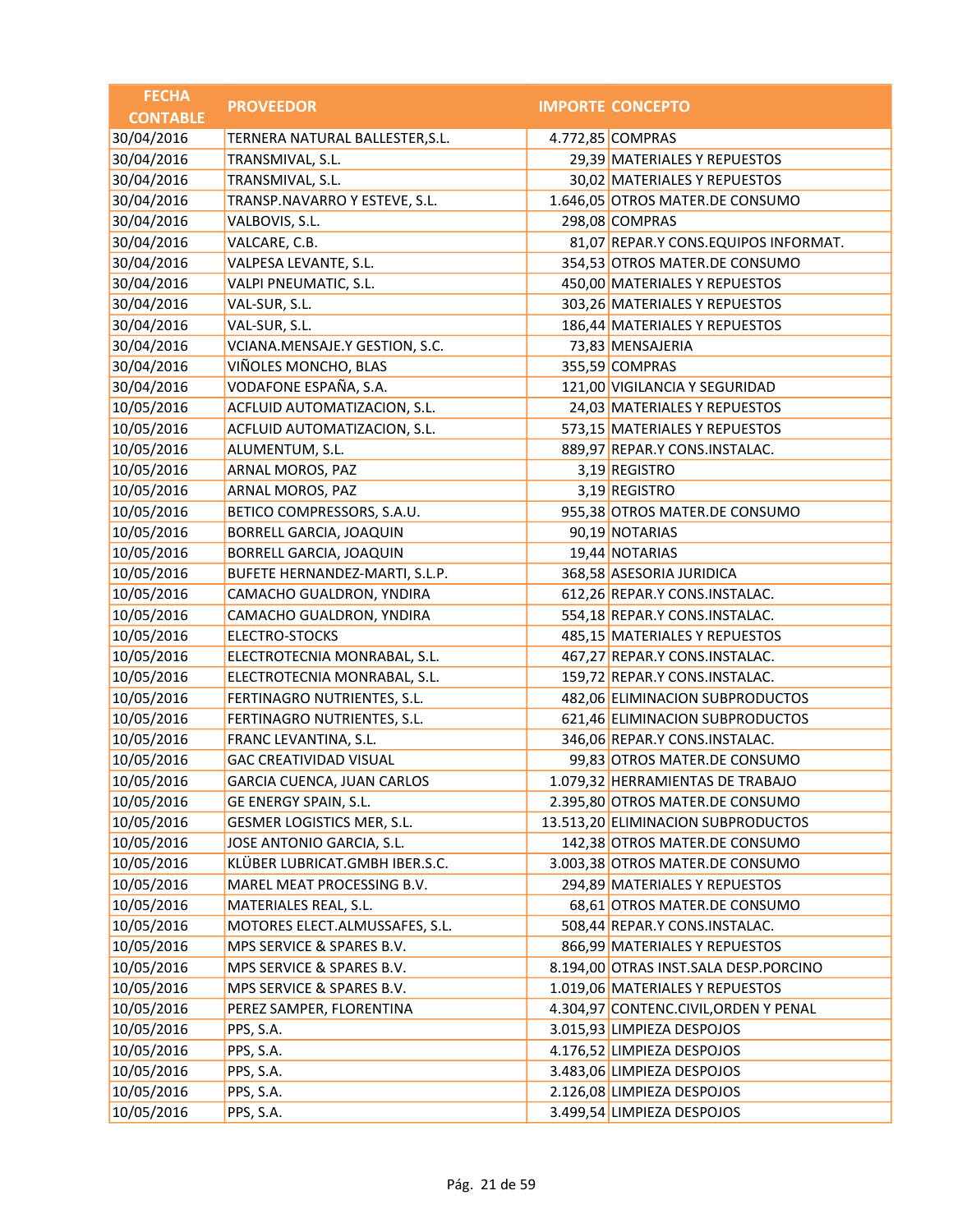| FECHA CONTABLE | PROVEEDOR | IMPORTE | CONCEPTO |
|---|---|---|---|
| 30/04/2016 | TERNERA NATURAL BALLESTER,S.L. | 4.772,85 | COMPRAS |
| 30/04/2016 | TRANSMIVAL, S.L. | 29,39 | MATERIALES Y REPUESTOS |
| 30/04/2016 | TRANSMIVAL, S.L. | 30,02 | MATERIALES Y REPUESTOS |
| 30/04/2016 | TRANSP.NAVARRO Y ESTEVE, S.L. | 1.646,05 | OTROS MATER.DE CONSUMO |
| 30/04/2016 | VALBOVIS, S.L. | 298,08 | COMPRAS |
| 30/04/2016 | VALCARE, C.B. | 81,07 | REPAR.Y CONS.EQUIPOS INFORMAT. |
| 30/04/2016 | VALPESA LEVANTE, S.L. | 354,53 | OTROS MATER.DE CONSUMO |
| 30/04/2016 | VALPI PNEUMATIC, S.L. | 450,00 | MATERIALES Y REPUESTOS |
| 30/04/2016 | VAL-SUR, S.L. | 303,26 | MATERIALES Y REPUESTOS |
| 30/04/2016 | VAL-SUR, S.L. | 186,44 | MATERIALES Y REPUESTOS |
| 30/04/2016 | VCIANA.MENSAJE.Y GESTION, S.C. | 73,83 | MENSAJERIA |
| 30/04/2016 | VIÑOLES MONCHO, BLAS | 355,59 | COMPRAS |
| 30/04/2016 | VODAFONE ESPAÑA, S.A. | 121,00 | VIGILANCIA Y SEGURIDAD |
| 10/05/2016 | ACFLUID AUTOMATIZACION, S.L. | 24,03 | MATERIALES Y REPUESTOS |
| 10/05/2016 | ACFLUID AUTOMATIZACION, S.L. | 573,15 | MATERIALES Y REPUESTOS |
| 10/05/2016 | ALUMENTUM, S.L. | 889,97 | REPAR.Y CONS.INSTALAC. |
| 10/05/2016 | ARNAL MOROS, PAZ | 3,19 | REGISTRO |
| 10/05/2016 | ARNAL MOROS, PAZ | 3,19 | REGISTRO |
| 10/05/2016 | BETICO COMPRESSORS, S.A.U. | 955,38 | OTROS MATER.DE CONSUMO |
| 10/05/2016 | BORRELL GARCIA, JOAQUIN | 90,19 | NOTARIAS |
| 10/05/2016 | BORRELL GARCIA, JOAQUIN | 19,44 | NOTARIAS |
| 10/05/2016 | BUFETE HERNANDEZ-MARTI, S.L.P. | 368,58 | ASESORIA JURIDICA |
| 10/05/2016 | CAMACHO GUALDRON, YNDIRA | 612,26 | REPAR.Y CONS.INSTALAC. |
| 10/05/2016 | CAMACHO GUALDRON, YNDIRA | 554,18 | REPAR.Y CONS.INSTALAC. |
| 10/05/2016 | ELECTRO-STOCKS | 485,15 | MATERIALES Y REPUESTOS |
| 10/05/2016 | ELECTROTECNIA MONRABAL, S.L. | 467,27 | REPAR.Y CONS.INSTALAC. |
| 10/05/2016 | ELECTROTECNIA MONRABAL, S.L. | 159,72 | REPAR.Y CONS.INSTALAC. |
| 10/05/2016 | FERTINAGRO NUTRIENTES, S.L. | 482,06 | ELIMINACION SUBPRODUCTOS |
| 10/05/2016 | FERTINAGRO NUTRIENTES, S.L. | 621,46 | ELIMINACION SUBPRODUCTOS |
| 10/05/2016 | FRANC LEVANTINA, S.L. | 346,06 | REPAR.Y CONS.INSTALAC. |
| 10/05/2016 | GAC CREATIVIDAD VISUAL | 99,83 | OTROS MATER.DE CONSUMO |
| 10/05/2016 | GARCIA CUENCA, JUAN CARLOS | 1.079,32 | HERRAMIENTAS DE TRABAJO |
| 10/05/2016 | GE ENERGY SPAIN, S.L. | 2.395,80 | OTROS MATER.DE CONSUMO |
| 10/05/2016 | GESMER LOGISTICS MER, S.L. | 13.513,20 | ELIMINACION SUBPRODUCTOS |
| 10/05/2016 | JOSE ANTONIO GARCIA, S.L. | 142,38 | OTROS MATER.DE CONSUMO |
| 10/05/2016 | KLÜBER LUBRICAT.GMBH IBER.S.C. | 3.003,38 | OTROS MATER.DE CONSUMO |
| 10/05/2016 | MAREL MEAT PROCESSING B.V. | 294,89 | MATERIALES Y REPUESTOS |
| 10/05/2016 | MATERIALES REAL, S.L. | 68,61 | OTROS MATER.DE CONSUMO |
| 10/05/2016 | MOTORES ELECT.ALMUSSAFES, S.L. | 508,44 | REPAR.Y CONS.INSTALAC. |
| 10/05/2016 | MPS SERVICE & SPARES B.V. | 866,99 | MATERIALES Y REPUESTOS |
| 10/05/2016 | MPS SERVICE & SPARES B.V. | 8.194,00 | OTRAS INST.SALA DESP.PORCINO |
| 10/05/2016 | MPS SERVICE & SPARES B.V. | 1.019,06 | MATERIALES Y REPUESTOS |
| 10/05/2016 | PEREZ SAMPER, FLORENTINA | 4.304,97 | CONTENC.CIVIL,ORDEN Y PENAL |
| 10/05/2016 | PPS, S.A. | 3.015,93 | LIMPIEZA DESPOJOS |
| 10/05/2016 | PPS, S.A. | 4.176,52 | LIMPIEZA DESPOJOS |
| 10/05/2016 | PPS, S.A. | 3.483,06 | LIMPIEZA DESPOJOS |
| 10/05/2016 | PPS, S.A. | 2.126,08 | LIMPIEZA DESPOJOS |
| 10/05/2016 | PPS, S.A. | 3.499,54 | LIMPIEZA DESPOJOS |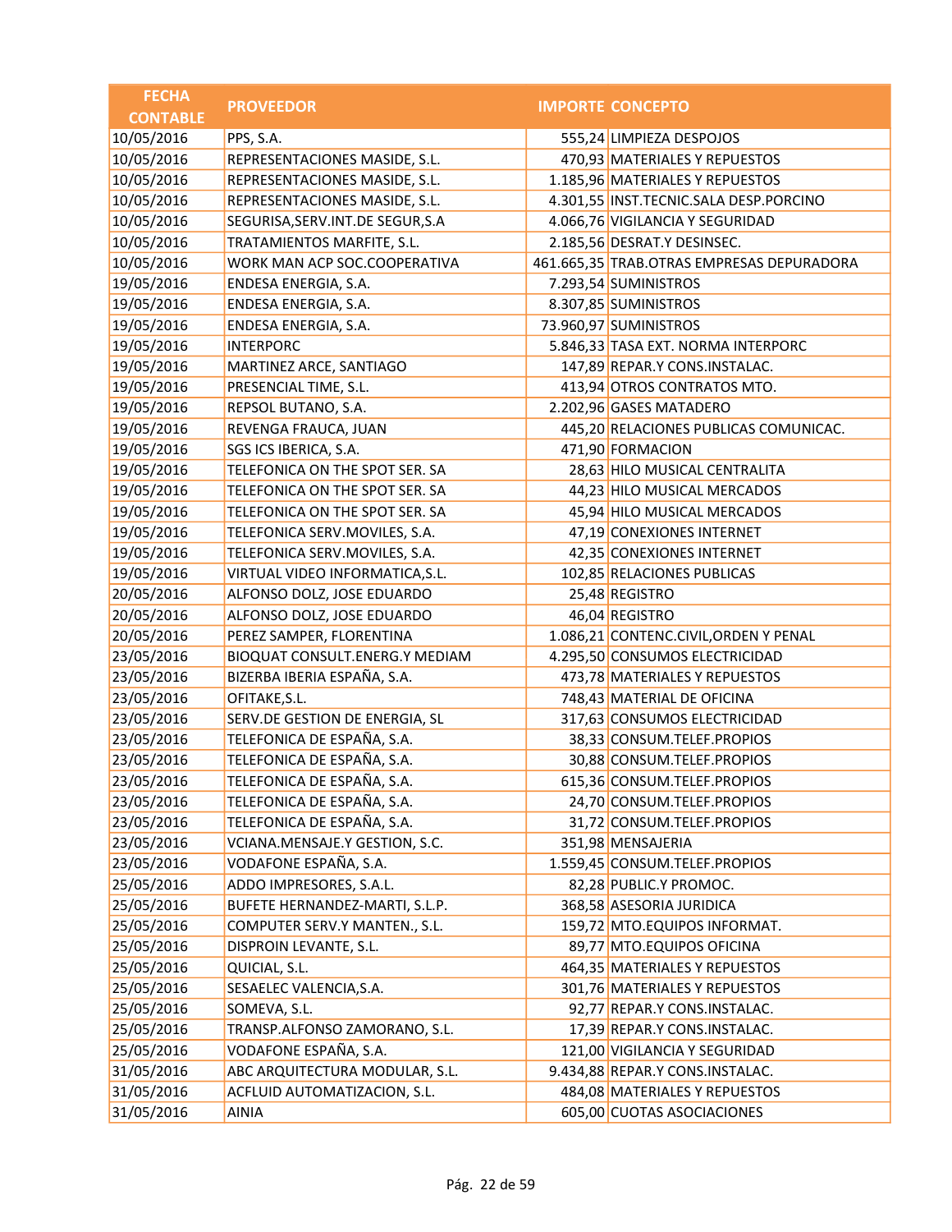| FECHA CONTABLE | PROVEEDOR | IMPORTE | CONCEPTO |
|---|---|---|---|
| 10/05/2016 | PPS, S.A. | 555,24 | LIMPIEZA DESPOJOS |
| 10/05/2016 | REPRESENTACIONES MASIDE, S.L. | 470,93 | MATERIALES Y REPUESTOS |
| 10/05/2016 | REPRESENTACIONES MASIDE, S.L. | 1.185,96 | MATERIALES Y REPUESTOS |
| 10/05/2016 | REPRESENTACIONES MASIDE, S.L. | 4.301,55 | INST.TECNIC.SALA DESP.PORCINO |
| 10/05/2016 | SEGURISA,SERV.INT.DE SEGUR,S.A | 4.066,76 | VIGILANCIA Y SEGURIDAD |
| 10/05/2016 | TRATAMIENTOS MARFITE, S.L. | 2.185,56 | DESRAT.Y DESINSEC. |
| 10/05/2016 | WORK MAN ACP SOC.COOPERATIVA | 461.665,35 | TRAB.OTRAS EMPRESAS DEPURADORA |
| 19/05/2016 | ENDESA ENERGIA, S.A. | 7.293,54 | SUMINISTROS |
| 19/05/2016 | ENDESA ENERGIA, S.A. | 8.307,85 | SUMINISTROS |
| 19/05/2016 | ENDESA ENERGIA, S.A. | 73.960,97 | SUMINISTROS |
| 19/05/2016 | INTERPORC | 5.846,33 | TASA EXT. NORMA INTERPORC |
| 19/05/2016 | MARTINEZ ARCE, SANTIAGO | 147,89 | REPAR.Y CONS.INSTALAC. |
| 19/05/2016 | PRESENCIAL TIME, S.L. | 413,94 | OTROS CONTRATOS MTO. |
| 19/05/2016 | REPSOL BUTANO, S.A. | 2.202,96 | GASES MATADERO |
| 19/05/2016 | REVENGA FRAUCA, JUAN | 445,20 | RELACIONES PUBLICAS COMUNICAC. |
| 19/05/2016 | SGS ICS IBERICA, S.A. | 471,90 | FORMACION |
| 19/05/2016 | TELEFONICA ON THE SPOT SER. SA | 28,63 | HILO MUSICAL CENTRALITA |
| 19/05/2016 | TELEFONICA ON THE SPOT SER. SA | 44,23 | HILO MUSICAL MERCADOS |
| 19/05/2016 | TELEFONICA ON THE SPOT SER. SA | 45,94 | HILO MUSICAL MERCADOS |
| 19/05/2016 | TELEFONICA SERV.MOVILES, S.A. | 47,19 | CONEXIONES INTERNET |
| 19/05/2016 | TELEFONICA SERV.MOVILES, S.A. | 42,35 | CONEXIONES INTERNET |
| 19/05/2016 | VIRTUAL VIDEO INFORMATICA,S.L. | 102,85 | RELACIONES PUBLICAS |
| 20/05/2016 | ALFONSO DOLZ, JOSE EDUARDO | 25,48 | REGISTRO |
| 20/05/2016 | ALFONSO DOLZ, JOSE EDUARDO | 46,04 | REGISTRO |
| 20/05/2016 | PEREZ SAMPER, FLORENTINA | 1.086,21 | CONTENC.CIVIL,ORDEN Y PENAL |
| 23/05/2016 | BIOQUAT CONSULT.ENERG.Y MEDIAM | 4.295,50 | CONSUMOS ELECTRICIDAD |
| 23/05/2016 | BIZERBA IBERIA ESPAÑA, S.A. | 473,78 | MATERIALES Y REPUESTOS |
| 23/05/2016 | OFITAKE,S.L. | 748,43 | MATERIAL DE OFICINA |
| 23/05/2016 | SERV.DE GESTION DE ENERGIA, SL | 317,63 | CONSUMOS ELECTRICIDAD |
| 23/05/2016 | TELEFONICA DE ESPAÑA, S.A. | 38,33 | CONSUM.TELEF.PROPIOS |
| 23/05/2016 | TELEFONICA DE ESPAÑA, S.A. | 30,88 | CONSUM.TELEF.PROPIOS |
| 23/05/2016 | TELEFONICA DE ESPAÑA, S.A. | 615,36 | CONSUM.TELEF.PROPIOS |
| 23/05/2016 | TELEFONICA DE ESPAÑA, S.A. | 24,70 | CONSUM.TELEF.PROPIOS |
| 23/05/2016 | TELEFONICA DE ESPAÑA, S.A. | 31,72 | CONSUM.TELEF.PROPIOS |
| 23/05/2016 | VCIANA.MENSAJE.Y GESTION, S.C. | 351,98 | MENSAJERIA |
| 23/05/2016 | VODAFONE ESPAÑA, S.A. | 1.559,45 | CONSUM.TELEF.PROPIOS |
| 25/05/2016 | ADDO IMPRESORES, S.A.L. | 82,28 | PUBLIC.Y PROMOC. |
| 25/05/2016 | BUFETE HERNANDEZ-MARTI, S.L.P. | 368,58 | ASESORIA JURIDICA |
| 25/05/2016 | COMPUTER SERV.Y MANTEN., S.L. | 159,72 | MTO.EQUIPOS INFORMAT. |
| 25/05/2016 | DISPROIN LEVANTE, S.L. | 89,77 | MTO.EQUIPOS OFICINA |
| 25/05/2016 | QUICIAL, S.L. | 464,35 | MATERIALES Y REPUESTOS |
| 25/05/2016 | SESAELEC VALENCIA,S.A. | 301,76 | MATERIALES Y REPUESTOS |
| 25/05/2016 | SOMEVA, S.L. | 92,77 | REPAR.Y CONS.INSTALAC. |
| 25/05/2016 | TRANSP.ALFONSO ZAMORANO, S.L. | 17,39 | REPAR.Y CONS.INSTALAC. |
| 25/05/2016 | VODAFONE ESPAÑA, S.A. | 121,00 | VIGILANCIA Y SEGURIDAD |
| 31/05/2016 | ABC ARQUITECTURA MODULAR, S.L. | 9.434,88 | REPAR.Y CONS.INSTALAC. |
| 31/05/2016 | ACFLUID AUTOMATIZACION, S.L. | 484,08 | MATERIALES Y REPUESTOS |
| 31/05/2016 | AINIA | 605,00 | CUOTAS ASOCIACIONES |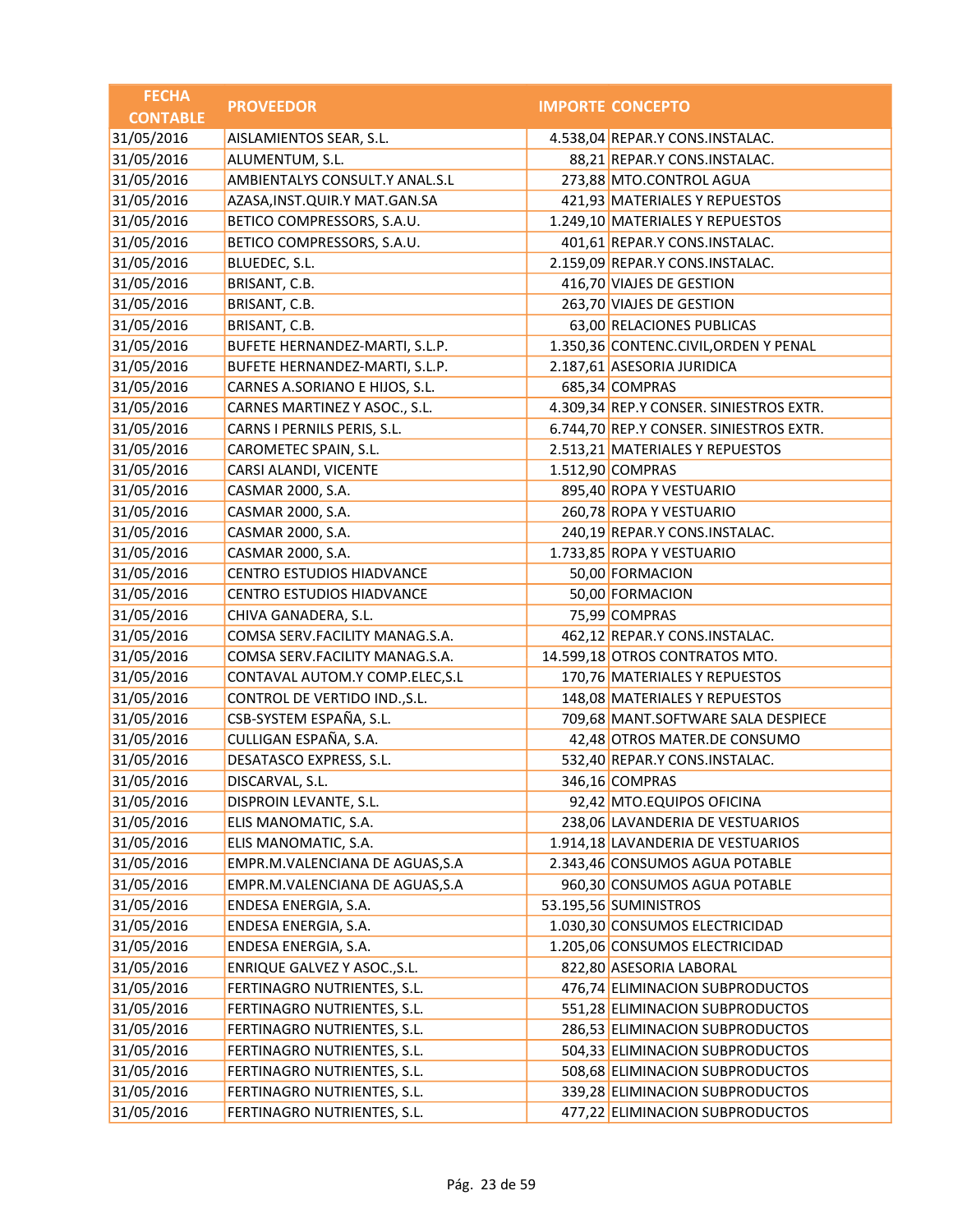| FECHA CONTABLE | PROVEEDOR | IMPORTE | CONCEPTO |
|---|---|---|---|
| 31/05/2016 | AISLAMIENTOS SEAR, S.L. | 4.538,04 | REPAR.Y CONS.INSTALAC. |
| 31/05/2016 | ALUMENTUM, S.L. | 88,21 | REPAR.Y CONS.INSTALAC. |
| 31/05/2016 | AMBIENTALYS CONSULT.Y ANAL.S.L | 273,88 | MTO.CONTROL AGUA |
| 31/05/2016 | AZASA,INST.QUIR.Y MAT.GAN.SA | 421,93 | MATERIALES Y REPUESTOS |
| 31/05/2016 | BETICO COMPRESSORS, S.A.U. | 1.249,10 | MATERIALES Y REPUESTOS |
| 31/05/2016 | BETICO COMPRESSORS, S.A.U. | 401,61 | REPAR.Y CONS.INSTALAC. |
| 31/05/2016 | BLUEDEC, S.L. | 2.159,09 | REPAR.Y CONS.INSTALAC. |
| 31/05/2016 | BRISANT, C.B. | 416,70 | VIAJES DE GESTION |
| 31/05/2016 | BRISANT, C.B. | 263,70 | VIAJES DE GESTION |
| 31/05/2016 | BRISANT, C.B. | 63,00 | RELACIONES PUBLICAS |
| 31/05/2016 | BUFETE HERNANDEZ-MARTI, S.L.P. | 1.350,36 | CONTENC.CIVIL,ORDEN Y PENAL |
| 31/05/2016 | BUFETE HERNANDEZ-MARTI, S.L.P. | 2.187,61 | ASESORIA JURIDICA |
| 31/05/2016 | CARNES A.SORIANO E HIJOS, S.L. | 685,34 | COMPRAS |
| 31/05/2016 | CARNES MARTINEZ Y ASOC., S.L. | 4.309,34 | REP.Y CONSER. SINIESTROS EXTR. |
| 31/05/2016 | CARNS I PERNILS PERIS, S.L. | 6.744,70 | REP.Y CONSER. SINIESTROS EXTR. |
| 31/05/2016 | CAROMETEC SPAIN, S.L. | 2.513,21 | MATERIALES Y REPUESTOS |
| 31/05/2016 | CARSI ALANDI, VICENTE | 1.512,90 | COMPRAS |
| 31/05/2016 | CASMAR 2000, S.A. | 895,40 | ROPA Y VESTUARIO |
| 31/05/2016 | CASMAR 2000, S.A. | 260,78 | ROPA Y VESTUARIO |
| 31/05/2016 | CASMAR 2000, S.A. | 240,19 | REPAR.Y CONS.INSTALAC. |
| 31/05/2016 | CASMAR 2000, S.A. | 1.733,85 | ROPA Y VESTUARIO |
| 31/05/2016 | CENTRO ESTUDIOS HIADVANCE | 50,00 | FORMACION |
| 31/05/2016 | CENTRO ESTUDIOS HIADVANCE | 50,00 | FORMACION |
| 31/05/2016 | CHIVA GANADERA, S.L. | 75,99 | COMPRAS |
| 31/05/2016 | COMSA SERV.FACILITY MANAG.S.A. | 462,12 | REPAR.Y CONS.INSTALAC. |
| 31/05/2016 | COMSA SERV.FACILITY MANAG.S.A. | 14.599,18 | OTROS CONTRATOS MTO. |
| 31/05/2016 | CONTAVAL AUTOM.Y COMP.ELEC,S.L | 170,76 | MATERIALES Y REPUESTOS |
| 31/05/2016 | CONTROL DE VERTIDO IND.,S.L. | 148,08 | MATERIALES Y REPUESTOS |
| 31/05/2016 | CSB-SYSTEM ESPAÑA, S.L. | 709,68 | MANT.SOFTWARE SALA DESPIECE |
| 31/05/2016 | CULLIGAN ESPAÑA, S.A. | 42,48 | OTROS MATER.DE CONSUMO |
| 31/05/2016 | DESATASCO EXPRESS, S.L. | 532,40 | REPAR.Y CONS.INSTALAC. |
| 31/05/2016 | DISCARVAL, S.L. | 346,16 | COMPRAS |
| 31/05/2016 | DISPROIN LEVANTE, S.L. | 92,42 | MTO.EQUIPOS OFICINA |
| 31/05/2016 | ELIS MANOMATIC, S.A. | 238,06 | LAVANDERIA DE VESTUARIOS |
| 31/05/2016 | ELIS MANOMATIC, S.A. | 1.914,18 | LAVANDERIA DE VESTUARIOS |
| 31/05/2016 | EMPR.M.VALENCIANA DE AGUAS,S.A | 2.343,46 | CONSUMOS AGUA POTABLE |
| 31/05/2016 | EMPR.M.VALENCIANA DE AGUAS,S.A | 960,30 | CONSUMOS AGUA POTABLE |
| 31/05/2016 | ENDESA ENERGIA, S.A. | 53.195,56 | SUMINISTROS |
| 31/05/2016 | ENDESA ENERGIA, S.A. | 1.030,30 | CONSUMOS ELECTRICIDAD |
| 31/05/2016 | ENDESA ENERGIA, S.A. | 1.205,06 | CONSUMOS ELECTRICIDAD |
| 31/05/2016 | ENRIQUE GALVEZ Y ASOC.,S.L. | 822,80 | ASESORIA LABORAL |
| 31/05/2016 | FERTINAGRO NUTRIENTES, S.L. | 476,74 | ELIMINACION SUBPRODUCTOS |
| 31/05/2016 | FERTINAGRO NUTRIENTES, S.L. | 551,28 | ELIMINACION SUBPRODUCTOS |
| 31/05/2016 | FERTINAGRO NUTRIENTES, S.L. | 286,53 | ELIMINACION SUBPRODUCTOS |
| 31/05/2016 | FERTINAGRO NUTRIENTES, S.L. | 504,33 | ELIMINACION SUBPRODUCTOS |
| 31/05/2016 | FERTINAGRO NUTRIENTES, S.L. | 508,68 | ELIMINACION SUBPRODUCTOS |
| 31/05/2016 | FERTINAGRO NUTRIENTES, S.L. | 339,28 | ELIMINACION SUBPRODUCTOS |
| 31/05/2016 | FERTINAGRO NUTRIENTES, S.L. | 477,22 | ELIMINACION SUBPRODUCTOS |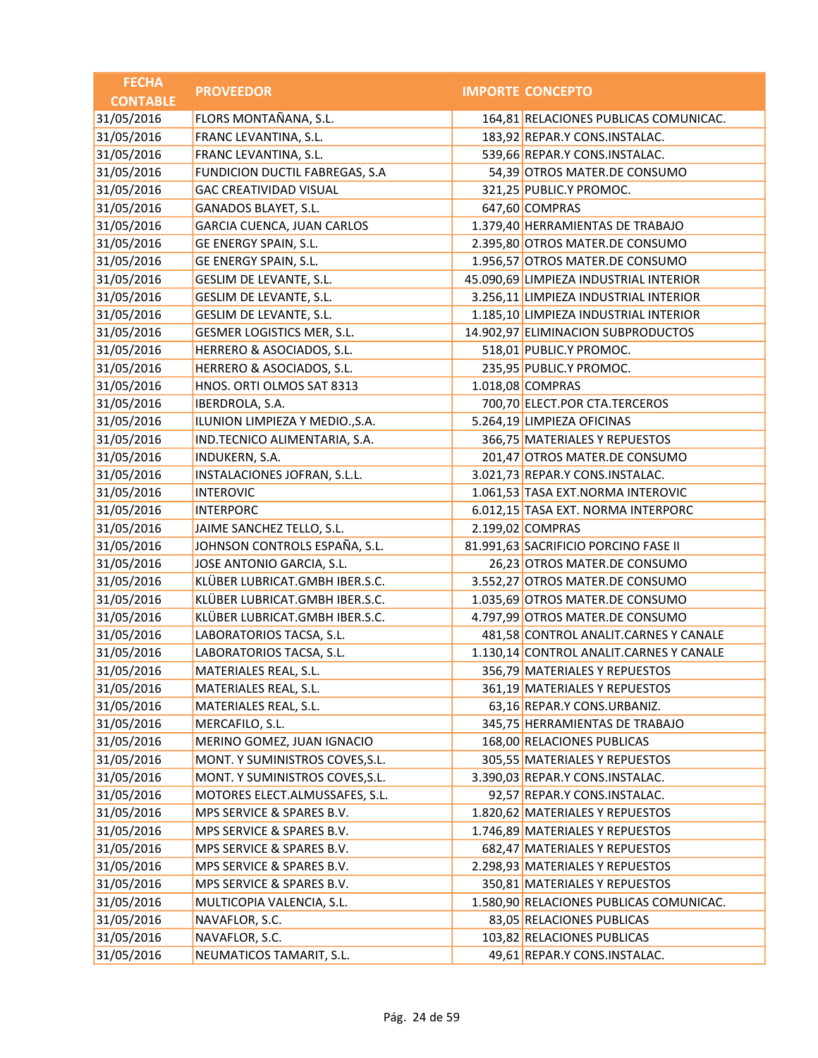| FECHA CONTABLE | PROVEEDOR | IMPORTE | CONCEPTO |
|---|---|---|---|
| 31/05/2016 | FLORS MONTAÑANA, S.L. | 164,81 | RELACIONES PUBLICAS COMUNICAC. |
| 31/05/2016 | FRANC LEVANTINA, S.L. | 183,92 | REPAR.Y CONS.INSTALAC. |
| 31/05/2016 | FRANC LEVANTINA, S.L. | 539,66 | REPAR.Y CONS.INSTALAC. |
| 31/05/2016 | FUNDICION DUCTIL FABREGAS, S.A | 54,39 | OTROS MATER.DE CONSUMO |
| 31/05/2016 | GAC CREATIVIDAD VISUAL | 321,25 | PUBLIC.Y PROMOC. |
| 31/05/2016 | GANADOS BLAYET, S.L. | 647,60 | COMPRAS |
| 31/05/2016 | GARCIA CUENCA, JUAN CARLOS | 1.379,40 | HERRAMIENTAS DE TRABAJO |
| 31/05/2016 | GE ENERGY SPAIN, S.L. | 2.395,80 | OTROS MATER.DE CONSUMO |
| 31/05/2016 | GE ENERGY SPAIN, S.L. | 1.956,57 | OTROS MATER.DE CONSUMO |
| 31/05/2016 | GESLIM DE LEVANTE, S.L. | 45.090,69 | LIMPIEZA INDUSTRIAL INTERIOR |
| 31/05/2016 | GESLIM DE LEVANTE, S.L. | 3.256,11 | LIMPIEZA INDUSTRIAL INTERIOR |
| 31/05/2016 | GESLIM DE LEVANTE, S.L. | 1.185,10 | LIMPIEZA INDUSTRIAL INTERIOR |
| 31/05/2016 | GESMER LOGISTICS MER, S.L. | 14.902,97 | ELIMINACION SUBPRODUCTOS |
| 31/05/2016 | HERRERO & ASOCIADOS, S.L. | 518,01 | PUBLIC.Y PROMOC. |
| 31/05/2016 | HERRERO & ASOCIADOS, S.L. | 235,95 | PUBLIC.Y PROMOC. |
| 31/05/2016 | HNOS. ORTI OLMOS SAT 8313 | 1.018,08 | COMPRAS |
| 31/05/2016 | IBERDROLA, S.A. | 700,70 | ELECT.POR CTA.TERCEROS |
| 31/05/2016 | ILUNION LIMPIEZA Y MEDIO.,S.A. | 5.264,19 | LIMPIEZA OFICINAS |
| 31/05/2016 | IND.TECNICO ALIMENTARIA, S.A. | 366,75 | MATERIALES Y REPUESTOS |
| 31/05/2016 | INDUKERN, S.A. | 201,47 | OTROS MATER.DE CONSUMO |
| 31/05/2016 | INSTALACIONES JOFRAN, S.L.L. | 3.021,73 | REPAR.Y CONS.INSTALAC. |
| 31/05/2016 | INTEROVIC | 1.061,53 | TASA EXT.NORMA INTEROVIC |
| 31/05/2016 | INTERPORC | 6.012,15 | TASA EXT. NORMA INTERPORC |
| 31/05/2016 | JAIME SANCHEZ TELLO, S.L. | 2.199,02 | COMPRAS |
| 31/05/2016 | JOHNSON CONTROLS ESPAÑA, S.L. | 81.991,63 | SACRIFICIO PORCINO FASE II |
| 31/05/2016 | JOSE ANTONIO GARCIA, S.L. | 26,23 | OTROS MATER.DE CONSUMO |
| 31/05/2016 | KLÜBER LUBRICAT.GMBH IBER.S.C. | 3.552,27 | OTROS MATER.DE CONSUMO |
| 31/05/2016 | KLÜBER LUBRICAT.GMBH IBER.S.C. | 1.035,69 | OTROS MATER.DE CONSUMO |
| 31/05/2016 | KLÜBER LUBRICAT.GMBH IBER.S.C. | 4.797,99 | OTROS MATER.DE CONSUMO |
| 31/05/2016 | LABORATORIOS TACSA, S.L. | 481,58 | CONTROL ANALIT.CARNES Y CANALE |
| 31/05/2016 | LABORATORIOS TACSA, S.L. | 1.130,14 | CONTROL ANALIT.CARNES Y CANALE |
| 31/05/2016 | MATERIALES REAL, S.L. | 356,79 | MATERIALES Y REPUESTOS |
| 31/05/2016 | MATERIALES REAL, S.L. | 361,19 | MATERIALES Y REPUESTOS |
| 31/05/2016 | MATERIALES REAL, S.L. | 63,16 | REPAR.Y CONS.URBANIZ. |
| 31/05/2016 | MERCAFILO, S.L. | 345,75 | HERRAMIENTAS DE TRABAJO |
| 31/05/2016 | MERINO GOMEZ, JUAN IGNACIO | 168,00 | RELACIONES PUBLICAS |
| 31/05/2016 | MONT. Y SUMINISTROS COVES,S.L. | 305,55 | MATERIALES Y REPUESTOS |
| 31/05/2016 | MONT. Y SUMINISTROS COVES,S.L. | 3.390,03 | REPAR.Y CONS.INSTALAC. |
| 31/05/2016 | MOTORES ELECT.ALMUSSAFES, S.L. | 92,57 | REPAR.Y CONS.INSTALAC. |
| 31/05/2016 | MPS SERVICE & SPARES B.V. | 1.820,62 | MATERIALES Y REPUESTOS |
| 31/05/2016 | MPS SERVICE & SPARES B.V. | 1.746,89 | MATERIALES Y REPUESTOS |
| 31/05/2016 | MPS SERVICE & SPARES B.V. | 682,47 | MATERIALES Y REPUESTOS |
| 31/05/2016 | MPS SERVICE & SPARES B.V. | 2.298,93 | MATERIALES Y REPUESTOS |
| 31/05/2016 | MPS SERVICE & SPARES B.V. | 350,81 | MATERIALES Y REPUESTOS |
| 31/05/2016 | MULTICOPIA VALENCIA, S.L. | 1.580,90 | RELACIONES PUBLICAS COMUNICAC. |
| 31/05/2016 | NAVAFLOR, S.C. | 83,05 | RELACIONES PUBLICAS |
| 31/05/2016 | NAVAFLOR, S.C. | 103,82 | RELACIONES PUBLICAS |
| 31/05/2016 | NEUMATICOS TAMARIT, S.L. | 49,61 | REPAR.Y CONS.INSTALAC. |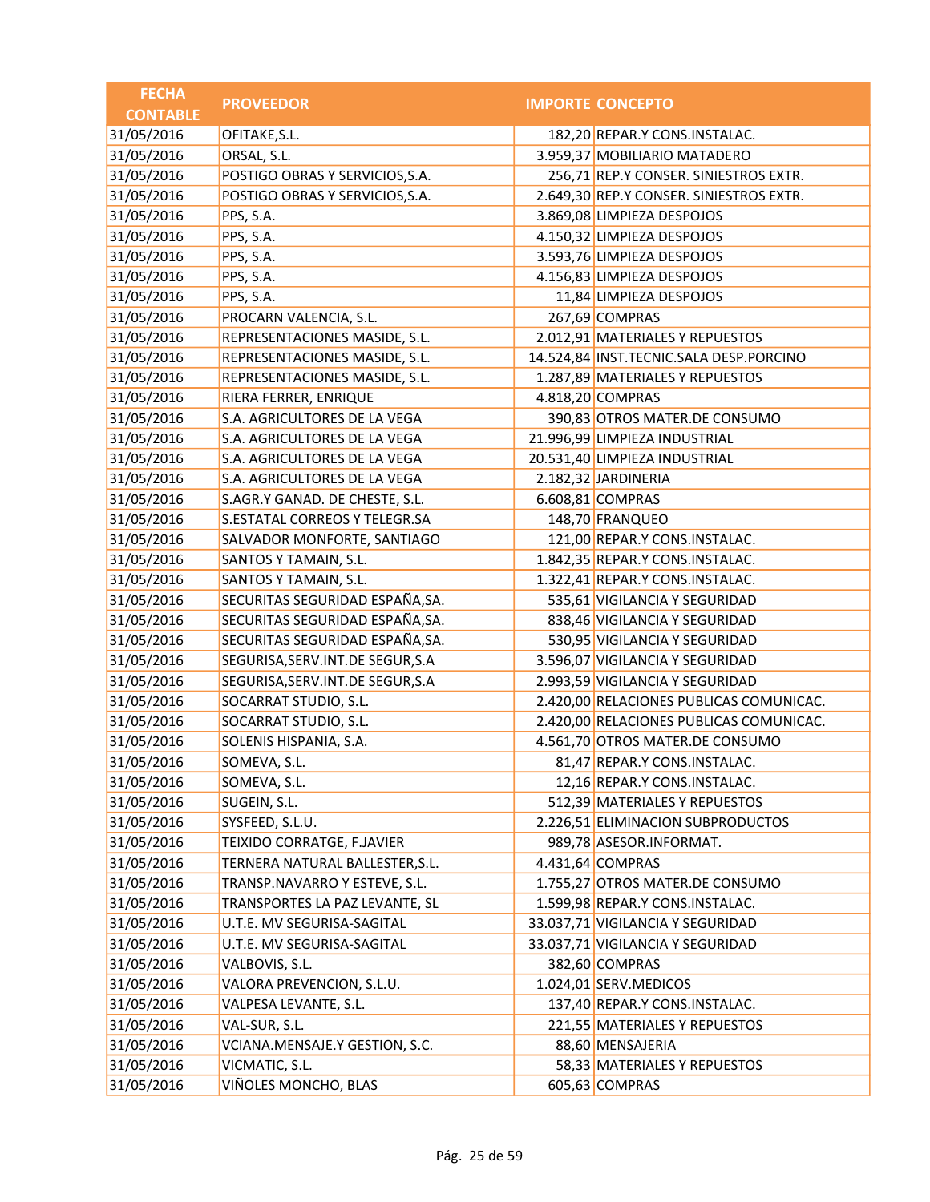| FECHA CONTABLE | PROVEEDOR | IMPORTE | CONCEPTO |
|---|---|---|---|
| 31/05/2016 | OFITAKE,S.L. | 182,20 | REPAR.Y CONS.INSTALAC. |
| 31/05/2016 | ORSAL, S.L. | 3.959,37 | MOBILIARIO MATADERO |
| 31/05/2016 | POSTIGO OBRAS Y SERVICIOS,S.A. | 256,71 | REP.Y CONSER. SINIESTROS EXTR. |
| 31/05/2016 | POSTIGO OBRAS Y SERVICIOS,S.A. | 2.649,30 | REP.Y CONSER. SINIESTROS EXTR. |
| 31/05/2016 | PPS, S.A. | 3.869,08 | LIMPIEZA DESPOJOS |
| 31/05/2016 | PPS, S.A. | 4.150,32 | LIMPIEZA DESPOJOS |
| 31/05/2016 | PPS, S.A. | 3.593,76 | LIMPIEZA DESPOJOS |
| 31/05/2016 | PPS, S.A. | 4.156,83 | LIMPIEZA DESPOJOS |
| 31/05/2016 | PPS, S.A. | 11,84 | LIMPIEZA DESPOJOS |
| 31/05/2016 | PROCARN VALENCIA, S.L. | 267,69 | COMPRAS |
| 31/05/2016 | REPRESENTACIONES MASIDE, S.L. | 2.012,91 | MATERIALES Y REPUESTOS |
| 31/05/2016 | REPRESENTACIONES MASIDE, S.L. | 14.524,84 | INST.TECNIC.SALA DESP.PORCINO |
| 31/05/2016 | REPRESENTACIONES MASIDE, S.L. | 1.287,89 | MATERIALES Y REPUESTOS |
| 31/05/2016 | RIERA FERRER, ENRIQUE | 4.818,20 | COMPRAS |
| 31/05/2016 | S.A. AGRICULTORES DE LA VEGA | 390,83 | OTROS MATER.DE CONSUMO |
| 31/05/2016 | S.A. AGRICULTORES DE LA VEGA | 21.996,99 | LIMPIEZA INDUSTRIAL |
| 31/05/2016 | S.A. AGRICULTORES DE LA VEGA | 20.531,40 | LIMPIEZA INDUSTRIAL |
| 31/05/2016 | S.A. AGRICULTORES DE LA VEGA | 2.182,32 | JARDINERIA |
| 31/05/2016 | S.AGR.Y GANAD. DE CHESTE, S.L. | 6.608,81 | COMPRAS |
| 31/05/2016 | S.ESTATAL CORREOS Y TELEGR.SA | 148,70 | FRANQUEO |
| 31/05/2016 | SALVADOR MONFORTE, SANTIAGO | 121,00 | REPAR.Y CONS.INSTALAC. |
| 31/05/2016 | SANTOS Y TAMAIN, S.L. | 1.842,35 | REPAR.Y CONS.INSTALAC. |
| 31/05/2016 | SANTOS Y TAMAIN, S.L. | 1.322,41 | REPAR.Y CONS.INSTALAC. |
| 31/05/2016 | SECURITAS SEGURIDAD ESPAÑA,SA. | 535,61 | VIGILANCIA Y SEGURIDAD |
| 31/05/2016 | SECURITAS SEGURIDAD ESPAÑA,SA. | 838,46 | VIGILANCIA Y SEGURIDAD |
| 31/05/2016 | SECURITAS SEGURIDAD ESPAÑA,SA. | 530,95 | VIGILANCIA Y SEGURIDAD |
| 31/05/2016 | SEGURISA,SERV.INT.DE SEGUR,S.A | 3.596,07 | VIGILANCIA Y SEGURIDAD |
| 31/05/2016 | SEGURISA,SERV.INT.DE SEGUR,S.A | 2.993,59 | VIGILANCIA Y SEGURIDAD |
| 31/05/2016 | SOCARRAT STUDIO, S.L. | 2.420,00 | RELACIONES PUBLICAS COMUNICAC. |
| 31/05/2016 | SOCARRAT STUDIO, S.L. | 2.420,00 | RELACIONES PUBLICAS COMUNICAC. |
| 31/05/2016 | SOLENIS HISPANIA, S.A. | 4.561,70 | OTROS MATER.DE CONSUMO |
| 31/05/2016 | SOMEVA, S.L. | 81,47 | REPAR.Y CONS.INSTALAC. |
| 31/05/2016 | SOMEVA, S.L. | 12,16 | REPAR.Y CONS.INSTALAC. |
| 31/05/2016 | SUGEIN, S.L. | 512,39 | MATERIALES Y REPUESTOS |
| 31/05/2016 | SYSFEED, S.L.U. | 2.226,51 | ELIMINACION SUBPRODUCTOS |
| 31/05/2016 | TEIXIDO CORRATGE, F.JAVIER | 989,78 | ASESOR.INFORMAT. |
| 31/05/2016 | TERNERA NATURAL BALLESTER,S.L. | 4.431,64 | COMPRAS |
| 31/05/2016 | TRANSP.NAVARRO Y ESTEVE, S.L. | 1.755,27 | OTROS MATER.DE CONSUMO |
| 31/05/2016 | TRANSPORTES LA PAZ LEVANTE, SL | 1.599,98 | REPAR.Y CONS.INSTALAC. |
| 31/05/2016 | U.T.E. MV SEGURISA-SAGITAL | 33.037,71 | VIGILANCIA Y SEGURIDAD |
| 31/05/2016 | U.T.E. MV SEGURISA-SAGITAL | 33.037,71 | VIGILANCIA Y SEGURIDAD |
| 31/05/2016 | VALBOVIS, S.L. | 382,60 | COMPRAS |
| 31/05/2016 | VALORA PREVENCION, S.L.U. | 1.024,01 | SERV.MEDICOS |
| 31/05/2016 | VALPESA LEVANTE, S.L. | 137,40 | REPAR.Y CONS.INSTALAC. |
| 31/05/2016 | VAL-SUR, S.L. | 221,55 | MATERIALES Y REPUESTOS |
| 31/05/2016 | VCIANA.MENSAJE.Y GESTION, S.C. | 88,60 | MENSAJERIA |
| 31/05/2016 | VICMATIC, S.L. | 58,33 | MATERIALES Y REPUESTOS |
| 31/05/2016 | VIÑOLES MONCHO, BLAS | 605,63 | COMPRAS |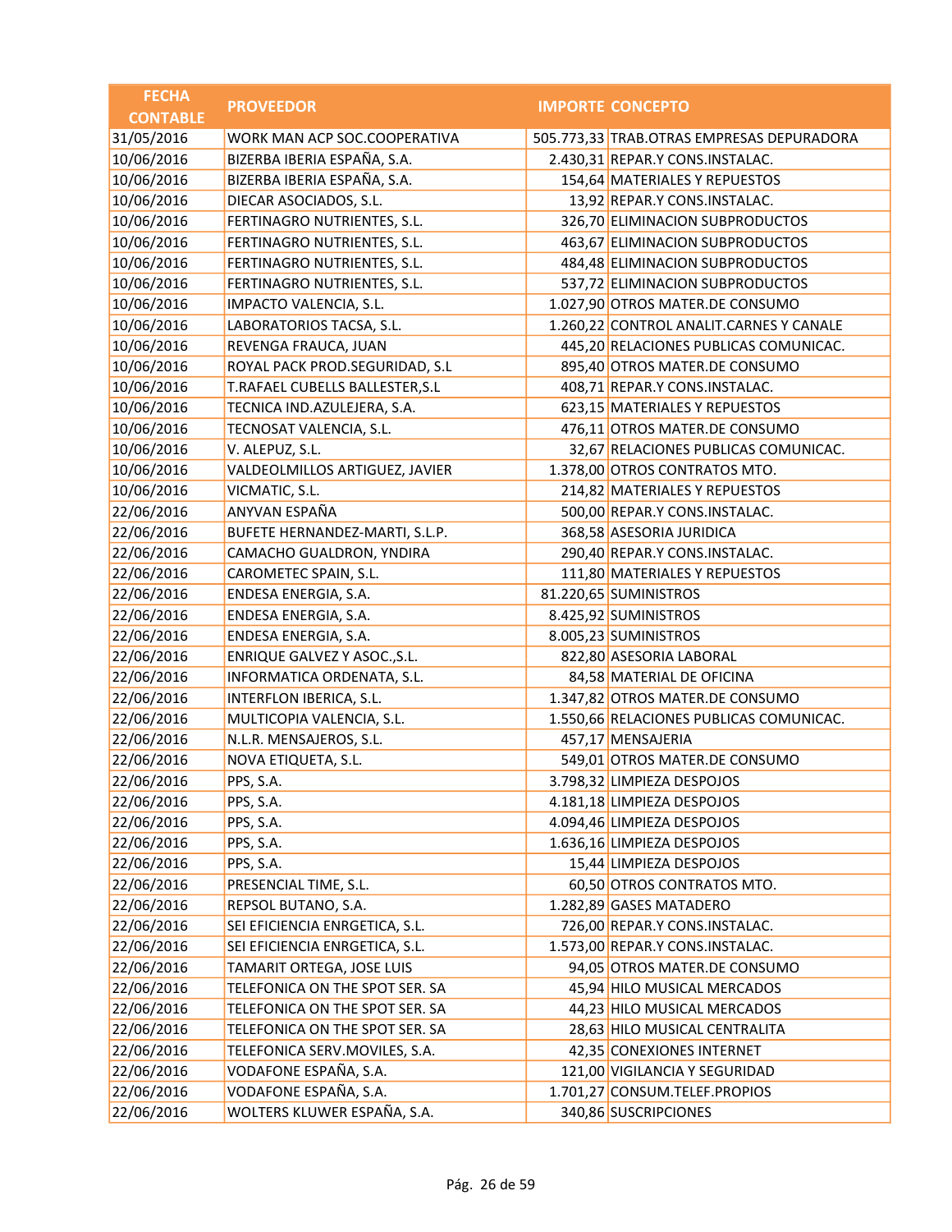| FECHA CONTABLE | PROVEEDOR | IMPORTE | CONCEPTO |
|---|---|---|---|
| 31/05/2016 | WORK MAN ACP SOC.COOPERATIVA | 505.773,33 | TRAB.OTRAS EMPRESAS DEPURADORA |
| 10/06/2016 | BIZERBA IBERIA ESPAÑA, S.A. | 2.430,31 | REPAR.Y CONS.INSTALAC. |
| 10/06/2016 | BIZERBA IBERIA ESPAÑA, S.A. | 154,64 | MATERIALES Y REPUESTOS |
| 10/06/2016 | DIECAR ASOCIADOS, S.L. | 13,92 | REPAR.Y CONS.INSTALAC. |
| 10/06/2016 | FERTINAGRO NUTRIENTES, S.L. | 326,70 | ELIMINACION SUBPRODUCTOS |
| 10/06/2016 | FERTINAGRO NUTRIENTES, S.L. | 463,67 | ELIMINACION SUBPRODUCTOS |
| 10/06/2016 | FERTINAGRO NUTRIENTES, S.L. | 484,48 | ELIMINACION SUBPRODUCTOS |
| 10/06/2016 | FERTINAGRO NUTRIENTES, S.L. | 537,72 | ELIMINACION SUBPRODUCTOS |
| 10/06/2016 | IMPACTO VALENCIA, S.L. | 1.027,90 | OTROS MATER.DE CONSUMO |
| 10/06/2016 | LABORATORIOS TACSA, S.L. | 1.260,22 | CONTROL ANALIT.CARNES Y CANALE |
| 10/06/2016 | REVENGA FRAUCA, JUAN | 445,20 | RELACIONES PUBLICAS COMUNICAC. |
| 10/06/2016 | ROYAL PACK PROD.SEGURIDAD, S.L | 895,40 | OTROS MATER.DE CONSUMO |
| 10/06/2016 | T.RAFAEL CUBELLS BALLESTER,S.L | 408,71 | REPAR.Y CONS.INSTALAC. |
| 10/06/2016 | TECNICA IND.AZULEJERA, S.A. | 623,15 | MATERIALES Y REPUESTOS |
| 10/06/2016 | TECNOSAT VALENCIA, S.L. | 476,11 | OTROS MATER.DE CONSUMO |
| 10/06/2016 | V. ALEPUZ, S.L. | 32,67 | RELACIONES PUBLICAS COMUNICAC. |
| 10/06/2016 | VALDEOLMILLOS ARTIGUEZ, JAVIER | 1.378,00 | OTROS CONTRATOS MTO. |
| 10/06/2016 | VICMATIC, S.L. | 214,82 | MATERIALES Y REPUESTOS |
| 22/06/2016 | ANYVAN ESPAÑA | 500,00 | REPAR.Y CONS.INSTALAC. |
| 22/06/2016 | BUFETE HERNANDEZ-MARTI, S.L.P. | 368,58 | ASESORIA JURIDICA |
| 22/06/2016 | CAMACHO GUALDRON, YNDIRA | 290,40 | REPAR.Y CONS.INSTALAC. |
| 22/06/2016 | CAROMETEC SPAIN, S.L. | 111,80 | MATERIALES Y REPUESTOS |
| 22/06/2016 | ENDESA ENERGIA, S.A. | 81.220,65 | SUMINISTROS |
| 22/06/2016 | ENDESA ENERGIA, S.A. | 8.425,92 | SUMINISTROS |
| 22/06/2016 | ENDESA ENERGIA, S.A. | 8.005,23 | SUMINISTROS |
| 22/06/2016 | ENRIQUE GALVEZ Y ASOC.,S.L. | 822,80 | ASESORIA LABORAL |
| 22/06/2016 | INFORMATICA ORDENATA, S.L. | 84,58 | MATERIAL DE OFICINA |
| 22/06/2016 | INTERFLON IBERICA, S.L. | 1.347,82 | OTROS MATER.DE CONSUMO |
| 22/06/2016 | MULTICOPIA VALENCIA, S.L. | 1.550,66 | RELACIONES PUBLICAS COMUNICAC. |
| 22/06/2016 | N.L.R. MENSAJEROS, S.L. | 457,17 | MENSAJERIA |
| 22/06/2016 | NOVA ETIQUETA, S.L. | 549,01 | OTROS MATER.DE CONSUMO |
| 22/06/2016 | PPS, S.A. | 3.798,32 | LIMPIEZA DESPOJOS |
| 22/06/2016 | PPS, S.A. | 4.181,18 | LIMPIEZA DESPOJOS |
| 22/06/2016 | PPS, S.A. | 4.094,46 | LIMPIEZA DESPOJOS |
| 22/06/2016 | PPS, S.A. | 1.636,16 | LIMPIEZA DESPOJOS |
| 22/06/2016 | PPS, S.A. | 15,44 | LIMPIEZA DESPOJOS |
| 22/06/2016 | PRESENCIAL TIME, S.L. | 60,50 | OTROS CONTRATOS MTO. |
| 22/06/2016 | REPSOL BUTANO, S.A. | 1.282,89 | GASES MATADERO |
| 22/06/2016 | SEI EFICIENCIA ENRGETICA, S.L. | 726,00 | REPAR.Y CONS.INSTALAC. |
| 22/06/2016 | SEI EFICIENCIA ENRGETICA, S.L. | 1.573,00 | REPAR.Y CONS.INSTALAC. |
| 22/06/2016 | TAMARIT ORTEGA, JOSE LUIS | 94,05 | OTROS MATER.DE CONSUMO |
| 22/06/2016 | TELEFONICA ON THE SPOT SER. SA | 45,94 | HILO MUSICAL MERCADOS |
| 22/06/2016 | TELEFONICA ON THE SPOT SER. SA | 44,23 | HILO MUSICAL MERCADOS |
| 22/06/2016 | TELEFONICA ON THE SPOT SER. SA | 28,63 | HILO MUSICAL CENTRALITA |
| 22/06/2016 | TELEFONICA SERV.MOVILES, S.A. | 42,35 | CONEXIONES INTERNET |
| 22/06/2016 | VODAFONE ESPAÑA, S.A. | 121,00 | VIGILANCIA Y SEGURIDAD |
| 22/06/2016 | VODAFONE ESPAÑA, S.A. | 1.701,27 | CONSUM.TELEF.PROPIOS |
| 22/06/2016 | WOLTERS KLUWER ESPAÑA, S.A. | 340,86 | SUSCRIPCIONES |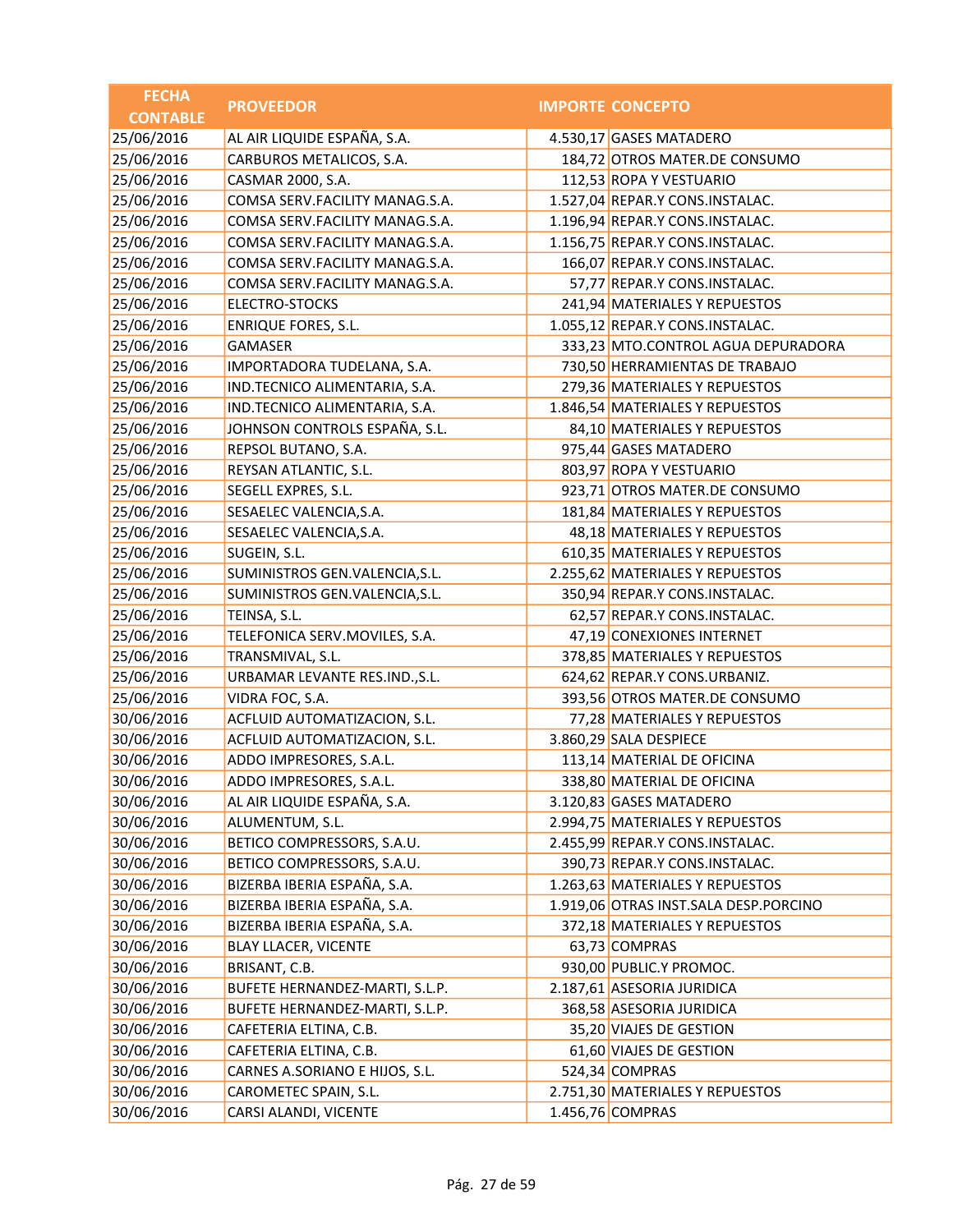| FECHA CONTABLE | PROVEEDOR | IMPORTE | CONCEPTO |
|---|---|---|---|
| 25/06/2016 | AL AIR LIQUIDE ESPAÑA, S.A. | 4.530,17 | GASES MATADERO |
| 25/06/2016 | CARBUROS METALICOS, S.A. | 184,72 | OTROS MATER.DE CONSUMO |
| 25/06/2016 | CASMAR 2000, S.A. | 112,53 | ROPA Y VESTUARIO |
| 25/06/2016 | COMSA SERV.FACILITY MANAG.S.A. | 1.527,04 | REPAR.Y CONS.INSTALAC. |
| 25/06/2016 | COMSA SERV.FACILITY MANAG.S.A. | 1.196,94 | REPAR.Y CONS.INSTALAC. |
| 25/06/2016 | COMSA SERV.FACILITY MANAG.S.A. | 1.156,75 | REPAR.Y CONS.INSTALAC. |
| 25/06/2016 | COMSA SERV.FACILITY MANAG.S.A. | 166,07 | REPAR.Y CONS.INSTALAC. |
| 25/06/2016 | COMSA SERV.FACILITY MANAG.S.A. | 57,77 | REPAR.Y CONS.INSTALAC. |
| 25/06/2016 | ELECTRO-STOCKS | 241,94 | MATERIALES Y REPUESTOS |
| 25/06/2016 | ENRIQUE FORES, S.L. | 1.055,12 | REPAR.Y CONS.INSTALAC. |
| 25/06/2016 | GAMASER | 333,23 | MTO.CONTROL AGUA DEPURADORA |
| 25/06/2016 | IMPORTADORA TUDELANA, S.A. | 730,50 | HERRAMIENTAS DE TRABAJO |
| 25/06/2016 | IND.TECNICO ALIMENTARIA, S.A. | 279,36 | MATERIALES Y REPUESTOS |
| 25/06/2016 | IND.TECNICO ALIMENTARIA, S.A. | 1.846,54 | MATERIALES Y REPUESTOS |
| 25/06/2016 | JOHNSON CONTROLS ESPAÑA, S.L. | 84,10 | MATERIALES Y REPUESTOS |
| 25/06/2016 | REPSOL BUTANO, S.A. | 975,44 | GASES MATADERO |
| 25/06/2016 | REYSAN ATLANTIC, S.L. | 803,97 | ROPA Y VESTUARIO |
| 25/06/2016 | SEGELL EXPRES, S.L. | 923,71 | OTROS MATER.DE CONSUMO |
| 25/06/2016 | SESAELEC VALENCIA,S.A. | 181,84 | MATERIALES Y REPUESTOS |
| 25/06/2016 | SESAELEC VALENCIA,S.A. | 48,18 | MATERIALES Y REPUESTOS |
| 25/06/2016 | SUGEIN, S.L. | 610,35 | MATERIALES Y REPUESTOS |
| 25/06/2016 | SUMINISTROS GEN.VALENCIA,S.L. | 2.255,62 | MATERIALES Y REPUESTOS |
| 25/06/2016 | SUMINISTROS GEN.VALENCIA,S.L. | 350,94 | REPAR.Y CONS.INSTALAC. |
| 25/06/2016 | TEINSA, S.L. | 62,57 | REPAR.Y CONS.INSTALAC. |
| 25/06/2016 | TELEFONICA SERV.MOVILES, S.A. | 47,19 | CONEXIONES INTERNET |
| 25/06/2016 | TRANSMIVAL, S.L. | 378,85 | MATERIALES Y REPUESTOS |
| 25/06/2016 | URBAMAR LEVANTE RES.IND.,S.L. | 624,62 | REPAR.Y CONS.URBANIZ. |
| 25/06/2016 | VIDRA FOC, S.A. | 393,56 | OTROS MATER.DE CONSUMO |
| 30/06/2016 | ACFLUID AUTOMATIZACION, S.L. | 77,28 | MATERIALES Y REPUESTOS |
| 30/06/2016 | ACFLUID AUTOMATIZACION, S.L. | 3.860,29 | SALA DESPIECE |
| 30/06/2016 | ADDO IMPRESORES, S.A.L. | 113,14 | MATERIAL DE OFICINA |
| 30/06/2016 | ADDO IMPRESORES, S.A.L. | 338,80 | MATERIAL DE OFICINA |
| 30/06/2016 | AL AIR LIQUIDE ESPAÑA, S.A. | 3.120,83 | GASES MATADERO |
| 30/06/2016 | ALUMENTUM, S.L. | 2.994,75 | MATERIALES Y REPUESTOS |
| 30/06/2016 | BETICO COMPRESSORS, S.A.U. | 2.455,99 | REPAR.Y CONS.INSTALAC. |
| 30/06/2016 | BETICO COMPRESSORS, S.A.U. | 390,73 | REPAR.Y CONS.INSTALAC. |
| 30/06/2016 | BIZERBA IBERIA ESPAÑA, S.A. | 1.263,63 | MATERIALES Y REPUESTOS |
| 30/06/2016 | BIZERBA IBERIA ESPAÑA, S.A. | 1.919,06 | OTRAS INST.SALA DESP.PORCINO |
| 30/06/2016 | BIZERBA IBERIA ESPAÑA, S.A. | 372,18 | MATERIALES Y REPUESTOS |
| 30/06/2016 | BLAY LLACER, VICENTE | 63,73 | COMPRAS |
| 30/06/2016 | BRISANT, C.B. | 930,00 | PUBLIC.Y PROMOC. |
| 30/06/2016 | BUFETE HERNANDEZ-MARTI, S.L.P. | 2.187,61 | ASESORIA JURIDICA |
| 30/06/2016 | BUFETE HERNANDEZ-MARTI, S.L.P. | 368,58 | ASESORIA JURIDICA |
| 30/06/2016 | CAFETERIA ELTINA, C.B. | 35,20 | VIAJES DE GESTION |
| 30/06/2016 | CAFETERIA ELTINA, C.B. | 61,60 | VIAJES DE GESTION |
| 30/06/2016 | CARNES A.SORIANO E HIJOS, S.L. | 524,34 | COMPRAS |
| 30/06/2016 | CAROMETEC SPAIN, S.L. | 2.751,30 | MATERIALES Y REPUESTOS |
| 30/06/2016 | CARSI ALANDI, VICENTE | 1.456,76 | COMPRAS |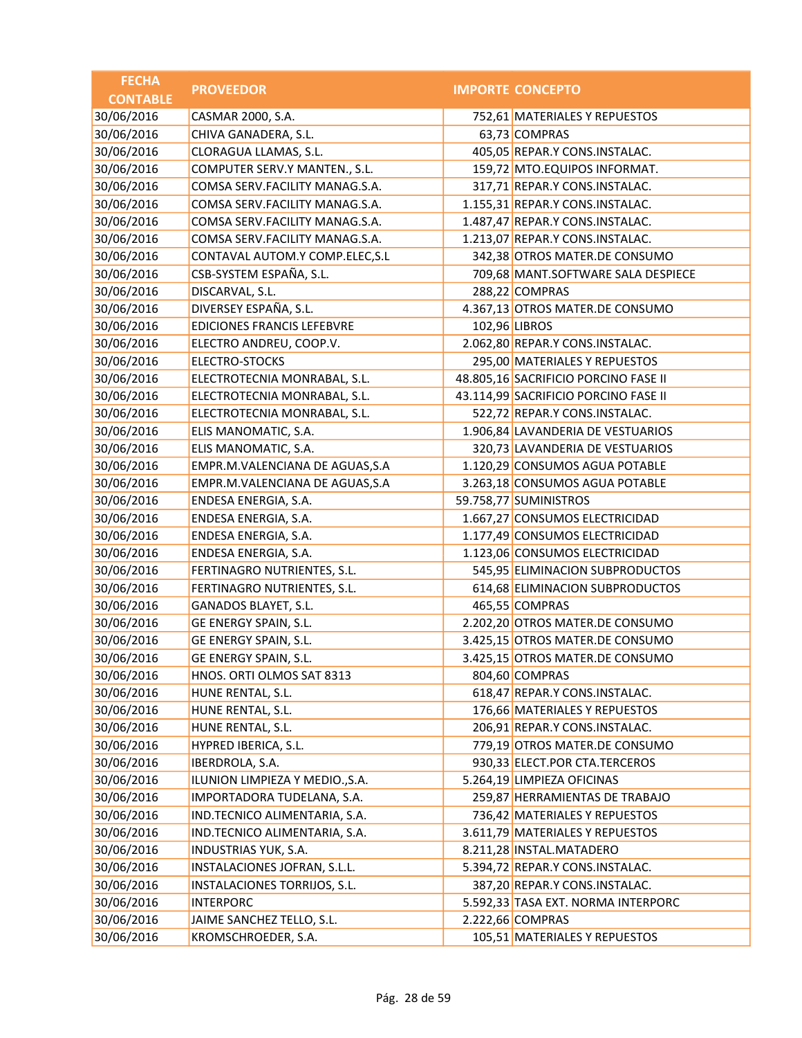| FECHA CONTABLE | PROVEEDOR | IMPORTE | CONCEPTO |
|---|---|---|---|
| 30/06/2016 | CASMAR 2000, S.A. | 752,61 | MATERIALES Y REPUESTOS |
| 30/06/2016 | CHIVA GANADERA, S.L. | 63,73 | COMPRAS |
| 30/06/2016 | CLORAGUA LLAMAS, S.L. | 405,05 | REPAR.Y CONS.INSTALAC. |
| 30/06/2016 | COMPUTER SERV.Y MANTEN., S.L. | 159,72 | MTO.EQUIPOS INFORMAT. |
| 30/06/2016 | COMSA SERV.FACILITY MANAG.S.A. | 317,71 | REPAR.Y CONS.INSTALAC. |
| 30/06/2016 | COMSA SERV.FACILITY MANAG.S.A. | 1.155,31 | REPAR.Y CONS.INSTALAC. |
| 30/06/2016 | COMSA SERV.FACILITY MANAG.S.A. | 1.487,47 | REPAR.Y CONS.INSTALAC. |
| 30/06/2016 | COMSA SERV.FACILITY MANAG.S.A. | 1.213,07 | REPAR.Y CONS.INSTALAC. |
| 30/06/2016 | CONTAVAL AUTOM.Y COMP.ELEC,S.L | 342,38 | OTROS MATER.DE CONSUMO |
| 30/06/2016 | CSB-SYSTEM ESPAÑA, S.L. | 709,68 | MANT.SOFTWARE SALA DESPIECE |
| 30/06/2016 | DISCARVAL, S.L. | 288,22 | COMPRAS |
| 30/06/2016 | DIVERSEY ESPAÑA, S.L. | 4.367,13 | OTROS MATER.DE CONSUMO |
| 30/06/2016 | EDICIONES FRANCIS LEFEBVRE | 102,96 | LIBROS |
| 30/06/2016 | ELECTRO ANDREU, COOP.V. | 2.062,80 | REPAR.Y CONS.INSTALAC. |
| 30/06/2016 | ELECTRO-STOCKS | 295,00 | MATERIALES Y REPUESTOS |
| 30/06/2016 | ELECTROTECNIA MONRABAL, S.L. | 48.805,16 | SACRIFICIO PORCINO FASE II |
| 30/06/2016 | ELECTROTECNIA MONRABAL, S.L. | 43.114,99 | SACRIFICIO PORCINO FASE II |
| 30/06/2016 | ELECTROTECNIA MONRABAL, S.L. | 522,72 | REPAR.Y CONS.INSTALAC. |
| 30/06/2016 | ELIS MANOMATIC, S.A. | 1.906,84 | LAVANDERIA DE VESTUARIOS |
| 30/06/2016 | ELIS MANOMATIC, S.A. | 320,73 | LAVANDERIA DE VESTUARIOS |
| 30/06/2016 | EMPR.M.VALENCIANA DE AGUAS,S.A | 1.120,29 | CONSUMOS AGUA POTABLE |
| 30/06/2016 | EMPR.M.VALENCIANA DE AGUAS,S.A | 3.263,18 | CONSUMOS AGUA POTABLE |
| 30/06/2016 | ENDESA ENERGIA, S.A. | 59.758,77 | SUMINISTROS |
| 30/06/2016 | ENDESA ENERGIA, S.A. | 1.667,27 | CONSUMOS ELECTRICIDAD |
| 30/06/2016 | ENDESA ENERGIA, S.A. | 1.177,49 | CONSUMOS ELECTRICIDAD |
| 30/06/2016 | ENDESA ENERGIA, S.A. | 1.123,06 | CONSUMOS ELECTRICIDAD |
| 30/06/2016 | FERTINAGRO NUTRIENTES, S.L. | 545,95 | ELIMINACION SUBPRODUCTOS |
| 30/06/2016 | FERTINAGRO NUTRIENTES, S.L. | 614,68 | ELIMINACION SUBPRODUCTOS |
| 30/06/2016 | GANADOS BLAYET, S.L. | 465,55 | COMPRAS |
| 30/06/2016 | GE ENERGY SPAIN, S.L. | 2.202,20 | OTROS MATER.DE CONSUMO |
| 30/06/2016 | GE ENERGY SPAIN, S.L. | 3.425,15 | OTROS MATER.DE CONSUMO |
| 30/06/2016 | GE ENERGY SPAIN, S.L. | 3.425,15 | OTROS MATER.DE CONSUMO |
| 30/06/2016 | HNOS. ORTI OLMOS SAT 8313 | 804,60 | COMPRAS |
| 30/06/2016 | HUNE RENTAL, S.L. | 618,47 | REPAR.Y CONS.INSTALAC. |
| 30/06/2016 | HUNE RENTAL, S.L. | 176,66 | MATERIALES Y REPUESTOS |
| 30/06/2016 | HUNE RENTAL, S.L. | 206,91 | REPAR.Y CONS.INSTALAC. |
| 30/06/2016 | HYPRED IBERICA, S.L. | 779,19 | OTROS MATER.DE CONSUMO |
| 30/06/2016 | IBERDROLA, S.A. | 930,33 | ELECT.POR CTA.TERCEROS |
| 30/06/2016 | ILUNION LIMPIEZA Y MEDIO.,S.A. | 5.264,19 | LIMPIEZA OFICINAS |
| 30/06/2016 | IMPORTADORA TUDELANA, S.A. | 259,87 | HERRAMIENTAS DE TRABAJO |
| 30/06/2016 | IND.TECNICO ALIMENTARIA, S.A. | 736,42 | MATERIALES Y REPUESTOS |
| 30/06/2016 | IND.TECNICO ALIMENTARIA, S.A. | 3.611,79 | MATERIALES Y REPUESTOS |
| 30/06/2016 | INDUSTRIAS YUK, S.A. | 8.211,28 | INSTAL.MATADERO |
| 30/06/2016 | INSTALACIONES JOFRAN, S.L.L. | 5.394,72 | REPAR.Y CONS.INSTALAC. |
| 30/06/2016 | INSTALACIONES TORRIJOS, S.L. | 387,20 | REPAR.Y CONS.INSTALAC. |
| 30/06/2016 | INTERPORC | 5.592,33 | TASA EXT. NORMA INTERPORC |
| 30/06/2016 | JAIME SANCHEZ TELLO, S.L. | 2.222,66 | COMPRAS |
| 30/06/2016 | KROMSCHROEDER, S.A. | 105,51 | MATERIALES Y REPUESTOS |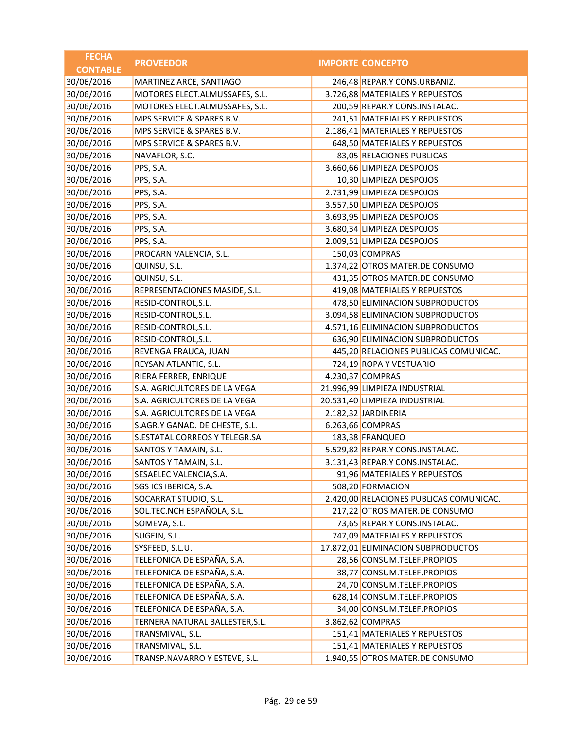| FECHA CONTABLE | PROVEEDOR | IMPORTE | CONCEPTO |
|---|---|---|---|
| 30/06/2016 | MARTINEZ ARCE, SANTIAGO | 246,48 | REPAR.Y CONS.URBANIZ. |
| 30/06/2016 | MOTORES ELECT.ALMUSSAFES, S.L. | 3.726,88 | MATERIALES Y REPUESTOS |
| 30/06/2016 | MOTORES ELECT.ALMUSSAFES, S.L. | 200,59 | REPAR.Y CONS.INSTALAC. |
| 30/06/2016 | MPS SERVICE & SPARES B.V. | 241,51 | MATERIALES Y REPUESTOS |
| 30/06/2016 | MPS SERVICE & SPARES B.V. | 2.186,41 | MATERIALES Y REPUESTOS |
| 30/06/2016 | MPS SERVICE & SPARES B.V. | 648,50 | MATERIALES Y REPUESTOS |
| 30/06/2016 | NAVAFLOR, S.C. | 83,05 | RELACIONES PUBLICAS |
| 30/06/2016 | PPS, S.A. | 3.660,66 | LIMPIEZA DESPOJOS |
| 30/06/2016 | PPS, S.A. | 10,30 | LIMPIEZA DESPOJOS |
| 30/06/2016 | PPS, S.A. | 2.731,99 | LIMPIEZA DESPOJOS |
| 30/06/2016 | PPS, S.A. | 3.557,50 | LIMPIEZA DESPOJOS |
| 30/06/2016 | PPS, S.A. | 3.693,95 | LIMPIEZA DESPOJOS |
| 30/06/2016 | PPS, S.A. | 3.680,34 | LIMPIEZA DESPOJOS |
| 30/06/2016 | PPS, S.A. | 2.009,51 | LIMPIEZA DESPOJOS |
| 30/06/2016 | PROCARN VALENCIA, S.L. | 150,03 | COMPRAS |
| 30/06/2016 | QUINSU, S.L. | 1.374,22 | OTROS MATER.DE CONSUMO |
| 30/06/2016 | QUINSU, S.L. | 431,35 | OTROS MATER.DE CONSUMO |
| 30/06/2016 | REPRESENTACIONES MASIDE, S.L. | 419,08 | MATERIALES Y REPUESTOS |
| 30/06/2016 | RESID-CONTROL,S.L. | 478,50 | ELIMINACION SUBPRODUCTOS |
| 30/06/2016 | RESID-CONTROL,S.L. | 3.094,58 | ELIMINACION SUBPRODUCTOS |
| 30/06/2016 | RESID-CONTROL,S.L. | 4.571,16 | ELIMINACION SUBPRODUCTOS |
| 30/06/2016 | RESID-CONTROL,S.L. | 636,90 | ELIMINACION SUBPRODUCTOS |
| 30/06/2016 | REVENGA FRAUCA, JUAN | 445,20 | RELACIONES PUBLICAS COMUNICAC. |
| 30/06/2016 | REYSAN ATLANTIC, S.L. | 724,19 | ROPA Y VESTUARIO |
| 30/06/2016 | RIERA FERRER, ENRIQUE | 4.230,37 | COMPRAS |
| 30/06/2016 | S.A. AGRICULTORES DE LA VEGA | 21.996,99 | LIMPIEZA INDUSTRIAL |
| 30/06/2016 | S.A. AGRICULTORES DE LA VEGA | 20.531,40 | LIMPIEZA INDUSTRIAL |
| 30/06/2016 | S.A. AGRICULTORES DE LA VEGA | 2.182,32 | JARDINERIA |
| 30/06/2016 | S.AGR.Y GANAD. DE CHESTE, S.L. | 6.263,66 | COMPRAS |
| 30/06/2016 | S.ESTATAL CORREOS Y TELEGR.SA | 183,38 | FRANQUEO |
| 30/06/2016 | SANTOS Y TAMAIN, S.L. | 5.529,82 | REPAR.Y CONS.INSTALAC. |
| 30/06/2016 | SANTOS Y TAMAIN, S.L. | 3.131,43 | REPAR.Y CONS.INSTALAC. |
| 30/06/2016 | SESAELEC VALENCIA,S.A. | 91,96 | MATERIALES Y REPUESTOS |
| 30/06/2016 | SGS ICS IBERICA, S.A. | 508,20 | FORMACION |
| 30/06/2016 | SOCARRAT STUDIO, S.L. | 2.420,00 | RELACIONES PUBLICAS COMUNICAC. |
| 30/06/2016 | SOL.TEC.NCH ESPAÑOLA, S.L. | 217,22 | OTROS MATER.DE CONSUMO |
| 30/06/2016 | SOMEVA, S.L. | 73,65 | REPAR.Y CONS.INSTALAC. |
| 30/06/2016 | SUGEIN, S.L. | 747,09 | MATERIALES Y REPUESTOS |
| 30/06/2016 | SYSFEED, S.L.U. | 17.872,01 | ELIMINACION SUBPRODUCTOS |
| 30/06/2016 | TELEFONICA DE ESPAÑA, S.A. | 28,56 | CONSUM.TELEF.PROPIOS |
| 30/06/2016 | TELEFONICA DE ESPAÑA, S.A. | 38,77 | CONSUM.TELEF.PROPIOS |
| 30/06/2016 | TELEFONICA DE ESPAÑA, S.A. | 24,70 | CONSUM.TELEF.PROPIOS |
| 30/06/2016 | TELEFONICA DE ESPAÑA, S.A. | 628,14 | CONSUM.TELEF.PROPIOS |
| 30/06/2016 | TELEFONICA DE ESPAÑA, S.A. | 34,00 | CONSUM.TELEF.PROPIOS |
| 30/06/2016 | TERNERA NATURAL BALLESTER,S.L. | 3.862,62 | COMPRAS |
| 30/06/2016 | TRANSMIVAL, S.L. | 151,41 | MATERIALES Y REPUESTOS |
| 30/06/2016 | TRANSMIVAL, S.L. | 151,41 | MATERIALES Y REPUESTOS |
| 30/06/2016 | TRANSP.NAVARRO Y ESTEVE, S.L. | 1.940,55 | OTROS MATER.DE CONSUMO |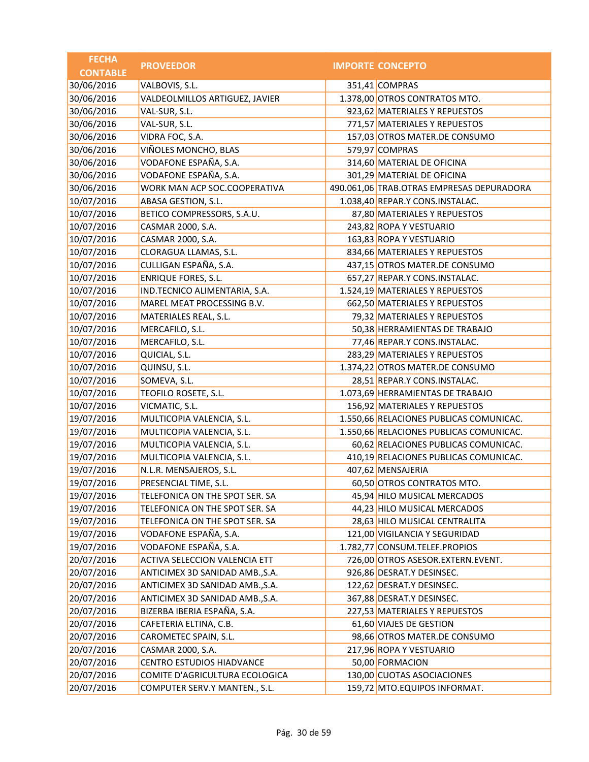| FECHA CONTABLE | PROVEEDOR | IMPORTE | CONCEPTO |
|---|---|---|---|
| 30/06/2016 | VALBOVIS, S.L. | 351,41 | COMPRAS |
| 30/06/2016 | VALDEOLMILLOS ARTIGUEZ, JAVIER | 1.378,00 | OTROS CONTRATOS MTO. |
| 30/06/2016 | VAL-SUR, S.L. | 923,62 | MATERIALES Y REPUESTOS |
| 30/06/2016 | VAL-SUR, S.L. | 771,57 | MATERIALES Y REPUESTOS |
| 30/06/2016 | VIDRA FOC, S.A. | 157,03 | OTROS MATER.DE CONSUMO |
| 30/06/2016 | VIÑOLES MONCHO, BLAS | 579,97 | COMPRAS |
| 30/06/2016 | VODAFONE ESPAÑA, S.A. | 314,60 | MATERIAL DE OFICINA |
| 30/06/2016 | VODAFONE ESPAÑA, S.A. | 301,29 | MATERIAL DE OFICINA |
| 30/06/2016 | WORK MAN ACP SOC.COOPERATIVA | 490.061,06 | TRAB.OTRAS EMPRESAS DEPURADORA |
| 10/07/2016 | ABASA GESTION, S.L. | 1.038,40 | REPAR.Y CONS.INSTALAC. |
| 10/07/2016 | BETICO COMPRESSORS, S.A.U. | 87,80 | MATERIALES Y REPUESTOS |
| 10/07/2016 | CASMAR 2000, S.A. | 243,82 | ROPA Y VESTUARIO |
| 10/07/2016 | CASMAR 2000, S.A. | 163,83 | ROPA Y VESTUARIO |
| 10/07/2016 | CLORAGUA LLAMAS, S.L. | 834,66 | MATERIALES Y REPUESTOS |
| 10/07/2016 | CULLIGAN ESPAÑA, S.A. | 437,15 | OTROS MATER.DE CONSUMO |
| 10/07/2016 | ENRIQUE FORES, S.L. | 657,27 | REPAR.Y CONS.INSTALAC. |
| 10/07/2016 | IND.TECNICO ALIMENTARIA, S.A. | 1.524,19 | MATERIALES Y REPUESTOS |
| 10/07/2016 | MAREL MEAT PROCESSING B.V. | 662,50 | MATERIALES Y REPUESTOS |
| 10/07/2016 | MATERIALES REAL, S.L. | 79,32 | MATERIALES Y REPUESTOS |
| 10/07/2016 | MERCAFILO, S.L. | 50,38 | HERRAMIENTAS DE TRABAJO |
| 10/07/2016 | MERCAFILO, S.L. | 77,46 | REPAR.Y CONS.INSTALAC. |
| 10/07/2016 | QUICIAL, S.L. | 283,29 | MATERIALES Y REPUESTOS |
| 10/07/2016 | QUINSU, S.L. | 1.374,22 | OTROS MATER.DE CONSUMO |
| 10/07/2016 | SOMEVA, S.L. | 28,51 | REPAR.Y CONS.INSTALAC. |
| 10/07/2016 | TEOFILO ROSETE, S.L. | 1.073,69 | HERRAMIENTAS DE TRABAJO |
| 10/07/2016 | VICMATIC, S.L. | 156,92 | MATERIALES Y REPUESTOS |
| 19/07/2016 | MULTICOPIA VALENCIA, S.L. | 1.550,66 | RELACIONES PUBLICAS COMUNICAC. |
| 19/07/2016 | MULTICOPIA VALENCIA, S.L. | 1.550,66 | RELACIONES PUBLICAS COMUNICAC. |
| 19/07/2016 | MULTICOPIA VALENCIA, S.L. | 60,62 | RELACIONES PUBLICAS COMUNICAC. |
| 19/07/2016 | MULTICOPIA VALENCIA, S.L. | 410,19 | RELACIONES PUBLICAS COMUNICAC. |
| 19/07/2016 | N.L.R. MENSAJEROS, S.L. | 407,62 | MENSAJERIA |
| 19/07/2016 | PRESENCIAL TIME, S.L. | 60,50 | OTROS CONTRATOS MTO. |
| 19/07/2016 | TELEFONICA ON THE SPOT SER. SA | 45,94 | HILO MUSICAL MERCADOS |
| 19/07/2016 | TELEFONICA ON THE SPOT SER. SA | 44,23 | HILO MUSICAL MERCADOS |
| 19/07/2016 | TELEFONICA ON THE SPOT SER. SA | 28,63 | HILO MUSICAL CENTRALITA |
| 19/07/2016 | VODAFONE ESPAÑA, S.A. | 121,00 | VIGILANCIA Y SEGURIDAD |
| 19/07/2016 | VODAFONE ESPAÑA, S.A. | 1.782,77 | CONSUM.TELEF.PROPIOS |
| 20/07/2016 | ACTIVA SELECCION VALENCIA ETT | 726,00 | OTROS ASESOR.EXTERN.EVENT. |
| 20/07/2016 | ANTICIMEX 3D SANIDAD AMB.,S.A. | 926,86 | DESRAT.Y DESINSEC. |
| 20/07/2016 | ANTICIMEX 3D SANIDAD AMB.,S.A. | 122,62 | DESRAT.Y DESINSEC. |
| 20/07/2016 | ANTICIMEX 3D SANIDAD AMB.,S.A. | 367,88 | DESRAT.Y DESINSEC. |
| 20/07/2016 | BIZERBA IBERIA ESPAÑA, S.A. | 227,53 | MATERIALES Y REPUESTOS |
| 20/07/2016 | CAFETERIA ELTINA, C.B. | 61,60 | VIAJES DE GESTION |
| 20/07/2016 | CAROMETEC SPAIN, S.L. | 98,66 | OTROS MATER.DE CONSUMO |
| 20/07/2016 | CASMAR 2000, S.A. | 217,96 | ROPA Y VESTUARIO |
| 20/07/2016 | CENTRO ESTUDIOS HIADVANCE | 50,00 | FORMACION |
| 20/07/2016 | COMITE D'AGRICULTURA ECOLOGICA | 130,00 | CUOTAS ASOCIACIONES |
| 20/07/2016 | COMPUTER SERV.Y MANTEN., S.L. | 159,72 | MTO.EQUIPOS INFORMAT. |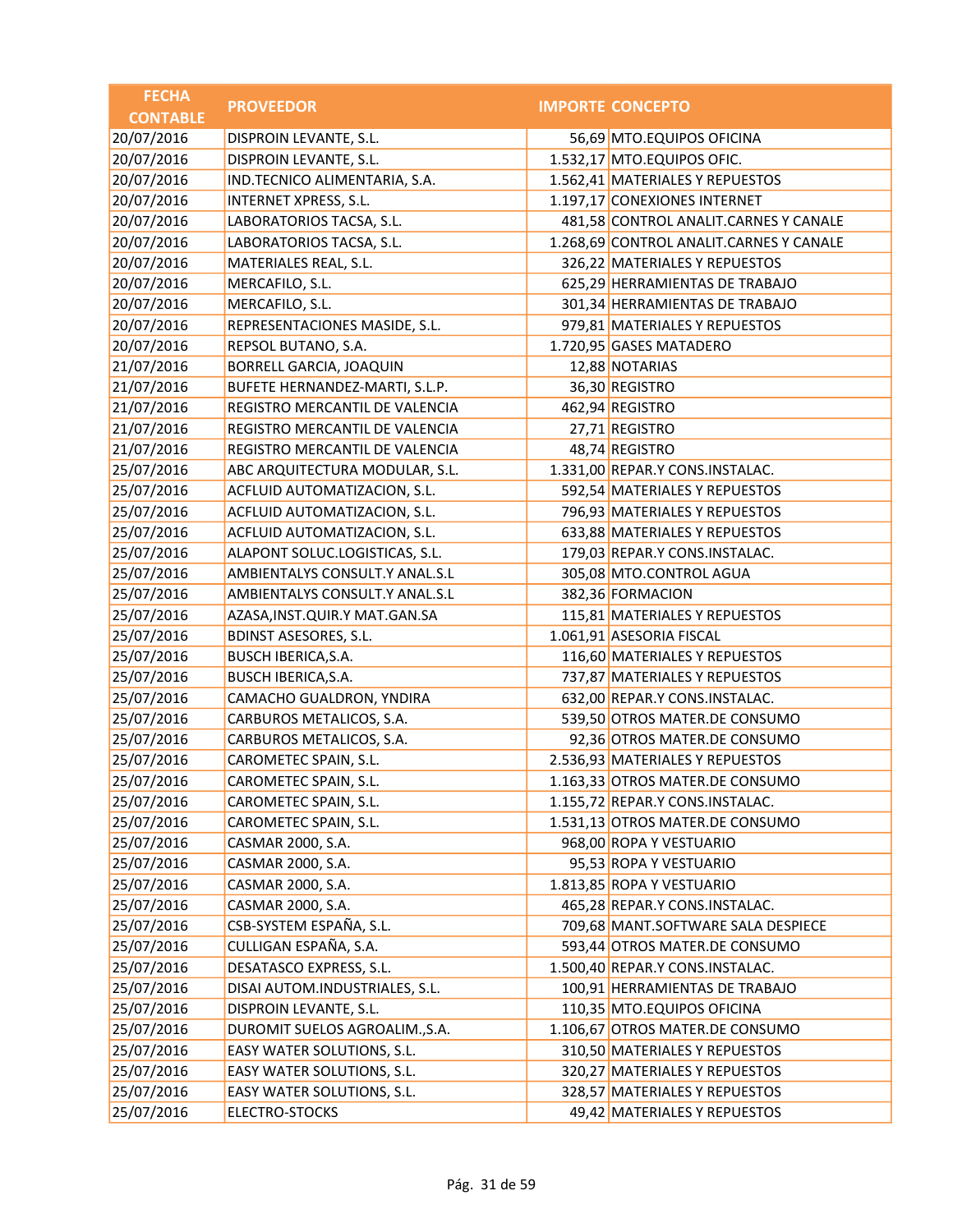| FECHA CONTABLE | PROVEEDOR | IMPORTE | CONCEPTO |
|---|---|---|---|
| 20/07/2016 | DISPROIN LEVANTE, S.L. | 56,69 | MTO.EQUIPOS OFICINA |
| 20/07/2016 | DISPROIN LEVANTE, S.L. | 1.532,17 | MTO.EQUIPOS OFIC. |
| 20/07/2016 | IND.TECNICO ALIMENTARIA, S.A. | 1.562,41 | MATERIALES Y REPUESTOS |
| 20/07/2016 | INTERNET XPRESS, S.L. | 1.197,17 | CONEXIONES INTERNET |
| 20/07/2016 | LABORATORIOS TACSA, S.L. | 481,58 | CONTROL ANALIT.CARNES Y CANALE |
| 20/07/2016 | LABORATORIOS TACSA, S.L. | 1.268,69 | CONTROL ANALIT.CARNES Y CANALE |
| 20/07/2016 | MATERIALES REAL, S.L. | 326,22 | MATERIALES Y REPUESTOS |
| 20/07/2016 | MERCAFILO, S.L. | 625,29 | HERRAMIENTAS DE TRABAJO |
| 20/07/2016 | MERCAFILO, S.L. | 301,34 | HERRAMIENTAS DE TRABAJO |
| 20/07/2016 | REPRESENTACIONES MASIDE, S.L. | 979,81 | MATERIALES Y REPUESTOS |
| 20/07/2016 | REPSOL BUTANO, S.A. | 1.720,95 | GASES MATADERO |
| 21/07/2016 | BORRELL GARCIA, JOAQUIN | 12,88 | NOTARIAS |
| 21/07/2016 | BUFETE HERNANDEZ-MARTI, S.L.P. | 36,30 | REGISTRO |
| 21/07/2016 | REGISTRO MERCANTIL DE VALENCIA | 462,94 | REGISTRO |
| 21/07/2016 | REGISTRO MERCANTIL DE VALENCIA | 27,71 | REGISTRO |
| 21/07/2016 | REGISTRO MERCANTIL DE VALENCIA | 48,74 | REGISTRO |
| 25/07/2016 | ABC ARQUITECTURA MODULAR, S.L. | 1.331,00 | REPAR.Y CONS.INSTALAC. |
| 25/07/2016 | ACFLUID AUTOMATIZACION, S.L. | 592,54 | MATERIALES Y REPUESTOS |
| 25/07/2016 | ACFLUID AUTOMATIZACION, S.L. | 796,93 | MATERIALES Y REPUESTOS |
| 25/07/2016 | ACFLUID AUTOMATIZACION, S.L. | 633,88 | MATERIALES Y REPUESTOS |
| 25/07/2016 | ALAPONT SOLUC.LOGISTICAS, S.L. | 179,03 | REPAR.Y CONS.INSTALAC. |
| 25/07/2016 | AMBIENTALYS CONSULT.Y ANAL.S.L | 305,08 | MTO.CONTROL AGUA |
| 25/07/2016 | AMBIENTALYS CONSULT.Y ANAL.S.L | 382,36 | FORMACION |
| 25/07/2016 | AZASA,INST.QUIR.Y MAT.GAN.SA | 115,81 | MATERIALES Y REPUESTOS |
| 25/07/2016 | BDINST ASESORES, S.L. | 1.061,91 | ASESORIA FISCAL |
| 25/07/2016 | BUSCH IBERICA,S.A. | 116,60 | MATERIALES Y REPUESTOS |
| 25/07/2016 | BUSCH IBERICA,S.A. | 737,87 | MATERIALES Y REPUESTOS |
| 25/07/2016 | CAMACHO GUALDRON, YNDIRA | 632,00 | REPAR.Y CONS.INSTALAC. |
| 25/07/2016 | CARBUROS METALICOS, S.A. | 539,50 | OTROS MATER.DE CONSUMO |
| 25/07/2016 | CARBUROS METALICOS, S.A. | 92,36 | OTROS MATER.DE CONSUMO |
| 25/07/2016 | CAROMETEC SPAIN, S.L. | 2.536,93 | MATERIALES Y REPUESTOS |
| 25/07/2016 | CAROMETEC SPAIN, S.L. | 1.163,33 | OTROS MATER.DE CONSUMO |
| 25/07/2016 | CAROMETEC SPAIN, S.L. | 1.155,72 | REPAR.Y CONS.INSTALAC. |
| 25/07/2016 | CAROMETEC SPAIN, S.L. | 1.531,13 | OTROS MATER.DE CONSUMO |
| 25/07/2016 | CASMAR 2000, S.A. | 968,00 | ROPA Y VESTUARIO |
| 25/07/2016 | CASMAR 2000, S.A. | 95,53 | ROPA Y VESTUARIO |
| 25/07/2016 | CASMAR 2000, S.A. | 1.813,85 | ROPA Y VESTUARIO |
| 25/07/2016 | CASMAR 2000, S.A. | 465,28 | REPAR.Y CONS.INSTALAC. |
| 25/07/2016 | CSB-SYSTEM ESPAÑA, S.L. | 709,68 | MANT.SOFTWARE SALA DESPIECE |
| 25/07/2016 | CULLIGAN ESPAÑA, S.A. | 593,44 | OTROS MATER.DE CONSUMO |
| 25/07/2016 | DESATASCO EXPRESS, S.L. | 1.500,40 | REPAR.Y CONS.INSTALAC. |
| 25/07/2016 | DISAI AUTOM.INDUSTRIALES, S.L. | 100,91 | HERRAMIENTAS DE TRABAJO |
| 25/07/2016 | DISPROIN LEVANTE, S.L. | 110,35 | MTO.EQUIPOS OFICINA |
| 25/07/2016 | DUROMIT SUELOS AGROALIM.,S.A. | 1.106,67 | OTROS MATER.DE CONSUMO |
| 25/07/2016 | EASY WATER SOLUTIONS, S.L. | 310,50 | MATERIALES Y REPUESTOS |
| 25/07/2016 | EASY WATER SOLUTIONS, S.L. | 320,27 | MATERIALES Y REPUESTOS |
| 25/07/2016 | EASY WATER SOLUTIONS, S.L. | 328,57 | MATERIALES Y REPUESTOS |
| 25/07/2016 | ELECTRO-STOCKS | 49,42 | MATERIALES Y REPUESTOS |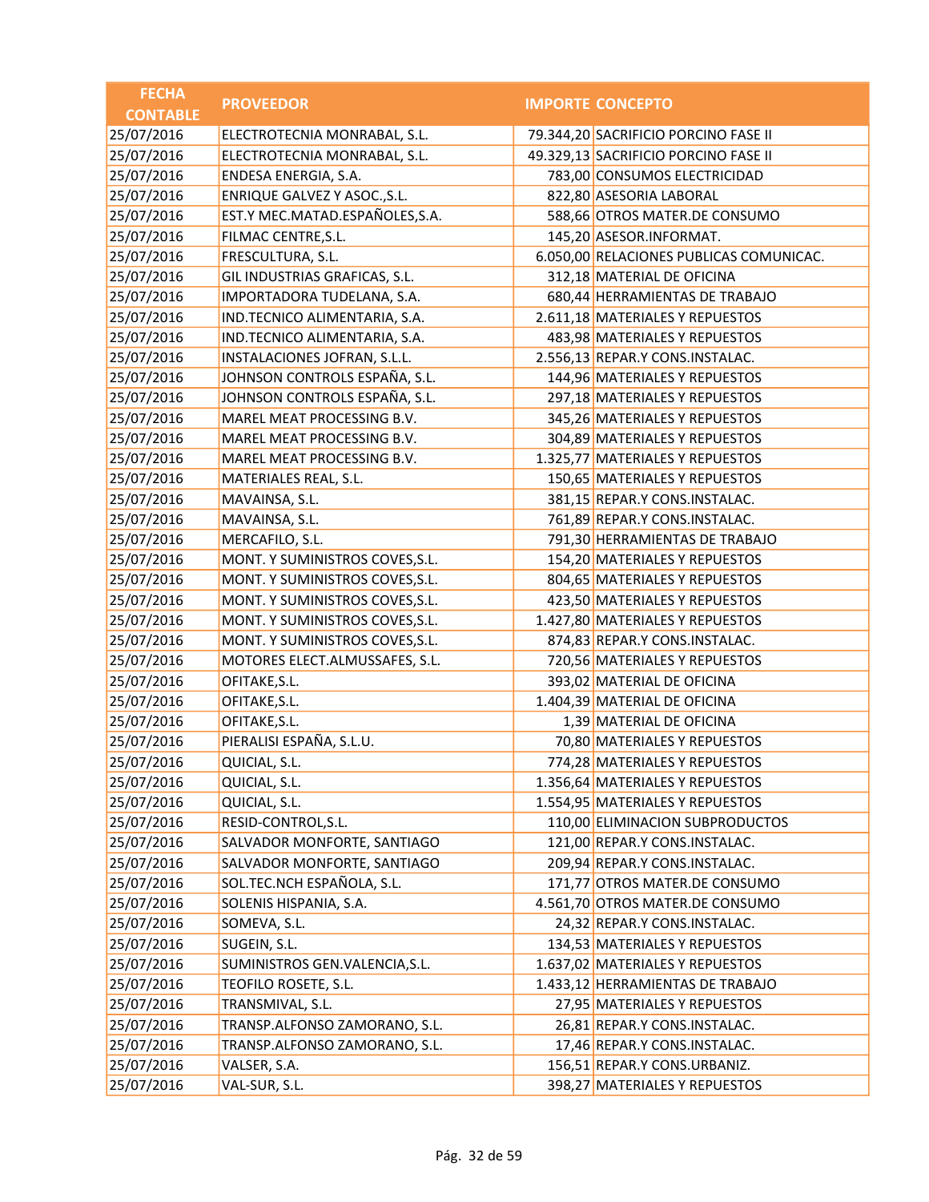| FECHA CONTABLE | PROVEEDOR | IMPORTE | CONCEPTO |
|---|---|---|---|
| 25/07/2016 | ELECTROTECNIA MONRABAL, S.L. | 79.344,20 | SACRIFICIO PORCINO FASE II |
| 25/07/2016 | ELECTROTECNIA MONRABAL, S.L. | 49.329,13 | SACRIFICIO PORCINO FASE II |
| 25/07/2016 | ENDESA ENERGIA, S.A. | 783,00 | CONSUMOS ELECTRICIDAD |
| 25/07/2016 | ENRIQUE GALVEZ Y ASOC.,S.L. | 822,80 | ASESORIA LABORAL |
| 25/07/2016 | EST.Y MEC.MATAD.ESPAÑOLES,S.A. | 588,66 | OTROS MATER.DE CONSUMO |
| 25/07/2016 | FILMAC CENTRE,S.L. | 145,20 | ASESOR.INFORMAT. |
| 25/07/2016 | FRESCULTURA, S.L. | 6.050,00 | RELACIONES PUBLICAS COMUNICAC. |
| 25/07/2016 | GIL INDUSTRIAS GRAFICAS, S.L. | 312,18 | MATERIAL DE OFICINA |
| 25/07/2016 | IMPORTADORA TUDELANA, S.A. | 680,44 | HERRAMIENTAS DE TRABAJO |
| 25/07/2016 | IND.TECNICO ALIMENTARIA, S.A. | 2.611,18 | MATERIALES Y REPUESTOS |
| 25/07/2016 | IND.TECNICO ALIMENTARIA, S.A. | 483,98 | MATERIALES Y REPUESTOS |
| 25/07/2016 | INSTALACIONES JOFRAN, S.L.L. | 2.556,13 | REPAR.Y CONS.INSTALAC. |
| 25/07/2016 | JOHNSON CONTROLS ESPAÑA, S.L. | 144,96 | MATERIALES Y REPUESTOS |
| 25/07/2016 | JOHNSON CONTROLS ESPAÑA, S.L. | 297,18 | MATERIALES Y REPUESTOS |
| 25/07/2016 | MAREL MEAT PROCESSING B.V. | 345,26 | MATERIALES Y REPUESTOS |
| 25/07/2016 | MAREL MEAT PROCESSING B.V. | 304,89 | MATERIALES Y REPUESTOS |
| 25/07/2016 | MAREL MEAT PROCESSING B.V. | 1.325,77 | MATERIALES Y REPUESTOS |
| 25/07/2016 | MATERIALES REAL, S.L. | 150,65 | MATERIALES Y REPUESTOS |
| 25/07/2016 | MAVAINSA, S.L. | 381,15 | REPAR.Y CONS.INSTALAC. |
| 25/07/2016 | MAVAINSA, S.L. | 761,89 | REPAR.Y CONS.INSTALAC. |
| 25/07/2016 | MERCAFILO, S.L. | 791,30 | HERRAMIENTAS DE TRABAJO |
| 25/07/2016 | MONT. Y SUMINISTROS COVES,S.L. | 154,20 | MATERIALES Y REPUESTOS |
| 25/07/2016 | MONT. Y SUMINISTROS COVES,S.L. | 804,65 | MATERIALES Y REPUESTOS |
| 25/07/2016 | MONT. Y SUMINISTROS COVES,S.L. | 423,50 | MATERIALES Y REPUESTOS |
| 25/07/2016 | MONT. Y SUMINISTROS COVES,S.L. | 1.427,80 | MATERIALES Y REPUESTOS |
| 25/07/2016 | MONT. Y SUMINISTROS COVES,S.L. | 874,83 | REPAR.Y CONS.INSTALAC. |
| 25/07/2016 | MOTORES ELECT.ALMUSSAFES, S.L. | 720,56 | MATERIALES Y REPUESTOS |
| 25/07/2016 | OFITAKE,S.L. | 393,02 | MATERIAL DE OFICINA |
| 25/07/2016 | OFITAKE,S.L. | 1.404,39 | MATERIAL DE OFICINA |
| 25/07/2016 | OFITAKE,S.L. | 1,39 | MATERIAL DE OFICINA |
| 25/07/2016 | PIERALISI ESPAÑA, S.L.U. | 70,80 | MATERIALES Y REPUESTOS |
| 25/07/2016 | QUICIAL, S.L. | 774,28 | MATERIALES Y REPUESTOS |
| 25/07/2016 | QUICIAL, S.L. | 1.356,64 | MATERIALES Y REPUESTOS |
| 25/07/2016 | QUICIAL, S.L. | 1.554,95 | MATERIALES Y REPUESTOS |
| 25/07/2016 | RESID-CONTROL,S.L. | 110,00 | ELIMINACION SUBPRODUCTOS |
| 25/07/2016 | SALVADOR MONFORTE, SANTIAGO | 121,00 | REPAR.Y CONS.INSTALAC. |
| 25/07/2016 | SALVADOR MONFORTE, SANTIAGO | 209,94 | REPAR.Y CONS.INSTALAC. |
| 25/07/2016 | SOL.TEC.NCH ESPAÑOLA, S.L. | 171,77 | OTROS MATER.DE CONSUMO |
| 25/07/2016 | SOLENIS HISPANIA, S.A. | 4.561,70 | OTROS MATER.DE CONSUMO |
| 25/07/2016 | SOMEVA, S.L. | 24,32 | REPAR.Y CONS.INSTALAC. |
| 25/07/2016 | SUGEIN, S.L. | 134,53 | MATERIALES Y REPUESTOS |
| 25/07/2016 | SUMINISTROS GEN.VALENCIA,S.L. | 1.637,02 | MATERIALES Y REPUESTOS |
| 25/07/2016 | TEOFILO ROSETE, S.L. | 1.433,12 | HERRAMIENTAS DE TRABAJO |
| 25/07/2016 | TRANSMIVAL, S.L. | 27,95 | MATERIALES Y REPUESTOS |
| 25/07/2016 | TRANSP.ALFONSO ZAMORANO, S.L. | 26,81 | REPAR.Y CONS.INSTALAC. |
| 25/07/2016 | TRANSP.ALFONSO ZAMORANO, S.L. | 17,46 | REPAR.Y CONS.INSTALAC. |
| 25/07/2016 | VALSER, S.A. | 156,51 | REPAR.Y CONS.URBANIZ. |
| 25/07/2016 | VAL-SUR, S.L. | 398,27 | MATERIALES Y REPUESTOS |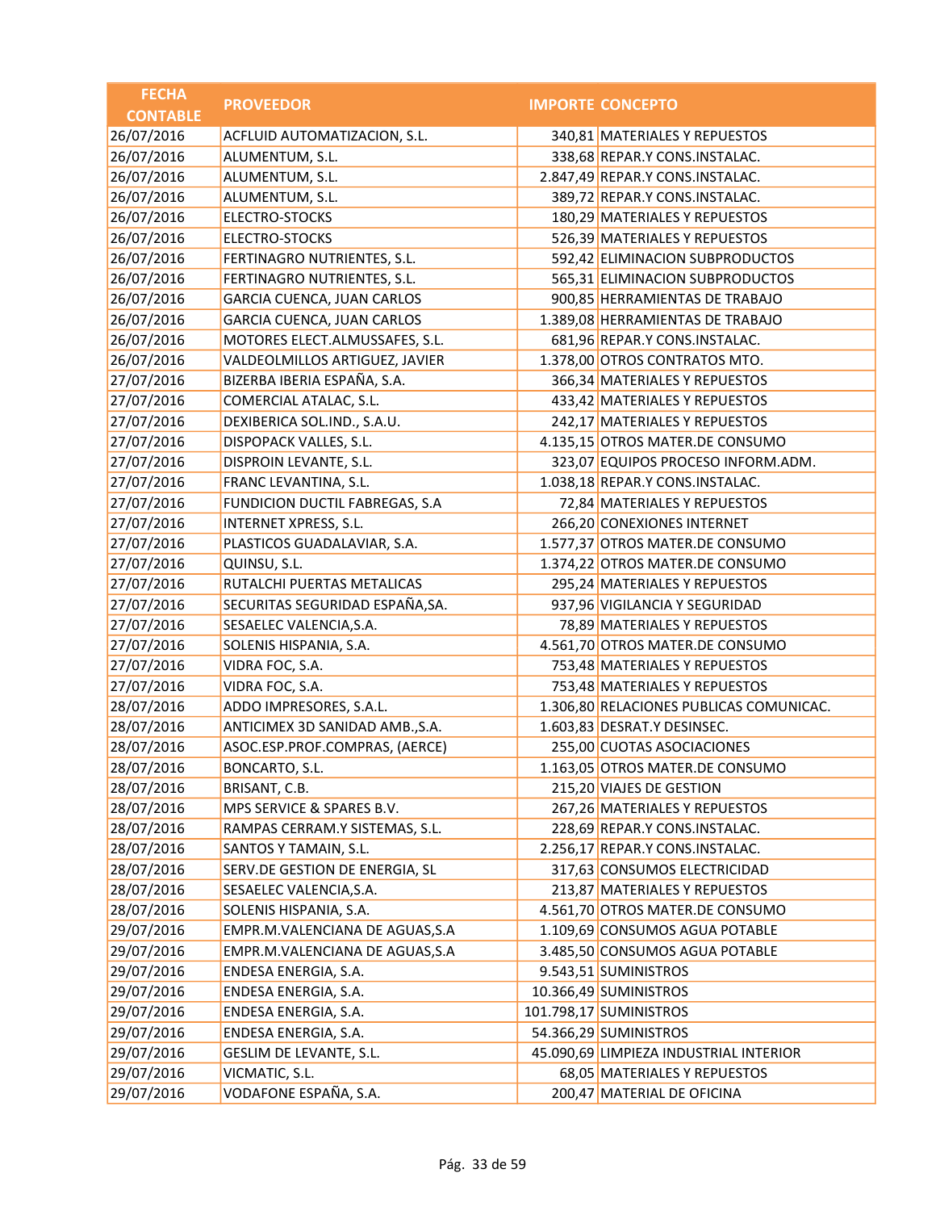| FECHA CONTABLE | PROVEEDOR | IMPORTE | CONCEPTO |
|---|---|---|---|
| 26/07/2016 | ACFLUID AUTOMATIZACION, S.L. | 340,81 | MATERIALES Y REPUESTOS |
| 26/07/2016 | ALUMENTUM, S.L. | 338,68 | REPAR.Y CONS.INSTALAC. |
| 26/07/2016 | ALUMENTUM, S.L. | 2.847,49 | REPAR.Y CONS.INSTALAC. |
| 26/07/2016 | ALUMENTUM, S.L. | 389,72 | REPAR.Y CONS.INSTALAC. |
| 26/07/2016 | ELECTRO-STOCKS | 180,29 | MATERIALES Y REPUESTOS |
| 26/07/2016 | ELECTRO-STOCKS | 526,39 | MATERIALES Y REPUESTOS |
| 26/07/2016 | FERTINAGRO NUTRIENTES, S.L. | 592,42 | ELIMINACION SUBPRODUCTOS |
| 26/07/2016 | FERTINAGRO NUTRIENTES, S.L. | 565,31 | ELIMINACION SUBPRODUCTOS |
| 26/07/2016 | GARCIA CUENCA, JUAN CARLOS | 900,85 | HERRAMIENTAS DE TRABAJO |
| 26/07/2016 | GARCIA CUENCA, JUAN CARLOS | 1.389,08 | HERRAMIENTAS DE TRABAJO |
| 26/07/2016 | MOTORES ELECT.ALMUSSAFES, S.L. | 681,96 | REPAR.Y CONS.INSTALAC. |
| 26/07/2016 | VALDEOLMILLOS ARTIGUEZ, JAVIER | 1.378,00 | OTROS CONTRATOS MTO. |
| 27/07/2016 | BIZERBA IBERIA ESPAÑA, S.A. | 366,34 | MATERIALES Y REPUESTOS |
| 27/07/2016 | COMERCIAL ATALAC, S.L. | 433,42 | MATERIALES Y REPUESTOS |
| 27/07/2016 | DEXIBERICA SOL.IND., S.A.U. | 242,17 | MATERIALES Y REPUESTOS |
| 27/07/2016 | DISPOPACK VALLES, S.L. | 4.135,15 | OTROS MATER.DE CONSUMO |
| 27/07/2016 | DISPROIN LEVANTE, S.L. | 323,07 | EQUIPOS PROCESO INFORM.ADM. |
| 27/07/2016 | FRANC LEVANTINA, S.L. | 1.038,18 | REPAR.Y CONS.INSTALAC. |
| 27/07/2016 | FUNDICION DUCTIL FABREGAS, S.A | 72,84 | MATERIALES Y REPUESTOS |
| 27/07/2016 | INTERNET XPRESS, S.L. | 266,20 | CONEXIONES INTERNET |
| 27/07/2016 | PLASTICOS GUADALAVIAR, S.A. | 1.577,37 | OTROS MATER.DE CONSUMO |
| 27/07/2016 | QUINSU, S.L. | 1.374,22 | OTROS MATER.DE CONSUMO |
| 27/07/2016 | RUTALCHI PUERTAS METALICAS | 295,24 | MATERIALES Y REPUESTOS |
| 27/07/2016 | SECURITAS SEGURIDAD ESPAÑA,SA. | 937,96 | VIGILANCIA Y SEGURIDAD |
| 27/07/2016 | SESAELEC VALENCIA,S.A. | 78,89 | MATERIALES Y REPUESTOS |
| 27/07/2016 | SOLENIS HISPANIA, S.A. | 4.561,70 | OTROS MATER.DE CONSUMO |
| 27/07/2016 | VIDRA FOC, S.A. | 753,48 | MATERIALES Y REPUESTOS |
| 27/07/2016 | VIDRA FOC, S.A. | 753,48 | MATERIALES Y REPUESTOS |
| 28/07/2016 | ADDO IMPRESORES, S.A.L. | 1.306,80 | RELACIONES PUBLICAS COMUNICAC. |
| 28/07/2016 | ANTICIMEX 3D SANIDAD AMB.,S.A. | 1.603,83 | DESRAT.Y DESINSEC. |
| 28/07/2016 | ASOC.ESP.PROF.COMPRAS, (AERCE) | 255,00 | CUOTAS ASOCIACIONES |
| 28/07/2016 | BONCARTO, S.L. | 1.163,05 | OTROS MATER.DE CONSUMO |
| 28/07/2016 | BRISANT, C.B. | 215,20 | VIAJES DE GESTION |
| 28/07/2016 | MPS SERVICE & SPARES B.V. | 267,26 | MATERIALES Y REPUESTOS |
| 28/07/2016 | RAMPAS CERRAM.Y SISTEMAS, S.L. | 228,69 | REPAR.Y CONS.INSTALAC. |
| 28/07/2016 | SANTOS Y TAMAIN, S.L. | 2.256,17 | REPAR.Y CONS.INSTALAC. |
| 28/07/2016 | SERV.DE GESTION DE ENERGIA, SL | 317,63 | CONSUMOS ELECTRICIDAD |
| 28/07/2016 | SESAELEC VALENCIA,S.A. | 213,87 | MATERIALES Y REPUESTOS |
| 28/07/2016 | SOLENIS HISPANIA, S.A. | 4.561,70 | OTROS MATER.DE CONSUMO |
| 29/07/2016 | EMPR.M.VALENCIANA DE AGUAS,S.A | 1.109,69 | CONSUMOS AGUA POTABLE |
| 29/07/2016 | EMPR.M.VALENCIANA DE AGUAS,S.A | 3.485,50 | CONSUMOS AGUA POTABLE |
| 29/07/2016 | ENDESA ENERGIA, S.A. | 9.543,51 | SUMINISTROS |
| 29/07/2016 | ENDESA ENERGIA, S.A. | 10.366,49 | SUMINISTROS |
| 29/07/2016 | ENDESA ENERGIA, S.A. | 101.798,17 | SUMINISTROS |
| 29/07/2016 | ENDESA ENERGIA, S.A. | 54.366,29 | SUMINISTROS |
| 29/07/2016 | GESLIM DE LEVANTE, S.L. | 45.090,69 | LIMPIEZA INDUSTRIAL INTERIOR |
| 29/07/2016 | VICMATIC, S.L. | 68,05 | MATERIALES Y REPUESTOS |
| 29/07/2016 | VODAFONE ESPAÑA, S.A. | 200,47 | MATERIAL DE OFICINA |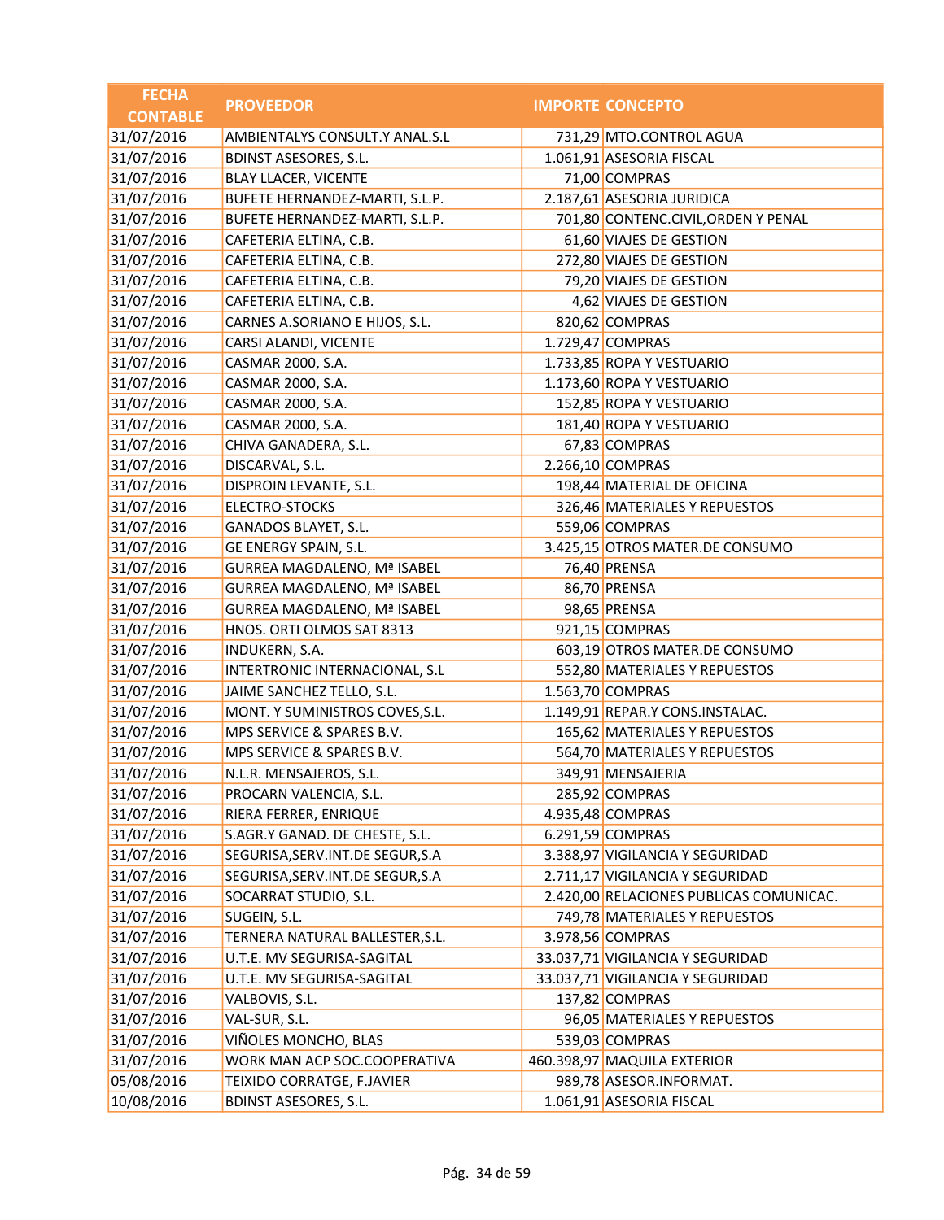| FECHA CONTABLE | PROVEEDOR | IMPORTE | CONCEPTO |
|---|---|---|---|
| 31/07/2016 | AMBIENTALYS CONSULT.Y ANAL.S.L | 731,29 | MTO.CONTROL AGUA |
| 31/07/2016 | BDINST ASESORES, S.L. | 1.061,91 | ASESORIA FISCAL |
| 31/07/2016 | BLAY LLACER, VICENTE | 71,00 | COMPRAS |
| 31/07/2016 | BUFETE HERNANDEZ-MARTI, S.L.P. | 2.187,61 | ASESORIA JURIDICA |
| 31/07/2016 | BUFETE HERNANDEZ-MARTI, S.L.P. | 701,80 | CONTENC.CIVIL,ORDEN Y PENAL |
| 31/07/2016 | CAFETERIA ELTINA, C.B. | 61,60 | VIAJES DE GESTION |
| 31/07/2016 | CAFETERIA ELTINA, C.B. | 272,80 | VIAJES DE GESTION |
| 31/07/2016 | CAFETERIA ELTINA, C.B. | 79,20 | VIAJES DE GESTION |
| 31/07/2016 | CAFETERIA ELTINA, C.B. | 4,62 | VIAJES DE GESTION |
| 31/07/2016 | CARNES A.SORIANO E HIJOS, S.L. | 820,62 | COMPRAS |
| 31/07/2016 | CARSI ALANDI, VICENTE | 1.729,47 | COMPRAS |
| 31/07/2016 | CASMAR 2000, S.A. | 1.733,85 | ROPA Y VESTUARIO |
| 31/07/2016 | CASMAR 2000, S.A. | 1.173,60 | ROPA Y VESTUARIO |
| 31/07/2016 | CASMAR 2000, S.A. | 152,85 | ROPA Y VESTUARIO |
| 31/07/2016 | CASMAR 2000, S.A. | 181,40 | ROPA Y VESTUARIO |
| 31/07/2016 | CHIVA GANADERA, S.L. | 67,83 | COMPRAS |
| 31/07/2016 | DISCARVAL, S.L. | 2.266,10 | COMPRAS |
| 31/07/2016 | DISPROIN LEVANTE, S.L. | 198,44 | MATERIAL DE OFICINA |
| 31/07/2016 | ELECTRO-STOCKS | 326,46 | MATERIALES Y REPUESTOS |
| 31/07/2016 | GANADOS BLAYET, S.L. | 559,06 | COMPRAS |
| 31/07/2016 | GE ENERGY SPAIN, S.L. | 3.425,15 | OTROS MATER.DE CONSUMO |
| 31/07/2016 | GURREA MAGDALENO, Mª ISABEL | 76,40 | PRENSA |
| 31/07/2016 | GURREA MAGDALENO, Mª ISABEL | 86,70 | PRENSA |
| 31/07/2016 | GURREA MAGDALENO, Mª ISABEL | 98,65 | PRENSA |
| 31/07/2016 | HNOS. ORTI OLMOS SAT 8313 | 921,15 | COMPRAS |
| 31/07/2016 | INDUKERN, S.A. | 603,19 | OTROS MATER.DE CONSUMO |
| 31/07/2016 | INTERTRONIC INTERNACIONAL, S.L | 552,80 | MATERIALES Y REPUESTOS |
| 31/07/2016 | JAIME SANCHEZ TELLO, S.L. | 1.563,70 | COMPRAS |
| 31/07/2016 | MONT. Y SUMINISTROS COVES,S.L. | 1.149,91 | REPAR.Y CONS.INSTALAC. |
| 31/07/2016 | MPS SERVICE & SPARES B.V. | 165,62 | MATERIALES Y REPUESTOS |
| 31/07/2016 | MPS SERVICE & SPARES B.V. | 564,70 | MATERIALES Y REPUESTOS |
| 31/07/2016 | N.L.R. MENSAJEROS, S.L. | 349,91 | MENSAJERIA |
| 31/07/2016 | PROCARN VALENCIA, S.L. | 285,92 | COMPRAS |
| 31/07/2016 | RIERA FERRER, ENRIQUE | 4.935,48 | COMPRAS |
| 31/07/2016 | S.AGR.Y GANAD. DE CHESTE, S.L. | 6.291,59 | COMPRAS |
| 31/07/2016 | SEGURISA,SERV.INT.DE SEGUR,S.A | 3.388,97 | VIGILANCIA Y SEGURIDAD |
| 31/07/2016 | SEGURISA,SERV.INT.DE SEGUR,S.A | 2.711,17 | VIGILANCIA Y SEGURIDAD |
| 31/07/2016 | SOCARRAT STUDIO, S.L. | 2.420,00 | RELACIONES PUBLICAS COMUNICAC. |
| 31/07/2016 | SUGEIN, S.L. | 749,78 | MATERIALES Y REPUESTOS |
| 31/07/2016 | TERNERA NATURAL BALLESTER,S.L. | 3.978,56 | COMPRAS |
| 31/07/2016 | U.T.E. MV SEGURISA-SAGITAL | 33.037,71 | VIGILANCIA Y SEGURIDAD |
| 31/07/2016 | U.T.E. MV SEGURISA-SAGITAL | 33.037,71 | VIGILANCIA Y SEGURIDAD |
| 31/07/2016 | VALBOVIS, S.L. | 137,82 | COMPRAS |
| 31/07/2016 | VAL-SUR, S.L. | 96,05 | MATERIALES Y REPUESTOS |
| 31/07/2016 | VIÑOLES MONCHO, BLAS | 539,03 | COMPRAS |
| 31/07/2016 | WORK MAN ACP SOC.COOPERATIVA | 460.398,97 | MAQUILA EXTERIOR |
| 05/08/2016 | TEIXIDO CORRATGE, F.JAVIER | 989,78 | ASESOR.INFORMAT. |
| 10/08/2016 | BDINST ASESORES, S.L. | 1.061,91 | ASESORIA FISCAL |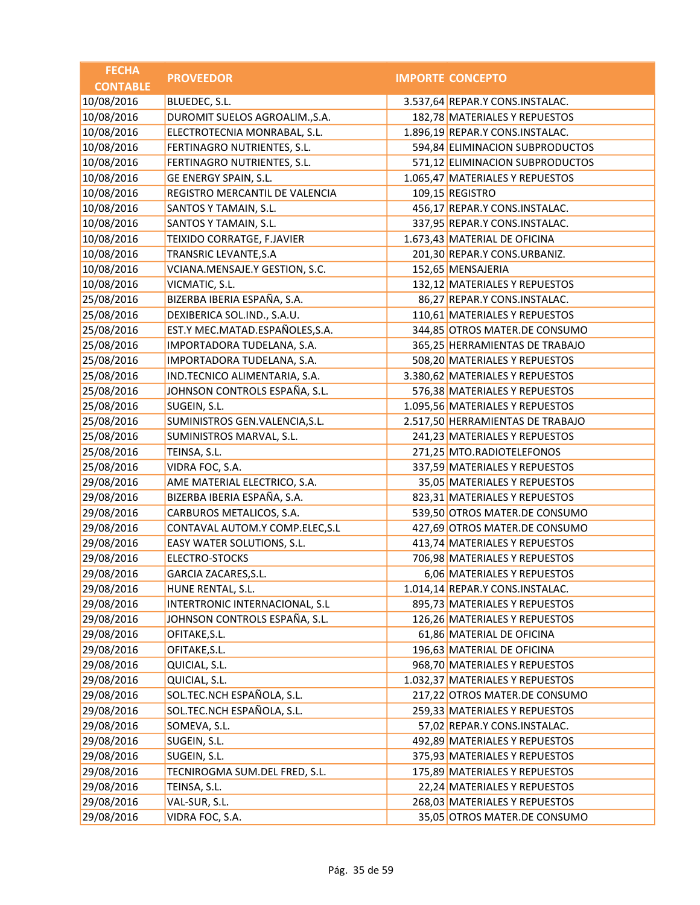| FECHA CONTABLE | PROVEEDOR | IMPORTE | CONCEPTO |
|---|---|---|---|
| 10/08/2016 | BLUEDEC, S.L. | 3.537,64 | REPAR.Y CONS.INSTALAC. |
| 10/08/2016 | DUROMIT SUELOS AGROALIM.,S.A. | 182,78 | MATERIALES Y REPUESTOS |
| 10/08/2016 | ELECTROTECNIA MONRABAL, S.L. | 1.896,19 | REPAR.Y CONS.INSTALAC. |
| 10/08/2016 | FERTINAGRO NUTRIENTES, S.L. | 594,84 | ELIMINACION SUBPRODUCTOS |
| 10/08/2016 | FERTINAGRO NUTRIENTES, S.L. | 571,12 | ELIMINACION SUBPRODUCTOS |
| 10/08/2016 | GE ENERGY SPAIN, S.L. | 1.065,47 | MATERIALES Y REPUESTOS |
| 10/08/2016 | REGISTRO MERCANTIL DE VALENCIA | 109,15 | REGISTRO |
| 10/08/2016 | SANTOS Y TAMAIN, S.L. | 456,17 | REPAR.Y CONS.INSTALAC. |
| 10/08/2016 | SANTOS Y TAMAIN, S.L. | 337,95 | REPAR.Y CONS.INSTALAC. |
| 10/08/2016 | TEIXIDO CORRATGE, F.JAVIER | 1.673,43 | MATERIAL DE OFICINA |
| 10/08/2016 | TRANSRIC LEVANTE,S.A | 201,30 | REPAR.Y CONS.URBANIZ. |
| 10/08/2016 | VCIANA.MENSAJE.Y GESTION, S.C. | 152,65 | MENSAJERIA |
| 10/08/2016 | VICMATIC, S.L. | 132,12 | MATERIALES Y REPUESTOS |
| 25/08/2016 | BIZERBA IBERIA ESPAÑA, S.A. | 86,27 | REPAR.Y CONS.INSTALAC. |
| 25/08/2016 | DEXIBERICA SOL.IND., S.A.U. | 110,61 | MATERIALES Y REPUESTOS |
| 25/08/2016 | EST.Y MEC.MATAD.ESPAÑOLES,S.A. | 344,85 | OTROS MATER.DE CONSUMO |
| 25/08/2016 | IMPORTADORA TUDELANA, S.A. | 365,25 | HERRAMIENTAS DE TRABAJO |
| 25/08/2016 | IMPORTADORA TUDELANA, S.A. | 508,20 | MATERIALES Y REPUESTOS |
| 25/08/2016 | IND.TECNICO ALIMENTARIA, S.A. | 3.380,62 | MATERIALES Y REPUESTOS |
| 25/08/2016 | JOHNSON CONTROLS ESPAÑA, S.L. | 576,38 | MATERIALES Y REPUESTOS |
| 25/08/2016 | SUGEIN, S.L. | 1.095,56 | MATERIALES Y REPUESTOS |
| 25/08/2016 | SUMINISTROS GEN.VALENCIA,S.L. | 2.517,50 | HERRAMIENTAS DE TRABAJO |
| 25/08/2016 | SUMINISTROS MARVAL, S.L. | 241,23 | MATERIALES Y REPUESTOS |
| 25/08/2016 | TEINSA, S.L. | 271,25 | MTO.RADIOTELEFONOS |
| 25/08/2016 | VIDRA FOC, S.A. | 337,59 | MATERIALES Y REPUESTOS |
| 29/08/2016 | AME MATERIAL ELECTRICO, S.A. | 35,05 | MATERIALES Y REPUESTOS |
| 29/08/2016 | BIZERBA IBERIA ESPAÑA, S.A. | 823,31 | MATERIALES Y REPUESTOS |
| 29/08/2016 | CARBUROS METALICOS, S.A. | 539,50 | OTROS MATER.DE CONSUMO |
| 29/08/2016 | CONTAVAL AUTOM.Y COMP.ELEC,S.L | 427,69 | OTROS MATER.DE CONSUMO |
| 29/08/2016 | EASY WATER SOLUTIONS, S.L. | 413,74 | MATERIALES Y REPUESTOS |
| 29/08/2016 | ELECTRO-STOCKS | 706,98 | MATERIALES Y REPUESTOS |
| 29/08/2016 | GARCIA ZACARES,S.L. | 6,06 | MATERIALES Y REPUESTOS |
| 29/08/2016 | HUNE RENTAL, S.L. | 1.014,14 | REPAR.Y CONS.INSTALAC. |
| 29/08/2016 | INTERTRONIC INTERNACIONAL, S.L | 895,73 | MATERIALES Y REPUESTOS |
| 29/08/2016 | JOHNSON CONTROLS ESPAÑA, S.L. | 126,26 | MATERIALES Y REPUESTOS |
| 29/08/2016 | OFITAKE,S.L. | 61,86 | MATERIAL DE OFICINA |
| 29/08/2016 | OFITAKE,S.L. | 196,63 | MATERIAL DE OFICINA |
| 29/08/2016 | QUICIAL, S.L. | 968,70 | MATERIALES Y REPUESTOS |
| 29/08/2016 | QUICIAL, S.L. | 1.032,37 | MATERIALES Y REPUESTOS |
| 29/08/2016 | SOL.TEC.NCH ESPAÑOLA, S.L. | 217,22 | OTROS MATER.DE CONSUMO |
| 29/08/2016 | SOL.TEC.NCH ESPAÑOLA, S.L. | 259,33 | MATERIALES Y REPUESTOS |
| 29/08/2016 | SOMEVA, S.L. | 57,02 | REPAR.Y CONS.INSTALAC. |
| 29/08/2016 | SUGEIN, S.L. | 492,89 | MATERIALES Y REPUESTOS |
| 29/08/2016 | SUGEIN, S.L. | 375,93 | MATERIALES Y REPUESTOS |
| 29/08/2016 | TECNIROGMA SUM.DEL FRED, S.L. | 175,89 | MATERIALES Y REPUESTOS |
| 29/08/2016 | TEINSA, S.L. | 22,24 | MATERIALES Y REPUESTOS |
| 29/08/2016 | VAL-SUR, S.L. | 268,03 | MATERIALES Y REPUESTOS |
| 29/08/2016 | VIDRA FOC, S.A. | 35,05 | OTROS MATER.DE CONSUMO |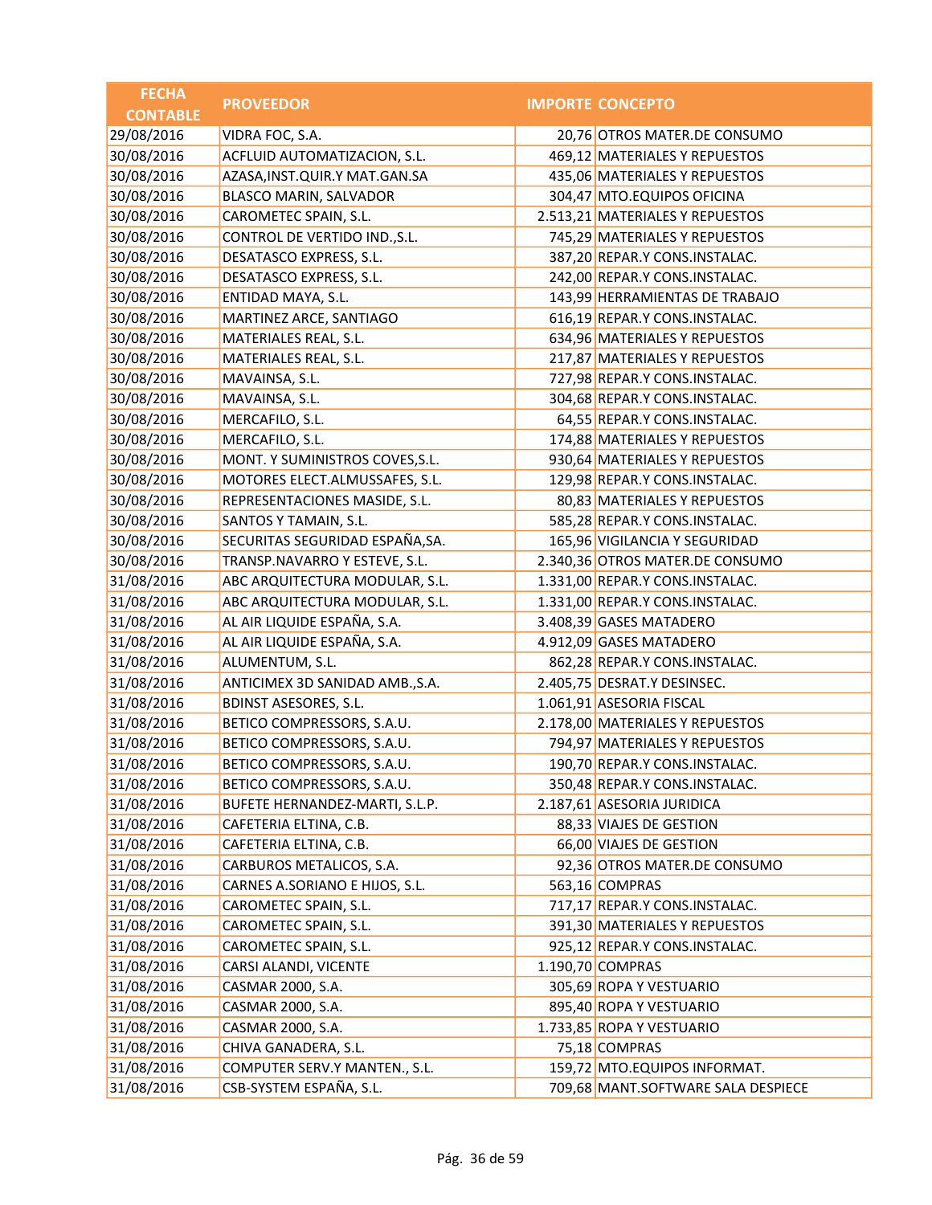| FECHA CONTABLE | PROVEEDOR | IMPORTE | CONCEPTO |
|---|---|---|---|
| 29/08/2016 | VIDRA FOC, S.A. | 20,76 | OTROS MATER.DE CONSUMO |
| 30/08/2016 | ACFLUID AUTOMATIZACION, S.L. | 469,12 | MATERIALES Y REPUESTOS |
| 30/08/2016 | AZASA,INST.QUIR.Y MAT.GAN.SA | 435,06 | MATERIALES Y REPUESTOS |
| 30/08/2016 | BLASCO MARIN, SALVADOR | 304,47 | MTO.EQUIPOS OFICINA |
| 30/08/2016 | CAROMETEC SPAIN, S.L. | 2.513,21 | MATERIALES Y REPUESTOS |
| 30/08/2016 | CONTROL DE VERTIDO IND.,S.L. | 745,29 | MATERIALES Y REPUESTOS |
| 30/08/2016 | DESATASCO EXPRESS, S.L. | 387,20 | REPAR.Y CONS.INSTALAC. |
| 30/08/2016 | DESATASCO EXPRESS, S.L. | 242,00 | REPAR.Y CONS.INSTALAC. |
| 30/08/2016 | ENTIDAD MAYA, S.L. | 143,99 | HERRAMIENTAS DE TRABAJO |
| 30/08/2016 | MARTINEZ ARCE, SANTIAGO | 616,19 | REPAR.Y CONS.INSTALAC. |
| 30/08/2016 | MATERIALES REAL, S.L. | 634,96 | MATERIALES Y REPUESTOS |
| 30/08/2016 | MATERIALES REAL, S.L. | 217,87 | MATERIALES Y REPUESTOS |
| 30/08/2016 | MAVAINSA, S.L. | 727,98 | REPAR.Y CONS.INSTALAC. |
| 30/08/2016 | MAVAINSA, S.L. | 304,68 | REPAR.Y CONS.INSTALAC. |
| 30/08/2016 | MERCAFILO, S.L. | 64,55 | REPAR.Y CONS.INSTALAC. |
| 30/08/2016 | MERCAFILO, S.L. | 174,88 | MATERIALES Y REPUESTOS |
| 30/08/2016 | MONT. Y SUMINISTROS COVES,S.L. | 930,64 | MATERIALES Y REPUESTOS |
| 30/08/2016 | MOTORES ELECT.ALMUSSAFES, S.L. | 129,98 | REPAR.Y CONS.INSTALAC. |
| 30/08/2016 | REPRESENTACIONES MASIDE, S.L. | 80,83 | MATERIALES Y REPUESTOS |
| 30/08/2016 | SANTOS Y TAMAIN, S.L. | 585,28 | REPAR.Y CONS.INSTALAC. |
| 30/08/2016 | SECURITAS SEGURIDAD ESPAÑA,SA. | 165,96 | VIGILANCIA Y SEGURIDAD |
| 30/08/2016 | TRANSP.NAVARRO Y ESTEVE, S.L. | 2.340,36 | OTROS MATER.DE CONSUMO |
| 31/08/2016 | ABC ARQUITECTURA MODULAR, S.L. | 1.331,00 | REPAR.Y CONS.INSTALAC. |
| 31/08/2016 | ABC ARQUITECTURA MODULAR, S.L. | 1.331,00 | REPAR.Y CONS.INSTALAC. |
| 31/08/2016 | AL AIR LIQUIDE ESPAÑA, S.A. | 3.408,39 | GASES MATADERO |
| 31/08/2016 | AL AIR LIQUIDE ESPAÑA, S.A. | 4.912,09 | GASES MATADERO |
| 31/08/2016 | ALUMENTUM, S.L. | 862,28 | REPAR.Y CONS.INSTALAC. |
| 31/08/2016 | ANTICIMEX 3D SANIDAD AMB.,S.A. | 2.405,75 | DESRAT.Y DESINSEC. |
| 31/08/2016 | BDINST ASESORES, S.L. | 1.061,91 | ASESORIA FISCAL |
| 31/08/2016 | BETICO COMPRESSORS, S.A.U. | 2.178,00 | MATERIALES Y REPUESTOS |
| 31/08/2016 | BETICO COMPRESSORS, S.A.U. | 794,97 | MATERIALES Y REPUESTOS |
| 31/08/2016 | BETICO COMPRESSORS, S.A.U. | 190,70 | REPAR.Y CONS.INSTALAC. |
| 31/08/2016 | BETICO COMPRESSORS, S.A.U. | 350,48 | REPAR.Y CONS.INSTALAC. |
| 31/08/2016 | BUFETE HERNANDEZ-MARTI, S.L.P. | 2.187,61 | ASESORIA JURIDICA |
| 31/08/2016 | CAFETERIA ELTINA, C.B. | 88,33 | VIAJES DE GESTION |
| 31/08/2016 | CAFETERIA ELTINA, C.B. | 66,00 | VIAJES DE GESTION |
| 31/08/2016 | CARBUROS METALICOS, S.A. | 92,36 | OTROS MATER.DE CONSUMO |
| 31/08/2016 | CARNES A.SORIANO E HIJOS, S.L. | 563,16 | COMPRAS |
| 31/08/2016 | CAROMETEC SPAIN, S.L. | 717,17 | REPAR.Y CONS.INSTALAC. |
| 31/08/2016 | CAROMETEC SPAIN, S.L. | 391,30 | MATERIALES Y REPUESTOS |
| 31/08/2016 | CAROMETEC SPAIN, S.L. | 925,12 | REPAR.Y CONS.INSTALAC. |
| 31/08/2016 | CARSI ALANDI, VICENTE | 1.190,70 | COMPRAS |
| 31/08/2016 | CASMAR 2000, S.A. | 305,69 | ROPA Y VESTUARIO |
| 31/08/2016 | CASMAR 2000, S.A. | 895,40 | ROPA Y VESTUARIO |
| 31/08/2016 | CASMAR 2000, S.A. | 1.733,85 | ROPA Y VESTUARIO |
| 31/08/2016 | CHIVA GANADERA, S.L. | 75,18 | COMPRAS |
| 31/08/2016 | COMPUTER SERV.Y MANTEN., S.L. | 159,72 | MTO.EQUIPOS INFORMAT. |
| 31/08/2016 | CSB-SYSTEM ESPAÑA, S.L. | 709,68 | MANT.SOFTWARE SALA DESPIECE |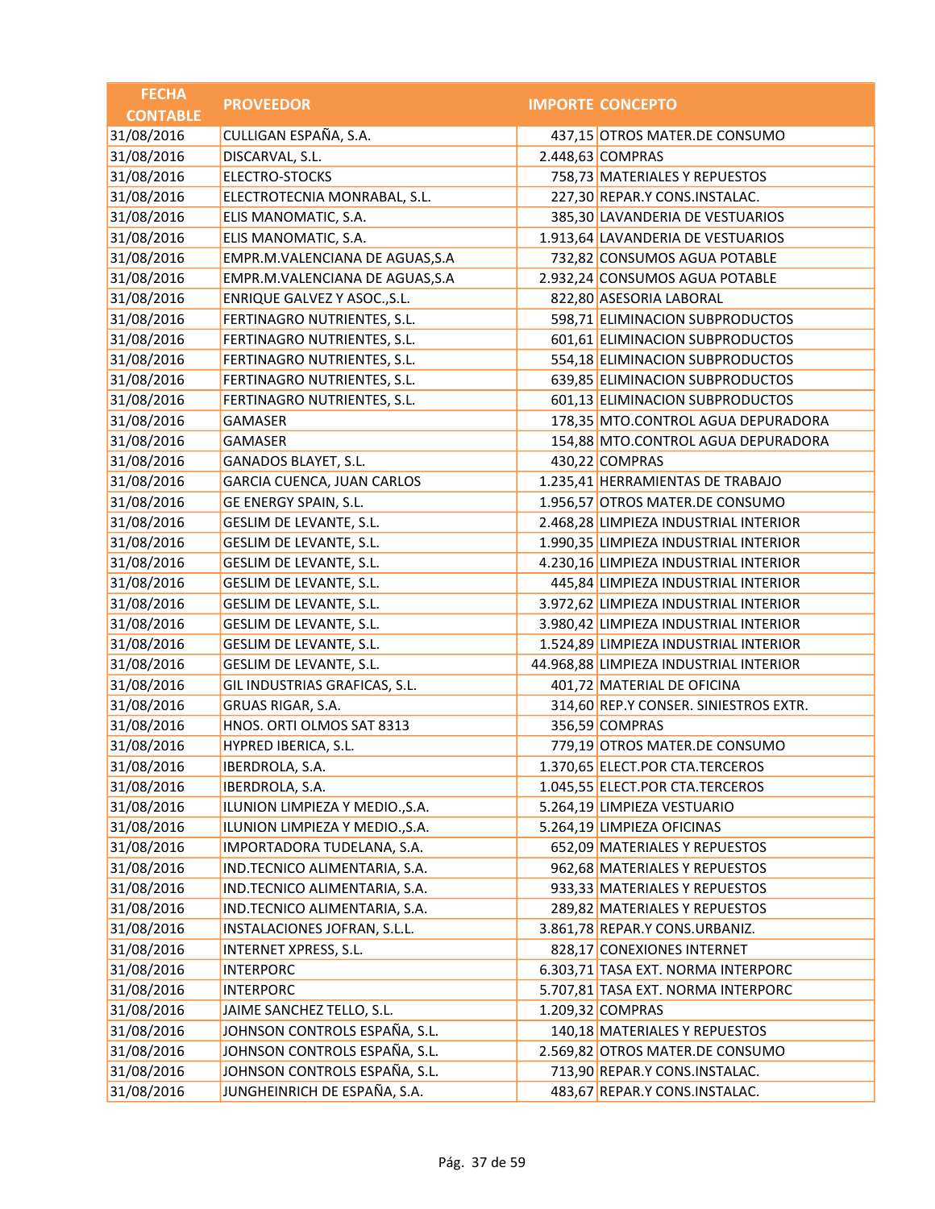| FECHA CONTABLE | PROVEEDOR | IMPORTE | CONCEPTO |
|---|---|---|---|
| 31/08/2016 | CULLIGAN ESPAÑA, S.A. | 437,15 | OTROS MATER.DE CONSUMO |
| 31/08/2016 | DISCARVAL, S.L. | 2.448,63 | COMPRAS |
| 31/08/2016 | ELECTRO-STOCKS | 758,73 | MATERIALES Y REPUESTOS |
| 31/08/2016 | ELECTROTECNIA MONRABAL, S.L. | 227,30 | REPAR.Y CONS.INSTALAC. |
| 31/08/2016 | ELIS MANOMATIC, S.A. | 385,30 | LAVANDERIA DE VESTUARIOS |
| 31/08/2016 | ELIS MANOMATIC, S.A. | 1.913,64 | LAVANDERIA DE VESTUARIOS |
| 31/08/2016 | EMPR.M.VALENCIANA DE AGUAS,S.A | 732,82 | CONSUMOS AGUA POTABLE |
| 31/08/2016 | EMPR.M.VALENCIANA DE AGUAS,S.A | 2.932,24 | CONSUMOS AGUA POTABLE |
| 31/08/2016 | ENRIQUE GALVEZ Y ASOC.,S.L. | 822,80 | ASESORIA LABORAL |
| 31/08/2016 | FERTINAGRO NUTRIENTES, S.L. | 598,71 | ELIMINACION SUBPRODUCTOS |
| 31/08/2016 | FERTINAGRO NUTRIENTES, S.L. | 601,61 | ELIMINACION SUBPRODUCTOS |
| 31/08/2016 | FERTINAGRO NUTRIENTES, S.L. | 554,18 | ELIMINACION SUBPRODUCTOS |
| 31/08/2016 | FERTINAGRO NUTRIENTES, S.L. | 639,85 | ELIMINACION SUBPRODUCTOS |
| 31/08/2016 | FERTINAGRO NUTRIENTES, S.L. | 601,13 | ELIMINACION SUBPRODUCTOS |
| 31/08/2016 | GAMASER | 178,35 | MTO.CONTROL AGUA DEPURADORA |
| 31/08/2016 | GAMASER | 154,88 | MTO.CONTROL AGUA DEPURADORA |
| 31/08/2016 | GANADOS BLAYET, S.L. | 430,22 | COMPRAS |
| 31/08/2016 | GARCIA CUENCA, JUAN CARLOS | 1.235,41 | HERRAMIENTAS DE TRABAJO |
| 31/08/2016 | GE ENERGY SPAIN, S.L. | 1.956,57 | OTROS MATER.DE CONSUMO |
| 31/08/2016 | GESLIM DE LEVANTE, S.L. | 2.468,28 | LIMPIEZA INDUSTRIAL INTERIOR |
| 31/08/2016 | GESLIM DE LEVANTE, S.L. | 1.990,35 | LIMPIEZA INDUSTRIAL INTERIOR |
| 31/08/2016 | GESLIM DE LEVANTE, S.L. | 4.230,16 | LIMPIEZA INDUSTRIAL INTERIOR |
| 31/08/2016 | GESLIM DE LEVANTE, S.L. | 445,84 | LIMPIEZA INDUSTRIAL INTERIOR |
| 31/08/2016 | GESLIM DE LEVANTE, S.L. | 3.972,62 | LIMPIEZA INDUSTRIAL INTERIOR |
| 31/08/2016 | GESLIM DE LEVANTE, S.L. | 3.980,42 | LIMPIEZA INDUSTRIAL INTERIOR |
| 31/08/2016 | GESLIM DE LEVANTE, S.L. | 1.524,89 | LIMPIEZA INDUSTRIAL INTERIOR |
| 31/08/2016 | GESLIM DE LEVANTE, S.L. | 44.968,88 | LIMPIEZA INDUSTRIAL INTERIOR |
| 31/08/2016 | GIL INDUSTRIAS GRAFICAS, S.L. | 401,72 | MATERIAL DE OFICINA |
| 31/08/2016 | GRUAS RIGAR, S.A. | 314,60 | REP.Y CONSER. SINIESTROS EXTR. |
| 31/08/2016 | HNOS. ORTI OLMOS SAT 8313 | 356,59 | COMPRAS |
| 31/08/2016 | HYPRED IBERICA, S.L. | 779,19 | OTROS MATER.DE CONSUMO |
| 31/08/2016 | IBERDROLA, S.A. | 1.370,65 | ELECT.POR CTA.TERCEROS |
| 31/08/2016 | IBERDROLA, S.A. | 1.045,55 | ELECT.POR CTA.TERCEROS |
| 31/08/2016 | ILUNION LIMPIEZA Y MEDIO.,S.A. | 5.264,19 | LIMPIEZA VESTUARIO |
| 31/08/2016 | ILUNION LIMPIEZA Y MEDIO.,S.A. | 5.264,19 | LIMPIEZA OFICINAS |
| 31/08/2016 | IMPORTADORA TUDELANA, S.A. | 652,09 | MATERIALES Y REPUESTOS |
| 31/08/2016 | IND.TECNICO ALIMENTARIA, S.A. | 962,68 | MATERIALES Y REPUESTOS |
| 31/08/2016 | IND.TECNICO ALIMENTARIA, S.A. | 933,33 | MATERIALES Y REPUESTOS |
| 31/08/2016 | IND.TECNICO ALIMENTARIA, S.A. | 289,82 | MATERIALES Y REPUESTOS |
| 31/08/2016 | INSTALACIONES JOFRAN, S.L.L. | 3.861,78 | REPAR.Y CONS.URBANIZ. |
| 31/08/2016 | INTERNET XPRESS, S.L. | 828,17 | CONEXIONES INTERNET |
| 31/08/2016 | INTERPORC | 6.303,71 | TASA EXT. NORMA INTERPORC |
| 31/08/2016 | INTERPORC | 5.707,81 | TASA EXT. NORMA INTERPORC |
| 31/08/2016 | JAIME SANCHEZ TELLO, S.L. | 1.209,32 | COMPRAS |
| 31/08/2016 | JOHNSON CONTROLS ESPAÑA, S.L. | 140,18 | MATERIALES Y REPUESTOS |
| 31/08/2016 | JOHNSON CONTROLS ESPAÑA, S.L. | 2.569,82 | OTROS MATER.DE CONSUMO |
| 31/08/2016 | JOHNSON CONTROLS ESPAÑA, S.L. | 713,90 | REPAR.Y CONS.INSTALAC. |
| 31/08/2016 | JUNGHEINRICH DE ESPAÑA, S.A. | 483,67 | REPAR.Y CONS.INSTALAC. |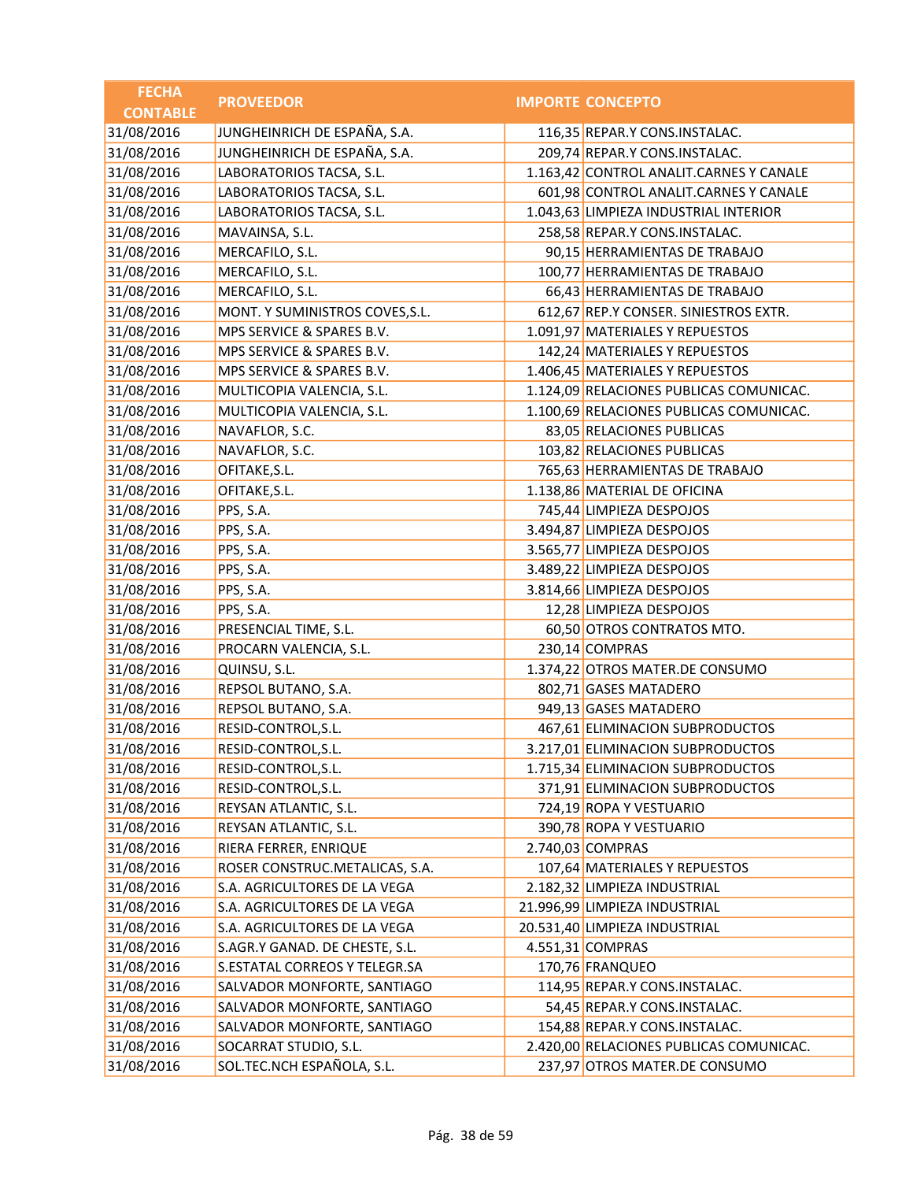| FECHA CONTABLE | PROVEEDOR | IMPORTE | CONCEPTO |
|---|---|---|---|
| 31/08/2016 | JUNGHEINRICH DE ESPAÑA, S.A. | 116,35 | REPAR.Y CONS.INSTALAC. |
| 31/08/2016 | JUNGHEINRICH DE ESPAÑA, S.A. | 209,74 | REPAR.Y CONS.INSTALAC. |
| 31/08/2016 | LABORATORIOS TACSA, S.L. | 1.163,42 | CONTROL ANALIT.CARNES Y CANALE |
| 31/08/2016 | LABORATORIOS TACSA, S.L. | 601,98 | CONTROL ANALIT.CARNES Y CANALE |
| 31/08/2016 | LABORATORIOS TACSA, S.L. | 1.043,63 | LIMPIEZA INDUSTRIAL INTERIOR |
| 31/08/2016 | MAVAINSA, S.L. | 258,58 | REPAR.Y CONS.INSTALAC. |
| 31/08/2016 | MERCAFILO, S.L. | 90,15 | HERRAMIENTAS DE TRABAJO |
| 31/08/2016 | MERCAFILO, S.L. | 100,77 | HERRAMIENTAS DE TRABAJO |
| 31/08/2016 | MERCAFILO, S.L. | 66,43 | HERRAMIENTAS DE TRABAJO |
| 31/08/2016 | MONT. Y SUMINISTROS COVES,S.L. | 612,67 | REP.Y CONSER. SINIESTROS EXTR. |
| 31/08/2016 | MPS SERVICE & SPARES B.V. | 1.091,97 | MATERIALES Y REPUESTOS |
| 31/08/2016 | MPS SERVICE & SPARES B.V. | 142,24 | MATERIALES Y REPUESTOS |
| 31/08/2016 | MPS SERVICE & SPARES B.V. | 1.406,45 | MATERIALES Y REPUESTOS |
| 31/08/2016 | MULTICOPIA VALENCIA, S.L. | 1.124,09 | RELACIONES PUBLICAS COMUNICAC. |
| 31/08/2016 | MULTICOPIA VALENCIA, S.L. | 1.100,69 | RELACIONES PUBLICAS COMUNICAC. |
| 31/08/2016 | NAVAFLOR, S.C. | 83,05 | RELACIONES PUBLICAS |
| 31/08/2016 | NAVAFLOR, S.C. | 103,82 | RELACIONES PUBLICAS |
| 31/08/2016 | OFITAKE,S.L. | 765,63 | HERRAMIENTAS DE TRABAJO |
| 31/08/2016 | OFITAKE,S.L. | 1.138,86 | MATERIAL DE OFICINA |
| 31/08/2016 | PPS, S.A. | 745,44 | LIMPIEZA DESPOJOS |
| 31/08/2016 | PPS, S.A. | 3.494,87 | LIMPIEZA DESPOJOS |
| 31/08/2016 | PPS, S.A. | 3.565,77 | LIMPIEZA DESPOJOS |
| 31/08/2016 | PPS, S.A. | 3.489,22 | LIMPIEZA DESPOJOS |
| 31/08/2016 | PPS, S.A. | 3.814,66 | LIMPIEZA DESPOJOS |
| 31/08/2016 | PPS, S.A. | 12,28 | LIMPIEZA DESPOJOS |
| 31/08/2016 | PRESENCIAL TIME, S.L. | 60,50 | OTROS CONTRATOS MTO. |
| 31/08/2016 | PROCARN VALENCIA, S.L. | 230,14 | COMPRAS |
| 31/08/2016 | QUINSU, S.L. | 1.374,22 | OTROS MATER.DE CONSUMO |
| 31/08/2016 | REPSOL BUTANO, S.A. | 802,71 | GASES MATADERO |
| 31/08/2016 | REPSOL BUTANO, S.A. | 949,13 | GASES MATADERO |
| 31/08/2016 | RESID-CONTROL,S.L. | 467,61 | ELIMINACION SUBPRODUCTOS |
| 31/08/2016 | RESID-CONTROL,S.L. | 3.217,01 | ELIMINACION SUBPRODUCTOS |
| 31/08/2016 | RESID-CONTROL,S.L. | 1.715,34 | ELIMINACION SUBPRODUCTOS |
| 31/08/2016 | RESID-CONTROL,S.L. | 371,91 | ELIMINACION SUBPRODUCTOS |
| 31/08/2016 | REYSAN ATLANTIC, S.L. | 724,19 | ROPA Y VESTUARIO |
| 31/08/2016 | REYSAN ATLANTIC, S.L. | 390,78 | ROPA Y VESTUARIO |
| 31/08/2016 | RIERA FERRER, ENRIQUE | 2.740,03 | COMPRAS |
| 31/08/2016 | ROSER CONSTRUC.METALICAS, S.A. | 107,64 | MATERIALES Y REPUESTOS |
| 31/08/2016 | S.A. AGRICULTORES DE LA VEGA | 2.182,32 | LIMPIEZA INDUSTRIAL |
| 31/08/2016 | S.A. AGRICULTORES DE LA VEGA | 21.996,99 | LIMPIEZA INDUSTRIAL |
| 31/08/2016 | S.A. AGRICULTORES DE LA VEGA | 20.531,40 | LIMPIEZA INDUSTRIAL |
| 31/08/2016 | S.AGR.Y GANAD. DE CHESTE, S.L. | 4.551,31 | COMPRAS |
| 31/08/2016 | S.ESTATAL CORREOS Y TELEGR.SA | 170,76 | FRANQUEO |
| 31/08/2016 | SALVADOR MONFORTE, SANTIAGO | 114,95 | REPAR.Y CONS.INSTALAC. |
| 31/08/2016 | SALVADOR MONFORTE, SANTIAGO | 54,45 | REPAR.Y CONS.INSTALAC. |
| 31/08/2016 | SALVADOR MONFORTE, SANTIAGO | 154,88 | REPAR.Y CONS.INSTALAC. |
| 31/08/2016 | SOCARRAT STUDIO, S.L. | 2.420,00 | RELACIONES PUBLICAS COMUNICAC. |
| 31/08/2016 | SOL.TEC.NCH ESPAÑOLA, S.L. | 237,97 | OTROS MATER.DE CONSUMO |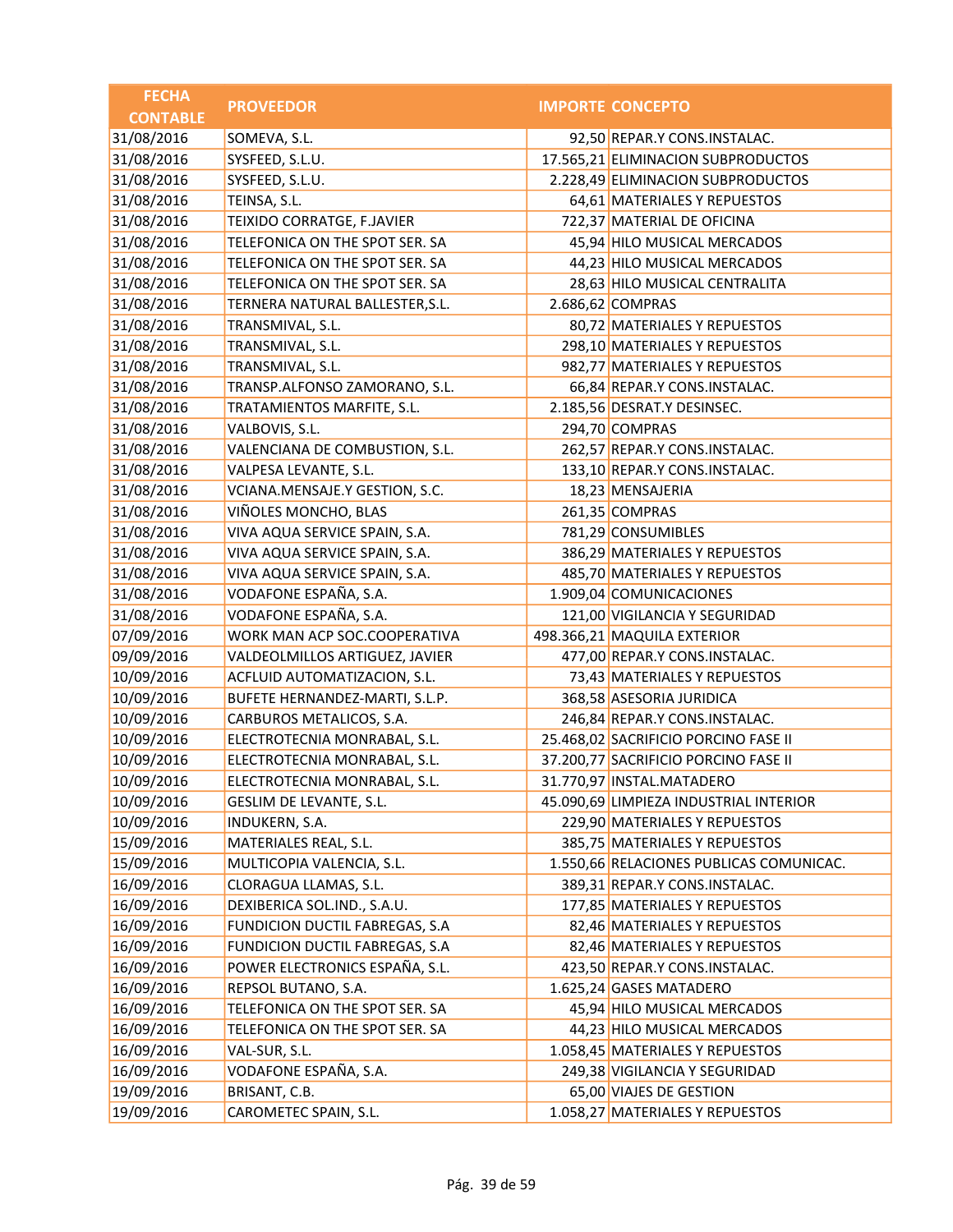| FECHA CONTABLE | PROVEEDOR | IMPORTE | CONCEPTO |
| --- | --- | --- | --- |
| 31/08/2016 | SOMEVA, S.L. | 92,50 | REPAR.Y CONS.INSTALAC. |
| 31/08/2016 | SYSFEED, S.L.U. | 17.565,21 | ELIMINACION SUBPRODUCTOS |
| 31/08/2016 | SYSFEED, S.L.U. | 2.228,49 | ELIMINACION SUBPRODUCTOS |
| 31/08/2016 | TEINSA, S.L. | 64,61 | MATERIALES Y REPUESTOS |
| 31/08/2016 | TEIXIDO CORRATGE, F.JAVIER | 722,37 | MATERIAL DE OFICINA |
| 31/08/2016 | TELEFONICA ON THE SPOT SER. SA | 45,94 | HILO MUSICAL MERCADOS |
| 31/08/2016 | TELEFONICA ON THE SPOT SER. SA | 44,23 | HILO MUSICAL MERCADOS |
| 31/08/2016 | TELEFONICA ON THE SPOT SER. SA | 28,63 | HILO MUSICAL CENTRALITA |
| 31/08/2016 | TERNERA NATURAL BALLESTER,S.L. | 2.686,62 | COMPRAS |
| 31/08/2016 | TRANSMIVAL, S.L. | 80,72 | MATERIALES Y REPUESTOS |
| 31/08/2016 | TRANSMIVAL, S.L. | 298,10 | MATERIALES Y REPUESTOS |
| 31/08/2016 | TRANSMIVAL, S.L. | 982,77 | MATERIALES Y REPUESTOS |
| 31/08/2016 | TRANSP.ALFONSO ZAMORANO, S.L. | 66,84 | REPAR.Y CONS.INSTALAC. |
| 31/08/2016 | TRATAMIENTOS MARFITE, S.L. | 2.185,56 | DESRAT.Y DESINSEC. |
| 31/08/2016 | VALBOVIS, S.L. | 294,70 | COMPRAS |
| 31/08/2016 | VALENCIANA DE COMBUSTION, S.L. | 262,57 | REPAR.Y CONS.INSTALAC. |
| 31/08/2016 | VALPESA LEVANTE, S.L. | 133,10 | REPAR.Y CONS.INSTALAC. |
| 31/08/2016 | VCIANA.MENSAJE.Y GESTION, S.C. | 18,23 | MENSAJERIA |
| 31/08/2016 | VIÑOLES MONCHO, BLAS | 261,35 | COMPRAS |
| 31/08/2016 | VIVA AQUA SERVICE SPAIN, S.A. | 781,29 | CONSUMIBLES |
| 31/08/2016 | VIVA AQUA SERVICE SPAIN, S.A. | 386,29 | MATERIALES Y REPUESTOS |
| 31/08/2016 | VIVA AQUA SERVICE SPAIN, S.A. | 485,70 | MATERIALES Y REPUESTOS |
| 31/08/2016 | VODAFONE ESPAÑA, S.A. | 1.909,04 | COMUNICACIONES |
| 31/08/2016 | VODAFONE ESPAÑA, S.A. | 121,00 | VIGILANCIA Y SEGURIDAD |
| 07/09/2016 | WORK MAN ACP SOC.COOPERATIVA | 498.366,21 | MAQUILA EXTERIOR |
| 09/09/2016 | VALDEOLMILLOS ARTIGUEZ, JAVIER | 477,00 | REPAR.Y CONS.INSTALAC. |
| 10/09/2016 | ACFLUID AUTOMATIZACION, S.L. | 73,43 | MATERIALES Y REPUESTOS |
| 10/09/2016 | BUFETE HERNANDEZ-MARTI, S.L.P. | 368,58 | ASESORIA JURIDICA |
| 10/09/2016 | CARBUROS METALICOS, S.A. | 246,84 | REPAR.Y CONS.INSTALAC. |
| 10/09/2016 | ELECTROTECNIA MONRABAL, S.L. | 25.468,02 | SACRIFICIO PORCINO FASE II |
| 10/09/2016 | ELECTROTECNIA MONRABAL, S.L. | 37.200,77 | SACRIFICIO PORCINO FASE II |
| 10/09/2016 | ELECTROTECNIA MONRABAL, S.L. | 31.770,97 | INSTAL.MATADERO |
| 10/09/2016 | GESLIM DE LEVANTE, S.L. | 45.090,69 | LIMPIEZA INDUSTRIAL INTERIOR |
| 10/09/2016 | INDUKERN, S.A. | 229,90 | MATERIALES Y REPUESTOS |
| 15/09/2016 | MATERIALES REAL, S.L. | 385,75 | MATERIALES Y REPUESTOS |
| 15/09/2016 | MULTICOPIA VALENCIA, S.L. | 1.550,66 | RELACIONES PUBLICAS COMUNICAC. |
| 16/09/2016 | CLORAGUA LLAMAS, S.L. | 389,31 | REPAR.Y CONS.INSTALAC. |
| 16/09/2016 | DEXIBERICA SOL.IND., S.A.U. | 177,85 | MATERIALES Y REPUESTOS |
| 16/09/2016 | FUNDICION DUCTIL FABREGAS, S.A | 82,46 | MATERIALES Y REPUESTOS |
| 16/09/2016 | FUNDICION DUCTIL FABREGAS, S.A | 82,46 | MATERIALES Y REPUESTOS |
| 16/09/2016 | POWER ELECTRONICS ESPAÑA, S.L. | 423,50 | REPAR.Y CONS.INSTALAC. |
| 16/09/2016 | REPSOL BUTANO, S.A. | 1.625,24 | GASES MATADERO |
| 16/09/2016 | TELEFONICA ON THE SPOT SER. SA | 45,94 | HILO MUSICAL MERCADOS |
| 16/09/2016 | TELEFONICA ON THE SPOT SER. SA | 44,23 | HILO MUSICAL MERCADOS |
| 16/09/2016 | VAL-SUR, S.L. | 1.058,45 | MATERIALES Y REPUESTOS |
| 16/09/2016 | VODAFONE ESPAÑA, S.A. | 249,38 | VIGILANCIA Y SEGURIDAD |
| 19/09/2016 | BRISANT, C.B. | 65,00 | VIAJES DE GESTION |
| 19/09/2016 | CAROMETEC SPAIN, S.L. | 1.058,27 | MATERIALES Y REPUESTOS |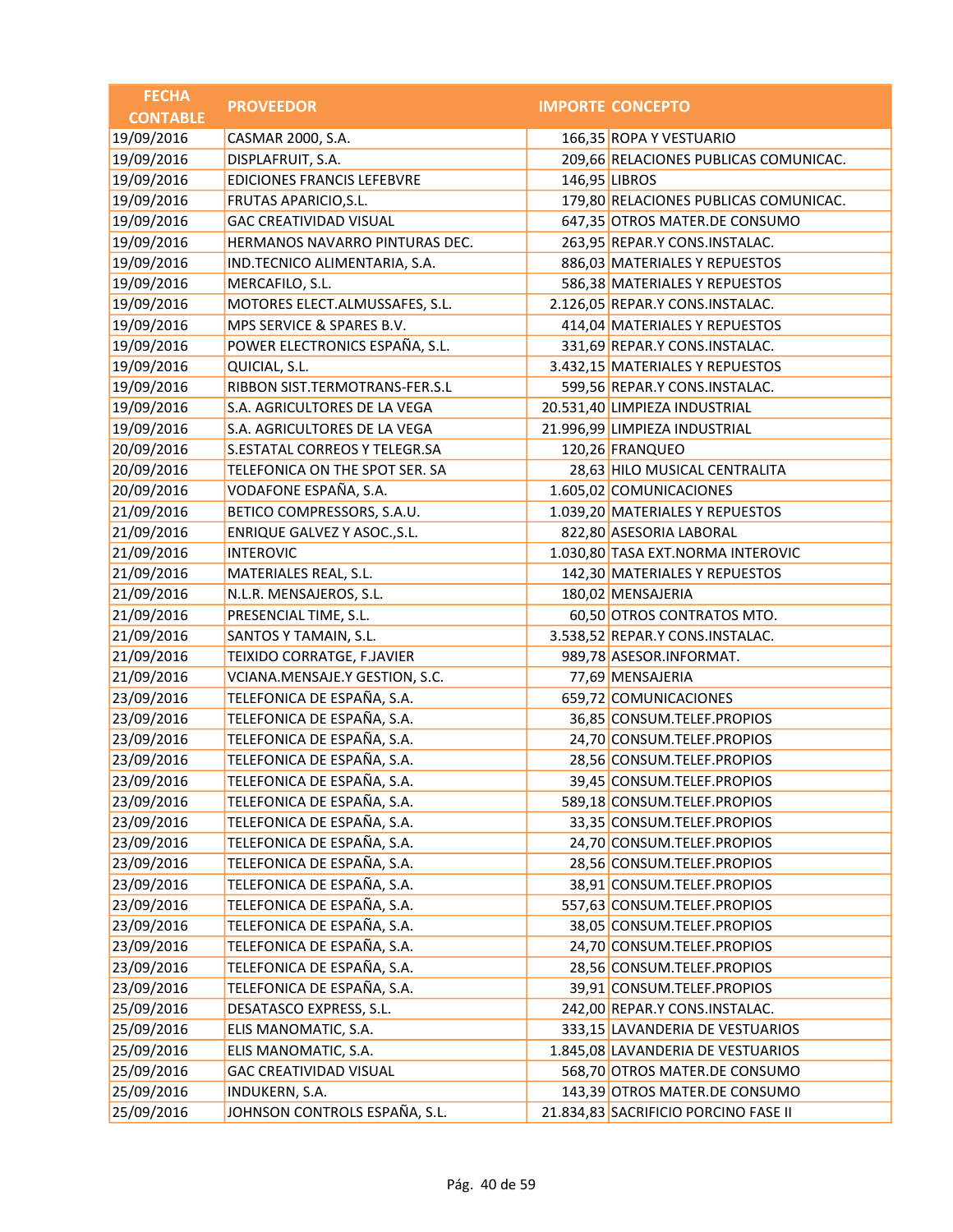| FECHA CONTABLE | PROVEEDOR | IMPORTE | CONCEPTO |
|---|---|---|---|
| 19/09/2016 | CASMAR 2000, S.A. | 166,35 | ROPA Y VESTUARIO |
| 19/09/2016 | DISPLAFRUIT, S.A. | 209,66 | RELACIONES PUBLICAS COMUNICAC. |
| 19/09/2016 | EDICIONES FRANCIS LEFEBVRE | 146,95 | LIBROS |
| 19/09/2016 | FRUTAS APARICIO,S.L. | 179,80 | RELACIONES PUBLICAS COMUNICAC. |
| 19/09/2016 | GAC CREATIVIDAD VISUAL | 647,35 | OTROS MATER.DE CONSUMO |
| 19/09/2016 | HERMANOS NAVARRO PINTURAS DEC. | 263,95 | REPAR.Y CONS.INSTALAC. |
| 19/09/2016 | IND.TECNICO ALIMENTARIA, S.A. | 886,03 | MATERIALES Y REPUESTOS |
| 19/09/2016 | MERCAFILO, S.L. | 586,38 | MATERIALES Y REPUESTOS |
| 19/09/2016 | MOTORES ELECT.ALMUSSAFES, S.L. | 2.126,05 | REPAR.Y CONS.INSTALAC. |
| 19/09/2016 | MPS SERVICE & SPARES B.V. | 414,04 | MATERIALES Y REPUESTOS |
| 19/09/2016 | POWER ELECTRONICS ESPAÑA, S.L. | 331,69 | REPAR.Y CONS.INSTALAC. |
| 19/09/2016 | QUICIAL, S.L. | 3.432,15 | MATERIALES Y REPUESTOS |
| 19/09/2016 | RIBBON SIST.TERMOTRANS-FER.S.L | 599,56 | REPAR.Y CONS.INSTALAC. |
| 19/09/2016 | S.A. AGRICULTORES DE LA VEGA | 20.531,40 | LIMPIEZA INDUSTRIAL |
| 19/09/2016 | S.A. AGRICULTORES DE LA VEGA | 21.996,99 | LIMPIEZA INDUSTRIAL |
| 20/09/2016 | S.ESTATAL CORREOS Y TELEGR.SA | 120,26 | FRANQUEO |
| 20/09/2016 | TELEFONICA ON THE SPOT SER. SA | 28,63 | HILO MUSICAL CENTRALITA |
| 20/09/2016 | VODAFONE ESPAÑA, S.A. | 1.605,02 | COMUNICACIONES |
| 21/09/2016 | BETICO COMPRESSORS, S.A.U. | 1.039,20 | MATERIALES Y REPUESTOS |
| 21/09/2016 | ENRIQUE GALVEZ Y ASOC.,S.L. | 822,80 | ASESORIA LABORAL |
| 21/09/2016 | INTEROVIC | 1.030,80 | TASA EXT.NORMA INTEROVIC |
| 21/09/2016 | MATERIALES REAL, S.L. | 142,30 | MATERIALES Y REPUESTOS |
| 21/09/2016 | N.L.R. MENSAJEROS, S.L. | 180,02 | MENSAJERIA |
| 21/09/2016 | PRESENCIAL TIME, S.L. | 60,50 | OTROS CONTRATOS MTO. |
| 21/09/2016 | SANTOS Y TAMAIN, S.L. | 3.538,52 | REPAR.Y CONS.INSTALAC. |
| 21/09/2016 | TEIXIDO CORRATGE, F.JAVIER | 989,78 | ASESOR.INFORMAT. |
| 21/09/2016 | VCIANA.MENSAJE.Y GESTION, S.C. | 77,69 | MENSAJERIA |
| 23/09/2016 | TELEFONICA DE ESPAÑA, S.A. | 659,72 | COMUNICACIONES |
| 23/09/2016 | TELEFONICA DE ESPAÑA, S.A. | 36,85 | CONSUM.TELEF.PROPIOS |
| 23/09/2016 | TELEFONICA DE ESPAÑA, S.A. | 24,70 | CONSUM.TELEF.PROPIOS |
| 23/09/2016 | TELEFONICA DE ESPAÑA, S.A. | 28,56 | CONSUM.TELEF.PROPIOS |
| 23/09/2016 | TELEFONICA DE ESPAÑA, S.A. | 39,45 | CONSUM.TELEF.PROPIOS |
| 23/09/2016 | TELEFONICA DE ESPAÑA, S.A. | 589,18 | CONSUM.TELEF.PROPIOS |
| 23/09/2016 | TELEFONICA DE ESPAÑA, S.A. | 33,35 | CONSUM.TELEF.PROPIOS |
| 23/09/2016 | TELEFONICA DE ESPAÑA, S.A. | 24,70 | CONSUM.TELEF.PROPIOS |
| 23/09/2016 | TELEFONICA DE ESPAÑA, S.A. | 28,56 | CONSUM.TELEF.PROPIOS |
| 23/09/2016 | TELEFONICA DE ESPAÑA, S.A. | 38,91 | CONSUM.TELEF.PROPIOS |
| 23/09/2016 | TELEFONICA DE ESPAÑA, S.A. | 557,63 | CONSUM.TELEF.PROPIOS |
| 23/09/2016 | TELEFONICA DE ESPAÑA, S.A. | 38,05 | CONSUM.TELEF.PROPIOS |
| 23/09/2016 | TELEFONICA DE ESPAÑA, S.A. | 24,70 | CONSUM.TELEF.PROPIOS |
| 23/09/2016 | TELEFONICA DE ESPAÑA, S.A. | 28,56 | CONSUM.TELEF.PROPIOS |
| 23/09/2016 | TELEFONICA DE ESPAÑA, S.A. | 39,91 | CONSUM.TELEF.PROPIOS |
| 25/09/2016 | DESATASCO EXPRESS, S.L. | 242,00 | REPAR.Y CONS.INSTALAC. |
| 25/09/2016 | ELIS MANOMATIC, S.A. | 333,15 | LAVANDERIA DE VESTUARIOS |
| 25/09/2016 | ELIS MANOMATIC, S.A. | 1.845,08 | LAVANDERIA DE VESTUARIOS |
| 25/09/2016 | GAC CREATIVIDAD VISUAL | 568,70 | OTROS MATER.DE CONSUMO |
| 25/09/2016 | INDUKERN, S.A. | 143,39 | OTROS MATER.DE CONSUMO |
| 25/09/2016 | JOHNSON CONTROLS ESPAÑA, S.L. | 21.834,83 | SACRIFICIO PORCINO FASE II |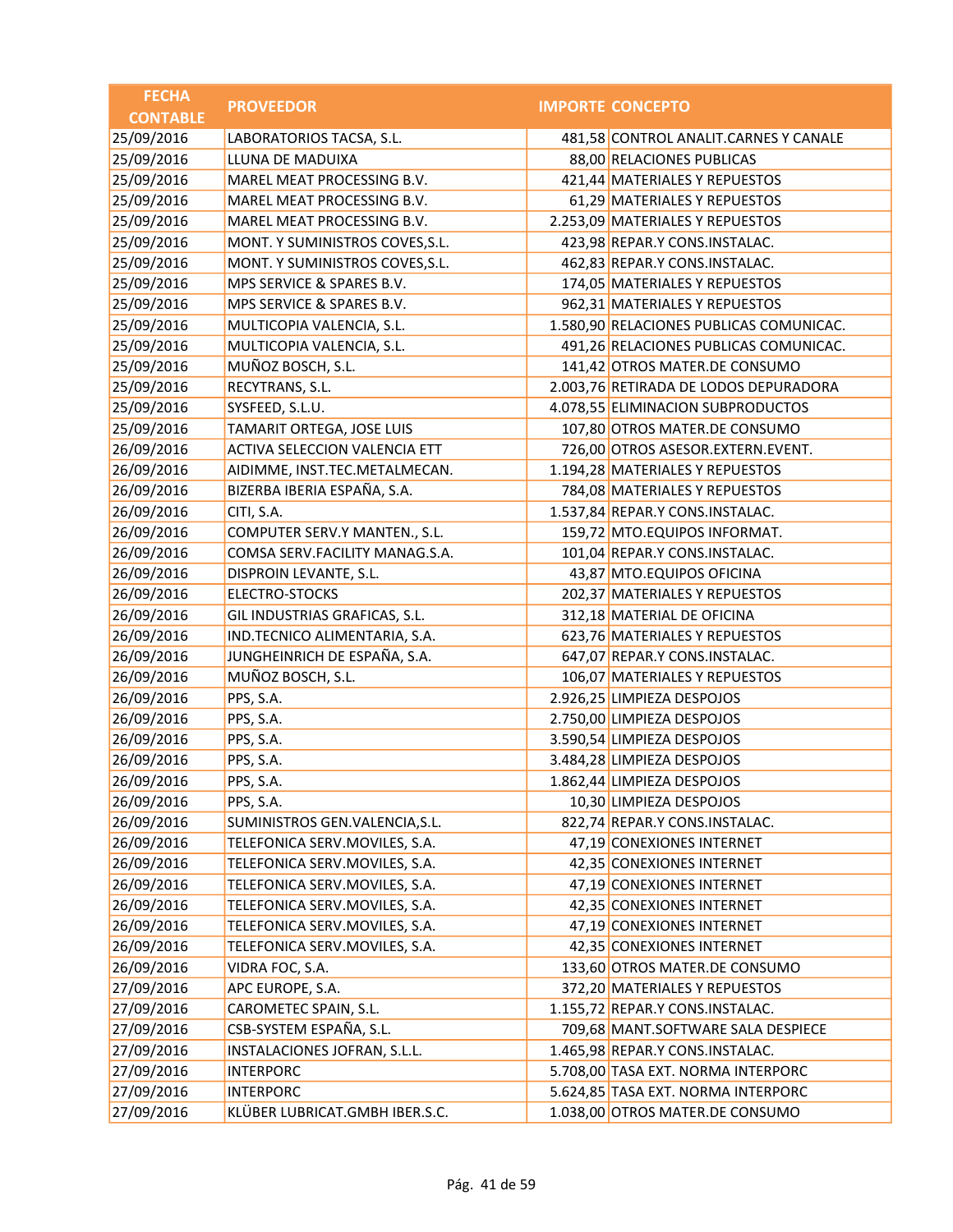| FECHA CONTABLE | PROVEEDOR | IMPORTE | CONCEPTO |
|---|---|---|---|
| 25/09/2016 | LABORATORIOS TACSA, S.L. | 481,58 | CONTROL ANALIT.CARNES Y CANALE |
| 25/09/2016 | LLUNA DE MADUIXA | 88,00 | RELACIONES PUBLICAS |
| 25/09/2016 | MAREL MEAT PROCESSING B.V. | 421,44 | MATERIALES Y REPUESTOS |
| 25/09/2016 | MAREL MEAT PROCESSING B.V. | 61,29 | MATERIALES Y REPUESTOS |
| 25/09/2016 | MAREL MEAT PROCESSING B.V. | 2.253,09 | MATERIALES Y REPUESTOS |
| 25/09/2016 | MONT. Y SUMINISTROS COVES,S.L. | 423,98 | REPAR.Y CONS.INSTALAC. |
| 25/09/2016 | MONT. Y SUMINISTROS COVES,S.L. | 462,83 | REPAR.Y CONS.INSTALAC. |
| 25/09/2016 | MPS SERVICE & SPARES B.V. | 174,05 | MATERIALES Y REPUESTOS |
| 25/09/2016 | MPS SERVICE & SPARES B.V. | 962,31 | MATERIALES Y REPUESTOS |
| 25/09/2016 | MULTICOPIA VALENCIA, S.L. | 1.580,90 | RELACIONES PUBLICAS COMUNICAC. |
| 25/09/2016 | MULTICOPIA VALENCIA, S.L. | 491,26 | RELACIONES PUBLICAS COMUNICAC. |
| 25/09/2016 | MUÑOZ BOSCH, S.L. | 141,42 | OTROS MATER.DE CONSUMO |
| 25/09/2016 | RECYTRANS, S.L. | 2.003,76 | RETIRADA DE LODOS DEPURADORA |
| 25/09/2016 | SYSFEED, S.L.U. | 4.078,55 | ELIMINACION SUBPRODUCTOS |
| 25/09/2016 | TAMARIT ORTEGA, JOSE LUIS | 107,80 | OTROS MATER.DE CONSUMO |
| 26/09/2016 | ACTIVA SELECCION VALENCIA ETT | 726,00 | OTROS ASESOR.EXTERN.EVENT. |
| 26/09/2016 | AIDIMME, INST.TEC.METALMECAN. | 1.194,28 | MATERIALES Y REPUESTOS |
| 26/09/2016 | BIZERBA IBERIA ESPAÑA, S.A. | 784,08 | MATERIALES Y REPUESTOS |
| 26/09/2016 | CITI, S.A. | 1.537,84 | REPAR.Y CONS.INSTALAC. |
| 26/09/2016 | COMPUTER SERV.Y MANTEN., S.L. | 159,72 | MTO.EQUIPOS INFORMAT. |
| 26/09/2016 | COMSA SERV.FACILITY MANAG.S.A. | 101,04 | REPAR.Y CONS.INSTALAC. |
| 26/09/2016 | DISPROIN LEVANTE, S.L. | 43,87 | MTO.EQUIPOS OFICINA |
| 26/09/2016 | ELECTRO-STOCKS | 202,37 | MATERIALES Y REPUESTOS |
| 26/09/2016 | GIL INDUSTRIAS GRAFICAS, S.L. | 312,18 | MATERIAL DE OFICINA |
| 26/09/2016 | IND.TECNICO ALIMENTARIA, S.A. | 623,76 | MATERIALES Y REPUESTOS |
| 26/09/2016 | JUNGHEINRICH DE ESPAÑA, S.A. | 647,07 | REPAR.Y CONS.INSTALAC. |
| 26/09/2016 | MUÑOZ BOSCH, S.L. | 106,07 | MATERIALES Y REPUESTOS |
| 26/09/2016 | PPS, S.A. | 2.926,25 | LIMPIEZA DESPOJOS |
| 26/09/2016 | PPS, S.A. | 2.750,00 | LIMPIEZA DESPOJOS |
| 26/09/2016 | PPS, S.A. | 3.590,54 | LIMPIEZA DESPOJOS |
| 26/09/2016 | PPS, S.A. | 3.484,28 | LIMPIEZA DESPOJOS |
| 26/09/2016 | PPS, S.A. | 1.862,44 | LIMPIEZA DESPOJOS |
| 26/09/2016 | PPS, S.A. | 10,30 | LIMPIEZA DESPOJOS |
| 26/09/2016 | SUMINISTROS GEN.VALENCIA,S.L. | 822,74 | REPAR.Y CONS.INSTALAC. |
| 26/09/2016 | TELEFONICA SERV.MOVILES, S.A. | 47,19 | CONEXIONES INTERNET |
| 26/09/2016 | TELEFONICA SERV.MOVILES, S.A. | 42,35 | CONEXIONES INTERNET |
| 26/09/2016 | TELEFONICA SERV.MOVILES, S.A. | 47,19 | CONEXIONES INTERNET |
| 26/09/2016 | TELEFONICA SERV.MOVILES, S.A. | 42,35 | CONEXIONES INTERNET |
| 26/09/2016 | TELEFONICA SERV.MOVILES, S.A. | 47,19 | CONEXIONES INTERNET |
| 26/09/2016 | TELEFONICA SERV.MOVILES, S.A. | 42,35 | CONEXIONES INTERNET |
| 26/09/2016 | VIDRA FOC, S.A. | 133,60 | OTROS MATER.DE CONSUMO |
| 27/09/2016 | APC EUROPE, S.A. | 372,20 | MATERIALES Y REPUESTOS |
| 27/09/2016 | CAROMETEC SPAIN, S.L. | 1.155,72 | REPAR.Y CONS.INSTALAC. |
| 27/09/2016 | CSB-SYSTEM ESPAÑA, S.L. | 709,68 | MANT.SOFTWARE SALA DESPIECE |
| 27/09/2016 | INSTALACIONES JOFRAN, S.L.L. | 1.465,98 | REPAR.Y CONS.INSTALAC. |
| 27/09/2016 | INTERPORC | 5.708,00 | TASA EXT. NORMA INTERPORC |
| 27/09/2016 | INTERPORC | 5.624,85 | TASA EXT. NORMA INTERPORC |
| 27/09/2016 | KLÜBER LUBRICAT.GMBH IBER.S.C. | 1.038,00 | OTROS MATER.DE CONSUMO |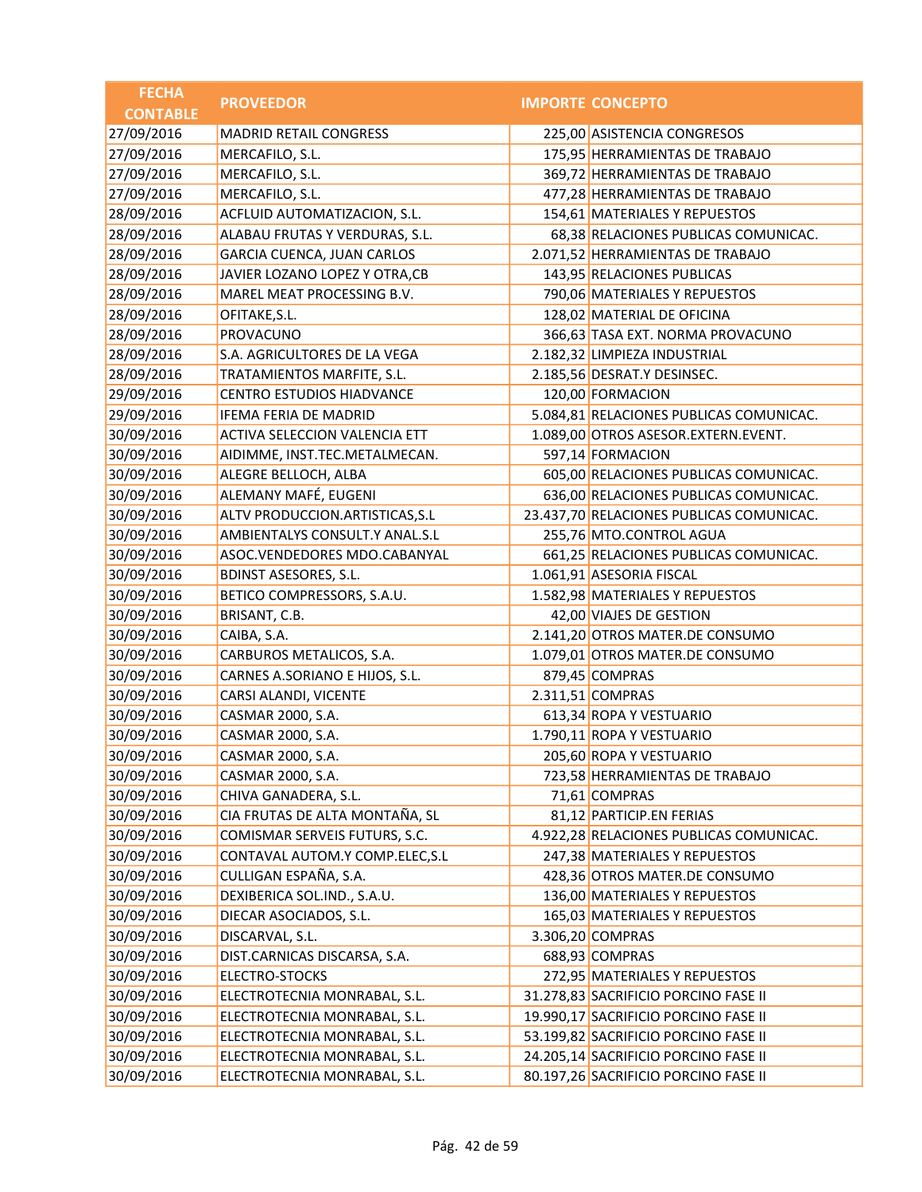| FECHA CONTABLE | PROVEEDOR | IMPORTE | CONCEPTO |
|---|---|---|---|
| 27/09/2016 | MADRID RETAIL CONGRESS | 225,00 | ASISTENCIA CONGRESOS |
| 27/09/2016 | MERCAFILO, S.L. | 175,95 | HERRAMIENTAS DE TRABAJO |
| 27/09/2016 | MERCAFILO, S.L. | 369,72 | HERRAMIENTAS DE TRABAJO |
| 27/09/2016 | MERCAFILO, S.L. | 477,28 | HERRAMIENTAS DE TRABAJO |
| 28/09/2016 | ACFLUID AUTOMATIZACION, S.L. | 154,61 | MATERIALES Y REPUESTOS |
| 28/09/2016 | ALABAU FRUTAS Y VERDURAS, S.L. | 68,38 | RELACIONES PUBLICAS COMUNICAC. |
| 28/09/2016 | GARCIA CUENCA, JUAN CARLOS | 2.071,52 | HERRAMIENTAS DE TRABAJO |
| 28/09/2016 | JAVIER LOZANO LOPEZ Y OTRA,CB | 143,95 | RELACIONES PUBLICAS |
| 28/09/2016 | MAREL MEAT PROCESSING B.V. | 790,06 | MATERIALES Y REPUESTOS |
| 28/09/2016 | OFITAKE,S.L. | 128,02 | MATERIAL DE OFICINA |
| 28/09/2016 | PROVACUNO | 366,63 | TASA EXT. NORMA PROVACUNO |
| 28/09/2016 | S.A. AGRICULTORES DE LA VEGA | 2.182,32 | LIMPIEZA INDUSTRIAL |
| 28/09/2016 | TRATAMIENTOS MARFITE, S.L. | 2.185,56 | DESRAT.Y DESINSEC. |
| 29/09/2016 | CENTRO ESTUDIOS HIADVANCE | 120,00 | FORMACION |
| 29/09/2016 | IFEMA FERIA DE MADRID | 5.084,81 | RELACIONES PUBLICAS COMUNICAC. |
| 30/09/2016 | ACTIVA SELECCION VALENCIA ETT | 1.089,00 | OTROS ASESOR.EXTERN.EVENT. |
| 30/09/2016 | AIDIMME, INST.TEC.METALMECAN. | 597,14 | FORMACION |
| 30/09/2016 | ALEGRE BELLOCH, ALBA | 605,00 | RELACIONES PUBLICAS COMUNICAC. |
| 30/09/2016 | ALEMANY MAFÉ, EUGENI | 636,00 | RELACIONES PUBLICAS COMUNICAC. |
| 30/09/2016 | ALTV PRODUCCION.ARTISTICAS,S.L | 23.437,70 | RELACIONES PUBLICAS COMUNICAC. |
| 30/09/2016 | AMBIENTALYS CONSULT.Y ANAL.S.L | 255,76 | MTO.CONTROL AGUA |
| 30/09/2016 | ASOC.VENDEDORES MDO.CABANYAL | 661,25 | RELACIONES PUBLICAS COMUNICAC. |
| 30/09/2016 | BDINST ASESORES, S.L. | 1.061,91 | ASESORIA FISCAL |
| 30/09/2016 | BETICO COMPRESSORS, S.A.U. | 1.582,98 | MATERIALES Y REPUESTOS |
| 30/09/2016 | BRISANT, C.B. | 42,00 | VIAJES DE GESTION |
| 30/09/2016 | CAIBA, S.A. | 2.141,20 | OTROS MATER.DE CONSUMO |
| 30/09/2016 | CARBUROS METALICOS, S.A. | 1.079,01 | OTROS MATER.DE CONSUMO |
| 30/09/2016 | CARNES A.SORIANO E HIJOS, S.L. | 879,45 | COMPRAS |
| 30/09/2016 | CARSI ALANDI, VICENTE | 2.311,51 | COMPRAS |
| 30/09/2016 | CASMAR 2000, S.A. | 613,34 | ROPA Y VESTUARIO |
| 30/09/2016 | CASMAR 2000, S.A. | 1.790,11 | ROPA Y VESTUARIO |
| 30/09/2016 | CASMAR 2000, S.A. | 205,60 | ROPA Y VESTUARIO |
| 30/09/2016 | CASMAR 2000, S.A. | 723,58 | HERRAMIENTAS DE TRABAJO |
| 30/09/2016 | CHIVA GANADERA, S.L. | 71,61 | COMPRAS |
| 30/09/2016 | CIA FRUTAS DE ALTA MONTAÑA, SL | 81,12 | PARTICIP.EN FERIAS |
| 30/09/2016 | COMISMAR SERVEIS FUTURS, S.C. | 4.922,28 | RELACIONES PUBLICAS COMUNICAC. |
| 30/09/2016 | CONTAVAL AUTOM.Y COMP.ELEC,S.L | 247,38 | MATERIALES Y REPUESTOS |
| 30/09/2016 | CULLIGAN ESPAÑA, S.A. | 428,36 | OTROS MATER.DE CONSUMO |
| 30/09/2016 | DEXIBERICA SOL.IND., S.A.U. | 136,00 | MATERIALES Y REPUESTOS |
| 30/09/2016 | DIECAR ASOCIADOS, S.L. | 165,03 | MATERIALES Y REPUESTOS |
| 30/09/2016 | DISCARVAL, S.L. | 3.306,20 | COMPRAS |
| 30/09/2016 | DIST.CARNICAS DISCARSA, S.A. | 688,93 | COMPRAS |
| 30/09/2016 | ELECTRO-STOCKS | 272,95 | MATERIALES Y REPUESTOS |
| 30/09/2016 | ELECTROTECNIA MONRABAL, S.L. | 31.278,83 | SACRIFICIO PORCINO FASE II |
| 30/09/2016 | ELECTROTECNIA MONRABAL, S.L. | 19.990,17 | SACRIFICIO PORCINO FASE II |
| 30/09/2016 | ELECTROTECNIA MONRABAL, S.L. | 53.199,82 | SACRIFICIO PORCINO FASE II |
| 30/09/2016 | ELECTROTECNIA MONRABAL, S.L. | 24.205,14 | SACRIFICIO PORCINO FASE II |
| 30/09/2016 | ELECTROTECNIA MONRABAL, S.L. | 80.197,26 | SACRIFICIO PORCINO FASE II |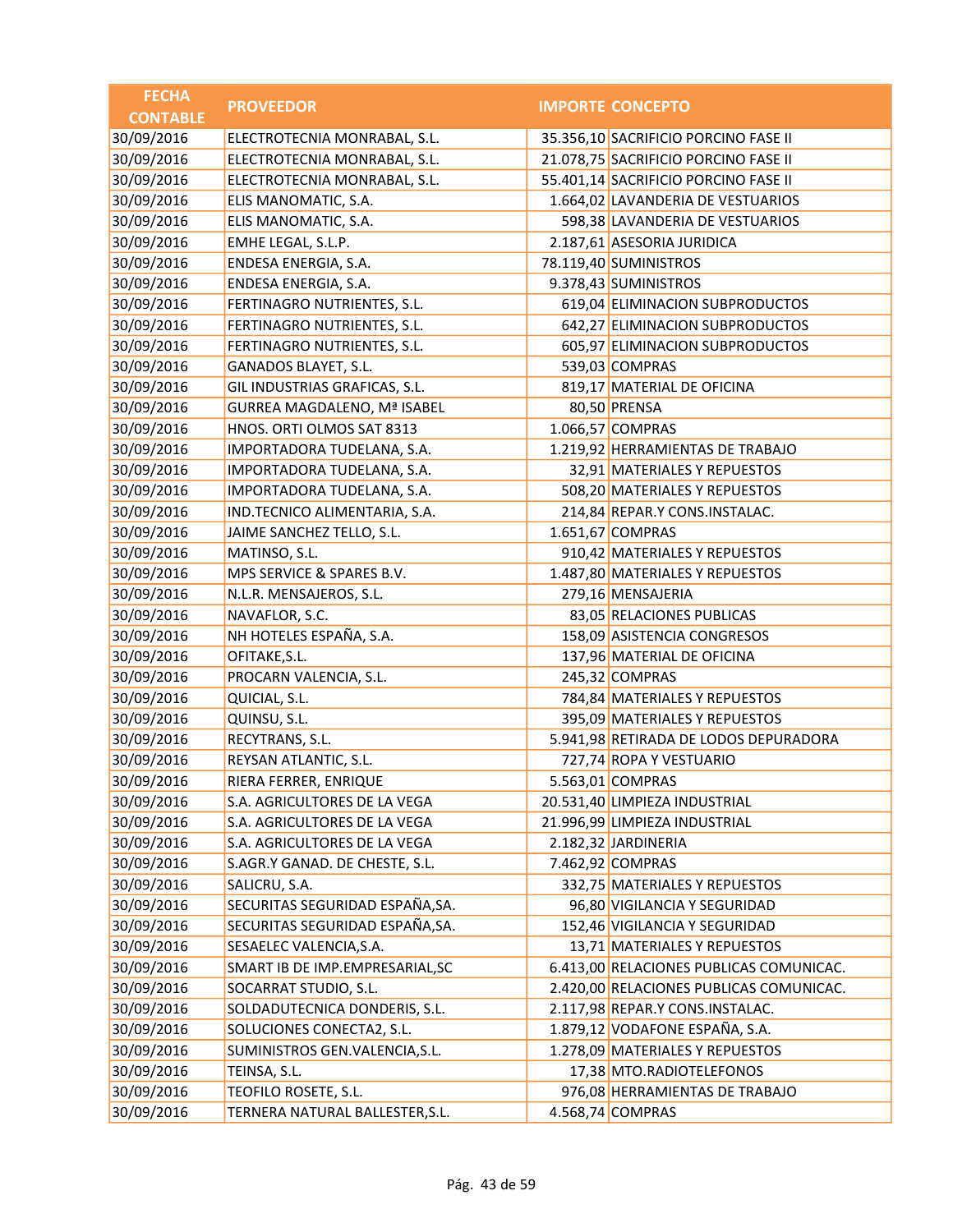| FECHA CONTABLE | PROVEEDOR | IMPORTE | CONCEPTO |
|---|---|---|---|
| 30/09/2016 | ELECTROTECNIA MONRABAL, S.L. | 35.356,10 | SACRIFICIO PORCINO FASE II |
| 30/09/2016 | ELECTROTECNIA MONRABAL, S.L. | 21.078,75 | SACRIFICIO PORCINO FASE II |
| 30/09/2016 | ELECTROTECNIA MONRABAL, S.L. | 55.401,14 | SACRIFICIO PORCINO FASE II |
| 30/09/2016 | ELIS MANOMATIC, S.A. | 1.664,02 | LAVANDERIA DE VESTUARIOS |
| 30/09/2016 | ELIS MANOMATIC, S.A. | 598,38 | LAVANDERIA DE VESTUARIOS |
| 30/09/2016 | EMHE LEGAL, S.L.P. | 2.187,61 | ASESORIA JURIDICA |
| 30/09/2016 | ENDESA ENERGIA, S.A. | 78.119,40 | SUMINISTROS |
| 30/09/2016 | ENDESA ENERGIA, S.A. | 9.378,43 | SUMINISTROS |
| 30/09/2016 | FERTINAGRO NUTRIENTES, S.L. | 619,04 | ELIMINACION SUBPRODUCTOS |
| 30/09/2016 | FERTINAGRO NUTRIENTES, S.L. | 642,27 | ELIMINACION SUBPRODUCTOS |
| 30/09/2016 | FERTINAGRO NUTRIENTES, S.L. | 605,97 | ELIMINACION SUBPRODUCTOS |
| 30/09/2016 | GANADOS BLAYET, S.L. | 539,03 | COMPRAS |
| 30/09/2016 | GIL INDUSTRIAS GRAFICAS, S.L. | 819,17 | MATERIAL DE OFICINA |
| 30/09/2016 | GURREA MAGDALENO, Mª ISABEL | 80,50 | PRENSA |
| 30/09/2016 | HNOS. ORTI OLMOS SAT 8313 | 1.066,57 | COMPRAS |
| 30/09/2016 | IMPORTADORA TUDELANA, S.A. | 1.219,92 | HERRAMIENTAS DE TRABAJO |
| 30/09/2016 | IMPORTADORA TUDELANA, S.A. | 32,91 | MATERIALES Y REPUESTOS |
| 30/09/2016 | IMPORTADORA TUDELANA, S.A. | 508,20 | MATERIALES Y REPUESTOS |
| 30/09/2016 | IND.TECNICO ALIMENTARIA, S.A. | 214,84 | REPAR.Y CONS.INSTALAC. |
| 30/09/2016 | JAIME SANCHEZ TELLO, S.L. | 1.651,67 | COMPRAS |
| 30/09/2016 | MATINSO, S.L. | 910,42 | MATERIALES Y REPUESTOS |
| 30/09/2016 | MPS SERVICE & SPARES B.V. | 1.487,80 | MATERIALES Y REPUESTOS |
| 30/09/2016 | N.L.R. MENSAJEROS, S.L. | 279,16 | MENSAJERIA |
| 30/09/2016 | NAVAFLOR, S.C. | 83,05 | RELACIONES PUBLICAS |
| 30/09/2016 | NH HOTELES ESPAÑA, S.A. | 158,09 | ASISTENCIA CONGRESOS |
| 30/09/2016 | OFITAKE,S.L. | 137,96 | MATERIAL DE OFICINA |
| 30/09/2016 | PROCARN VALENCIA, S.L. | 245,32 | COMPRAS |
| 30/09/2016 | QUICIAL, S.L. | 784,84 | MATERIALES Y REPUESTOS |
| 30/09/2016 | QUINSU, S.L. | 395,09 | MATERIALES Y REPUESTOS |
| 30/09/2016 | RECYTRANS, S.L. | 5.941,98 | RETIRADA DE LODOS DEPURADORA |
| 30/09/2016 | REYSAN ATLANTIC, S.L. | 727,74 | ROPA Y VESTUARIO |
| 30/09/2016 | RIERA FERRER, ENRIQUE | 5.563,01 | COMPRAS |
| 30/09/2016 | S.A. AGRICULTORES DE LA VEGA | 20.531,40 | LIMPIEZA INDUSTRIAL |
| 30/09/2016 | S.A. AGRICULTORES DE LA VEGA | 21.996,99 | LIMPIEZA INDUSTRIAL |
| 30/09/2016 | S.A. AGRICULTORES DE LA VEGA | 2.182,32 | JARDINERIA |
| 30/09/2016 | S.AGR.Y GANAD. DE CHESTE, S.L. | 7.462,92 | COMPRAS |
| 30/09/2016 | SALICRU, S.A. | 332,75 | MATERIALES Y REPUESTOS |
| 30/09/2016 | SECURITAS SEGURIDAD ESPAÑA,SA. | 96,80 | VIGILANCIA Y SEGURIDAD |
| 30/09/2016 | SECURITAS SEGURIDAD ESPAÑA,SA. | 152,46 | VIGILANCIA Y SEGURIDAD |
| 30/09/2016 | SESAELEC VALENCIA,S.A. | 13,71 | MATERIALES Y REPUESTOS |
| 30/09/2016 | SMART IB DE IMP.EMPRESARIAL,SC | 6.413,00 | RELACIONES PUBLICAS COMUNICAC. |
| 30/09/2016 | SOCARRAT STUDIO, S.L. | 2.420,00 | RELACIONES PUBLICAS COMUNICAC. |
| 30/09/2016 | SOLDADUTECNICA DONDERIS, S.L. | 2.117,98 | REPAR.Y CONS.INSTALAC. |
| 30/09/2016 | SOLUCIONES CONECTA2, S.L. | 1.879,12 | VODAFONE ESPAÑA, S.A. |
| 30/09/2016 | SUMINISTROS GEN.VALENCIA,S.L. | 1.278,09 | MATERIALES Y REPUESTOS |
| 30/09/2016 | TEINSA, S.L. | 17,38 | MTO.RADIOTELEFONOS |
| 30/09/2016 | TEOFILO ROSETE, S.L. | 976,08 | HERRAMIENTAS DE TRABAJO |
| 30/09/2016 | TERNERA NATURAL BALLESTER,S.L. | 4.568,74 | COMPRAS |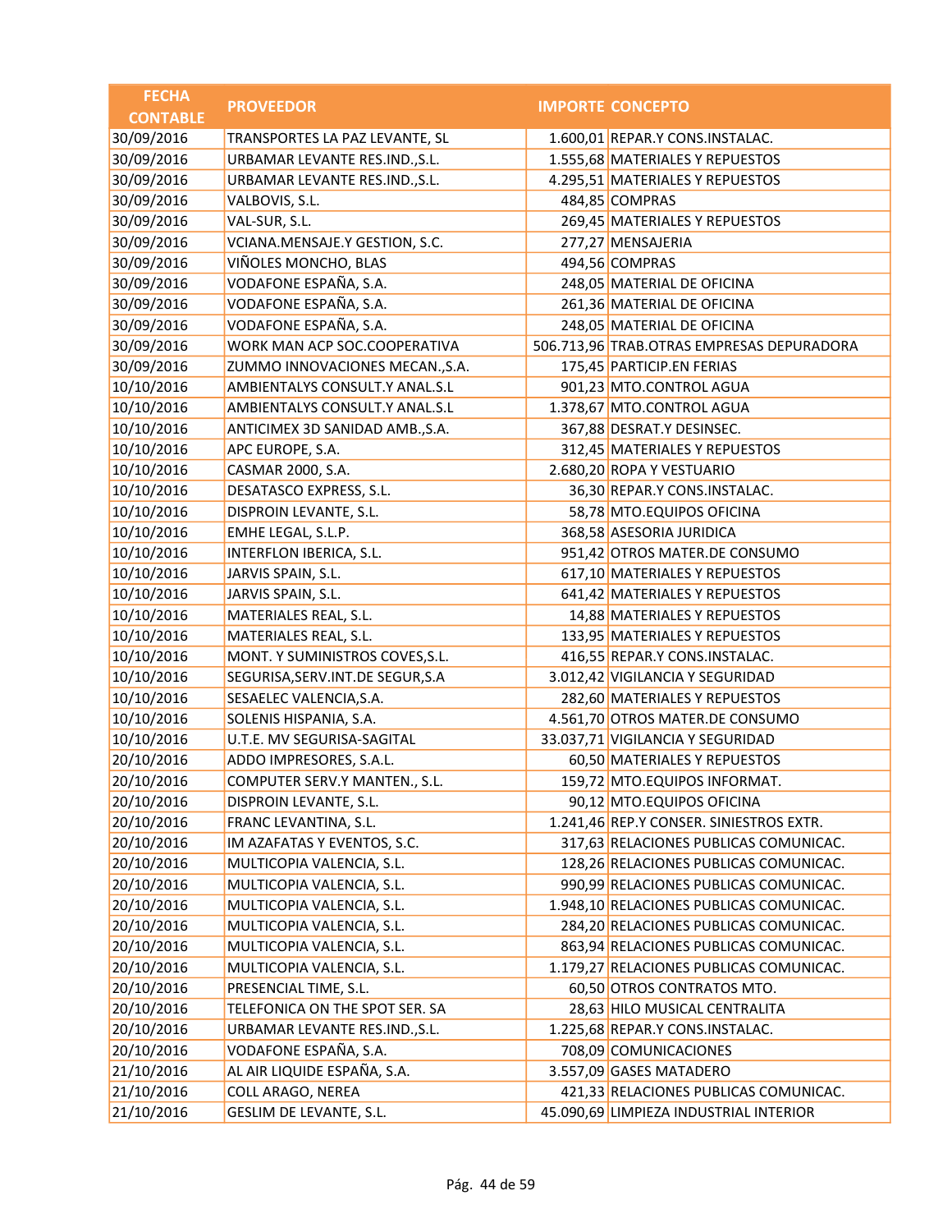| FECHA CONTABLE | PROVEEDOR | IMPORTE | CONCEPTO |
|---|---|---|---|
| 30/09/2016 | TRANSPORTES LA PAZ LEVANTE, SL | 1.600,01 | REPAR.Y CONS.INSTALAC. |
| 30/09/2016 | URBAMAR LEVANTE RES.IND.,S.L. | 1.555,68 | MATERIALES Y REPUESTOS |
| 30/09/2016 | URBAMAR LEVANTE RES.IND.,S.L. | 4.295,51 | MATERIALES Y REPUESTOS |
| 30/09/2016 | VALBOVIS, S.L. | 484,85 | COMPRAS |
| 30/09/2016 | VAL-SUR, S.L. | 269,45 | MATERIALES Y REPUESTOS |
| 30/09/2016 | VCIANA.MENSAJE.Y GESTION, S.C. | 277,27 | MENSAJERIA |
| 30/09/2016 | VIÑOLES MONCHO, BLAS | 494,56 | COMPRAS |
| 30/09/2016 | VODAFONE ESPAÑA, S.A. | 248,05 | MATERIAL DE OFICINA |
| 30/09/2016 | VODAFONE ESPAÑA, S.A. | 261,36 | MATERIAL DE OFICINA |
| 30/09/2016 | VODAFONE ESPAÑA, S.A. | 248,05 | MATERIAL DE OFICINA |
| 30/09/2016 | WORK MAN ACP SOC.COOPERATIVA | 506.713,96 | TRAB.OTRAS EMPRESAS DEPURADORA |
| 30/09/2016 | ZUMMO INNOVACIONES MECAN.,S.A. | 175,45 | PARTICIP.EN FERIAS |
| 10/10/2016 | AMBIENTALYS CONSULT.Y ANAL.S.L | 901,23 | MTO.CONTROL AGUA |
| 10/10/2016 | AMBIENTALYS CONSULT.Y ANAL.S.L | 1.378,67 | MTO.CONTROL AGUA |
| 10/10/2016 | ANTICIMEX 3D SANIDAD AMB.,S.A. | 367,88 | DESRAT.Y DESINSEC. |
| 10/10/2016 | APC EUROPE, S.A. | 312,45 | MATERIALES Y REPUESTOS |
| 10/10/2016 | CASMAR 2000, S.A. | 2.680,20 | ROPA Y VESTUARIO |
| 10/10/2016 | DESATASCO EXPRESS, S.L. | 36,30 | REPAR.Y CONS.INSTALAC. |
| 10/10/2016 | DISPROIN LEVANTE, S.L. | 58,78 | MTO.EQUIPOS OFICINA |
| 10/10/2016 | EMHE LEGAL, S.L.P. | 368,58 | ASESORIA JURIDICA |
| 10/10/2016 | INTERFLON IBERICA, S.L. | 951,42 | OTROS MATER.DE CONSUMO |
| 10/10/2016 | JARVIS SPAIN, S.L. | 617,10 | MATERIALES Y REPUESTOS |
| 10/10/2016 | JARVIS SPAIN, S.L. | 641,42 | MATERIALES Y REPUESTOS |
| 10/10/2016 | MATERIALES REAL, S.L. | 14,88 | MATERIALES Y REPUESTOS |
| 10/10/2016 | MATERIALES REAL, S.L. | 133,95 | MATERIALES Y REPUESTOS |
| 10/10/2016 | MONT. Y SUMINISTROS COVES,S.L. | 416,55 | REPAR.Y CONS.INSTALAC. |
| 10/10/2016 | SEGURISA,SERV.INT.DE SEGUR,S.A | 3.012,42 | VIGILANCIA Y SEGURIDAD |
| 10/10/2016 | SESAELEC VALENCIA,S.A. | 282,60 | MATERIALES Y REPUESTOS |
| 10/10/2016 | SOLENIS HISPANIA, S.A. | 4.561,70 | OTROS MATER.DE CONSUMO |
| 10/10/2016 | U.T.E. MV SEGURISA-SAGITAL | 33.037,71 | VIGILANCIA Y SEGURIDAD |
| 20/10/2016 | ADDO IMPRESORES, S.A.L. | 60,50 | MATERIALES Y REPUESTOS |
| 20/10/2016 | COMPUTER SERV.Y MANTEN., S.L. | 159,72 | MTO.EQUIPOS INFORMAT. |
| 20/10/2016 | DISPROIN LEVANTE, S.L. | 90,12 | MTO.EQUIPOS OFICINA |
| 20/10/2016 | FRANC LEVANTINA, S.L. | 1.241,46 | REP.Y CONSER. SINIESTROS EXTR. |
| 20/10/2016 | IM AZAFATAS Y EVENTOS, S.C. | 317,63 | RELACIONES PUBLICAS COMUNICAC. |
| 20/10/2016 | MULTICOPIA VALENCIA, S.L. | 128,26 | RELACIONES PUBLICAS COMUNICAC. |
| 20/10/2016 | MULTICOPIA VALENCIA, S.L. | 990,99 | RELACIONES PUBLICAS COMUNICAC. |
| 20/10/2016 | MULTICOPIA VALENCIA, S.L. | 1.948,10 | RELACIONES PUBLICAS COMUNICAC. |
| 20/10/2016 | MULTICOPIA VALENCIA, S.L. | 284,20 | RELACIONES PUBLICAS COMUNICAC. |
| 20/10/2016 | MULTICOPIA VALENCIA, S.L. | 863,94 | RELACIONES PUBLICAS COMUNICAC. |
| 20/10/2016 | MULTICOPIA VALENCIA, S.L. | 1.179,27 | RELACIONES PUBLICAS COMUNICAC. |
| 20/10/2016 | PRESENCIAL TIME, S.L. | 60,50 | OTROS CONTRATOS MTO. |
| 20/10/2016 | TELEFONICA ON THE SPOT SER. SA | 28,63 | HILO MUSICAL CENTRALITA |
| 20/10/2016 | URBAMAR LEVANTE RES.IND.,S.L. | 1.225,68 | REPAR.Y CONS.INSTALAC. |
| 20/10/2016 | VODAFONE ESPAÑA, S.A. | 708,09 | COMUNICACIONES |
| 21/10/2016 | AL AIR LIQUIDE ESPAÑA, S.A. | 3.557,09 | GASES MATADERO |
| 21/10/2016 | COLL ARAGO, NEREA | 421,33 | RELACIONES PUBLICAS COMUNICAC. |
| 21/10/2016 | GESLIM DE LEVANTE, S.L. | 45.090,69 | LIMPIEZA INDUSTRIAL INTERIOR |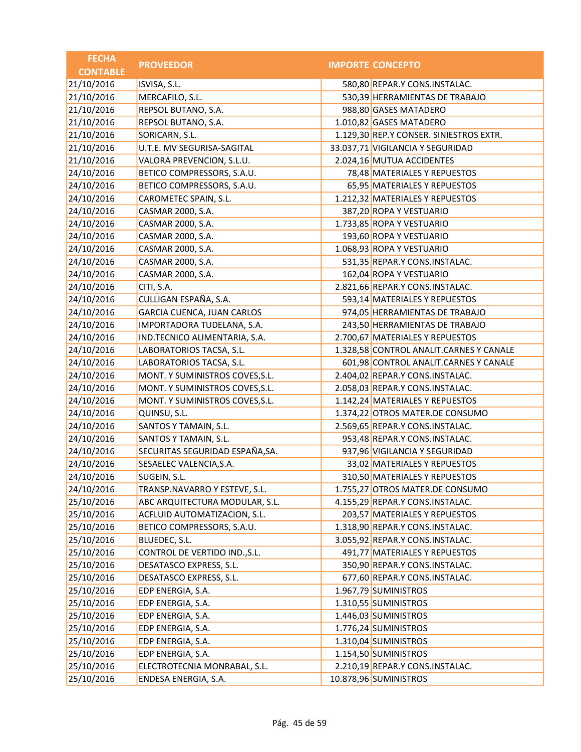| FECHA CONTABLE | PROVEEDOR | IMPORTE | CONCEPTO |
|---|---|---|---|
| 21/10/2016 | ISVISA, S.L. | 580,80 | REPAR.Y CONS.INSTALAC. |
| 21/10/2016 | MERCAFILO, S.L. | 530,39 | HERRAMIENTAS DE TRABAJO |
| 21/10/2016 | REPSOL BUTANO, S.A. | 988,80 | GASES MATADERO |
| 21/10/2016 | REPSOL BUTANO, S.A. | 1.010,82 | GASES MATADERO |
| 21/10/2016 | SORICARN, S.L. | 1.129,30 | REP.Y CONSER. SINIESTROS EXTR. |
| 21/10/2016 | U.T.E. MV SEGURISA-SAGITAL | 33.037,71 | VIGILANCIA Y SEGURIDAD |
| 21/10/2016 | VALORA PREVENCION, S.L.U. | 2.024,16 | MUTUA ACCIDENTES |
| 24/10/2016 | BETICO COMPRESSORS, S.A.U. | 78,48 | MATERIALES Y REPUESTOS |
| 24/10/2016 | BETICO COMPRESSORS, S.A.U. | 65,95 | MATERIALES Y REPUESTOS |
| 24/10/2016 | CAROMETEC SPAIN, S.L. | 1.212,32 | MATERIALES Y REPUESTOS |
| 24/10/2016 | CASMAR 2000, S.A. | 387,20 | ROPA Y VESTUARIO |
| 24/10/2016 | CASMAR 2000, S.A. | 1.733,85 | ROPA Y VESTUARIO |
| 24/10/2016 | CASMAR 2000, S.A. | 193,60 | ROPA Y VESTUARIO |
| 24/10/2016 | CASMAR 2000, S.A. | 1.068,93 | ROPA Y VESTUARIO |
| 24/10/2016 | CASMAR 2000, S.A. | 531,35 | REPAR.Y CONS.INSTALAC. |
| 24/10/2016 | CASMAR 2000, S.A. | 162,04 | ROPA Y VESTUARIO |
| 24/10/2016 | CITI, S.A. | 2.821,66 | REPAR.Y CONS.INSTALAC. |
| 24/10/2016 | CULLIGAN ESPAÑA, S.A. | 593,14 | MATERIALES Y REPUESTOS |
| 24/10/2016 | GARCIA CUENCA, JUAN CARLOS | 974,05 | HERRAMIENTAS DE TRABAJO |
| 24/10/2016 | IMPORTADORA TUDELANA, S.A. | 243,50 | HERRAMIENTAS DE TRABAJO |
| 24/10/2016 | IND.TECNICO ALIMENTARIA, S.A. | 2.700,67 | MATERIALES Y REPUESTOS |
| 24/10/2016 | LABORATORIOS TACSA, S.L. | 1.328,58 | CONTROL ANALIT.CARNES Y CANALE |
| 24/10/2016 | LABORATORIOS TACSA, S.L. | 601,98 | CONTROL ANALIT.CARNES Y CANALE |
| 24/10/2016 | MONT. Y SUMINISTROS COVES,S.L. | 2.404,02 | REPAR.Y CONS.INSTALAC. |
| 24/10/2016 | MONT. Y SUMINISTROS COVES,S.L. | 2.058,03 | REPAR.Y CONS.INSTALAC. |
| 24/10/2016 | MONT. Y SUMINISTROS COVES,S.L. | 1.142,24 | MATERIALES Y REPUESTOS |
| 24/10/2016 | QUINSU, S.L. | 1.374,22 | OTROS MATER.DE CONSUMO |
| 24/10/2016 | SANTOS Y TAMAIN, S.L. | 2.569,65 | REPAR.Y CONS.INSTALAC. |
| 24/10/2016 | SANTOS Y TAMAIN, S.L. | 953,48 | REPAR.Y CONS.INSTALAC. |
| 24/10/2016 | SECURITAS SEGURIDAD ESPAÑA,SA. | 937,96 | VIGILANCIA Y SEGURIDAD |
| 24/10/2016 | SESAELEC VALENCIA,S.A. | 33,02 | MATERIALES Y REPUESTOS |
| 24/10/2016 | SUGEIN, S.L. | 310,50 | MATERIALES Y REPUESTOS |
| 24/10/2016 | TRANSP.NAVARRO Y ESTEVE, S.L. | 1.755,27 | OTROS MATER.DE CONSUMO |
| 25/10/2016 | ABC ARQUITECTURA MODULAR, S.L. | 4.155,29 | REPAR.Y CONS.INSTALAC. |
| 25/10/2016 | ACFLUID AUTOMATIZACION, S.L. | 203,57 | MATERIALES Y REPUESTOS |
| 25/10/2016 | BETICO COMPRESSORS, S.A.U. | 1.318,90 | REPAR.Y CONS.INSTALAC. |
| 25/10/2016 | BLUEDEC, S.L. | 3.055,92 | REPAR.Y CONS.INSTALAC. |
| 25/10/2016 | CONTROL DE VERTIDO IND.,S.L. | 491,77 | MATERIALES Y REPUESTOS |
| 25/10/2016 | DESATASCO EXPRESS, S.L. | 350,90 | REPAR.Y CONS.INSTALAC. |
| 25/10/2016 | DESATASCO EXPRESS, S.L. | 677,60 | REPAR.Y CONS.INSTALAC. |
| 25/10/2016 | EDP ENERGIA, S.A. | 1.967,79 | SUMINISTROS |
| 25/10/2016 | EDP ENERGIA, S.A. | 1.310,55 | SUMINISTROS |
| 25/10/2016 | EDP ENERGIA, S.A. | 1.446,03 | SUMINISTROS |
| 25/10/2016 | EDP ENERGIA, S.A. | 1.776,24 | SUMINISTROS |
| 25/10/2016 | EDP ENERGIA, S.A. | 1.310,04 | SUMINISTROS |
| 25/10/2016 | EDP ENERGIA, S.A. | 1.154,50 | SUMINISTROS |
| 25/10/2016 | ELECTROTECNIA MONRABAL, S.L. | 2.210,19 | REPAR.Y CONS.INSTALAC. |
| 25/10/2016 | ENDESA ENERGIA, S.A. | 10.878,96 | SUMINISTROS |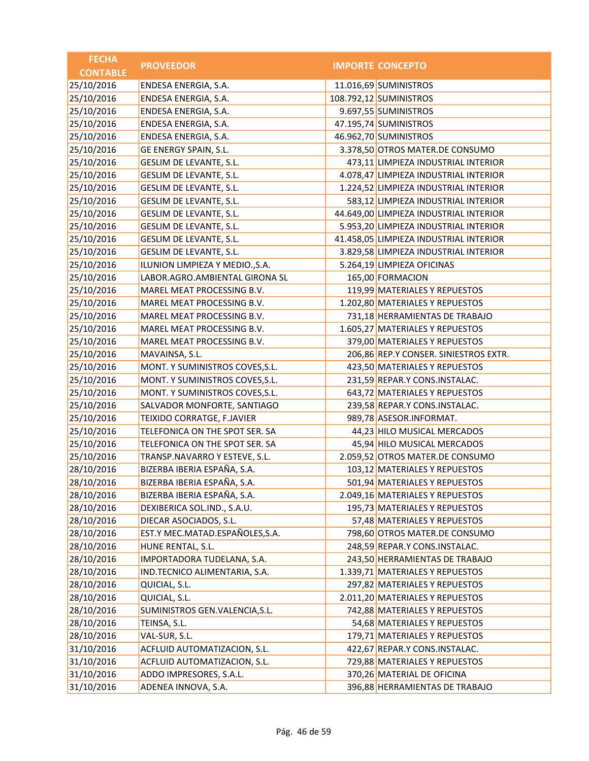| FECHA CONTABLE | PROVEEDOR | IMPORTE | CONCEPTO |
|---|---|---|---|
| 25/10/2016 | ENDESA ENERGIA, S.A. | 11.016,69 | SUMINISTROS |
| 25/10/2016 | ENDESA ENERGIA, S.A. | 108.792,12 | SUMINISTROS |
| 25/10/2016 | ENDESA ENERGIA, S.A. | 9.697,55 | SUMINISTROS |
| 25/10/2016 | ENDESA ENERGIA, S.A. | 47.195,74 | SUMINISTROS |
| 25/10/2016 | ENDESA ENERGIA, S.A. | 46.962,70 | SUMINISTROS |
| 25/10/2016 | GE ENERGY SPAIN, S.L. | 3.378,50 | OTROS MATER.DE CONSUMO |
| 25/10/2016 | GESLIM DE LEVANTE, S.L. | 473,11 | LIMPIEZA INDUSTRIAL INTERIOR |
| 25/10/2016 | GESLIM DE LEVANTE, S.L. | 4.078,47 | LIMPIEZA INDUSTRIAL INTERIOR |
| 25/10/2016 | GESLIM DE LEVANTE, S.L. | 1.224,52 | LIMPIEZA INDUSTRIAL INTERIOR |
| 25/10/2016 | GESLIM DE LEVANTE, S.L. | 583,12 | LIMPIEZA INDUSTRIAL INTERIOR |
| 25/10/2016 | GESLIM DE LEVANTE, S.L. | 44.649,00 | LIMPIEZA INDUSTRIAL INTERIOR |
| 25/10/2016 | GESLIM DE LEVANTE, S.L. | 5.953,20 | LIMPIEZA INDUSTRIAL INTERIOR |
| 25/10/2016 | GESLIM DE LEVANTE, S.L. | 41.458,05 | LIMPIEZA INDUSTRIAL INTERIOR |
| 25/10/2016 | GESLIM DE LEVANTE, S.L. | 3.829,58 | LIMPIEZA INDUSTRIAL INTERIOR |
| 25/10/2016 | ILUNION LIMPIEZA Y MEDIO.,S.A. | 5.264,19 | LIMPIEZA OFICINAS |
| 25/10/2016 | LABOR.AGRO.AMBIENTAL GIRONA SL | 165,00 | FORMACION |
| 25/10/2016 | MAREL MEAT PROCESSING B.V. | 119,99 | MATERIALES Y REPUESTOS |
| 25/10/2016 | MAREL MEAT PROCESSING B.V. | 1.202,80 | MATERIALES Y REPUESTOS |
| 25/10/2016 | MAREL MEAT PROCESSING B.V. | 731,18 | HERRAMIENTAS DE TRABAJO |
| 25/10/2016 | MAREL MEAT PROCESSING B.V. | 1.605,27 | MATERIALES Y REPUESTOS |
| 25/10/2016 | MAREL MEAT PROCESSING B.V. | 379,00 | MATERIALES Y REPUESTOS |
| 25/10/2016 | MAVAINSA, S.L. | 206,86 | REP.Y CONSER. SINIESTROS EXTR. |
| 25/10/2016 | MONT. Y SUMINISTROS COVES,S.L. | 423,50 | MATERIALES Y REPUESTOS |
| 25/10/2016 | MONT. Y SUMINISTROS COVES,S.L. | 231,59 | REPAR.Y CONS.INSTALAC. |
| 25/10/2016 | MONT. Y SUMINISTROS COVES,S.L. | 643,72 | MATERIALES Y REPUESTOS |
| 25/10/2016 | SALVADOR MONFORTE, SANTIAGO | 239,58 | REPAR.Y CONS.INSTALAC. |
| 25/10/2016 | TEIXIDO CORRATGE, F.JAVIER | 989,78 | ASESOR.INFORMAT. |
| 25/10/2016 | TELEFONICA ON THE SPOT SER. SA | 44,23 | HILO MUSICAL MERCADOS |
| 25/10/2016 | TELEFONICA ON THE SPOT SER. SA | 45,94 | HILO MUSICAL MERCADOS |
| 25/10/2016 | TRANSP.NAVARRO Y ESTEVE, S.L. | 2.059,52 | OTROS MATER.DE CONSUMO |
| 28/10/2016 | BIZERBA IBERIA ESPAÑA, S.A. | 103,12 | MATERIALES Y REPUESTOS |
| 28/10/2016 | BIZERBA IBERIA ESPAÑA, S.A. | 501,94 | MATERIALES Y REPUESTOS |
| 28/10/2016 | BIZERBA IBERIA ESPAÑA, S.A. | 2.049,16 | MATERIALES Y REPUESTOS |
| 28/10/2016 | DEXIBERICA SOL.IND., S.A.U. | 195,73 | MATERIALES Y REPUESTOS |
| 28/10/2016 | DIECAR ASOCIADOS, S.L. | 57,48 | MATERIALES Y REPUESTOS |
| 28/10/2016 | EST.Y MEC.MATAD.ESPAÑOLES,S.A. | 798,60 | OTROS MATER.DE CONSUMO |
| 28/10/2016 | HUNE RENTAL, S.L. | 248,59 | REPAR.Y CONS.INSTALAC. |
| 28/10/2016 | IMPORTADORA TUDELANA, S.A. | 243,50 | HERRAMIENTAS DE TRABAJO |
| 28/10/2016 | IND.TECNICO ALIMENTARIA, S.A. | 1.339,71 | MATERIALES Y REPUESTOS |
| 28/10/2016 | QUICIAL, S.L. | 297,82 | MATERIALES Y REPUESTOS |
| 28/10/2016 | QUICIAL, S.L. | 2.011,20 | MATERIALES Y REPUESTOS |
| 28/10/2016 | SUMINISTROS GEN.VALENCIA,S.L. | 742,88 | MATERIALES Y REPUESTOS |
| 28/10/2016 | TEINSA, S.L. | 54,68 | MATERIALES Y REPUESTOS |
| 28/10/2016 | VAL-SUR, S.L. | 179,71 | MATERIALES Y REPUESTOS |
| 31/10/2016 | ACFLUID AUTOMATIZACION, S.L. | 422,67 | REPAR.Y CONS.INSTALAC. |
| 31/10/2016 | ACFLUID AUTOMATIZACION, S.L. | 729,88 | MATERIALES Y REPUESTOS |
| 31/10/2016 | ADDO IMPRESORES, S.A.L. | 370,26 | MATERIAL DE OFICINA |
| 31/10/2016 | ADENEA INNOVA, S.A. | 396,88 | HERRAMIENTAS DE TRABAJO |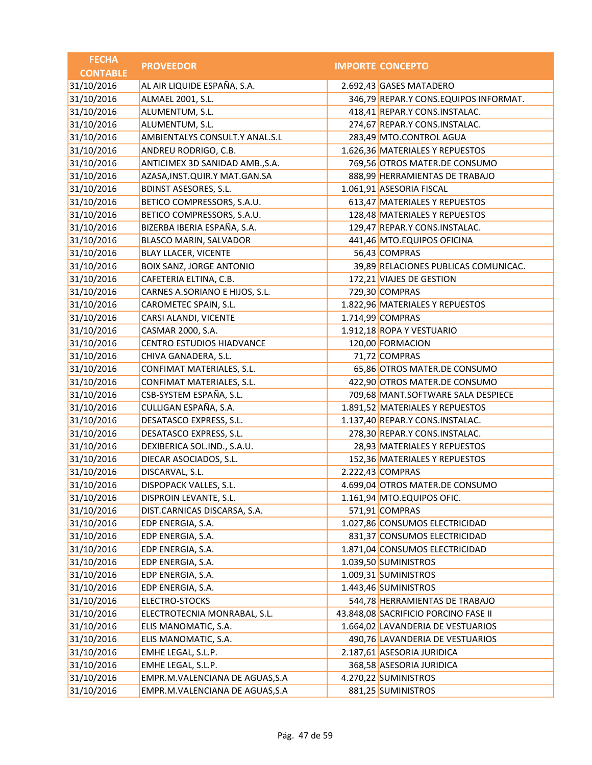| FECHA CONTABLE | PROVEEDOR | IMPORTE | CONCEPTO |
|---|---|---|---|
| 31/10/2016 | AL AIR LIQUIDE ESPAÑA, S.A. | 2.692,43 | GASES MATADERO |
| 31/10/2016 | ALMAEL 2001, S.L. | 346,79 | REPAR.Y CONS.EQUIPOS INFORMAT. |
| 31/10/2016 | ALUMENTUM, S.L. | 418,41 | REPAR.Y CONS.INSTALAC. |
| 31/10/2016 | ALUMENTUM, S.L. | 274,67 | REPAR.Y CONS.INSTALAC. |
| 31/10/2016 | AMBIENTALYS CONSULT.Y ANAL.S.L | 283,49 | MTO.CONTROL AGUA |
| 31/10/2016 | ANDREU RODRIGO, C.B. | 1.626,36 | MATERIALES Y REPUESTOS |
| 31/10/2016 | ANTICIMEX 3D SANIDAD AMB.,S.A. | 769,56 | OTROS MATER.DE CONSUMO |
| 31/10/2016 | AZASA,INST.QUIR.Y MAT.GAN.SA | 888,99 | HERRAMIENTAS DE TRABAJO |
| 31/10/2016 | BDINST ASESORES, S.L. | 1.061,91 | ASESORIA FISCAL |
| 31/10/2016 | BETICO COMPRESSORS, S.A.U. | 613,47 | MATERIALES Y REPUESTOS |
| 31/10/2016 | BETICO COMPRESSORS, S.A.U. | 128,48 | MATERIALES Y REPUESTOS |
| 31/10/2016 | BIZERBA IBERIA ESPAÑA, S.A. | 129,47 | REPAR.Y CONS.INSTALAC. |
| 31/10/2016 | BLASCO MARIN, SALVADOR | 441,46 | MTO.EQUIPOS OFICINA |
| 31/10/2016 | BLAY LLACER, VICENTE | 56,43 | COMPRAS |
| 31/10/2016 | BOIX SANZ, JORGE ANTONIO | 39,89 | RELACIONES PUBLICAS COMUNICAC. |
| 31/10/2016 | CAFETERIA ELTINA, C.B. | 172,21 | VIAJES DE GESTION |
| 31/10/2016 | CARNES A.SORIANO E HIJOS, S.L. | 729,30 | COMPRAS |
| 31/10/2016 | CAROMETEC SPAIN, S.L. | 1.822,96 | MATERIALES Y REPUESTOS |
| 31/10/2016 | CARSI ALANDI, VICENTE | 1.714,99 | COMPRAS |
| 31/10/2016 | CASMAR 2000, S.A. | 1.912,18 | ROPA Y VESTUARIO |
| 31/10/2016 | CENTRO ESTUDIOS HIADVANCE | 120,00 | FORMACION |
| 31/10/2016 | CHIVA GANADERA, S.L. | 71,72 | COMPRAS |
| 31/10/2016 | CONFIMAT MATERIALES, S.L. | 65,86 | OTROS MATER.DE CONSUMO |
| 31/10/2016 | CONFIMAT MATERIALES, S.L. | 422,90 | OTROS MATER.DE CONSUMO |
| 31/10/2016 | CSB-SYSTEM ESPAÑA, S.L. | 709,68 | MANT.SOFTWARE SALA DESPIECE |
| 31/10/2016 | CULLIGAN ESPAÑA, S.A. | 1.891,52 | MATERIALES Y REPUESTOS |
| 31/10/2016 | DESATASCO EXPRESS, S.L. | 1.137,40 | REPAR.Y CONS.INSTALAC. |
| 31/10/2016 | DESATASCO EXPRESS, S.L. | 278,30 | REPAR.Y CONS.INSTALAC. |
| 31/10/2016 | DEXIBERICA SOL.IND., S.A.U. | 28,93 | MATERIALES Y REPUESTOS |
| 31/10/2016 | DIECAR ASOCIADOS, S.L. | 152,36 | MATERIALES Y REPUESTOS |
| 31/10/2016 | DISCARVAL, S.L. | 2.222,43 | COMPRAS |
| 31/10/2016 | DISPOPACK VALLES, S.L. | 4.699,04 | OTROS MATER.DE CONSUMO |
| 31/10/2016 | DISPROIN LEVANTE, S.L. | 1.161,94 | MTO.EQUIPOS OFIC. |
| 31/10/2016 | DIST.CARNICAS DISCARSA, S.A. | 571,91 | COMPRAS |
| 31/10/2016 | EDP ENERGIA, S.A. | 1.027,86 | CONSUMOS ELECTRICIDAD |
| 31/10/2016 | EDP ENERGIA, S.A. | 831,37 | CONSUMOS ELECTRICIDAD |
| 31/10/2016 | EDP ENERGIA, S.A. | 1.871,04 | CONSUMOS ELECTRICIDAD |
| 31/10/2016 | EDP ENERGIA, S.A. | 1.039,50 | SUMINISTROS |
| 31/10/2016 | EDP ENERGIA, S.A. | 1.009,31 | SUMINISTROS |
| 31/10/2016 | EDP ENERGIA, S.A. | 1.443,46 | SUMINISTROS |
| 31/10/2016 | ELECTRO-STOCKS | 544,78 | HERRAMIENTAS DE TRABAJO |
| 31/10/2016 | ELECTROTECNIA MONRABAL, S.L. | 43.848,08 | SACRIFICIO PORCINO FASE II |
| 31/10/2016 | ELIS MANOMATIC, S.A. | 1.664,02 | LAVANDERIA DE VESTUARIOS |
| 31/10/2016 | ELIS MANOMATIC, S.A. | 490,76 | LAVANDERIA DE VESTUARIOS |
| 31/10/2016 | EMHE LEGAL, S.L.P. | 2.187,61 | ASESORIA JURIDICA |
| 31/10/2016 | EMHE LEGAL, S.L.P. | 368,58 | ASESORIA JURIDICA |
| 31/10/2016 | EMPR.M.VALENCIANA DE AGUAS,S.A | 4.270,22 | SUMINISTROS |
| 31/10/2016 | EMPR.M.VALENCIANA DE AGUAS,S.A | 881,25 | SUMINISTROS |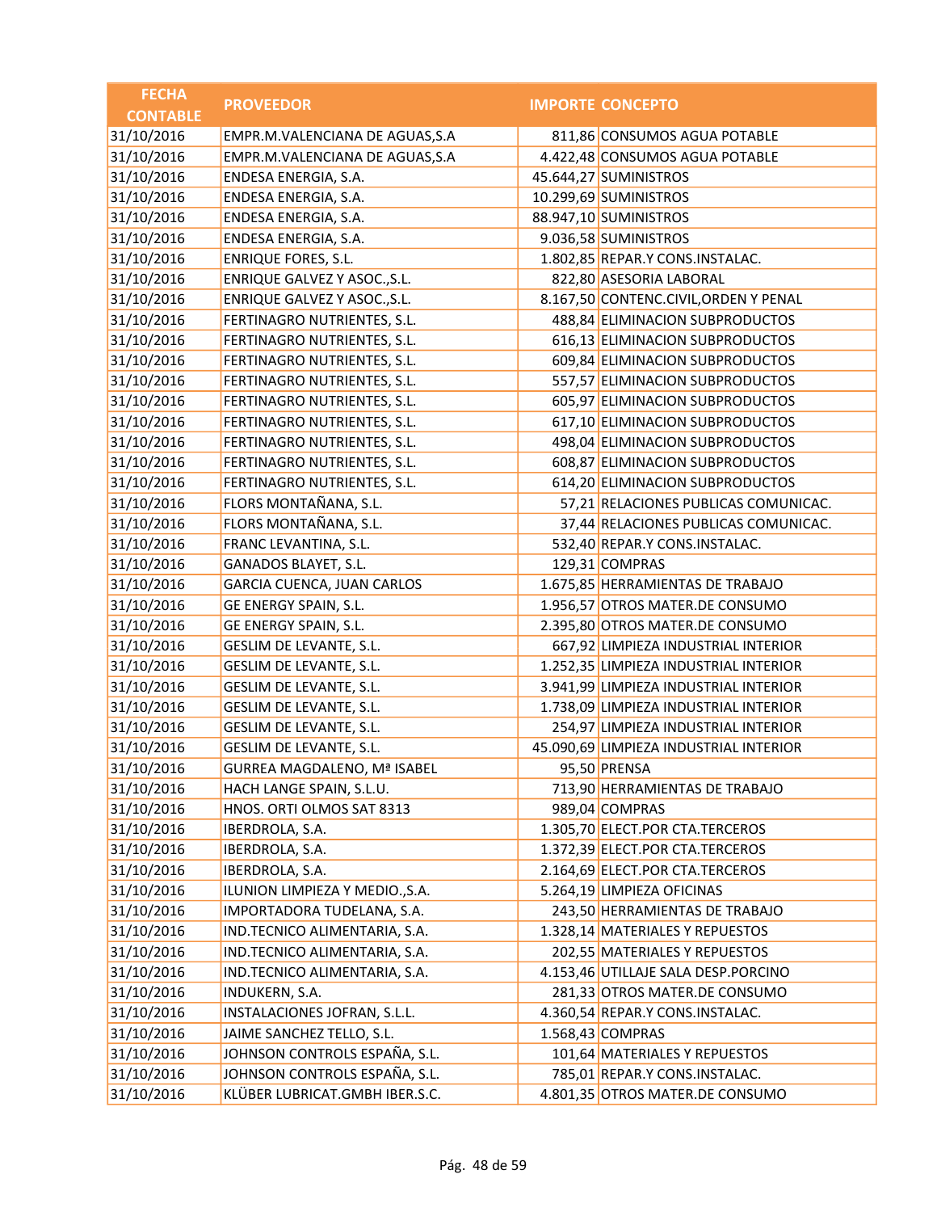| FECHA CONTABLE | PROVEEDOR | IMPORTE | CONCEPTO |
|---|---|---|---|
| 31/10/2016 | EMPR.M.VALENCIANA DE AGUAS,S.A | 811,86 | CONSUMOS AGUA POTABLE |
| 31/10/2016 | EMPR.M.VALENCIANA DE AGUAS,S.A | 4.422,48 | CONSUMOS AGUA POTABLE |
| 31/10/2016 | ENDESA ENERGIA, S.A. | 45.644,27 | SUMINISTROS |
| 31/10/2016 | ENDESA ENERGIA, S.A. | 10.299,69 | SUMINISTROS |
| 31/10/2016 | ENDESA ENERGIA, S.A. | 88.947,10 | SUMINISTROS |
| 31/10/2016 | ENDESA ENERGIA, S.A. | 9.036,58 | SUMINISTROS |
| 31/10/2016 | ENRIQUE FORES, S.L. | 1.802,85 | REPAR.Y CONS.INSTALAC. |
| 31/10/2016 | ENRIQUE GALVEZ Y ASOC.,S.L. | 822,80 | ASESORIA LABORAL |
| 31/10/2016 | ENRIQUE GALVEZ Y ASOC.,S.L. | 8.167,50 | CONTENC.CIVIL,ORDEN Y PENAL |
| 31/10/2016 | FERTINAGRO NUTRIENTES, S.L. | 488,84 | ELIMINACION SUBPRODUCTOS |
| 31/10/2016 | FERTINAGRO NUTRIENTES, S.L. | 616,13 | ELIMINACION SUBPRODUCTOS |
| 31/10/2016 | FERTINAGRO NUTRIENTES, S.L. | 609,84 | ELIMINACION SUBPRODUCTOS |
| 31/10/2016 | FERTINAGRO NUTRIENTES, S.L. | 557,57 | ELIMINACION SUBPRODUCTOS |
| 31/10/2016 | FERTINAGRO NUTRIENTES, S.L. | 605,97 | ELIMINACION SUBPRODUCTOS |
| 31/10/2016 | FERTINAGRO NUTRIENTES, S.L. | 617,10 | ELIMINACION SUBPRODUCTOS |
| 31/10/2016 | FERTINAGRO NUTRIENTES, S.L. | 498,04 | ELIMINACION SUBPRODUCTOS |
| 31/10/2016 | FERTINAGRO NUTRIENTES, S.L. | 608,87 | ELIMINACION SUBPRODUCTOS |
| 31/10/2016 | FERTINAGRO NUTRIENTES, S.L. | 614,20 | ELIMINACION SUBPRODUCTOS |
| 31/10/2016 | FLORS MONTAÑANA, S.L. | 57,21 | RELACIONES PUBLICAS COMUNICAC. |
| 31/10/2016 | FLORS MONTAÑANA, S.L. | 37,44 | RELACIONES PUBLICAS COMUNICAC. |
| 31/10/2016 | FRANC LEVANTINA, S.L. | 532,40 | REPAR.Y CONS.INSTALAC. |
| 31/10/2016 | GANADOS BLAYET, S.L. | 129,31 | COMPRAS |
| 31/10/2016 | GARCIA CUENCA, JUAN CARLOS | 1.675,85 | HERRAMIENTAS DE TRABAJO |
| 31/10/2016 | GE ENERGY SPAIN, S.L. | 1.956,57 | OTROS MATER.DE CONSUMO |
| 31/10/2016 | GE ENERGY SPAIN, S.L. | 2.395,80 | OTROS MATER.DE CONSUMO |
| 31/10/2016 | GESLIM DE LEVANTE, S.L. | 667,92 | LIMPIEZA INDUSTRIAL INTERIOR |
| 31/10/2016 | GESLIM DE LEVANTE, S.L. | 1.252,35 | LIMPIEZA INDUSTRIAL INTERIOR |
| 31/10/2016 | GESLIM DE LEVANTE, S.L. | 3.941,99 | LIMPIEZA INDUSTRIAL INTERIOR |
| 31/10/2016 | GESLIM DE LEVANTE, S.L. | 1.738,09 | LIMPIEZA INDUSTRIAL INTERIOR |
| 31/10/2016 | GESLIM DE LEVANTE, S.L. | 254,97 | LIMPIEZA INDUSTRIAL INTERIOR |
| 31/10/2016 | GESLIM DE LEVANTE, S.L. | 45.090,69 | LIMPIEZA INDUSTRIAL INTERIOR |
| 31/10/2016 | GURREA MAGDALENO, Mª ISABEL | 95,50 | PRENSA |
| 31/10/2016 | HACH LANGE SPAIN, S.L.U. | 713,90 | HERRAMIENTAS DE TRABAJO |
| 31/10/2016 | HNOS. ORTI OLMOS SAT 8313 | 989,04 | COMPRAS |
| 31/10/2016 | IBERDROLA, S.A. | 1.305,70 | ELECT.POR CTA.TERCEROS |
| 31/10/2016 | IBERDROLA, S.A. | 1.372,39 | ELECT.POR CTA.TERCEROS |
| 31/10/2016 | IBERDROLA, S.A. | 2.164,69 | ELECT.POR CTA.TERCEROS |
| 31/10/2016 | ILUNION LIMPIEZA Y MEDIO.,S.A. | 5.264,19 | LIMPIEZA OFICINAS |
| 31/10/2016 | IMPORTADORA TUDELANA, S.A. | 243,50 | HERRAMIENTAS DE TRABAJO |
| 31/10/2016 | IND.TECNICO ALIMENTARIA, S.A. | 1.328,14 | MATERIALES Y REPUESTOS |
| 31/10/2016 | IND.TECNICO ALIMENTARIA, S.A. | 202,55 | MATERIALES Y REPUESTOS |
| 31/10/2016 | IND.TECNICO ALIMENTARIA, S.A. | 4.153,46 | UTILLAJE SALA DESP.PORCINO |
| 31/10/2016 | INDUKERN, S.A. | 281,33 | OTROS MATER.DE CONSUMO |
| 31/10/2016 | INSTALACIONES JOFRAN, S.L.L. | 4.360,54 | REPAR.Y CONS.INSTALAC. |
| 31/10/2016 | JAIME SANCHEZ TELLO, S.L. | 1.568,43 | COMPRAS |
| 31/10/2016 | JOHNSON CONTROLS ESPAÑA, S.L. | 101,64 | MATERIALES Y REPUESTOS |
| 31/10/2016 | JOHNSON CONTROLS ESPAÑA, S.L. | 785,01 | REPAR.Y CONS.INSTALAC. |
| 31/10/2016 | KLÜBER LUBRICAT.GMBH IBER.S.C. | 4.801,35 | OTROS MATER.DE CONSUMO |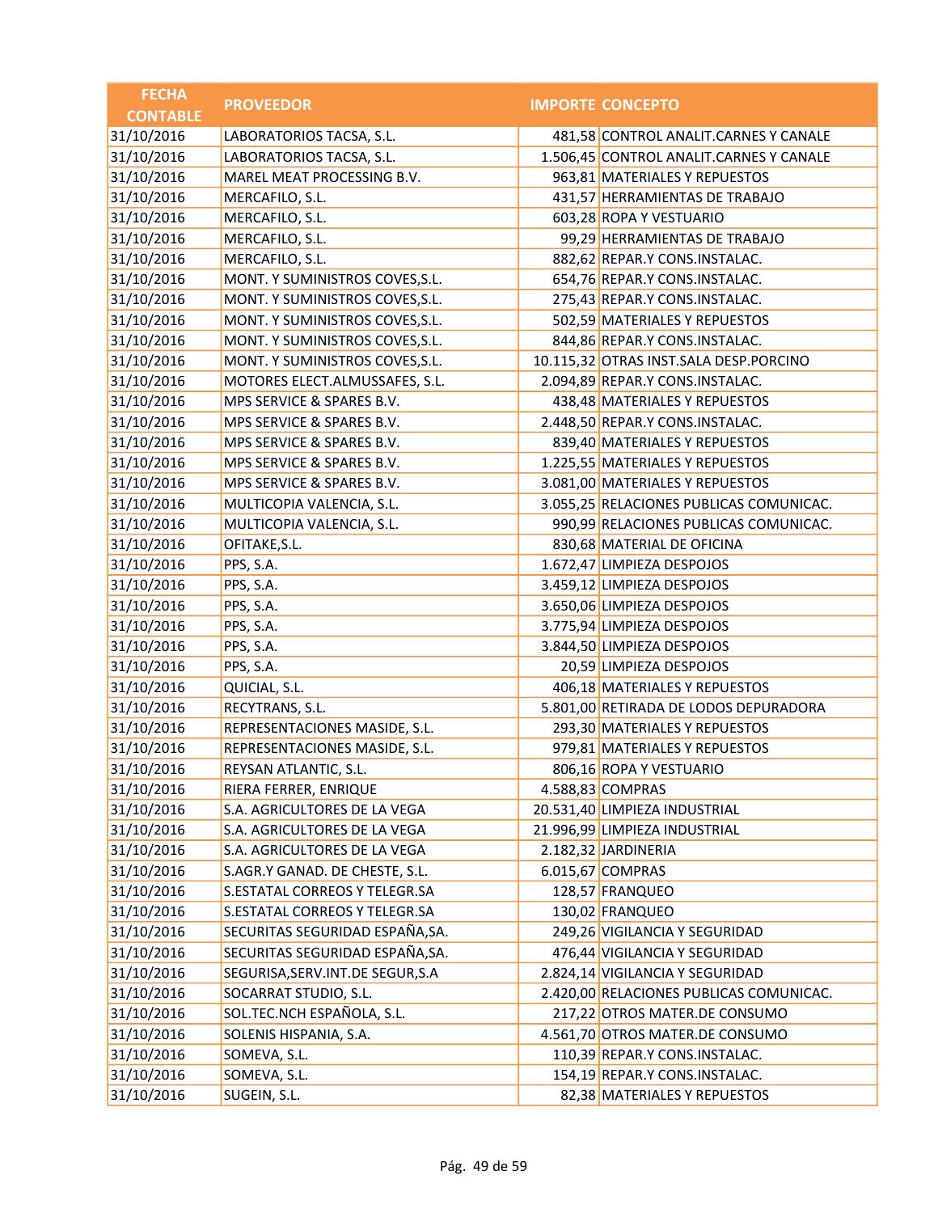| FECHA CONTABLE | PROVEEDOR | IMPORTE | CONCEPTO |
|---|---|---|---|
| 31/10/2016 | LABORATORIOS TACSA, S.L. | 481,58 | CONTROL ANALIT.CARNES Y CANALE |
| 31/10/2016 | LABORATORIOS TACSA, S.L. | 1.506,45 | CONTROL ANALIT.CARNES Y CANALE |
| 31/10/2016 | MAREL MEAT PROCESSING B.V. | 963,81 | MATERIALES Y REPUESTOS |
| 31/10/2016 | MERCAFILO, S.L. | 431,57 | HERRAMIENTAS DE TRABAJO |
| 31/10/2016 | MERCAFILO, S.L. | 603,28 | ROPA Y VESTUARIO |
| 31/10/2016 | MERCAFILO, S.L. | 99,29 | HERRAMIENTAS DE TRABAJO |
| 31/10/2016 | MERCAFILO, S.L. | 882,62 | REPAR.Y CONS.INSTALAC. |
| 31/10/2016 | MONT. Y SUMINISTROS COVES,S.L. | 654,76 | REPAR.Y CONS.INSTALAC. |
| 31/10/2016 | MONT. Y SUMINISTROS COVES,S.L. | 275,43 | REPAR.Y CONS.INSTALAC. |
| 31/10/2016 | MONT. Y SUMINISTROS COVES,S.L. | 502,59 | MATERIALES Y REPUESTOS |
| 31/10/2016 | MONT. Y SUMINISTROS COVES,S.L. | 844,86 | REPAR.Y CONS.INSTALAC. |
| 31/10/2016 | MONT. Y SUMINISTROS COVES,S.L. | 10.115,32 | OTRAS INST.SALA DESP.PORCINO |
| 31/10/2016 | MOTORES ELECT.ALMUSSAFES, S.L. | 2.094,89 | REPAR.Y CONS.INSTALAC. |
| 31/10/2016 | MPS SERVICE & SPARES B.V. | 438,48 | MATERIALES Y REPUESTOS |
| 31/10/2016 | MPS SERVICE & SPARES B.V. | 2.448,50 | REPAR.Y CONS.INSTALAC. |
| 31/10/2016 | MPS SERVICE & SPARES B.V. | 839,40 | MATERIALES Y REPUESTOS |
| 31/10/2016 | MPS SERVICE & SPARES B.V. | 1.225,55 | MATERIALES Y REPUESTOS |
| 31/10/2016 | MPS SERVICE & SPARES B.V. | 3.081,00 | MATERIALES Y REPUESTOS |
| 31/10/2016 | MULTICOPIA VALENCIA, S.L. | 3.055,25 | RELACIONES PUBLICAS COMUNICAC. |
| 31/10/2016 | MULTICOPIA VALENCIA, S.L. | 990,99 | RELACIONES PUBLICAS COMUNICAC. |
| 31/10/2016 | OFITAKE,S.L. | 830,68 | MATERIAL DE OFICINA |
| 31/10/2016 | PPS, S.A. | 1.672,47 | LIMPIEZA DESPOJOS |
| 31/10/2016 | PPS, S.A. | 3.459,12 | LIMPIEZA DESPOJOS |
| 31/10/2016 | PPS, S.A. | 3.650,06 | LIMPIEZA DESPOJOS |
| 31/10/2016 | PPS, S.A. | 3.775,94 | LIMPIEZA DESPOJOS |
| 31/10/2016 | PPS, S.A. | 3.844,50 | LIMPIEZA DESPOJOS |
| 31/10/2016 | PPS, S.A. | 20,59 | LIMPIEZA DESPOJOS |
| 31/10/2016 | QUICIAL, S.L. | 406,18 | MATERIALES Y REPUESTOS |
| 31/10/2016 | RECYTRANS, S.L. | 5.801,00 | RETIRADA DE LODOS DEPURADORA |
| 31/10/2016 | REPRESENTACIONES MASIDE, S.L. | 293,30 | MATERIALES Y REPUESTOS |
| 31/10/2016 | REPRESENTACIONES MASIDE, S.L. | 979,81 | MATERIALES Y REPUESTOS |
| 31/10/2016 | REYSAN ATLANTIC, S.L. | 806,16 | ROPA Y VESTUARIO |
| 31/10/2016 | RIERA FERRER, ENRIQUE | 4.588,83 | COMPRAS |
| 31/10/2016 | S.A. AGRICULTORES DE LA VEGA | 20.531,40 | LIMPIEZA INDUSTRIAL |
| 31/10/2016 | S.A. AGRICULTORES DE LA VEGA | 21.996,99 | LIMPIEZA INDUSTRIAL |
| 31/10/2016 | S.A. AGRICULTORES DE LA VEGA | 2.182,32 | JARDINERIA |
| 31/10/2016 | S.AGR.Y GANAD. DE CHESTE, S.L. | 6.015,67 | COMPRAS |
| 31/10/2016 | S.ESTATAL CORREOS Y TELEGR.SA | 128,57 | FRANQUEO |
| 31/10/2016 | S.ESTATAL CORREOS Y TELEGR.SA | 130,02 | FRANQUEO |
| 31/10/2016 | SECURITAS SEGURIDAD ESPAÑA,SA. | 249,26 | VIGILANCIA Y SEGURIDAD |
| 31/10/2016 | SECURITAS SEGURIDAD ESPAÑA,SA. | 476,44 | VIGILANCIA Y SEGURIDAD |
| 31/10/2016 | SEGURISA,SERV.INT.DE SEGUR,S.A | 2.824,14 | VIGILANCIA Y SEGURIDAD |
| 31/10/2016 | SOCARRAT STUDIO, S.L. | 2.420,00 | RELACIONES PUBLICAS COMUNICAC. |
| 31/10/2016 | SOL.TEC.NCH ESPAÑOLA, S.L. | 217,22 | OTROS MATER.DE CONSUMO |
| 31/10/2016 | SOLENIS HISPANIA, S.A. | 4.561,70 | OTROS MATER.DE CONSUMO |
| 31/10/2016 | SOMEVA, S.L. | 110,39 | REPAR.Y CONS.INSTALAC. |
| 31/10/2016 | SOMEVA, S.L. | 154,19 | REPAR.Y CONS.INSTALAC. |
| 31/10/2016 | SUGEIN, S.L. | 82,38 | MATERIALES Y REPUESTOS |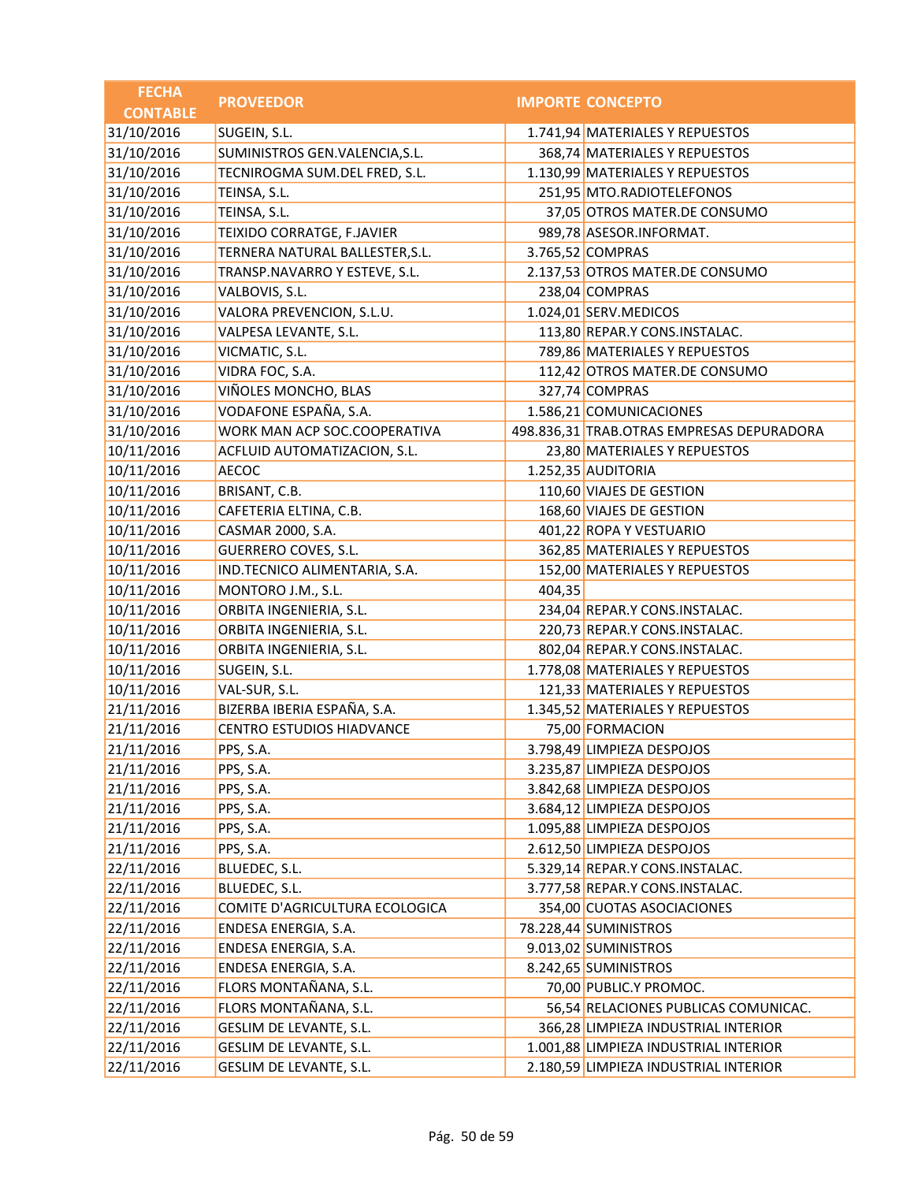| FECHA CONTABLE | PROVEEDOR | IMPORTE | CONCEPTO |
|---|---|---|---|
| 31/10/2016 | SUGEIN, S.L. | 1.741,94 | MATERIALES Y REPUESTOS |
| 31/10/2016 | SUMINISTROS GEN.VALENCIA,S.L. | 368,74 | MATERIALES Y REPUESTOS |
| 31/10/2016 | TECNIROGMA SUM.DEL FRED, S.L. | 1.130,99 | MATERIALES Y REPUESTOS |
| 31/10/2016 | TEINSA, S.L. | 251,95 | MTO.RADIOTELEFONOS |
| 31/10/2016 | TEINSA, S.L. | 37,05 | OTROS MATER.DE CONSUMO |
| 31/10/2016 | TEIXIDO CORRATGE, F.JAVIER | 989,78 | ASESOR.INFORMAT. |
| 31/10/2016 | TERNERA NATURAL BALLESTER,S.L. | 3.765,52 | COMPRAS |
| 31/10/2016 | TRANSP.NAVARRO Y ESTEVE, S.L. | 2.137,53 | OTROS MATER.DE CONSUMO |
| 31/10/2016 | VALBOVIS, S.L. | 238,04 | COMPRAS |
| 31/10/2016 | VALORA PREVENCION, S.L.U. | 1.024,01 | SERV.MEDICOS |
| 31/10/2016 | VALPESA LEVANTE, S.L. | 113,80 | REPAR.Y CONS.INSTALAC. |
| 31/10/2016 | VICMATIC, S.L. | 789,86 | MATERIALES Y REPUESTOS |
| 31/10/2016 | VIDRA FOC, S.A. | 112,42 | OTROS MATER.DE CONSUMO |
| 31/10/2016 | VIÑOLES MONCHO, BLAS | 327,74 | COMPRAS |
| 31/10/2016 | VODAFONE ESPAÑA, S.A. | 1.586,21 | COMUNICACIONES |
| 31/10/2016 | WORK MAN ACP SOC.COOPERATIVA | 498.836,31 | TRAB.OTRAS EMPRESAS DEPURADORA |
| 10/11/2016 | ACFLUID AUTOMATIZACION, S.L. | 23,80 | MATERIALES Y REPUESTOS |
| 10/11/2016 | AECOC | 1.252,35 | AUDITORIA |
| 10/11/2016 | BRISANT, C.B. | 110,60 | VIAJES DE GESTION |
| 10/11/2016 | CAFETERIA ELTINA, C.B. | 168,60 | VIAJES DE GESTION |
| 10/11/2016 | CASMAR 2000, S.A. | 401,22 | ROPA Y VESTUARIO |
| 10/11/2016 | GUERRERO COVES, S.L. | 362,85 | MATERIALES Y REPUESTOS |
| 10/11/2016 | IND.TECNICO ALIMENTARIA, S.A. | 152,00 | MATERIALES Y REPUESTOS |
| 10/11/2016 | MONTORO J.M., S.L. | 404,35 | |
| 10/11/2016 | ORBITA INGENIERIA, S.L. | 234,04 | REPAR.Y CONS.INSTALAC. |
| 10/11/2016 | ORBITA INGENIERIA, S.L. | 220,73 | REPAR.Y CONS.INSTALAC. |
| 10/11/2016 | ORBITA INGENIERIA, S.L. | 802,04 | REPAR.Y CONS.INSTALAC. |
| 10/11/2016 | SUGEIN, S.L. | 1.778,08 | MATERIALES Y REPUESTOS |
| 10/11/2016 | VAL-SUR, S.L. | 121,33 | MATERIALES Y REPUESTOS |
| 21/11/2016 | BIZERBA IBERIA ESPAÑA, S.A. | 1.345,52 | MATERIALES Y REPUESTOS |
| 21/11/2016 | CENTRO ESTUDIOS HIADVANCE | 75,00 | FORMACION |
| 21/11/2016 | PPS, S.A. | 3.798,49 | LIMPIEZA DESPOJOS |
| 21/11/2016 | PPS, S.A. | 3.235,87 | LIMPIEZA DESPOJOS |
| 21/11/2016 | PPS, S.A. | 3.842,68 | LIMPIEZA DESPOJOS |
| 21/11/2016 | PPS, S.A. | 3.684,12 | LIMPIEZA DESPOJOS |
| 21/11/2016 | PPS, S.A. | 1.095,88 | LIMPIEZA DESPOJOS |
| 21/11/2016 | PPS, S.A. | 2.612,50 | LIMPIEZA DESPOJOS |
| 22/11/2016 | BLUEDEC, S.L. | 5.329,14 | REPAR.Y CONS.INSTALAC. |
| 22/11/2016 | BLUEDEC, S.L. | 3.777,58 | REPAR.Y CONS.INSTALAC. |
| 22/11/2016 | COMITE D'AGRICULTURA ECOLOGICA | 354,00 | CUOTAS ASOCIACIONES |
| 22/11/2016 | ENDESA ENERGIA, S.A. | 78.228,44 | SUMINISTROS |
| 22/11/2016 | ENDESA ENERGIA, S.A. | 9.013,02 | SUMINISTROS |
| 22/11/2016 | ENDESA ENERGIA, S.A. | 8.242,65 | SUMINISTROS |
| 22/11/2016 | FLORS MONTAÑANA, S.L. | 70,00 | PUBLIC.Y PROMOC. |
| 22/11/2016 | FLORS MONTAÑANA, S.L. | 56,54 | RELACIONES PUBLICAS COMUNICAC. |
| 22/11/2016 | GESLIM DE LEVANTE, S.L. | 366,28 | LIMPIEZA INDUSTRIAL INTERIOR |
| 22/11/2016 | GESLIM DE LEVANTE, S.L. | 1.001,88 | LIMPIEZA INDUSTRIAL INTERIOR |
| 22/11/2016 | GESLIM DE LEVANTE, S.L. | 2.180,59 | LIMPIEZA INDUSTRIAL INTERIOR |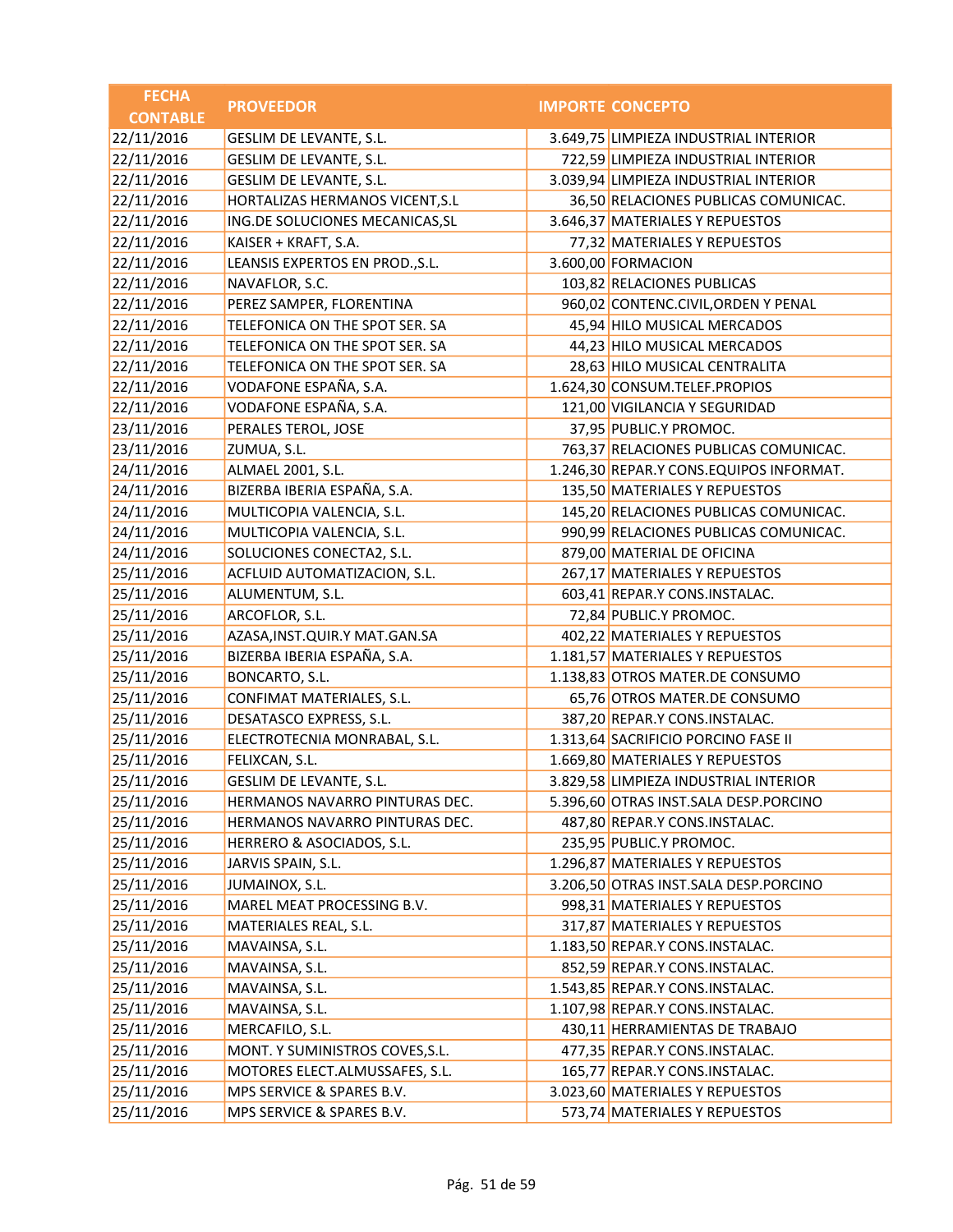| FECHA CONTABLE | PROVEEDOR | IMPORTE | CONCEPTO |
|---|---|---|---|
| 22/11/2016 | GESLIM DE LEVANTE, S.L. | 3.649,75 | LIMPIEZA INDUSTRIAL INTERIOR |
| 22/11/2016 | GESLIM DE LEVANTE, S.L. | 722,59 | LIMPIEZA INDUSTRIAL INTERIOR |
| 22/11/2016 | GESLIM DE LEVANTE, S.L. | 3.039,94 | LIMPIEZA INDUSTRIAL INTERIOR |
| 22/11/2016 | HORTALIZAS HERMANOS VICENT,S.L | 36,50 | RELACIONES PUBLICAS COMUNICAC. |
| 22/11/2016 | ING.DE SOLUCIONES MECANICAS,SL | 3.646,37 | MATERIALES Y REPUESTOS |
| 22/11/2016 | KAISER + KRAFT, S.A. | 77,32 | MATERIALES Y REPUESTOS |
| 22/11/2016 | LEANSIS EXPERTOS EN PROD.,S.L. | 3.600,00 | FORMACION |
| 22/11/2016 | NAVAFLOR, S.C. | 103,82 | RELACIONES PUBLICAS |
| 22/11/2016 | PEREZ SAMPER, FLORENTINA | 960,02 | CONTENC.CIVIL,ORDEN Y PENAL |
| 22/11/2016 | TELEFONICA ON THE SPOT SER. SA | 45,94 | HILO MUSICAL MERCADOS |
| 22/11/2016 | TELEFONICA ON THE SPOT SER. SA | 44,23 | HILO MUSICAL MERCADOS |
| 22/11/2016 | TELEFONICA ON THE SPOT SER. SA | 28,63 | HILO MUSICAL CENTRALITA |
| 22/11/2016 | VODAFONE ESPAÑA, S.A. | 1.624,30 | CONSUM.TELEF.PROPIOS |
| 22/11/2016 | VODAFONE ESPAÑA, S.A. | 121,00 | VIGILANCIA Y SEGURIDAD |
| 23/11/2016 | PERALES TEROL, JOSE | 37,95 | PUBLIC.Y PROMOC. |
| 23/11/2016 | ZUMUA, S.L. | 763,37 | RELACIONES PUBLICAS COMUNICAC. |
| 24/11/2016 | ALMAEL 2001, S.L. | 1.246,30 | REPAR.Y CONS.EQUIPOS INFORMAT. |
| 24/11/2016 | BIZERBA IBERIA ESPAÑA, S.A. | 135,50 | MATERIALES Y REPUESTOS |
| 24/11/2016 | MULTICOPIA VALENCIA, S.L. | 145,20 | RELACIONES PUBLICAS COMUNICAC. |
| 24/11/2016 | MULTICOPIA VALENCIA, S.L. | 990,99 | RELACIONES PUBLICAS COMUNICAC. |
| 24/11/2016 | SOLUCIONES CONECTA2, S.L. | 879,00 | MATERIAL DE OFICINA |
| 25/11/2016 | ACFLUID AUTOMATIZACION, S.L. | 267,17 | MATERIALES Y REPUESTOS |
| 25/11/2016 | ALUMENTUM, S.L. | 603,41 | REPAR.Y CONS.INSTALAC. |
| 25/11/2016 | ARCOFLOR, S.L. | 72,84 | PUBLIC.Y PROMOC. |
| 25/11/2016 | AZASA,INST.QUIR.Y MAT.GAN.SA | 402,22 | MATERIALES Y REPUESTOS |
| 25/11/2016 | BIZERBA IBERIA ESPAÑA, S.A. | 1.181,57 | MATERIALES Y REPUESTOS |
| 25/11/2016 | BONCARTO, S.L. | 1.138,83 | OTROS MATER.DE CONSUMO |
| 25/11/2016 | CONFIMAT MATERIALES, S.L. | 65,76 | OTROS MATER.DE CONSUMO |
| 25/11/2016 | DESATASCO EXPRESS, S.L. | 387,20 | REPAR.Y CONS.INSTALAC. |
| 25/11/2016 | ELECTROTECNIA MONRABAL, S.L. | 1.313,64 | SACRIFICIO PORCINO FASE II |
| 25/11/2016 | FELIXCAN, S.L. | 1.669,80 | MATERIALES Y REPUESTOS |
| 25/11/2016 | GESLIM DE LEVANTE, S.L. | 3.829,58 | LIMPIEZA INDUSTRIAL INTERIOR |
| 25/11/2016 | HERMANOS NAVARRO PINTURAS DEC. | 5.396,60 | OTRAS INST.SALA DESP.PORCINO |
| 25/11/2016 | HERMANOS NAVARRO PINTURAS DEC. | 487,80 | REPAR.Y CONS.INSTALAC. |
| 25/11/2016 | HERRERO & ASOCIADOS, S.L. | 235,95 | PUBLIC.Y PROMOC. |
| 25/11/2016 | JARVIS SPAIN, S.L. | 1.296,87 | MATERIALES Y REPUESTOS |
| 25/11/2016 | JUMAINOX, S.L. | 3.206,50 | OTRAS INST.SALA DESP.PORCINO |
| 25/11/2016 | MAREL MEAT PROCESSING B.V. | 998,31 | MATERIALES Y REPUESTOS |
| 25/11/2016 | MATERIALES REAL, S.L. | 317,87 | MATERIALES Y REPUESTOS |
| 25/11/2016 | MAVAINSA, S.L. | 1.183,50 | REPAR.Y CONS.INSTALAC. |
| 25/11/2016 | MAVAINSA, S.L. | 852,59 | REPAR.Y CONS.INSTALAC. |
| 25/11/2016 | MAVAINSA, S.L. | 1.543,85 | REPAR.Y CONS.INSTALAC. |
| 25/11/2016 | MAVAINSA, S.L. | 1.107,98 | REPAR.Y CONS.INSTALAC. |
| 25/11/2016 | MERCAFILO, S.L. | 430,11 | HERRAMIENTAS DE TRABAJO |
| 25/11/2016 | MONT. Y SUMINISTROS COVES,S.L. | 477,35 | REPAR.Y CONS.INSTALAC. |
| 25/11/2016 | MOTORES ELECT.ALMUSSAFES, S.L. | 165,77 | REPAR.Y CONS.INSTALAC. |
| 25/11/2016 | MPS SERVICE & SPARES B.V. | 3.023,60 | MATERIALES Y REPUESTOS |
| 25/11/2016 | MPS SERVICE & SPARES B.V. | 573,74 | MATERIALES Y REPUESTOS |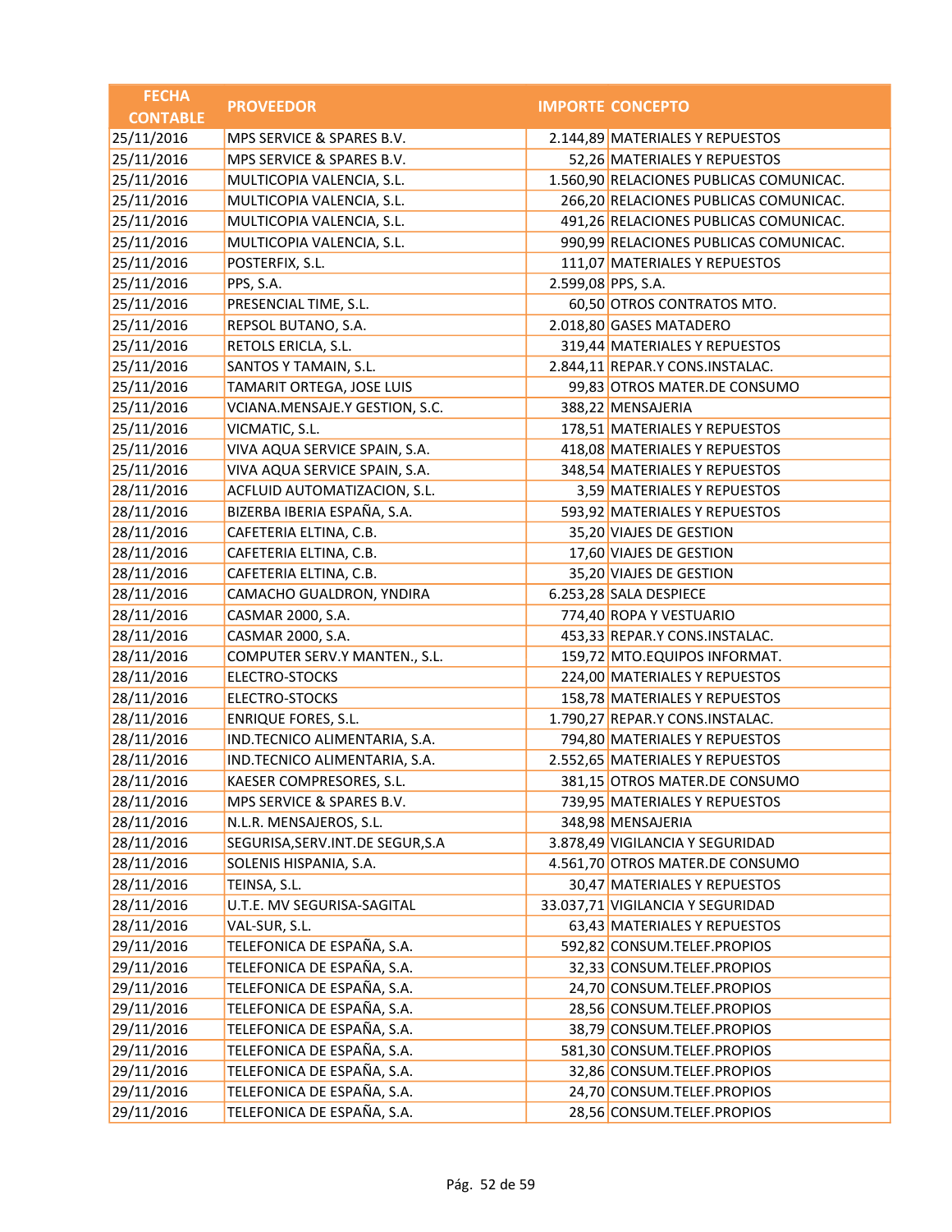| FECHA CONTABLE | PROVEEDOR | IMPORTE | CONCEPTO |
|---|---|---|---|
| 25/11/2016 | MPS SERVICE & SPARES B.V. | 2.144,89 | MATERIALES Y REPUESTOS |
| 25/11/2016 | MPS SERVICE & SPARES B.V. | 52,26 | MATERIALES Y REPUESTOS |
| 25/11/2016 | MULTICOPIA VALENCIA, S.L. | 1.560,90 | RELACIONES PUBLICAS COMUNICAC. |
| 25/11/2016 | MULTICOPIA VALENCIA, S.L. | 266,20 | RELACIONES PUBLICAS COMUNICAC. |
| 25/11/2016 | MULTICOPIA VALENCIA, S.L. | 491,26 | RELACIONES PUBLICAS COMUNICAC. |
| 25/11/2016 | MULTICOPIA VALENCIA, S.L. | 990,99 | RELACIONES PUBLICAS COMUNICAC. |
| 25/11/2016 | POSTERFIX, S.L. | 111,07 | MATERIALES Y REPUESTOS |
| 25/11/2016 | PPS, S.A. | 2.599,08 | PPS, S.A. |
| 25/11/2016 | PRESENCIAL TIME, S.L. | 60,50 | OTROS CONTRATOS MTO. |
| 25/11/2016 | REPSOL BUTANO, S.A. | 2.018,80 | GASES MATADERO |
| 25/11/2016 | RETOLS ERICLA, S.L. | 319,44 | MATERIALES Y REPUESTOS |
| 25/11/2016 | SANTOS Y TAMAIN, S.L. | 2.844,11 | REPAR.Y CONS.INSTALAC. |
| 25/11/2016 | TAMARIT ORTEGA, JOSE LUIS | 99,83 | OTROS MATER.DE CONSUMO |
| 25/11/2016 | VCIANA.MENSAJE.Y GESTION, S.C. | 388,22 | MENSAJERIA |
| 25/11/2016 | VICMATIC, S.L. | 178,51 | MATERIALES Y REPUESTOS |
| 25/11/2016 | VIVA AQUA SERVICE SPAIN, S.A. | 418,08 | MATERIALES Y REPUESTOS |
| 25/11/2016 | VIVA AQUA SERVICE SPAIN, S.A. | 348,54 | MATERIALES Y REPUESTOS |
| 28/11/2016 | ACFLUID AUTOMATIZACION, S.L. | 3,59 | MATERIALES Y REPUESTOS |
| 28/11/2016 | BIZERBA IBERIA ESPAÑA, S.A. | 593,92 | MATERIALES Y REPUESTOS |
| 28/11/2016 | CAFETERIA ELTINA, C.B. | 35,20 | VIAJES DE GESTION |
| 28/11/2016 | CAFETERIA ELTINA, C.B. | 17,60 | VIAJES DE GESTION |
| 28/11/2016 | CAFETERIA ELTINA, C.B. | 35,20 | VIAJES DE GESTION |
| 28/11/2016 | CAMACHO GUALDRON, YNDIRA | 6.253,28 | SALA DESPIECE |
| 28/11/2016 | CASMAR 2000, S.A. | 774,40 | ROPA Y VESTUARIO |
| 28/11/2016 | CASMAR 2000, S.A. | 453,33 | REPAR.Y CONS.INSTALAC. |
| 28/11/2016 | COMPUTER SERV.Y MANTEN., S.L. | 159,72 | MTO.EQUIPOS INFORMAT. |
| 28/11/2016 | ELECTRO-STOCKS | 224,00 | MATERIALES Y REPUESTOS |
| 28/11/2016 | ELECTRO-STOCKS | 158,78 | MATERIALES Y REPUESTOS |
| 28/11/2016 | ENRIQUE FORES, S.L. | 1.790,27 | REPAR.Y CONS.INSTALAC. |
| 28/11/2016 | IND.TECNICO ALIMENTARIA, S.A. | 794,80 | MATERIALES Y REPUESTOS |
| 28/11/2016 | IND.TECNICO ALIMENTARIA, S.A. | 2.552,65 | MATERIALES Y REPUESTOS |
| 28/11/2016 | KAESER COMPRESORES, S.L. | 381,15 | OTROS MATER.DE CONSUMO |
| 28/11/2016 | MPS SERVICE & SPARES B.V. | 739,95 | MATERIALES Y REPUESTOS |
| 28/11/2016 | N.L.R. MENSAJEROS, S.L. | 348,98 | MENSAJERIA |
| 28/11/2016 | SEGURISA,SERV.INT.DE SEGUR,S.A | 3.878,49 | VIGILANCIA Y SEGURIDAD |
| 28/11/2016 | SOLENIS HISPANIA, S.A. | 4.561,70 | OTROS MATER.DE CONSUMO |
| 28/11/2016 | TEINSA, S.L. | 30,47 | MATERIALES Y REPUESTOS |
| 28/11/2016 | U.T.E. MV SEGURISA-SAGITAL | 33.037,71 | VIGILANCIA Y SEGURIDAD |
| 28/11/2016 | VAL-SUR, S.L. | 63,43 | MATERIALES Y REPUESTOS |
| 29/11/2016 | TELEFONICA DE ESPAÑA, S.A. | 592,82 | CONSUM.TELEF.PROPIOS |
| 29/11/2016 | TELEFONICA DE ESPAÑA, S.A. | 32,33 | CONSUM.TELEF.PROPIOS |
| 29/11/2016 | TELEFONICA DE ESPAÑA, S.A. | 24,70 | CONSUM.TELEF.PROPIOS |
| 29/11/2016 | TELEFONICA DE ESPAÑA, S.A. | 28,56 | CONSUM.TELEF.PROPIOS |
| 29/11/2016 | TELEFONICA DE ESPAÑA, S.A. | 38,79 | CONSUM.TELEF.PROPIOS |
| 29/11/2016 | TELEFONICA DE ESPAÑA, S.A. | 581,30 | CONSUM.TELEF.PROPIOS |
| 29/11/2016 | TELEFONICA DE ESPAÑA, S.A. | 32,86 | CONSUM.TELEF.PROPIOS |
| 29/11/2016 | TELEFONICA DE ESPAÑA, S.A. | 24,70 | CONSUM.TELEF.PROPIOS |
| 29/11/2016 | TELEFONICA DE ESPAÑA, S.A. | 28,56 | CONSUM.TELEF.PROPIOS |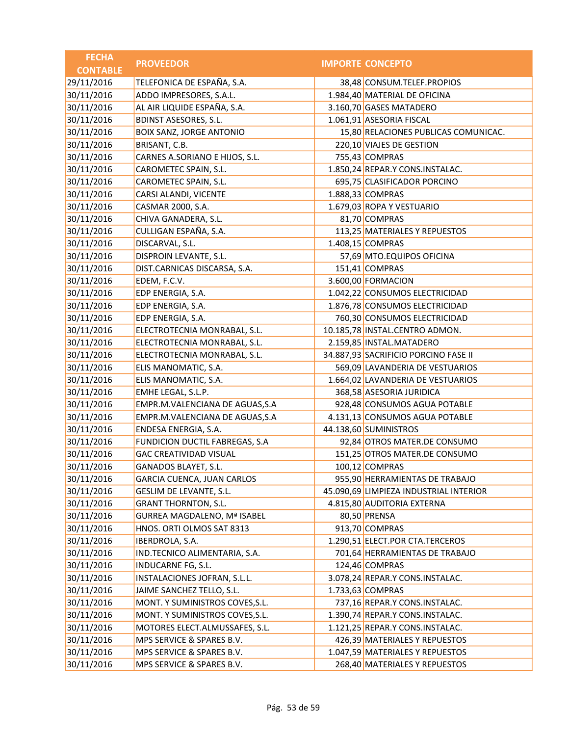| FECHA CONTABLE | PROVEEDOR | IMPORTE | CONCEPTO |
|---|---|---|---|
| 29/11/2016 | TELEFONICA DE ESPAÑA, S.A. | 38,48 | CONSUM.TELEF.PROPIOS |
| 30/11/2016 | ADDO IMPRESORES, S.A.L. | 1.984,40 | MATERIAL DE OFICINA |
| 30/11/2016 | AL AIR LIQUIDE ESPAÑA, S.A. | 3.160,70 | GASES MATADERO |
| 30/11/2016 | BDINST ASESORES, S.L. | 1.061,91 | ASESORIA FISCAL |
| 30/11/2016 | BOIX SANZ, JORGE ANTONIO | 15,80 | RELACIONES PUBLICAS COMUNICAC. |
| 30/11/2016 | BRISANT, C.B. | 220,10 | VIAJES DE GESTION |
| 30/11/2016 | CARNES A.SORIANO E HIJOS, S.L. | 755,43 | COMPRAS |
| 30/11/2016 | CAROMETEC SPAIN, S.L. | 1.850,24 | REPAR.Y CONS.INSTALAC. |
| 30/11/2016 | CAROMETEC SPAIN, S.L. | 695,75 | CLASIFICADOR PORCINO |
| 30/11/2016 | CARSI ALANDI, VICENTE | 1.888,33 | COMPRAS |
| 30/11/2016 | CASMAR 2000, S.A. | 1.679,03 | ROPA Y VESTUARIO |
| 30/11/2016 | CHIVA GANADERA, S.L. | 81,70 | COMPRAS |
| 30/11/2016 | CULLIGAN ESPAÑA, S.A. | 113,25 | MATERIALES Y REPUESTOS |
| 30/11/2016 | DISCARVAL, S.L. | 1.408,15 | COMPRAS |
| 30/11/2016 | DISPROIN LEVANTE, S.L. | 57,69 | MTO.EQUIPOS OFICINA |
| 30/11/2016 | DIST.CARNICAS DISCARSA, S.A. | 151,41 | COMPRAS |
| 30/11/2016 | EDEM, F.C.V. | 3.600,00 | FORMACION |
| 30/11/2016 | EDP ENERGIA, S.A. | 1.042,22 | CONSUMOS ELECTRICIDAD |
| 30/11/2016 | EDP ENERGIA, S.A. | 1.876,78 | CONSUMOS ELECTRICIDAD |
| 30/11/2016 | EDP ENERGIA, S.A. | 760,30 | CONSUMOS ELECTRICIDAD |
| 30/11/2016 | ELECTROTECNIA MONRABAL, S.L. | 10.185,78 | INSTAL.CENTRO ADMON. |
| 30/11/2016 | ELECTROTECNIA MONRABAL, S.L. | 2.159,85 | INSTAL.MATADERO |
| 30/11/2016 | ELECTROTECNIA MONRABAL, S.L. | 34.887,93 | SACRIFICIO PORCINO FASE II |
| 30/11/2016 | ELIS MANOMATIC, S.A. | 569,09 | LAVANDERIA DE VESTUARIOS |
| 30/11/2016 | ELIS MANOMATIC, S.A. | 1.664,02 | LAVANDERIA DE VESTUARIOS |
| 30/11/2016 | EMHE LEGAL, S.L.P. | 368,58 | ASESORIA JURIDICA |
| 30/11/2016 | EMPR.M.VALENCIANA DE AGUAS,S.A | 928,48 | CONSUMOS AGUA POTABLE |
| 30/11/2016 | EMPR.M.VALENCIANA DE AGUAS,S.A | 4.131,13 | CONSUMOS AGUA POTABLE |
| 30/11/2016 | ENDESA ENERGIA, S.A. | 44.138,60 | SUMINISTROS |
| 30/11/2016 | FUNDICION DUCTIL FABREGAS, S.A | 92,84 | OTROS MATER.DE CONSUMO |
| 30/11/2016 | GAC CREATIVIDAD VISUAL | 151,25 | OTROS MATER.DE CONSUMO |
| 30/11/2016 | GANADOS BLAYET, S.L. | 100,12 | COMPRAS |
| 30/11/2016 | GARCIA CUENCA, JUAN CARLOS | 955,90 | HERRAMIENTAS DE TRABAJO |
| 30/11/2016 | GESLIM DE LEVANTE, S.L. | 45.090,69 | LIMPIEZA INDUSTRIAL INTERIOR |
| 30/11/2016 | GRANT THORNTON, S.L. | 4.815,80 | AUDITORIA EXTERNA |
| 30/11/2016 | GURREA MAGDALENO, Mª ISABEL | 80,50 | PRENSA |
| 30/11/2016 | HNOS. ORTI OLMOS SAT 8313 | 913,70 | COMPRAS |
| 30/11/2016 | IBERDROLA, S.A. | 1.290,51 | ELECT.POR CTA.TERCEROS |
| 30/11/2016 | IND.TECNICO ALIMENTARIA, S.A. | 701,64 | HERRAMIENTAS DE TRABAJO |
| 30/11/2016 | INDUCARNE FG, S.L. | 124,46 | COMPRAS |
| 30/11/2016 | INSTALACIONES JOFRAN, S.L.L. | 3.078,24 | REPAR.Y CONS.INSTALAC. |
| 30/11/2016 | JAIME SANCHEZ TELLO, S.L. | 1.733,63 | COMPRAS |
| 30/11/2016 | MONT. Y SUMINISTROS COVES,S.L. | 737,16 | REPAR.Y CONS.INSTALAC. |
| 30/11/2016 | MONT. Y SUMINISTROS COVES,S.L. | 1.390,74 | REPAR.Y CONS.INSTALAC. |
| 30/11/2016 | MOTORES ELECT.ALMUSSAFES, S.L. | 1.121,25 | REPAR.Y CONS.INSTALAC. |
| 30/11/2016 | MPS SERVICE & SPARES B.V. | 426,39 | MATERIALES Y REPUESTOS |
| 30/11/2016 | MPS SERVICE & SPARES B.V. | 1.047,59 | MATERIALES Y REPUESTOS |
| 30/11/2016 | MPS SERVICE & SPARES B.V. | 268,40 | MATERIALES Y REPUESTOS |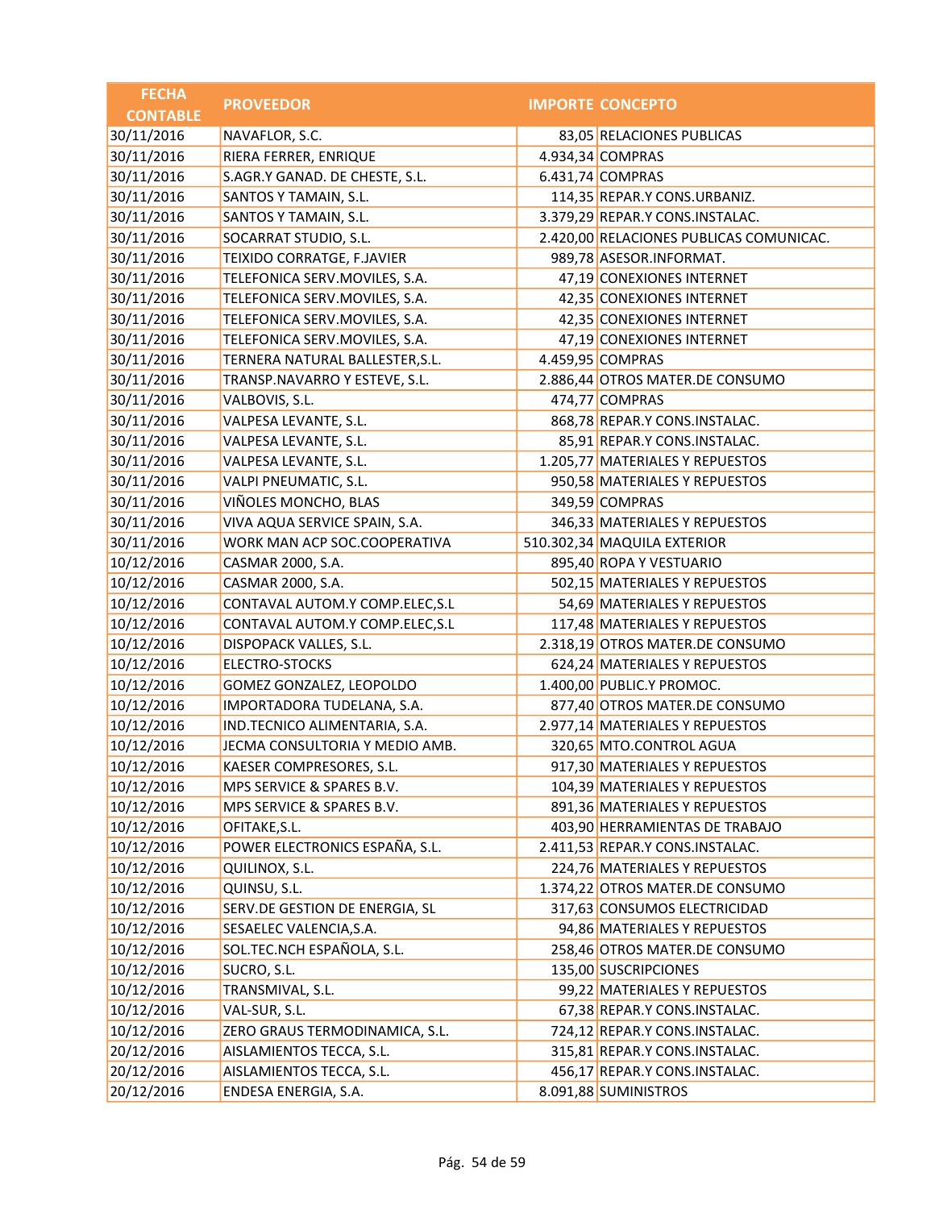| FECHA CONTABLE | PROVEEDOR | IMPORTE | CONCEPTO |
|---|---|---|---|
| 30/11/2016 | NAVAFLOR, S.C. | 83,05 | RELACIONES PUBLICAS |
| 30/11/2016 | RIERA FERRER, ENRIQUE | 4.934,34 | COMPRAS |
| 30/11/2016 | S.AGR.Y GANAD. DE CHESTE, S.L. | 6.431,74 | COMPRAS |
| 30/11/2016 | SANTOS Y TAMAIN, S.L. | 114,35 | REPAR.Y CONS.URBANIZ. |
| 30/11/2016 | SANTOS Y TAMAIN, S.L. | 3.379,29 | REPAR.Y CONS.INSTALAC. |
| 30/11/2016 | SOCARRAT STUDIO, S.L. | 2.420,00 | RELACIONES PUBLICAS COMUNICAC. |
| 30/11/2016 | TEIXIDO CORRATGE, F.JAVIER | 989,78 | ASESOR.INFORMAT. |
| 30/11/2016 | TELEFONICA SERV.MOVILES, S.A. | 47,19 | CONEXIONES INTERNET |
| 30/11/2016 | TELEFONICA SERV.MOVILES, S.A. | 42,35 | CONEXIONES INTERNET |
| 30/11/2016 | TELEFONICA SERV.MOVILES, S.A. | 42,35 | CONEXIONES INTERNET |
| 30/11/2016 | TELEFONICA SERV.MOVILES, S.A. | 47,19 | CONEXIONES INTERNET |
| 30/11/2016 | TERNERA NATURAL BALLESTER,S.L. | 4.459,95 | COMPRAS |
| 30/11/2016 | TRANSP.NAVARRO Y ESTEVE, S.L. | 2.886,44 | OTROS MATER.DE CONSUMO |
| 30/11/2016 | VALBOVIS, S.L. | 474,77 | COMPRAS |
| 30/11/2016 | VALPESA LEVANTE, S.L. | 868,78 | REPAR.Y CONS.INSTALAC. |
| 30/11/2016 | VALPESA LEVANTE, S.L. | 85,91 | REPAR.Y CONS.INSTALAC. |
| 30/11/2016 | VALPESA LEVANTE, S.L. | 1.205,77 | MATERIALES Y REPUESTOS |
| 30/11/2016 | VALPI PNEUMATIC, S.L. | 950,58 | MATERIALES Y REPUESTOS |
| 30/11/2016 | VIÑOLES MONCHO, BLAS | 349,59 | COMPRAS |
| 30/11/2016 | VIVA AQUA SERVICE SPAIN, S.A. | 346,33 | MATERIALES Y REPUESTOS |
| 30/11/2016 | WORK MAN ACP SOC.COOPERATIVA | 510.302,34 | MAQUILA EXTERIOR |
| 10/12/2016 | CASMAR 2000, S.A. | 895,40 | ROPA Y VESTUARIO |
| 10/12/2016 | CASMAR 2000, S.A. | 502,15 | MATERIALES Y REPUESTOS |
| 10/12/2016 | CONTAVAL AUTOM.Y COMP.ELEC,S.L | 54,69 | MATERIALES Y REPUESTOS |
| 10/12/2016 | CONTAVAL AUTOM.Y COMP.ELEC,S.L | 117,48 | MATERIALES Y REPUESTOS |
| 10/12/2016 | DISPOPACK VALLES, S.L. | 2.318,19 | OTROS MATER.DE CONSUMO |
| 10/12/2016 | ELECTRO-STOCKS | 624,24 | MATERIALES Y REPUESTOS |
| 10/12/2016 | GOMEZ GONZALEZ, LEOPOLDO | 1.400,00 | PUBLIC.Y PROMOC. |
| 10/12/2016 | IMPORTADORA TUDELANA, S.A. | 877,40 | OTROS MATER.DE CONSUMO |
| 10/12/2016 | IND.TECNICO ALIMENTARIA, S.A. | 2.977,14 | MATERIALES Y REPUESTOS |
| 10/12/2016 | JECMA CONSULTORIA Y MEDIO AMB. | 320,65 | MTO.CONTROL AGUA |
| 10/12/2016 | KAESER COMPRESORES, S.L. | 917,30 | MATERIALES Y REPUESTOS |
| 10/12/2016 | MPS SERVICE & SPARES B.V. | 104,39 | MATERIALES Y REPUESTOS |
| 10/12/2016 | MPS SERVICE & SPARES B.V. | 891,36 | MATERIALES Y REPUESTOS |
| 10/12/2016 | OFITAKE,S.L. | 403,90 | HERRAMIENTAS DE TRABAJO |
| 10/12/2016 | POWER ELECTRONICS ESPAÑA, S.L. | 2.411,53 | REPAR.Y CONS.INSTALAC. |
| 10/12/2016 | QUILINOX, S.L. | 224,76 | MATERIALES Y REPUESTOS |
| 10/12/2016 | QUINSU, S.L. | 1.374,22 | OTROS MATER.DE CONSUMO |
| 10/12/2016 | SERV.DE GESTION DE ENERGIA, SL | 317,63 | CONSUMOS ELECTRICIDAD |
| 10/12/2016 | SESAELEC VALENCIA,S.A. | 94,86 | MATERIALES Y REPUESTOS |
| 10/12/2016 | SOL.TEC.NCH ESPAÑOLA, S.L. | 258,46 | OTROS MATER.DE CONSUMO |
| 10/12/2016 | SUCRO, S.L. | 135,00 | SUSCRIPCIONES |
| 10/12/2016 | TRANSMIVAL, S.L. | 99,22 | MATERIALES Y REPUESTOS |
| 10/12/2016 | VAL-SUR, S.L. | 67,38 | REPAR.Y CONS.INSTALAC. |
| 10/12/2016 | ZERO GRAUS TERMODINAMICA, S.L. | 724,12 | REPAR.Y CONS.INSTALAC. |
| 20/12/2016 | AISLAMIENTOS TECCA, S.L. | 315,81 | REPAR.Y CONS.INSTALAC. |
| 20/12/2016 | AISLAMIENTOS TECCA, S.L. | 456,17 | REPAR.Y CONS.INSTALAC. |
| 20/12/2016 | ENDESA ENERGIA, S.A. | 8.091,88 | SUMINISTROS |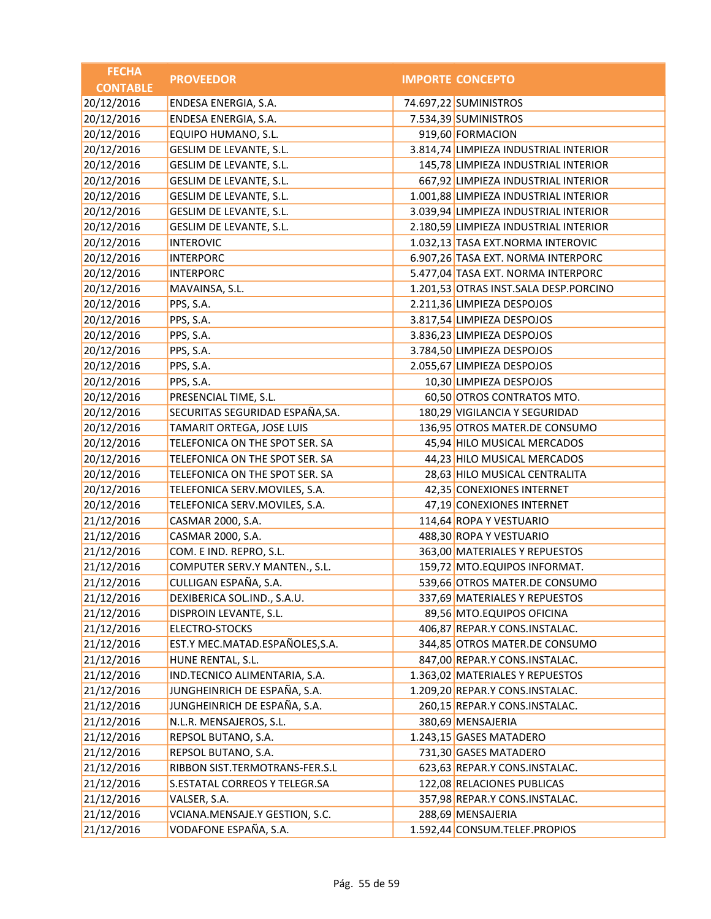| FECHA CONTABLE | PROVEEDOR | IMPORTE | CONCEPTO |
|---|---|---|---|
| 20/12/2016 | ENDESA ENERGIA, S.A. | 74.697,22 | SUMINISTROS |
| 20/12/2016 | ENDESA ENERGIA, S.A. | 7.534,39 | SUMINISTROS |
| 20/12/2016 | EQUIPO HUMANO, S.L. | 919,60 | FORMACION |
| 20/12/2016 | GESLIM DE LEVANTE, S.L. | 3.814,74 | LIMPIEZA INDUSTRIAL INTERIOR |
| 20/12/2016 | GESLIM DE LEVANTE, S.L. | 145,78 | LIMPIEZA INDUSTRIAL INTERIOR |
| 20/12/2016 | GESLIM DE LEVANTE, S.L. | 667,92 | LIMPIEZA INDUSTRIAL INTERIOR |
| 20/12/2016 | GESLIM DE LEVANTE, S.L. | 1.001,88 | LIMPIEZA INDUSTRIAL INTERIOR |
| 20/12/2016 | GESLIM DE LEVANTE, S.L. | 3.039,94 | LIMPIEZA INDUSTRIAL INTERIOR |
| 20/12/2016 | GESLIM DE LEVANTE, S.L. | 2.180,59 | LIMPIEZA INDUSTRIAL INTERIOR |
| 20/12/2016 | INTEROVIC | 1.032,13 | TASA EXT.NORMA INTEROVIC |
| 20/12/2016 | INTERPORC | 6.907,26 | TASA EXT. NORMA INTERPORC |
| 20/12/2016 | INTERPORC | 5.477,04 | TASA EXT. NORMA INTERPORC |
| 20/12/2016 | MAVAINSA, S.L. | 1.201,53 | OTRAS INST.SALA DESP.PORCINO |
| 20/12/2016 | PPS, S.A. | 2.211,36 | LIMPIEZA DESPOJOS |
| 20/12/2016 | PPS, S.A. | 3.817,54 | LIMPIEZA DESPOJOS |
| 20/12/2016 | PPS, S.A. | 3.836,23 | LIMPIEZA DESPOJOS |
| 20/12/2016 | PPS, S.A. | 3.784,50 | LIMPIEZA DESPOJOS |
| 20/12/2016 | PPS, S.A. | 2.055,67 | LIMPIEZA DESPOJOS |
| 20/12/2016 | PPS, S.A. | 10,30 | LIMPIEZA DESPOJOS |
| 20/12/2016 | PRESENCIAL TIME, S.L. | 60,50 | OTROS CONTRATOS MTO. |
| 20/12/2016 | SECURITAS SEGURIDAD ESPAÑA,SA. | 180,29 | VIGILANCIA Y SEGURIDAD |
| 20/12/2016 | TAMARIT ORTEGA, JOSE LUIS | 136,95 | OTROS MATER.DE CONSUMO |
| 20/12/2016 | TELEFONICA ON THE SPOT SER. SA | 45,94 | HILO MUSICAL MERCADOS |
| 20/12/2016 | TELEFONICA ON THE SPOT SER. SA | 44,23 | HILO MUSICAL MERCADOS |
| 20/12/2016 | TELEFONICA ON THE SPOT SER. SA | 28,63 | HILO MUSICAL CENTRALITA |
| 20/12/2016 | TELEFONICA SERV.MOVILES, S.A. | 42,35 | CONEXIONES INTERNET |
| 20/12/2016 | TELEFONICA SERV.MOVILES, S.A. | 47,19 | CONEXIONES INTERNET |
| 21/12/2016 | CASMAR 2000, S.A. | 114,64 | ROPA Y VESTUARIO |
| 21/12/2016 | CASMAR 2000, S.A. | 488,30 | ROPA Y VESTUARIO |
| 21/12/2016 | COM. E IND. REPRO, S.L. | 363,00 | MATERIALES Y REPUESTOS |
| 21/12/2016 | COMPUTER SERV.Y MANTEN., S.L. | 159,72 | MTO.EQUIPOS INFORMAT. |
| 21/12/2016 | CULLIGAN ESPAÑA, S.A. | 539,66 | OTROS MATER.DE CONSUMO |
| 21/12/2016 | DEXIBERICA SOL.IND., S.A.U. | 337,69 | MATERIALES Y REPUESTOS |
| 21/12/2016 | DISPROIN LEVANTE, S.L. | 89,56 | MTO.EQUIPOS OFICINA |
| 21/12/2016 | ELECTRO-STOCKS | 406,87 | REPAR.Y CONS.INSTALAC. |
| 21/12/2016 | EST.Y MEC.MATAD.ESPAÑOLES,S.A. | 344,85 | OTROS MATER.DE CONSUMO |
| 21/12/2016 | HUNE RENTAL, S.L. | 847,00 | REPAR.Y CONS.INSTALAC. |
| 21/12/2016 | IND.TECNICO ALIMENTARIA, S.A. | 1.363,02 | MATERIALES Y REPUESTOS |
| 21/12/2016 | JUNGHEINRICH DE ESPAÑA, S.A. | 1.209,20 | REPAR.Y CONS.INSTALAC. |
| 21/12/2016 | JUNGHEINRICH DE ESPAÑA, S.A. | 260,15 | REPAR.Y CONS.INSTALAC. |
| 21/12/2016 | N.L.R. MENSAJEROS, S.L. | 380,69 | MENSAJERIA |
| 21/12/2016 | REPSOL BUTANO, S.A. | 1.243,15 | GASES MATADERO |
| 21/12/2016 | REPSOL BUTANO, S.A. | 731,30 | GASES MATADERO |
| 21/12/2016 | RIBBON SIST.TERMOTRANS-FER.S.L | 623,63 | REPAR.Y CONS.INSTALAC. |
| 21/12/2016 | S.ESTATAL CORREOS Y TELEGR.SA | 122,08 | RELACIONES PUBLICAS |
| 21/12/2016 | VALSER, S.A. | 357,98 | REPAR.Y CONS.INSTALAC. |
| 21/12/2016 | VCIANA.MENSAJE.Y GESTION, S.C. | 288,69 | MENSAJERIA |
| 21/12/2016 | VODAFONE ESPAÑA, S.A. | 1.592,44 | CONSUM.TELEF.PROPIOS |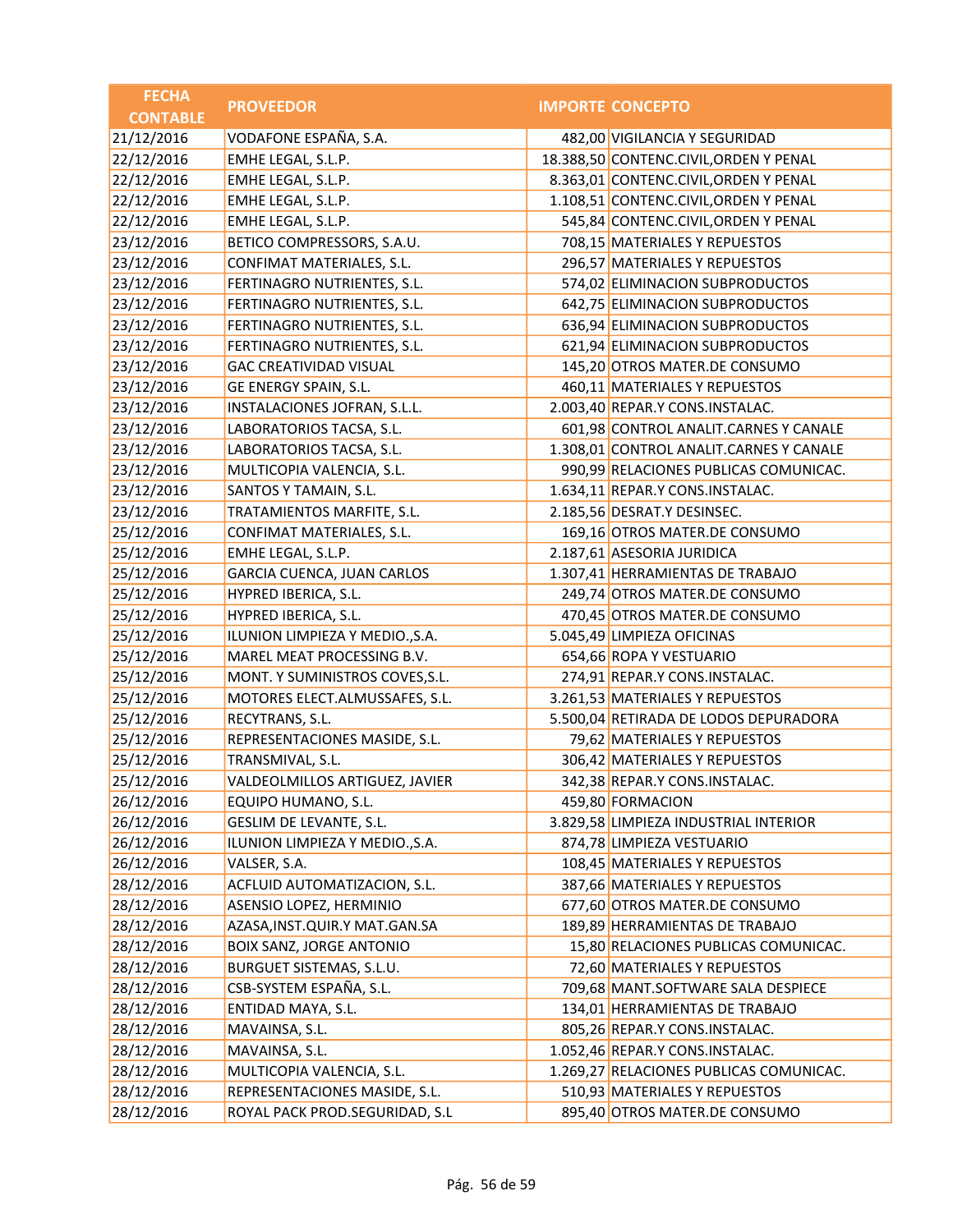| FECHA CONTABLE | PROVEEDOR | IMPORTE | CONCEPTO |
|---|---|---|---|
| 21/12/2016 | VODAFONE ESPAÑA, S.A. | 482,00 | VIGILANCIA Y SEGURIDAD |
| 22/12/2016 | EMHE LEGAL, S.L.P. | 18.388,50 | CONTENC.CIVIL,ORDEN Y PENAL |
| 22/12/2016 | EMHE LEGAL, S.L.P. | 8.363,01 | CONTENC.CIVIL,ORDEN Y PENAL |
| 22/12/2016 | EMHE LEGAL, S.L.P. | 1.108,51 | CONTENC.CIVIL,ORDEN Y PENAL |
| 22/12/2016 | EMHE LEGAL, S.L.P. | 545,84 | CONTENC.CIVIL,ORDEN Y PENAL |
| 23/12/2016 | BETICO COMPRESSORS, S.A.U. | 708,15 | MATERIALES Y REPUESTOS |
| 23/12/2016 | CONFIMAT MATERIALES, S.L. | 296,57 | MATERIALES Y REPUESTOS |
| 23/12/2016 | FERTINAGRO NUTRIENTES, S.L. | 574,02 | ELIMINACION SUBPRODUCTOS |
| 23/12/2016 | FERTINAGRO NUTRIENTES, S.L. | 642,75 | ELIMINACION SUBPRODUCTOS |
| 23/12/2016 | FERTINAGRO NUTRIENTES, S.L. | 636,94 | ELIMINACION SUBPRODUCTOS |
| 23/12/2016 | FERTINAGRO NUTRIENTES, S.L. | 621,94 | ELIMINACION SUBPRODUCTOS |
| 23/12/2016 | GAC CREATIVIDAD VISUAL | 145,20 | OTROS MATER.DE CONSUMO |
| 23/12/2016 | GE ENERGY SPAIN, S.L. | 460,11 | MATERIALES Y REPUESTOS |
| 23/12/2016 | INSTALACIONES JOFRAN, S.L.L. | 2.003,40 | REPAR.Y CONS.INSTALAC. |
| 23/12/2016 | LABORATORIOS TACSA, S.L. | 601,98 | CONTROL ANALIT.CARNES Y CANALE |
| 23/12/2016 | LABORATORIOS TACSA, S.L. | 1.308,01 | CONTROL ANALIT.CARNES Y CANALE |
| 23/12/2016 | MULTICOPIA VALENCIA, S.L. | 990,99 | RELACIONES PUBLICAS COMUNICAC. |
| 23/12/2016 | SANTOS Y TAMAIN, S.L. | 1.634,11 | REPAR.Y CONS.INSTALAC. |
| 23/12/2016 | TRATAMIENTOS MARFITE, S.L. | 2.185,56 | DESRAT.Y DESINSEC. |
| 25/12/2016 | CONFIMAT MATERIALES, S.L. | 169,16 | OTROS MATER.DE CONSUMO |
| 25/12/2016 | EMHE LEGAL, S.L.P. | 2.187,61 | ASESORIA JURIDICA |
| 25/12/2016 | GARCIA CUENCA, JUAN CARLOS | 1.307,41 | HERRAMIENTAS DE TRABAJO |
| 25/12/2016 | HYPRED IBERICA, S.L. | 249,74 | OTROS MATER.DE CONSUMO |
| 25/12/2016 | HYPRED IBERICA, S.L. | 470,45 | OTROS MATER.DE CONSUMO |
| 25/12/2016 | ILUNION LIMPIEZA Y MEDIO.,S.A. | 5.045,49 | LIMPIEZA OFICINAS |
| 25/12/2016 | MAREL MEAT PROCESSING B.V. | 654,66 | ROPA Y VESTUARIO |
| 25/12/2016 | MONT. Y SUMINISTROS COVES,S.L. | 274,91 | REPAR.Y CONS.INSTALAC. |
| 25/12/2016 | MOTORES ELECT.ALMUSSAFES, S.L. | 3.261,53 | MATERIALES Y REPUESTOS |
| 25/12/2016 | RECYTRANS, S.L. | 5.500,04 | RETIRADA DE LODOS DEPURADORA |
| 25/12/2016 | REPRESENTACIONES MASIDE, S.L. | 79,62 | MATERIALES Y REPUESTOS |
| 25/12/2016 | TRANSMIVAL, S.L. | 306,42 | MATERIALES Y REPUESTOS |
| 25/12/2016 | VALDEOLMILLOS ARTIGUEZ, JAVIER | 342,38 | REPAR.Y CONS.INSTALAC. |
| 26/12/2016 | EQUIPO HUMANO, S.L. | 459,80 | FORMACION |
| 26/12/2016 | GESLIM DE LEVANTE, S.L. | 3.829,58 | LIMPIEZA INDUSTRIAL INTERIOR |
| 26/12/2016 | ILUNION LIMPIEZA Y MEDIO.,S.A. | 874,78 | LIMPIEZA VESTUARIO |
| 26/12/2016 | VALSER, S.A. | 108,45 | MATERIALES Y REPUESTOS |
| 28/12/2016 | ACFLUID AUTOMATIZACION, S.L. | 387,66 | MATERIALES Y REPUESTOS |
| 28/12/2016 | ASENSIO LOPEZ, HERMINIO | 677,60 | OTROS MATER.DE CONSUMO |
| 28/12/2016 | AZASA,INST.QUIR.Y MAT.GAN.SA | 189,89 | HERRAMIENTAS DE TRABAJO |
| 28/12/2016 | BOIX SANZ, JORGE ANTONIO | 15,80 | RELACIONES PUBLICAS COMUNICAC. |
| 28/12/2016 | BURGUET SISTEMAS, S.L.U. | 72,60 | MATERIALES Y REPUESTOS |
| 28/12/2016 | CSB-SYSTEM ESPAÑA, S.L. | 709,68 | MANT.SOFTWARE SALA DESPIECE |
| 28/12/2016 | ENTIDAD MAYA, S.L. | 134,01 | HERRAMIENTAS DE TRABAJO |
| 28/12/2016 | MAVAINSA, S.L. | 805,26 | REPAR.Y CONS.INSTALAC. |
| 28/12/2016 | MAVAINSA, S.L. | 1.052,46 | REPAR.Y CONS.INSTALAC. |
| 28/12/2016 | MULTICOPIA VALENCIA, S.L. | 1.269,27 | RELACIONES PUBLICAS COMUNICAC. |
| 28/12/2016 | REPRESENTACIONES MASIDE, S.L. | 510,93 | MATERIALES Y REPUESTOS |
| 28/12/2016 | ROYAL PACK PROD.SEGURIDAD, S.L | 895,40 | OTROS MATER.DE CONSUMO |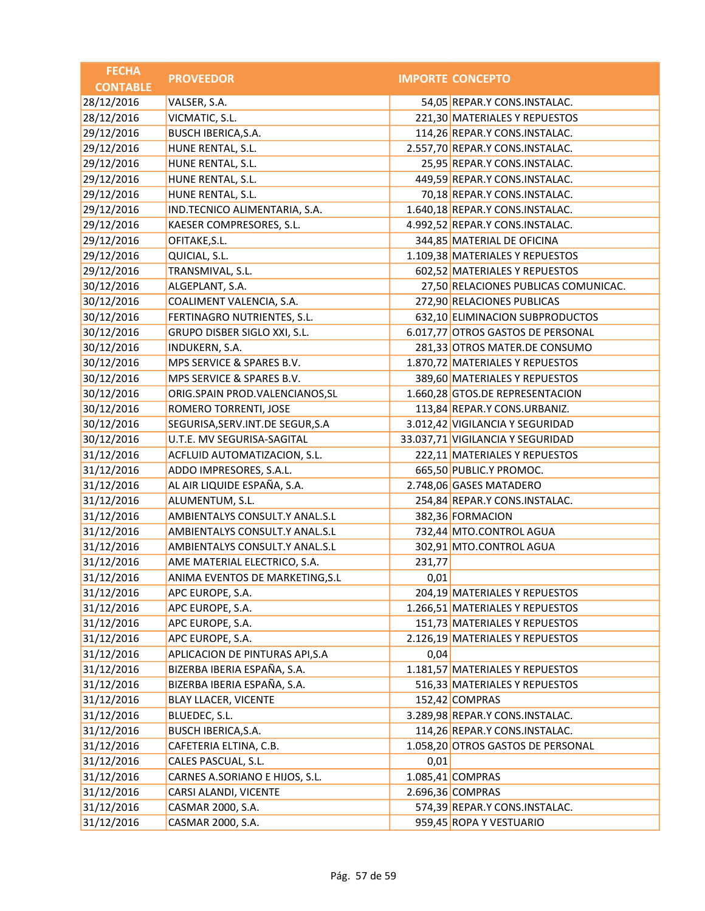| FECHA CONTABLE | PROVEEDOR | IMPORTE | CONCEPTO |
|---|---|---|---|
| 28/12/2016 | VALSER, S.A. | 54,05 | REPAR.Y CONS.INSTALAC. |
| 28/12/2016 | VICMATIC, S.L. | 221,30 | MATERIALES Y REPUESTOS |
| 29/12/2016 | BUSCH IBERICA,S.A. | 114,26 | REPAR.Y CONS.INSTALAC. |
| 29/12/2016 | HUNE RENTAL, S.L. | 2.557,70 | REPAR.Y CONS.INSTALAC. |
| 29/12/2016 | HUNE RENTAL, S.L. | 25,95 | REPAR.Y CONS.INSTALAC. |
| 29/12/2016 | HUNE RENTAL, S.L. | 449,59 | REPAR.Y CONS.INSTALAC. |
| 29/12/2016 | HUNE RENTAL, S.L. | 70,18 | REPAR.Y CONS.INSTALAC. |
| 29/12/2016 | IND.TECNICO ALIMENTARIA, S.A. | 1.640,18 | REPAR.Y CONS.INSTALAC. |
| 29/12/2016 | KAESER COMPRESORES, S.L. | 4.992,52 | REPAR.Y CONS.INSTALAC. |
| 29/12/2016 | OFITAKE,S.L. | 344,85 | MATERIAL DE OFICINA |
| 29/12/2016 | QUICIAL, S.L. | 1.109,38 | MATERIALES Y REPUESTOS |
| 29/12/2016 | TRANSMIVAL, S.L. | 602,52 | MATERIALES Y REPUESTOS |
| 30/12/2016 | ALGEPLANT, S.A. | 27,50 | RELACIONES PUBLICAS COMUNICAC. |
| 30/12/2016 | COALIMENT VALENCIA, S.A. | 272,90 | RELACIONES PUBLICAS |
| 30/12/2016 | FERTINAGRO NUTRIENTES, S.L. | 632,10 | ELIMINACION SUBPRODUCTOS |
| 30/12/2016 | GRUPO DISBER SIGLO XXI, S.L. | 6.017,77 | OTROS GASTOS DE PERSONAL |
| 30/12/2016 | INDUKERN, S.A. | 281,33 | OTROS MATER.DE CONSUMO |
| 30/12/2016 | MPS SERVICE & SPARES B.V. | 1.870,72 | MATERIALES Y REPUESTOS |
| 30/12/2016 | MPS SERVICE & SPARES B.V. | 389,60 | MATERIALES Y REPUESTOS |
| 30/12/2016 | ORIG.SPAIN PROD.VALENCIANOS,SL | 1.660,28 | GTOS.DE REPRESENTACION |
| 30/12/2016 | ROMERO TORRENTI, JOSE | 113,84 | REPAR.Y CONS.URBANIZ. |
| 30/12/2016 | SEGURISA,SERV.INT.DE SEGUR,S.A | 3.012,42 | VIGILANCIA Y SEGURIDAD |
| 30/12/2016 | U.T.E. MV SEGURISA-SAGITAL | 33.037,71 | VIGILANCIA Y SEGURIDAD |
| 31/12/2016 | ACFLUID AUTOMATIZACION, S.L. | 222,11 | MATERIALES Y REPUESTOS |
| 31/12/2016 | ADDO IMPRESORES, S.A.L. | 665,50 | PUBLIC.Y PROMOC. |
| 31/12/2016 | AL AIR LIQUIDE ESPAÑA, S.A. | 2.748,06 | GASES MATADERO |
| 31/12/2016 | ALUMENTUM, S.L. | 254,84 | REPAR.Y CONS.INSTALAC. |
| 31/12/2016 | AMBIENTALYS CONSULT.Y ANAL.S.L | 382,36 | FORMACION |
| 31/12/2016 | AMBIENTALYS CONSULT.Y ANAL.S.L | 732,44 | MTO.CONTROL AGUA |
| 31/12/2016 | AMBIENTALYS CONSULT.Y ANAL.S.L | 302,91 | MTO.CONTROL AGUA |
| 31/12/2016 | AME MATERIAL ELECTRICO, S.A. | 231,77 | |
| 31/12/2016 | ANIMA EVENTOS DE MARKETING,S.L | 0,01 | |
| 31/12/2016 | APC EUROPE, S.A. | 204,19 | MATERIALES Y REPUESTOS |
| 31/12/2016 | APC EUROPE, S.A. | 1.266,51 | MATERIALES Y REPUESTOS |
| 31/12/2016 | APC EUROPE, S.A. | 151,73 | MATERIALES Y REPUESTOS |
| 31/12/2016 | APC EUROPE, S.A. | 2.126,19 | MATERIALES Y REPUESTOS |
| 31/12/2016 | APLICACION DE PINTURAS API,S.A | 0,04 | |
| 31/12/2016 | BIZERBA IBERIA ESPAÑA, S.A. | 1.181,57 | MATERIALES Y REPUESTOS |
| 31/12/2016 | BIZERBA IBERIA ESPAÑA, S.A. | 516,33 | MATERIALES Y REPUESTOS |
| 31/12/2016 | BLAY LLACER, VICENTE | 152,42 | COMPRAS |
| 31/12/2016 | BLUEDEC, S.L. | 3.289,98 | REPAR.Y CONS.INSTALAC. |
| 31/12/2016 | BUSCH IBERICA,S.A. | 114,26 | REPAR.Y CONS.INSTALAC. |
| 31/12/2016 | CAFETERIA ELTINA, C.B. | 1.058,20 | OTROS GASTOS DE PERSONAL |
| 31/12/2016 | CALES PASCUAL, S.L. | 0,01 | |
| 31/12/2016 | CARNES A.SORIANO E HIJOS, S.L. | 1.085,41 | COMPRAS |
| 31/12/2016 | CARSI ALANDI, VICENTE | 2.696,36 | COMPRAS |
| 31/12/2016 | CASMAR 2000, S.A. | 574,39 | REPAR.Y CONS.INSTALAC. |
| 31/12/2016 | CASMAR 2000, S.A. | 959,45 | ROPA Y VESTUARIO |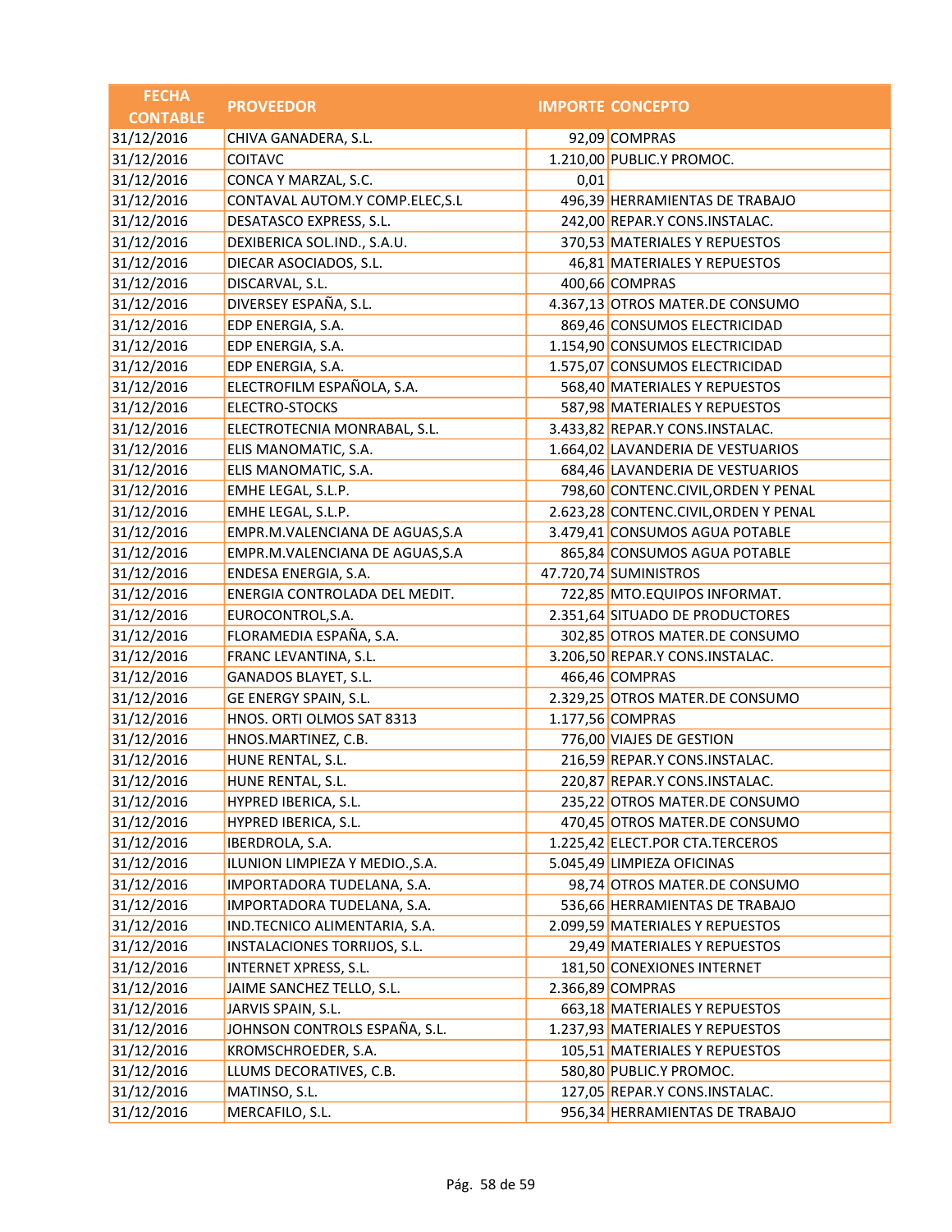| FECHA CONTABLE | PROVEEDOR | IMPORTE | CONCEPTO |
|---|---|---|---|
| 31/12/2016 | CHIVA GANADERA, S.L. | 92,09 | COMPRAS |
| 31/12/2016 | COITAVC | 1.210,00 | PUBLIC.Y PROMOC. |
| 31/12/2016 | CONCA Y MARZAL, S.C. | 0,01 | |
| 31/12/2016 | CONTAVAL AUTOM.Y COMP.ELEC,S.L | 496,39 | HERRAMIENTAS DE TRABAJO |
| 31/12/2016 | DESATASCO EXPRESS, S.L. | 242,00 | REPAR.Y CONS.INSTALAC. |
| 31/12/2016 | DEXIBERICA SOL.IND., S.A.U. | 370,53 | MATERIALES Y REPUESTOS |
| 31/12/2016 | DIECAR ASOCIADOS, S.L. | 46,81 | MATERIALES Y REPUESTOS |
| 31/12/2016 | DISCARVAL, S.L. | 400,66 | COMPRAS |
| 31/12/2016 | DIVERSEY ESPAÑA, S.L. | 4.367,13 | OTROS MATER.DE CONSUMO |
| 31/12/2016 | EDP ENERGIA, S.A. | 869,46 | CONSUMOS ELECTRICIDAD |
| 31/12/2016 | EDP ENERGIA, S.A. | 1.154,90 | CONSUMOS ELECTRICIDAD |
| 31/12/2016 | EDP ENERGIA, S.A. | 1.575,07 | CONSUMOS ELECTRICIDAD |
| 31/12/2016 | ELECTROFILM ESPAÑOLA, S.A. | 568,40 | MATERIALES Y REPUESTOS |
| 31/12/2016 | ELECTRO-STOCKS | 587,98 | MATERIALES Y REPUESTOS |
| 31/12/2016 | ELECTROTECNIA MONRABAL, S.L. | 3.433,82 | REPAR.Y CONS.INSTALAC. |
| 31/12/2016 | ELIS MANOMATIC, S.A. | 1.664,02 | LAVANDERIA DE VESTUARIOS |
| 31/12/2016 | ELIS MANOMATIC, S.A. | 684,46 | LAVANDERIA DE VESTUARIOS |
| 31/12/2016 | EMHE LEGAL, S.L.P. | 798,60 | CONTENC.CIVIL,ORDEN Y PENAL |
| 31/12/2016 | EMHE LEGAL, S.L.P. | 2.623,28 | CONTENC.CIVIL,ORDEN Y PENAL |
| 31/12/2016 | EMPR.M.VALENCIANA DE AGUAS,S.A | 3.479,41 | CONSUMOS AGUA POTABLE |
| 31/12/2016 | EMPR.M.VALENCIANA DE AGUAS,S.A | 865,84 | CONSUMOS AGUA POTABLE |
| 31/12/2016 | ENDESA ENERGIA, S.A. | 47.720,74 | SUMINISTROS |
| 31/12/2016 | ENERGIA CONTROLADA DEL MEDIT. | 722,85 | MTO.EQUIPOS INFORMAT. |
| 31/12/2016 | EUROCONTROL,S.A. | 2.351,64 | SITUADO DE PRODUCTORES |
| 31/12/2016 | FLORAMEDIA ESPAÑA, S.A. | 302,85 | OTROS MATER.DE CONSUMO |
| 31/12/2016 | FRANC LEVANTINA, S.L. | 3.206,50 | REPAR.Y CONS.INSTALAC. |
| 31/12/2016 | GANADOS BLAYET, S.L. | 466,46 | COMPRAS |
| 31/12/2016 | GE ENERGY SPAIN, S.L. | 2.329,25 | OTROS MATER.DE CONSUMO |
| 31/12/2016 | HNOS. ORTI OLMOS SAT 8313 | 1.177,56 | COMPRAS |
| 31/12/2016 | HNOS.MARTINEZ, C.B. | 776,00 | VIAJES DE GESTION |
| 31/12/2016 | HUNE RENTAL, S.L. | 216,59 | REPAR.Y CONS.INSTALAC. |
| 31/12/2016 | HUNE RENTAL, S.L. | 220,87 | REPAR.Y CONS.INSTALAC. |
| 31/12/2016 | HYPRED IBERICA, S.L. | 235,22 | OTROS MATER.DE CONSUMO |
| 31/12/2016 | HYPRED IBERICA, S.L. | 470,45 | OTROS MATER.DE CONSUMO |
| 31/12/2016 | IBERDROLA, S.A. | 1.225,42 | ELECT.POR CTA.TERCEROS |
| 31/12/2016 | ILUNION LIMPIEZA Y MEDIO.,S.A. | 5.045,49 | LIMPIEZA OFICINAS |
| 31/12/2016 | IMPORTADORA TUDELANA, S.A. | 98,74 | OTROS MATER.DE CONSUMO |
| 31/12/2016 | IMPORTADORA TUDELANA, S.A. | 536,66 | HERRAMIENTAS DE TRABAJO |
| 31/12/2016 | IND.TECNICO ALIMENTARIA, S.A. | 2.099,59 | MATERIALES Y REPUESTOS |
| 31/12/2016 | INSTALACIONES TORRIJOS, S.L. | 29,49 | MATERIALES Y REPUESTOS |
| 31/12/2016 | INTERNET XPRESS, S.L. | 181,50 | CONEXIONES INTERNET |
| 31/12/2016 | JAIME SANCHEZ TELLO, S.L. | 2.366,89 | COMPRAS |
| 31/12/2016 | JARVIS SPAIN, S.L. | 663,18 | MATERIALES Y REPUESTOS |
| 31/12/2016 | JOHNSON CONTROLS ESPAÑA, S.L. | 1.237,93 | MATERIALES Y REPUESTOS |
| 31/12/2016 | KROMSCHROEDER, S.A. | 105,51 | MATERIALES Y REPUESTOS |
| 31/12/2016 | LLUMS DECORATIVES, C.B. | 580,80 | PUBLIC.Y PROMOC. |
| 31/12/2016 | MATINSO, S.L. | 127,05 | REPAR.Y CONS.INSTALAC. |
| 31/12/2016 | MERCAFILO, S.L. | 956,34 | HERRAMIENTAS DE TRABAJO |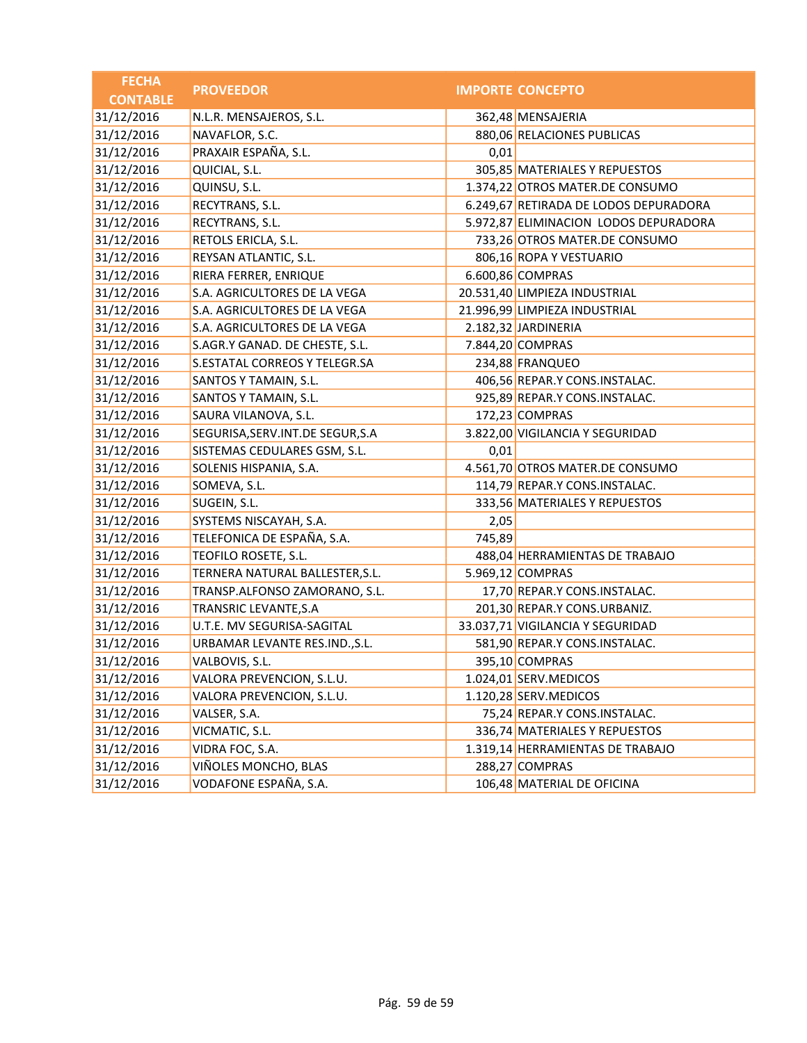| FECHA CONTABLE | PROVEEDOR | IMPORTE | CONCEPTO |
|---|---|---|---|
| 31/12/2016 | N.L.R. MENSAJEROS, S.L. | 362,48 | MENSAJERIA |
| 31/12/2016 | NAVAFLOR, S.C. | 880,06 | RELACIONES PUBLICAS |
| 31/12/2016 | PRAXAIR ESPAÑA, S.L. | 0,01 | |
| 31/12/2016 | QUICIAL, S.L. | 305,85 | MATERIALES Y REPUESTOS |
| 31/12/2016 | QUINSU, S.L. | 1.374,22 | OTROS MATER.DE CONSUMO |
| 31/12/2016 | RECYTRANS, S.L. | 6.249,67 | RETIRADA DE LODOS DEPURADORA |
| 31/12/2016 | RECYTRANS, S.L. | 5.972,87 | ELIMINACION LODOS DEPURADORA |
| 31/12/2016 | RETOLS ERICLA, S.L. | 733,26 | OTROS MATER.DE CONSUMO |
| 31/12/2016 | REYSAN ATLANTIC, S.L. | 806,16 | ROPA Y VESTUARIO |
| 31/12/2016 | RIERA FERRER, ENRIQUE | 6.600,86 | COMPRAS |
| 31/12/2016 | S.A. AGRICULTORES DE LA VEGA | 20.531,40 | LIMPIEZA INDUSTRIAL |
| 31/12/2016 | S.A. AGRICULTORES DE LA VEGA | 21.996,99 | LIMPIEZA INDUSTRIAL |
| 31/12/2016 | S.A. AGRICULTORES DE LA VEGA | 2.182,32 | JARDINERIA |
| 31/12/2016 | S.AGR.Y GANAD. DE CHESTE, S.L. | 7.844,20 | COMPRAS |
| 31/12/2016 | S.ESTATAL CORREOS Y TELEGR.SA | 234,88 | FRANQUEO |
| 31/12/2016 | SANTOS Y TAMAIN, S.L. | 406,56 | REPAR.Y CONS.INSTALAC. |
| 31/12/2016 | SANTOS Y TAMAIN, S.L. | 925,89 | REPAR.Y CONS.INSTALAC. |
| 31/12/2016 | SAURA VILANOVA, S.L. | 172,23 | COMPRAS |
| 31/12/2016 | SEGURISA,SERV.INT.DE SEGUR,S.A | 3.822,00 | VIGILANCIA Y SEGURIDAD |
| 31/12/2016 | SISTEMAS CEDULARES GSM, S.L. | 0,01 | |
| 31/12/2016 | SOLENIS HISPANIA, S.A. | 4.561,70 | OTROS MATER.DE CONSUMO |
| 31/12/2016 | SOMEVA, S.L. | 114,79 | REPAR.Y CONS.INSTALAC. |
| 31/12/2016 | SUGEIN, S.L. | 333,56 | MATERIALES Y REPUESTOS |
| 31/12/2016 | SYSTEMS NISCAYAH, S.A. | 2,05 | |
| 31/12/2016 | TELEFONICA DE ESPAÑA, S.A. | 745,89 | |
| 31/12/2016 | TEOFILO ROSETE, S.L. | 488,04 | HERRAMIENTAS DE TRABAJO |
| 31/12/2016 | TERNERA NATURAL BALLESTER,S.L. | 5.969,12 | COMPRAS |
| 31/12/2016 | TRANSP.ALFONSO ZAMORANO, S.L. | 17,70 | REPAR.Y CONS.INSTALAC. |
| 31/12/2016 | TRANSRIC LEVANTE,S.A | 201,30 | REPAR.Y CONS.URBANIZ. |
| 31/12/2016 | U.T.E. MV SEGURISA-SAGITAL | 33.037,71 | VIGILANCIA Y SEGURIDAD |
| 31/12/2016 | URBAMAR LEVANTE RES.IND.,S.L. | 581,90 | REPAR.Y CONS.INSTALAC. |
| 31/12/2016 | VALBOVIS, S.L. | 395,10 | COMPRAS |
| 31/12/2016 | VALORA PREVENCION, S.L.U. | 1.024,01 | SERV.MEDICOS |
| 31/12/2016 | VALORA PREVENCION, S.L.U. | 1.120,28 | SERV.MEDICOS |
| 31/12/2016 | VALSER, S.A. | 75,24 | REPAR.Y CONS.INSTALAC. |
| 31/12/2016 | VICMATIC, S.L. | 336,74 | MATERIALES Y REPUESTOS |
| 31/12/2016 | VIDRA FOC, S.A. | 1.319,14 | HERRAMIENTAS DE TRABAJO |
| 31/12/2016 | VIÑOLES MONCHO, BLAS | 288,27 | COMPRAS |
| 31/12/2016 | VODAFONE ESPAÑA, S.A. | 106,48 | MATERIAL DE OFICINA |